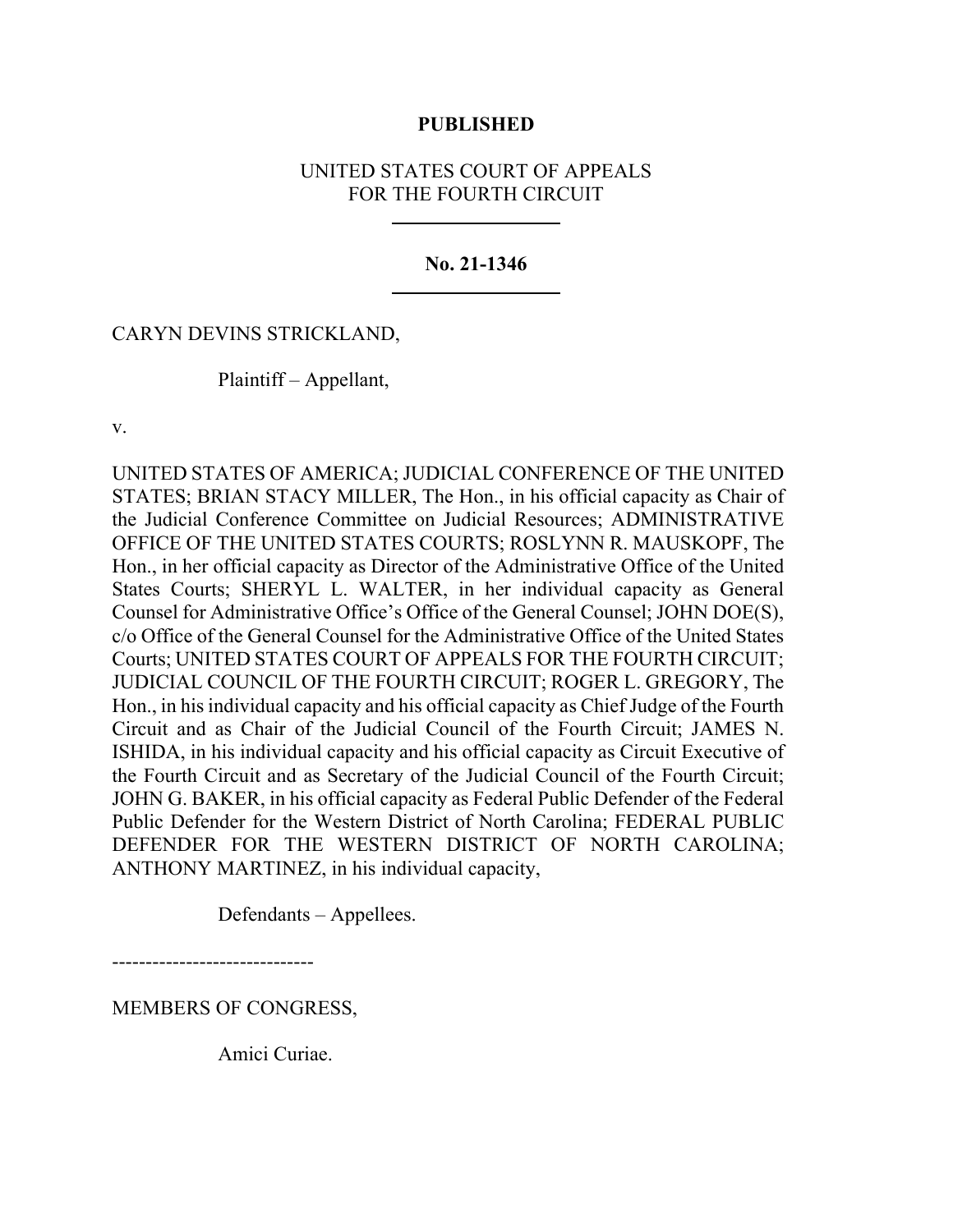**PUBLISHED**

UNITED STATES COURT OF APPEALS
FOR THE FOURTH CIRCUIT

---

**No. 21-1346**

---

CARYN DEVINS STRICKLAND,

Plaintiff – Appellant,

v.

UNITED STATES OF AMERICA; JUDICIAL CONFERENCE OF THE UNITED STATES; BRIAN STACY MILLER, The Hon., in his official capacity as Chair of the Judicial Conference Committee on Judicial Resources; ADMINISTRATIVE OFFICE OF THE UNITED STATES COURTS; ROSLYNN R. MAUSKOPF, The Hon., in her official capacity as Director of the Administrative Office of the United States Courts; SHERYL L. WALTER, in her individual capacity as General Counsel for Administrative Office's Office of the General Counsel; JOHN DOE(S), c/o Office of the General Counsel for the Administrative Office of the United States Courts; UNITED STATES COURT OF APPEALS FOR THE FOURTH CIRCUIT; JUDICIAL COUNCIL OF THE FOURTH CIRCUIT; ROGER L. GREGORY, The Hon., in his individual capacity and his official capacity as Chief Judge of the Fourth Circuit and as Chair of the Judicial Council of the Fourth Circuit; JAMES N. ISHIDA, in his individual capacity and his official capacity as Circuit Executive of the Fourth Circuit and as Secretary of the Judicial Council of the Fourth Circuit; JOHN G. BAKER, in his official capacity as Federal Public Defender of the Federal Public Defender for the Western District of North Carolina; FEDERAL PUBLIC DEFENDER FOR THE WESTERN DISTRICT OF NORTH CAROLINA; ANTHONY MARTINEZ, in his individual capacity,

Defendants – Appellees.

------------------------------

MEMBERS OF CONGRESS,

Amici Curiae.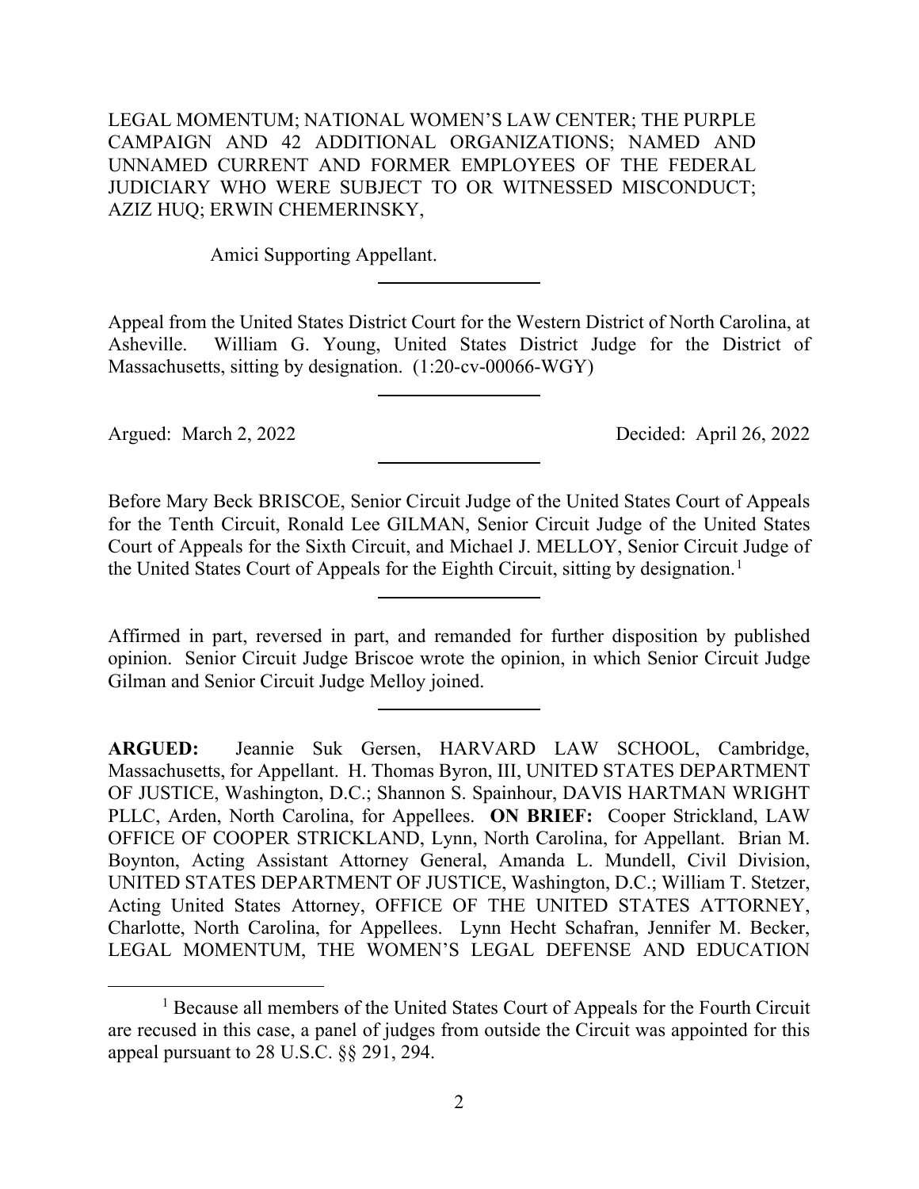LEGAL MOMENTUM; NATIONAL WOMEN'S LAW CENTER; THE PURPLE CAMPAIGN AND 42 ADDITIONAL ORGANIZATIONS; NAMED AND UNNAMED CURRENT AND FORMER EMPLOYEES OF THE FEDERAL JUDICIARY WHO WERE SUBJECT TO OR WITNESSED MISCONDUCT; AZIZ HUQ; ERWIN CHEMERINSKY,

Amici Supporting Appellant.

---

Appeal from the United States District Court for the Western District of North Carolina, at Asheville. William G. Young, United States District Judge for the District of Massachusetts, sitting by designation. (1:20-cv-00066-WGY)

---

Argued: March 2, 2022 Decided: April 26, 2022

---

Before Mary Beck BRISCOE, Senior Circuit Judge of the United States Court of Appeals for the Tenth Circuit, Ronald Lee GILMAN, Senior Circuit Judge of the United States Court of Appeals for the Sixth Circuit, and Michael J. MELLOY, Senior Circuit Judge of the United States Court of Appeals for the Eighth Circuit, sitting by designation.[1]

---

Affirmed in part, reversed in part, and remanded for further disposition by published opinion. Senior Circuit Judge Briscoe wrote the opinion, in which Senior Circuit Judge Gilman and Senior Circuit Judge Melloy joined.

---

**ARGUED:** Jeannie Suk Gersen, HARVARD LAW SCHOOL, Cambridge, Massachusetts, for Appellant. H. Thomas Byron, III, UNITED STATES DEPARTMENT OF JUSTICE, Washington, D.C.; Shannon S. Spainhour, DAVIS HARTMAN WRIGHT PLLC, Arden, North Carolina, for Appellees. **ON BRIEF:** Cooper Strickland, LAW OFFICE OF COOPER STRICKLAND, Lynn, North Carolina, for Appellant. Brian M. Boynton, Acting Assistant Attorney General, Amanda L. Mundell, Civil Division, UNITED STATES DEPARTMENT OF JUSTICE, Washington, D.C.; William T. Stetzer, Acting United States Attorney, OFFICE OF THE UNITED STATES ATTORNEY, Charlotte, North Carolina, for Appellees. Lynn Hecht Schafran, Jennifer M. Becker, LEGAL MOMENTUM, THE WOMEN'S LEGAL DEFENSE AND EDUCATION

---

[1] Because all members of the United States Court of Appeals for the Fourth Circuit are recused in this case, a panel of judges from outside the Circuit was appointed for this appeal pursuant to 28 U.S.C. §§ 291, 294.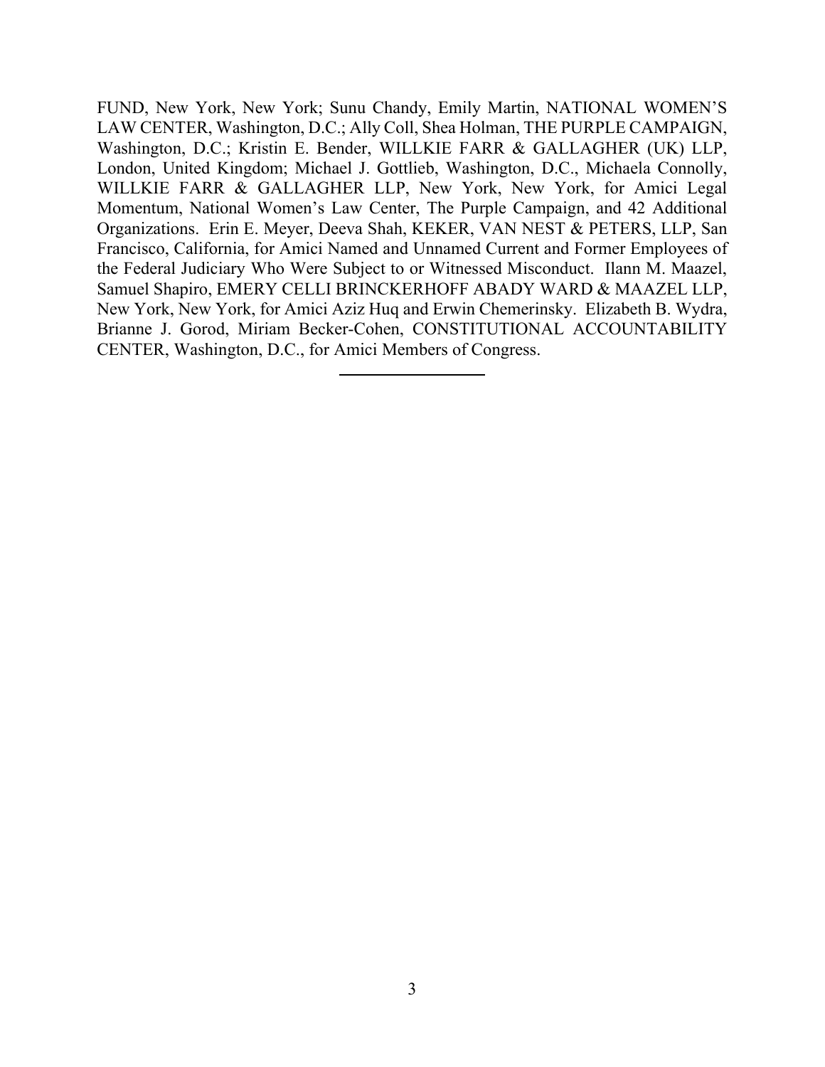FUND, New York, New York; Sunu Chandy, Emily Martin, NATIONAL WOMEN'S LAW CENTER, Washington, D.C.; Ally Coll, Shea Holman, THE PURPLE CAMPAIGN, Washington, D.C.; Kristin E. Bender, WILLKIE FARR & GALLAGHER (UK) LLP, London, United Kingdom; Michael J. Gottlieb, Washington, D.C., Michaela Connolly, WILLKIE FARR & GALLAGHER LLP, New York, New York, for Amici Legal Momentum, National Women's Law Center, The Purple Campaign, and 42 Additional Organizations. Erin E. Meyer, Deeva Shah, KEKER, VAN NEST & PETERS, LLP, San Francisco, California, for Amici Named and Unnamed Current and Former Employees of the Federal Judiciary Who Were Subject to or Witnessed Misconduct. Ilann M. Maazel, Samuel Shapiro, EMERY CELLI BRINCKERHOFF ABADY WARD & MAAZEL LLP, New York, New York, for Amici Aziz Huq and Erwin Chemerinsky. Elizabeth B. Wydra, Brianne J. Gorod, Miriam Becker-Cohen, CONSTITUTIONAL ACCOUNTABILITY CENTER, Washington, D.C., for Amici Members of Congress.

---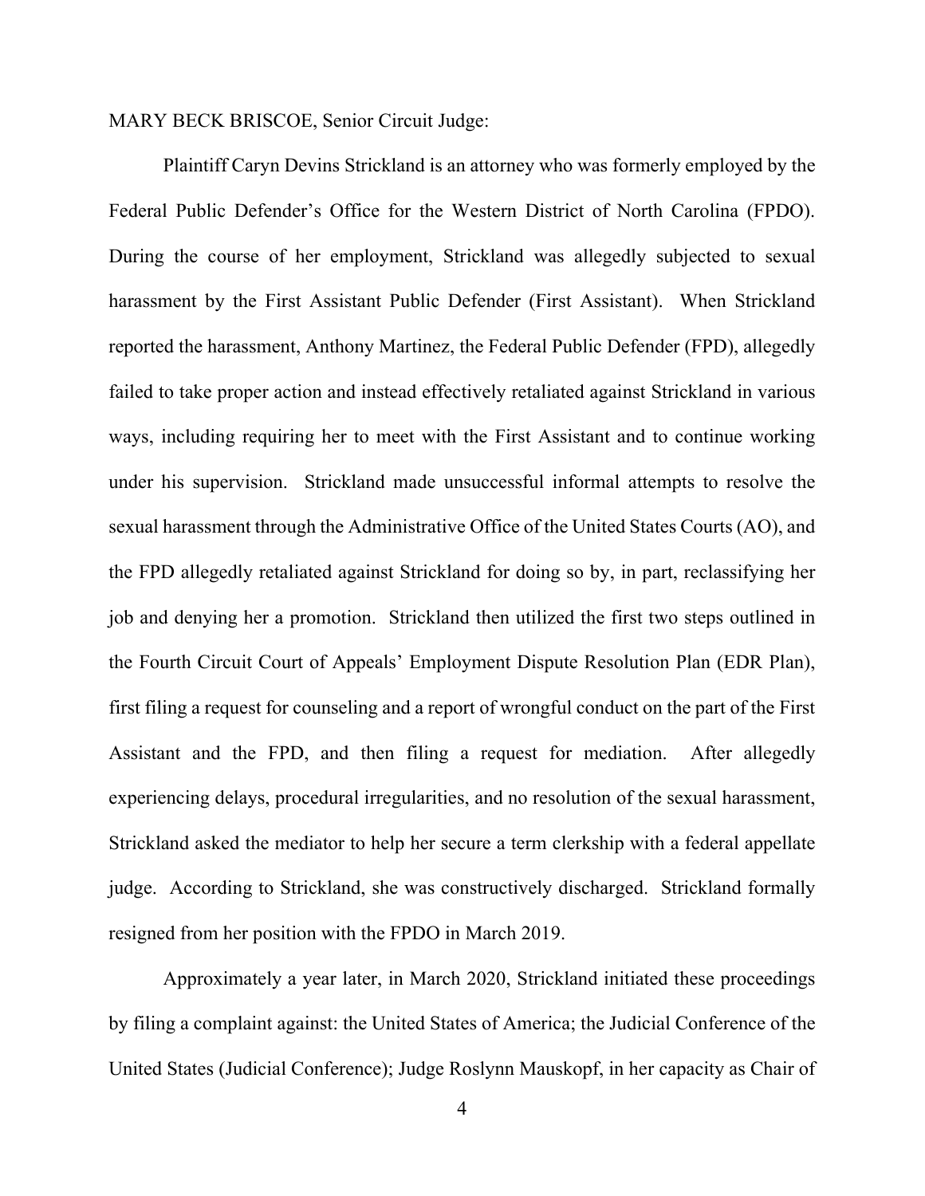MARY BECK BRISCOE, Senior Circuit Judge:

Plaintiff Caryn Devins Strickland is an attorney who was formerly employed by the Federal Public Defender's Office for the Western District of North Carolina (FPDO). During the course of her employment, Strickland was allegedly subjected to sexual harassment by the First Assistant Public Defender (First Assistant). When Strickland reported the harassment, Anthony Martinez, the Federal Public Defender (FPD), allegedly failed to take proper action and instead effectively retaliated against Strickland in various ways, including requiring her to meet with the First Assistant and to continue working under his supervision. Strickland made unsuccessful informal attempts to resolve the sexual harassment through the Administrative Office of the United States Courts (AO), and the FPD allegedly retaliated against Strickland for doing so by, in part, reclassifying her job and denying her a promotion. Strickland then utilized the first two steps outlined in the Fourth Circuit Court of Appeals' Employment Dispute Resolution Plan (EDR Plan), first filing a request for counseling and a report of wrongful conduct on the part of the First Assistant and the FPD, and then filing a request for mediation. After allegedly experiencing delays, procedural irregularities, and no resolution of the sexual harassment, Strickland asked the mediator to help her secure a term clerkship with a federal appellate judge. According to Strickland, she was constructively discharged. Strickland formally resigned from her position with the FPDO in March 2019.

Approximately a year later, in March 2020, Strickland initiated these proceedings by filing a complaint against: the United States of America; the Judicial Conference of the United States (Judicial Conference); Judge Roslynn Mauskopf, in her capacity as Chair of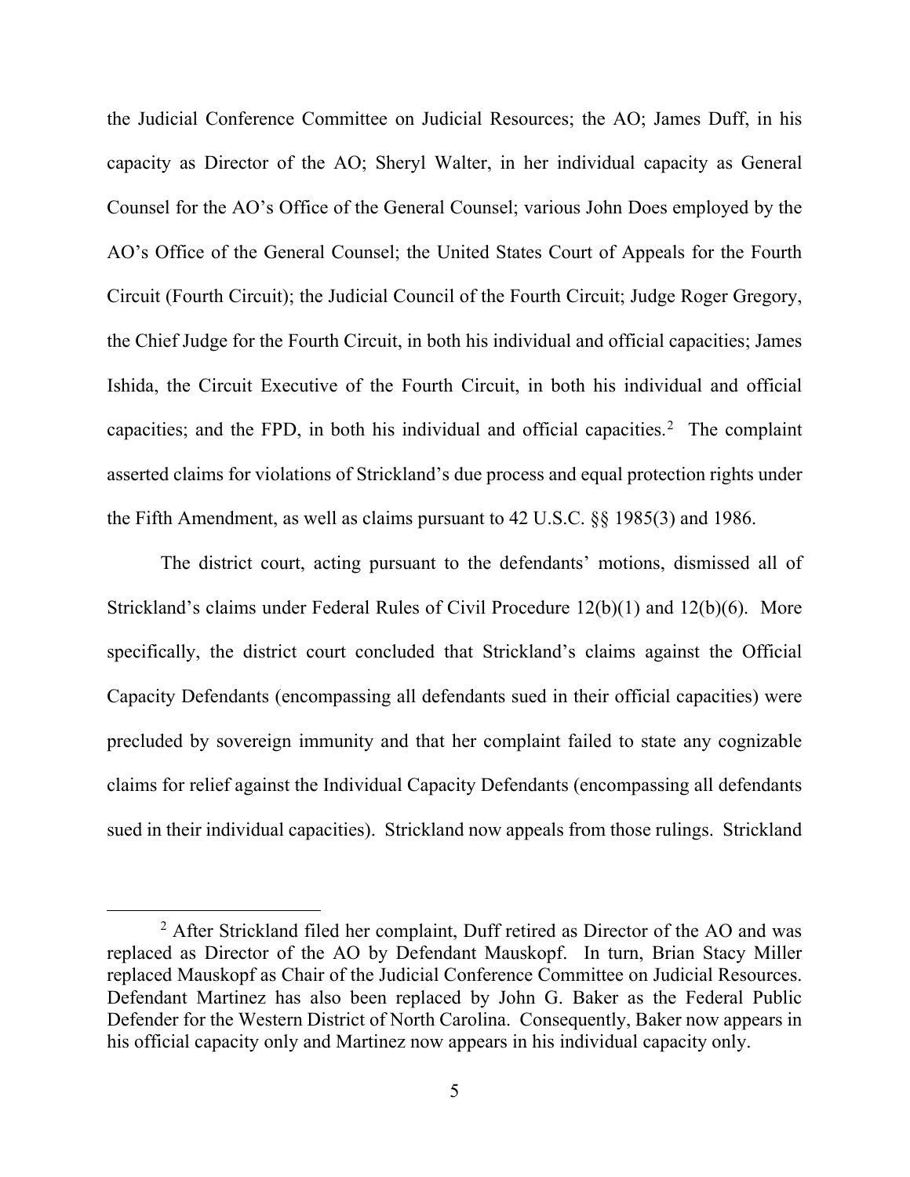the Judicial Conference Committee on Judicial Resources; the AO; James Duff, in his capacity as Director of the AO; Sheryl Walter, in her individual capacity as General Counsel for the AO's Office of the General Counsel; various John Does employed by the AO's Office of the General Counsel; the United States Court of Appeals for the Fourth Circuit (Fourth Circuit); the Judicial Council of the Fourth Circuit; Judge Roger Gregory, the Chief Judge for the Fourth Circuit, in both his individual and official capacities; James Ishida, the Circuit Executive of the Fourth Circuit, in both his individual and official capacities; and the FPD, in both his individual and official capacities.[2] The complaint asserted claims for violations of Strickland's due process and equal protection rights under the Fifth Amendment, as well as claims pursuant to 42 U.S.C. §§ 1985(3) and 1986.

The district court, acting pursuant to the defendants' motions, dismissed all of Strickland's claims under Federal Rules of Civil Procedure 12(b)(1) and 12(b)(6). More specifically, the district court concluded that Strickland's claims against the Official Capacity Defendants (encompassing all defendants sued in their official capacities) were precluded by sovereign immunity and that her complaint failed to state any cognizable claims for relief against the Individual Capacity Defendants (encompassing all defendants sued in their individual capacities). Strickland now appeals from those rulings. Strickland

[2] After Strickland filed her complaint, Duff retired as Director of the AO and was replaced as Director of the AO by Defendant Mauskopf. In turn, Brian Stacy Miller replaced Mauskopf as Chair of the Judicial Conference Committee on Judicial Resources. Defendant Martinez has also been replaced by John G. Baker as the Federal Public Defender for the Western District of North Carolina. Consequently, Baker now appears in his official capacity only and Martinez now appears in his individual capacity only.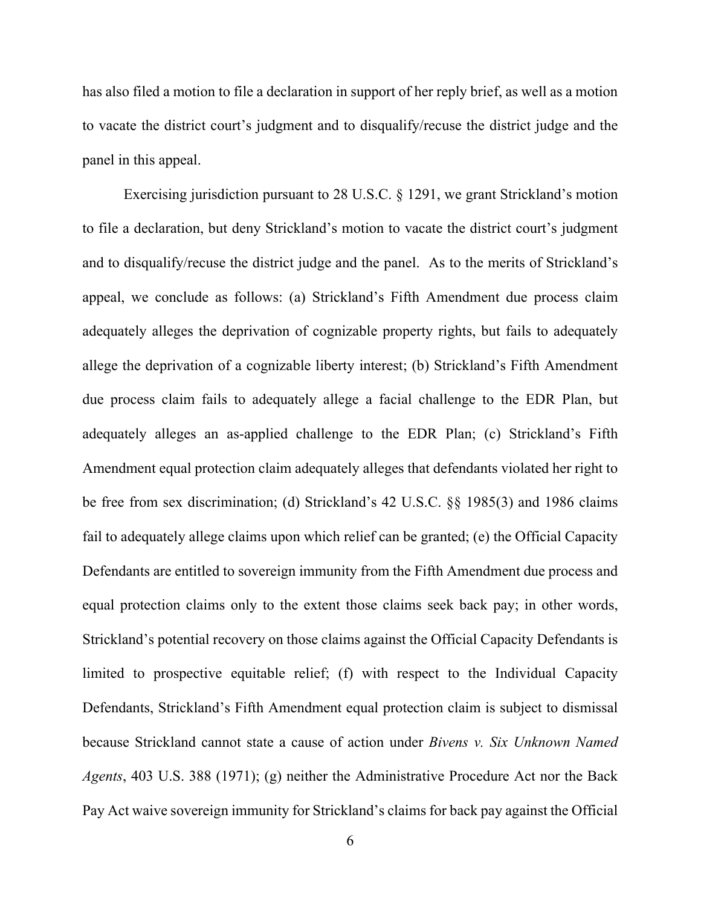has also filed a motion to file a declaration in support of her reply brief, as well as a motion to vacate the district court's judgment and to disqualify/recuse the district judge and the panel in this appeal.

Exercising jurisdiction pursuant to 28 U.S.C. § 1291, we grant Strickland's motion to file a declaration, but deny Strickland's motion to vacate the district court's judgment and to disqualify/recuse the district judge and the panel. As to the merits of Strickland's appeal, we conclude as follows: (a) Strickland's Fifth Amendment due process claim adequately alleges the deprivation of cognizable property rights, but fails to adequately allege the deprivation of a cognizable liberty interest; (b) Strickland's Fifth Amendment due process claim fails to adequately allege a facial challenge to the EDR Plan, but adequately alleges an as-applied challenge to the EDR Plan; (c) Strickland's Fifth Amendment equal protection claim adequately alleges that defendants violated her right to be free from sex discrimination; (d) Strickland's 42 U.S.C. §§ 1985(3) and 1986 claims fail to adequately allege claims upon which relief can be granted; (e) the Official Capacity Defendants are entitled to sovereign immunity from the Fifth Amendment due process and equal protection claims only to the extent those claims seek back pay; in other words, Strickland's potential recovery on those claims against the Official Capacity Defendants is limited to prospective equitable relief; (f) with respect to the Individual Capacity Defendants, Strickland's Fifth Amendment equal protection claim is subject to dismissal because Strickland cannot state a cause of action under *Bivens v. Six Unknown Named Agents*, 403 U.S. 388 (1971); (g) neither the Administrative Procedure Act nor the Back Pay Act waive sovereign immunity for Strickland's claims for back pay against the Official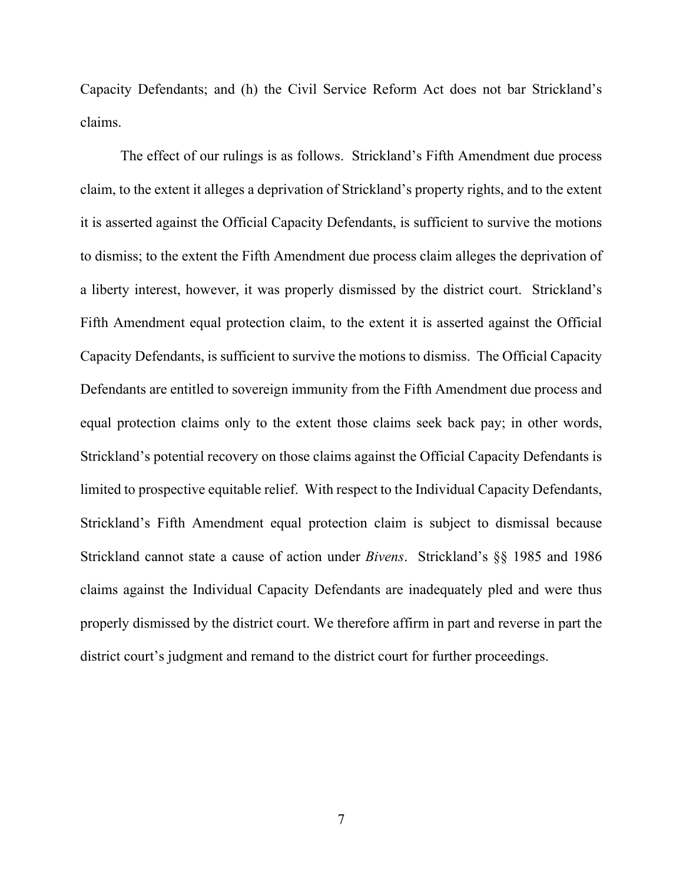Capacity Defendants; and (h) the Civil Service Reform Act does not bar Strickland's claims.

The effect of our rulings is as follows. Strickland's Fifth Amendment due process claim, to the extent it alleges a deprivation of Strickland's property rights, and to the extent it is asserted against the Official Capacity Defendants, is sufficient to survive the motions to dismiss; to the extent the Fifth Amendment due process claim alleges the deprivation of a liberty interest, however, it was properly dismissed by the district court. Strickland's Fifth Amendment equal protection claim, to the extent it is asserted against the Official Capacity Defendants, is sufficient to survive the motions to dismiss. The Official Capacity Defendants are entitled to sovereign immunity from the Fifth Amendment due process and equal protection claims only to the extent those claims seek back pay; in other words, Strickland's potential recovery on those claims against the Official Capacity Defendants is limited to prospective equitable relief. With respect to the Individual Capacity Defendants, Strickland's Fifth Amendment equal protection claim is subject to dismissal because Strickland cannot state a cause of action under *Bivens*. Strickland's §§ 1985 and 1986 claims against the Individual Capacity Defendants are inadequately pled and were thus properly dismissed by the district court. We therefore affirm in part and reverse in part the district court's judgment and remand to the district court for further proceedings.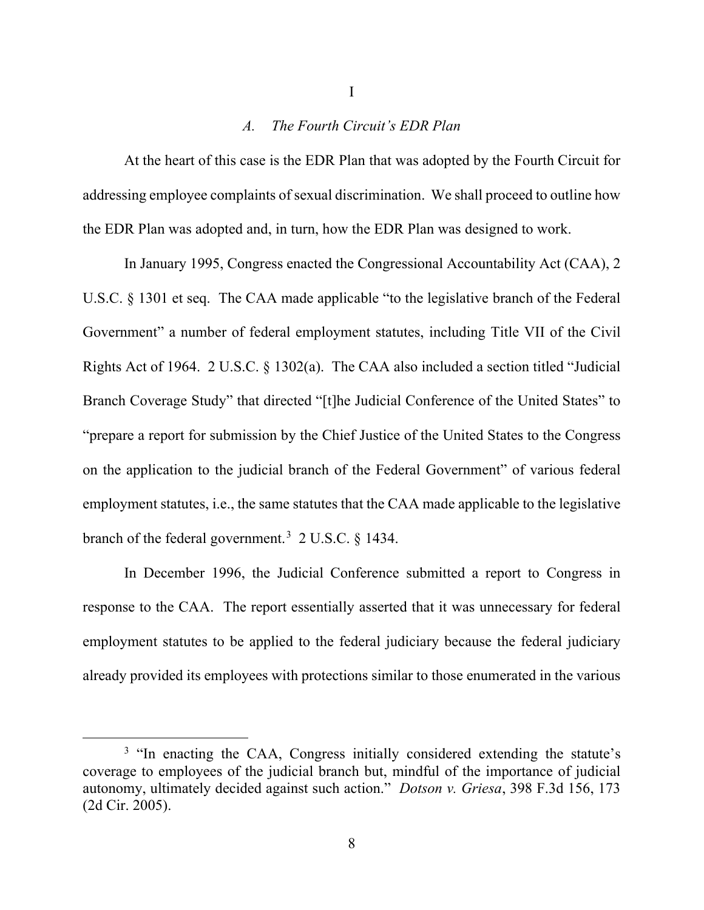# I

## *A. The Fourth Circuit's EDR Plan*

At the heart of this case is the EDR Plan that was adopted by the Fourth Circuit for addressing employee complaints of sexual discrimination. We shall proceed to outline how the EDR Plan was adopted and, in turn, how the EDR Plan was designed to work.

In January 1995, Congress enacted the Congressional Accountability Act (CAA), 2 U.S.C. § 1301 et seq. The CAA made applicable "to the legislative branch of the Federal Government" a number of federal employment statutes, including Title VII of the Civil Rights Act of 1964. 2 U.S.C. § 1302(a). The CAA also included a section titled "Judicial Branch Coverage Study" that directed "[t]he Judicial Conference of the United States" to "prepare a report for submission by the Chief Justice of the United States to the Congress on the application to the judicial branch of the Federal Government" of various federal employment statutes, i.e., the same statutes that the CAA made applicable to the legislative branch of the federal government.[3] 2 U.S.C. § 1434.

In December 1996, the Judicial Conference submitted a report to Congress in response to the CAA. The report essentially asserted that it was unnecessary for federal employment statutes to be applied to the federal judiciary because the federal judiciary already provided its employees with protections similar to those enumerated in the various

[3] "In enacting the CAA, Congress initially considered extending the statute's coverage to employees of the judicial branch but, mindful of the importance of judicial autonomy, ultimately decided against such action." *Dotson v. Griesa*, 398 F.3d 156, 173 (2d Cir. 2005).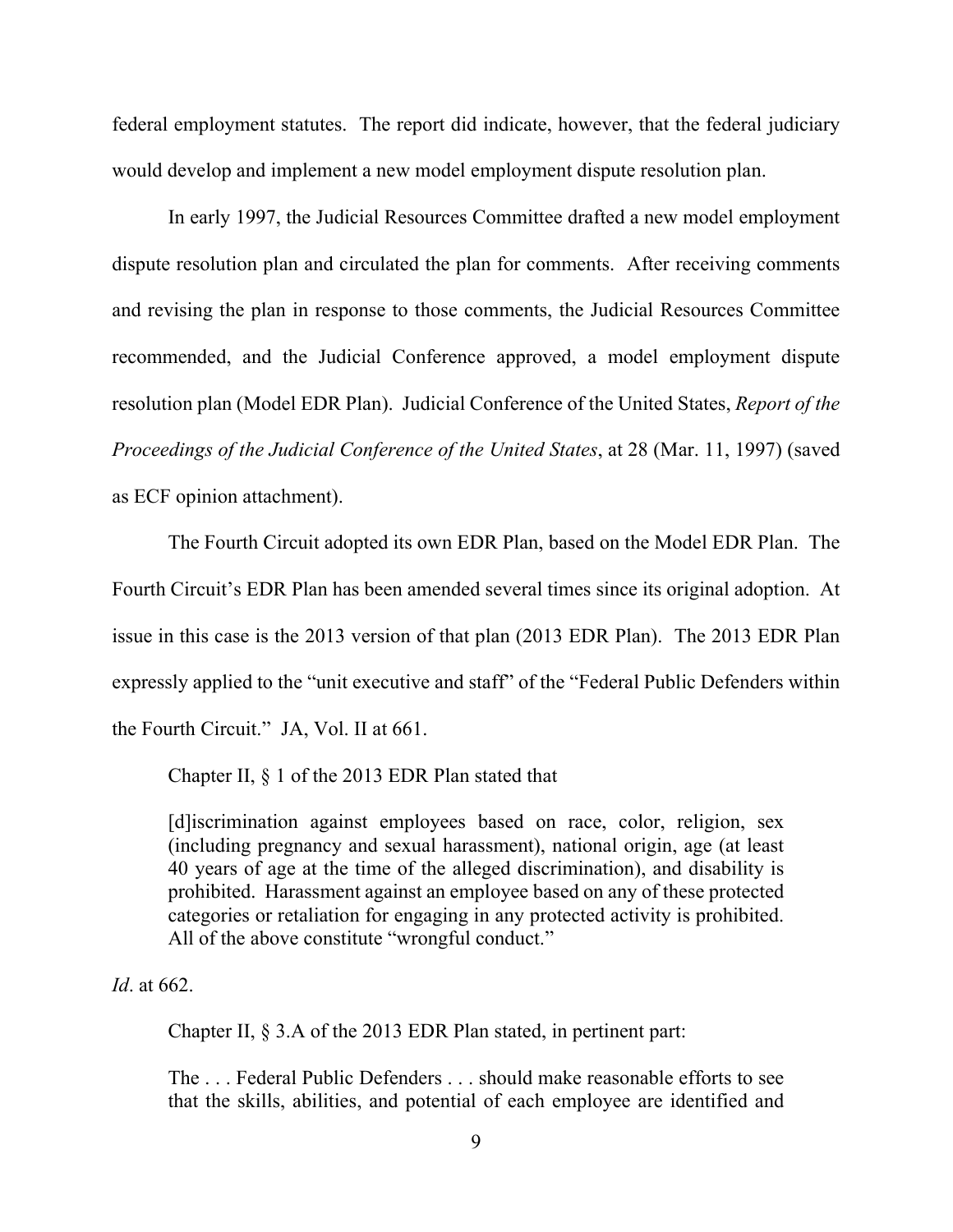federal employment statutes. The report did indicate, however, that the federal judiciary would develop and implement a new model employment dispute resolution plan.

In early 1997, the Judicial Resources Committee drafted a new model employment dispute resolution plan and circulated the plan for comments. After receiving comments and revising the plan in response to those comments, the Judicial Resources Committee recommended, and the Judicial Conference approved, a model employment dispute resolution plan (Model EDR Plan). Judicial Conference of the United States, *Report of the Proceedings of the Judicial Conference of the United States*, at 28 (Mar. 11, 1997) (saved as ECF opinion attachment).

The Fourth Circuit adopted its own EDR Plan, based on the Model EDR Plan. The Fourth Circuit's EDR Plan has been amended several times since its original adoption. At issue in this case is the 2013 version of that plan (2013 EDR Plan). The 2013 EDR Plan expressly applied to the "unit executive and staff" of the "Federal Public Defenders within the Fourth Circuit." JA, Vol. II at 661.

Chapter II, § 1 of the 2013 EDR Plan stated that

> [d]iscrimination against employees based on race, color, religion, sex (including pregnancy and sexual harassment), national origin, age (at least 40 years of age at the time of the alleged discrimination), and disability is prohibited. Harassment against an employee based on any of these protected categories or retaliation for engaging in any protected activity is prohibited. All of the above constitute "wrongful conduct."

*Id*. at 662.

Chapter II, § 3.A of the 2013 EDR Plan stated, in pertinent part:

> The . . . Federal Public Defenders . . . should make reasonable efforts to see that the skills, abilities, and potential of each employee are identified and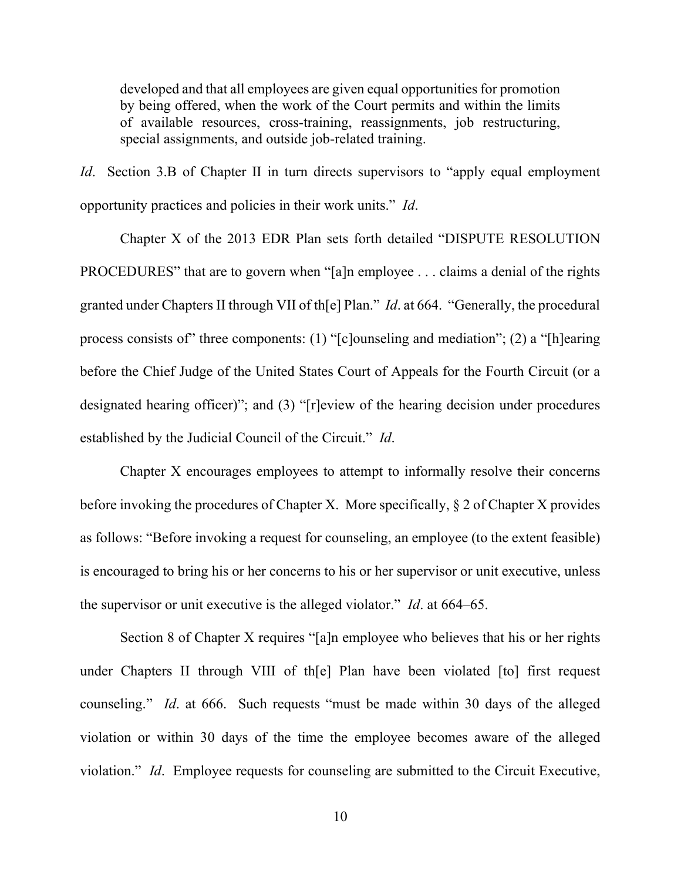> developed and that all employees are given equal opportunities for promotion by being offered, when the work of the Court permits and within the limits of available resources, cross-training, reassignments, job restructuring, special assignments, and outside job-related training.

*Id*. Section 3.B of Chapter II in turn directs supervisors to "apply equal employment opportunity practices and policies in their work units." *Id*.

Chapter X of the 2013 EDR Plan sets forth detailed "DISPUTE RESOLUTION PROCEDURES" that are to govern when "[a]n employee . . . claims a denial of the rights granted under Chapters II through VII of th[e] Plan." *Id*. at 664. "Generally, the procedural process consists of" three components: (1) "[c]ounseling and mediation"; (2) a "[h]earing before the Chief Judge of the United States Court of Appeals for the Fourth Circuit (or a designated hearing officer)"; and (3) "[r]eview of the hearing decision under procedures established by the Judicial Council of the Circuit." *Id*.

Chapter X encourages employees to attempt to informally resolve their concerns before invoking the procedures of Chapter X. More specifically, § 2 of Chapter X provides as follows: "Before invoking a request for counseling, an employee (to the extent feasible) is encouraged to bring his or her concerns to his or her supervisor or unit executive, unless the supervisor or unit executive is the alleged violator." *Id*. at 664–65.

Section 8 of Chapter X requires "[a]n employee who believes that his or her rights under Chapters II through VIII of th[e] Plan have been violated [to] first request counseling." *Id*. at 666. Such requests "must be made within 30 days of the alleged violation or within 30 days of the time the employee becomes aware of the alleged violation." *Id*. Employee requests for counseling are submitted to the Circuit Executive,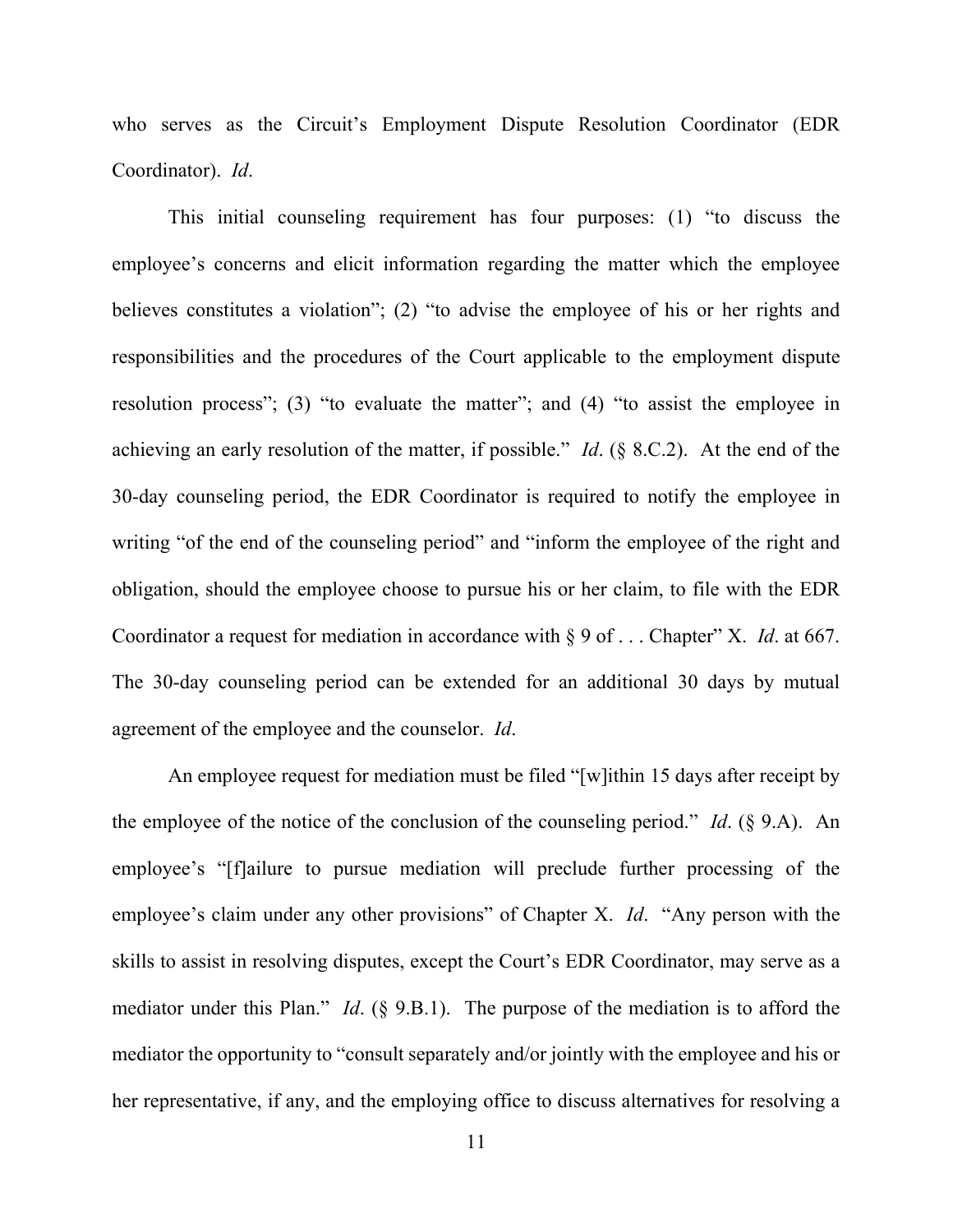who serves as the Circuit's Employment Dispute Resolution Coordinator (EDR Coordinator). *Id*.

This initial counseling requirement has four purposes: (1) "to discuss the employee's concerns and elicit information regarding the matter which the employee believes constitutes a violation"; (2) "to advise the employee of his or her rights and responsibilities and the procedures of the Court applicable to the employment dispute resolution process"; (3) "to evaluate the matter"; and (4) "to assist the employee in achieving an early resolution of the matter, if possible." *Id*. (§ 8.C.2). At the end of the 30-day counseling period, the EDR Coordinator is required to notify the employee in writing "of the end of the counseling period" and "inform the employee of the right and obligation, should the employee choose to pursue his or her claim, to file with the EDR Coordinator a request for mediation in accordance with § 9 of . . . Chapter" X. *Id*. at 667. The 30-day counseling period can be extended for an additional 30 days by mutual agreement of the employee and the counselor. *Id*.

An employee request for mediation must be filed "[w]ithin 15 days after receipt by the employee of the notice of the conclusion of the counseling period." *Id*. (§ 9.A). An employee's "[f]ailure to pursue mediation will preclude further processing of the employee's claim under any other provisions" of Chapter X. *Id*. "Any person with the skills to assist in resolving disputes, except the Court's EDR Coordinator, may serve as a mediator under this Plan." *Id*. (§ 9.B.1). The purpose of the mediation is to afford the mediator the opportunity to "consult separately and/or jointly with the employee and his or her representative, if any, and the employing office to discuss alternatives for resolving a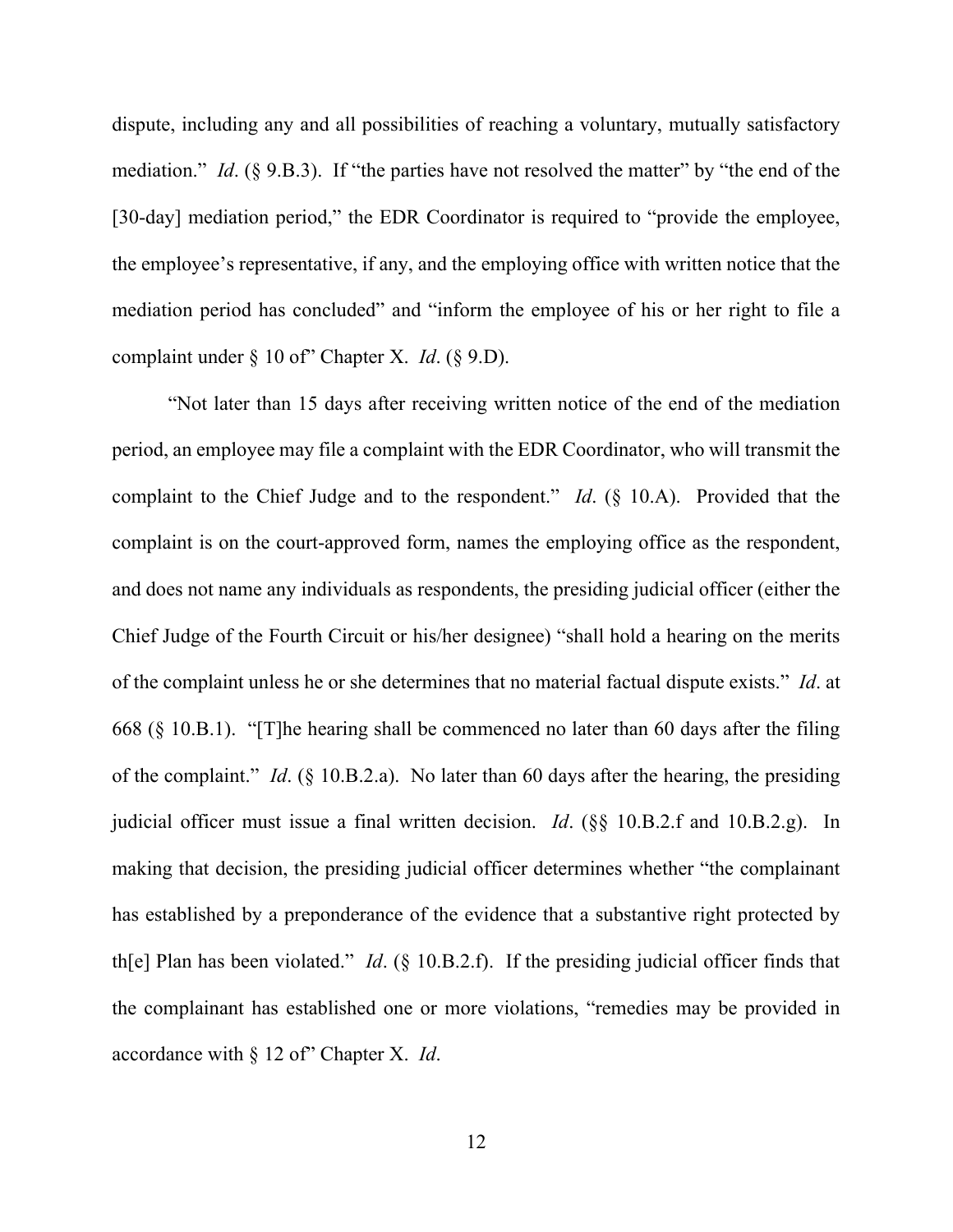dispute, including any and all possibilities of reaching a voluntary, mutually satisfactory mediation." *Id*. (§ 9.B.3). If "the parties have not resolved the matter" by "the end of the [30-day] mediation period," the EDR Coordinator is required to "provide the employee, the employee's representative, if any, and the employing office with written notice that the mediation period has concluded" and "inform the employee of his or her right to file a complaint under § 10 of" Chapter X. *Id*. (§ 9.D).

"Not later than 15 days after receiving written notice of the end of the mediation period, an employee may file a complaint with the EDR Coordinator, who will transmit the complaint to the Chief Judge and to the respondent." *Id*. (§ 10.A). Provided that the complaint is on the court-approved form, names the employing office as the respondent, and does not name any individuals as respondents, the presiding judicial officer (either the Chief Judge of the Fourth Circuit or his/her designee) "shall hold a hearing on the merits of the complaint unless he or she determines that no material factual dispute exists." *Id*. at 668 (§ 10.B.1). "[T]he hearing shall be commenced no later than 60 days after the filing of the complaint." *Id*. (§ 10.B.2.a). No later than 60 days after the hearing, the presiding judicial officer must issue a final written decision. *Id*. (§§ 10.B.2.f and 10.B.2.g). In making that decision, the presiding judicial officer determines whether "the complainant has established by a preponderance of the evidence that a substantive right protected by th[e] Plan has been violated." *Id*. (§ 10.B.2.f). If the presiding judicial officer finds that the complainant has established one or more violations, "remedies may be provided in accordance with § 12 of" Chapter X. *Id*.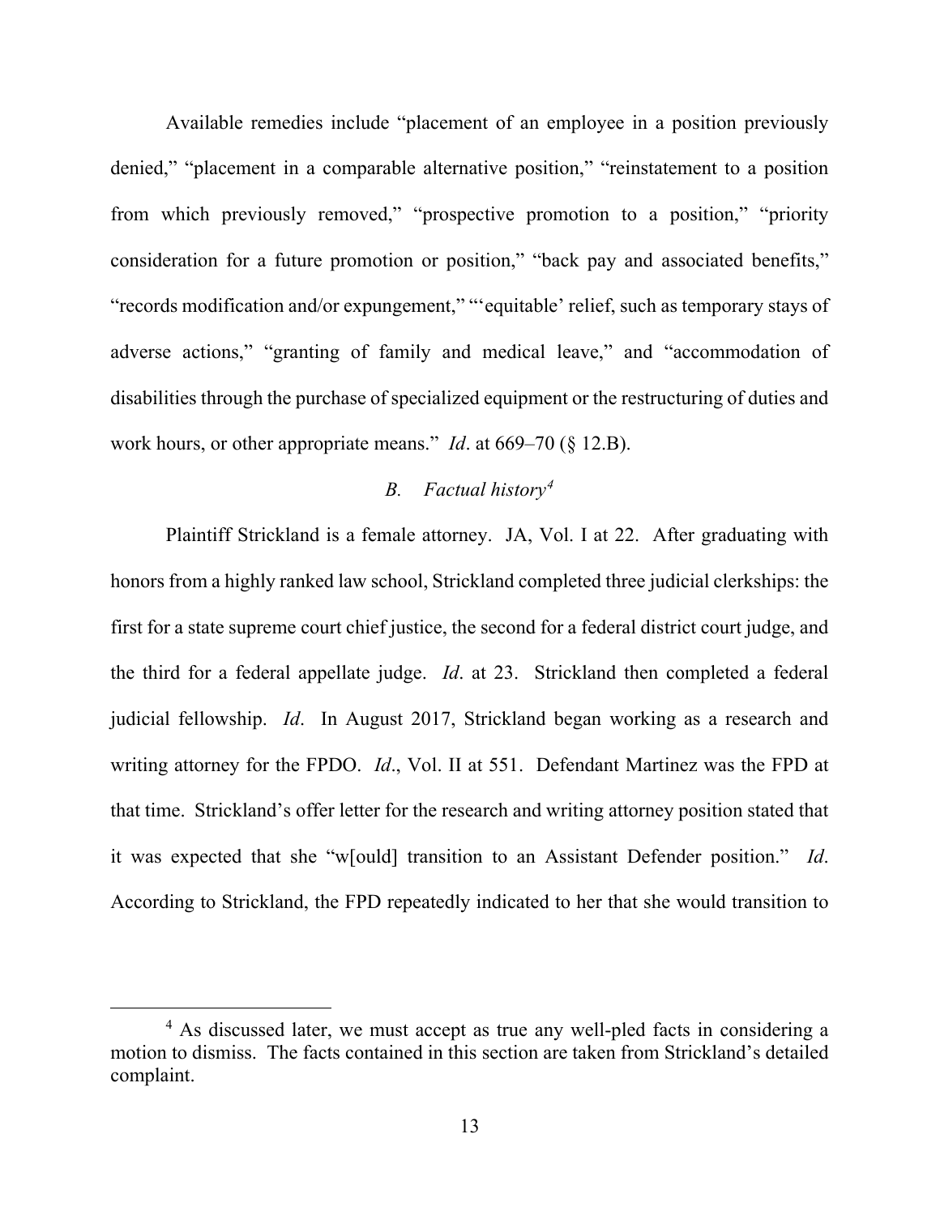Available remedies include "placement of an employee in a position previously denied," "placement in a comparable alternative position," "reinstatement to a position from which previously removed," "prospective promotion to a position," "priority consideration for a future promotion or position," "back pay and associated benefits," "records modification and/or expungement," "'equitable' relief, such as temporary stays of adverse actions," "granting of family and medical leave," and "accommodation of disabilities through the purchase of specialized equipment or the restructuring of duties and work hours, or other appropriate means." *Id*. at 669–70 (§ 12.B).

### *B. Factual history*[4]

Plaintiff Strickland is a female attorney. JA, Vol. I at 22. After graduating with honors from a highly ranked law school, Strickland completed three judicial clerkships: the first for a state supreme court chief justice, the second for a federal district court judge, and the third for a federal appellate judge. *Id*. at 23. Strickland then completed a federal judicial fellowship. *Id*. In August 2017, Strickland began working as a research and writing attorney for the FPDO. *Id*., Vol. II at 551. Defendant Martinez was the FPD at that time. Strickland's offer letter for the research and writing attorney position stated that it was expected that she "w[ould] transition to an Assistant Defender position." *Id*. According to Strickland, the FPD repeatedly indicated to her that she would transition to

---

[4] As discussed later, we must accept as true any well-pled facts in considering a motion to dismiss. The facts contained in this section are taken from Strickland's detailed complaint.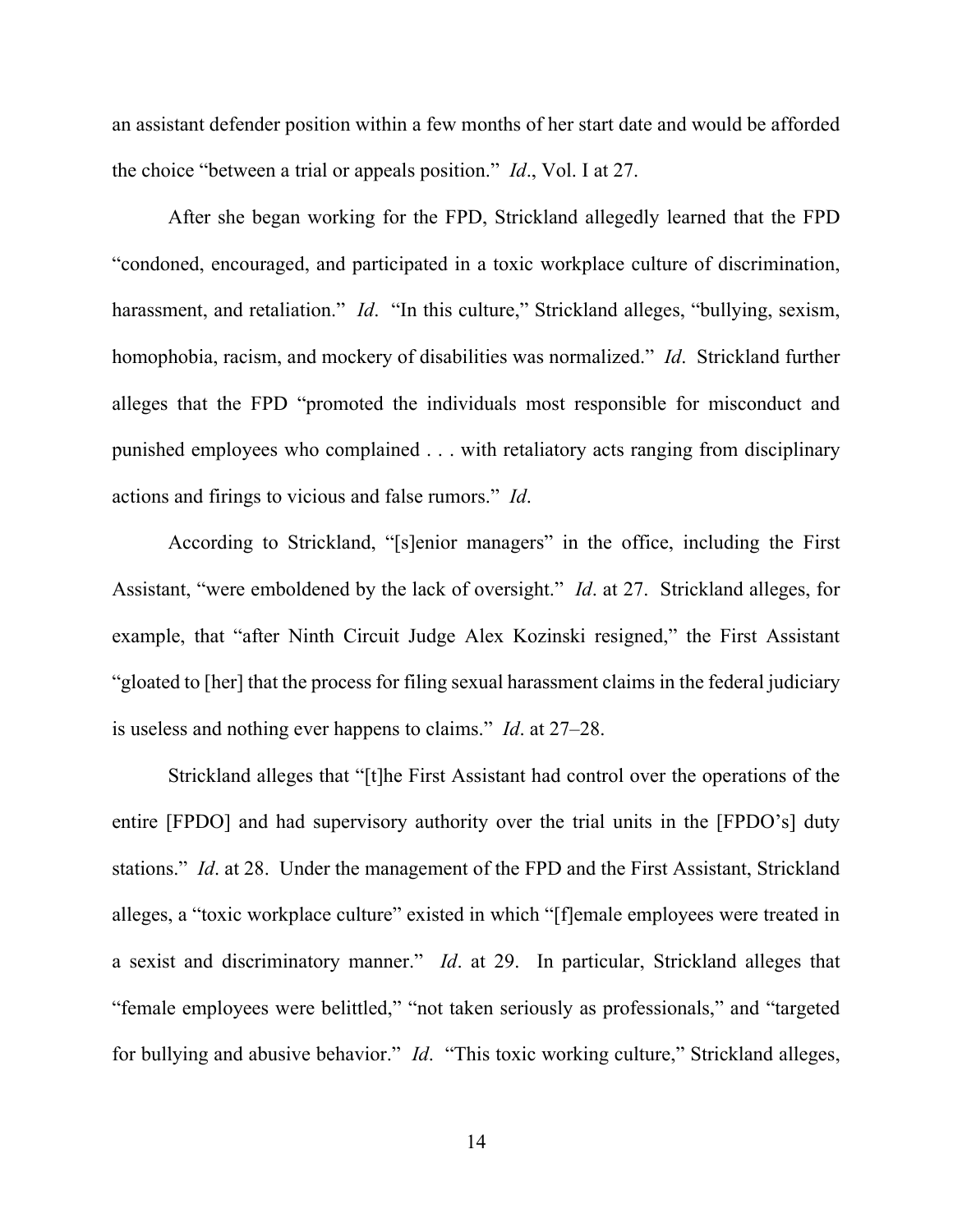an assistant defender position within a few months of her start date and would be afforded the choice "between a trial or appeals position." *Id*., Vol. I at 27.

After she began working for the FPD, Strickland allegedly learned that the FPD "condoned, encouraged, and participated in a toxic workplace culture of discrimination, harassment, and retaliation." *Id*. "In this culture," Strickland alleges, "bullying, sexism, homophobia, racism, and mockery of disabilities was normalized." *Id*. Strickland further alleges that the FPD "promoted the individuals most responsible for misconduct and punished employees who complained . . . with retaliatory acts ranging from disciplinary actions and firings to vicious and false rumors." *Id*.

According to Strickland, "[s]enior managers" in the office, including the First Assistant, "were emboldened by the lack of oversight." *Id*. at 27. Strickland alleges, for example, that "after Ninth Circuit Judge Alex Kozinski resigned," the First Assistant "gloated to [her] that the process for filing sexual harassment claims in the federal judiciary is useless and nothing ever happens to claims." *Id*. at 27–28.

Strickland alleges that "[t]he First Assistant had control over the operations of the entire [FPDO] and had supervisory authority over the trial units in the [FPDO's] duty stations." *Id*. at 28. Under the management of the FPD and the First Assistant, Strickland alleges, a "toxic workplace culture" existed in which "[f]emale employees were treated in a sexist and discriminatory manner." *Id*. at 29. In particular, Strickland alleges that "female employees were belittled," "not taken seriously as professionals," and "targeted for bullying and abusive behavior." *Id*. "This toxic working culture," Strickland alleges,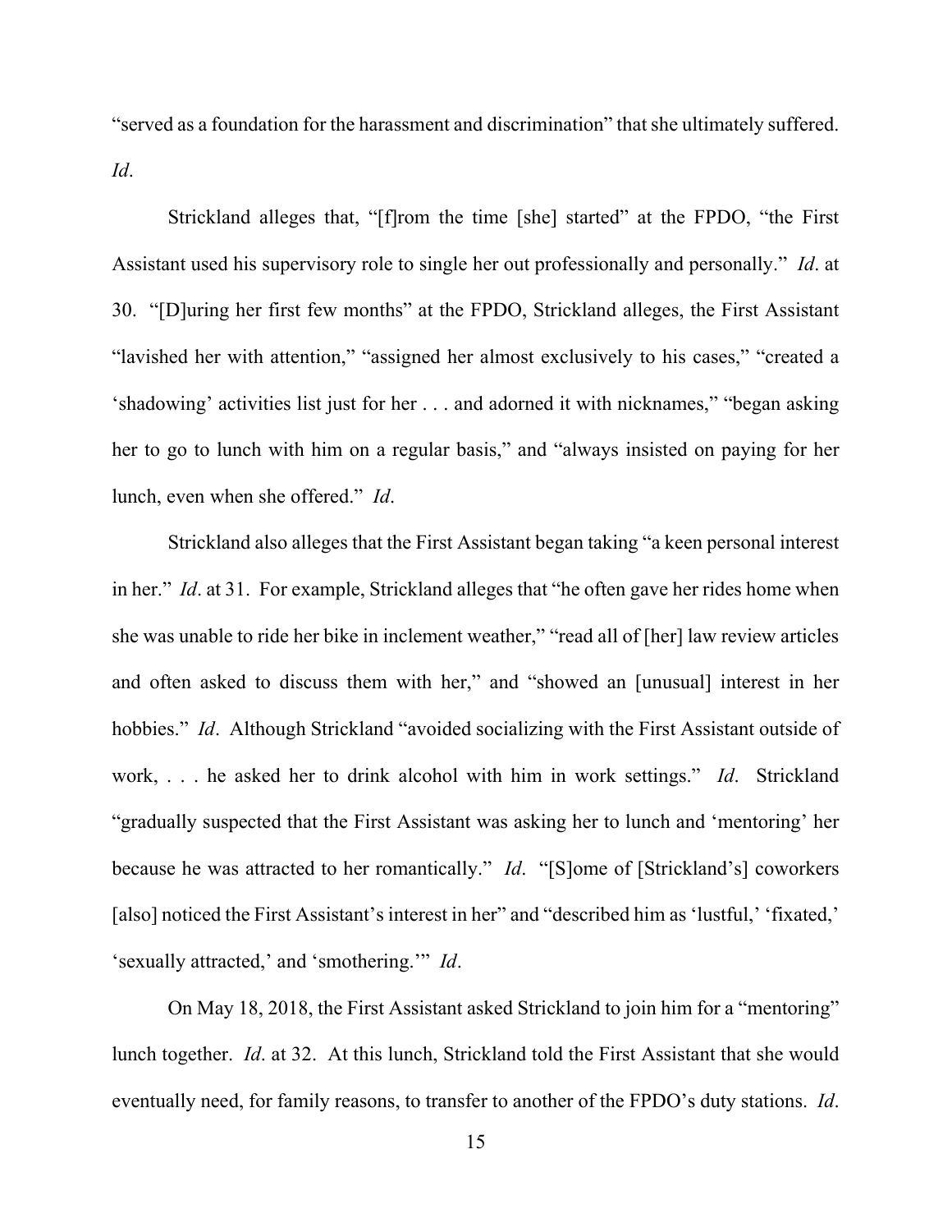"served as a foundation for the harassment and discrimination" that she ultimately suffered. *Id*.

Strickland alleges that, "[f]rom the time [she] started" at the FPDO, "the First Assistant used his supervisory role to single her out professionally and personally." *Id*. at 30. "[D]uring her first few months" at the FPDO, Strickland alleges, the First Assistant "lavished her with attention," "assigned her almost exclusively to his cases," "created a 'shadowing' activities list just for her . . . and adorned it with nicknames," "began asking her to go to lunch with him on a regular basis," and "always insisted on paying for her lunch, even when she offered." *Id*.

Strickland also alleges that the First Assistant began taking "a keen personal interest in her." *Id*. at 31. For example, Strickland alleges that "he often gave her rides home when she was unable to ride her bike in inclement weather," "read all of [her] law review articles and often asked to discuss them with her," and "showed an [unusual] interest in her hobbies." *Id*. Although Strickland "avoided socializing with the First Assistant outside of work, . . . he asked her to drink alcohol with him in work settings." *Id*. Strickland "gradually suspected that the First Assistant was asking her to lunch and 'mentoring' her because he was attracted to her romantically." *Id*. "[S]ome of [Strickland's] coworkers [also] noticed the First Assistant's interest in her" and "described him as 'lustful,' 'fixated,' 'sexually attracted,' and 'smothering.'" *Id*.

On May 18, 2018, the First Assistant asked Strickland to join him for a "mentoring" lunch together. *Id*. at 32. At this lunch, Strickland told the First Assistant that she would eventually need, for family reasons, to transfer to another of the FPDO's duty stations. *Id*.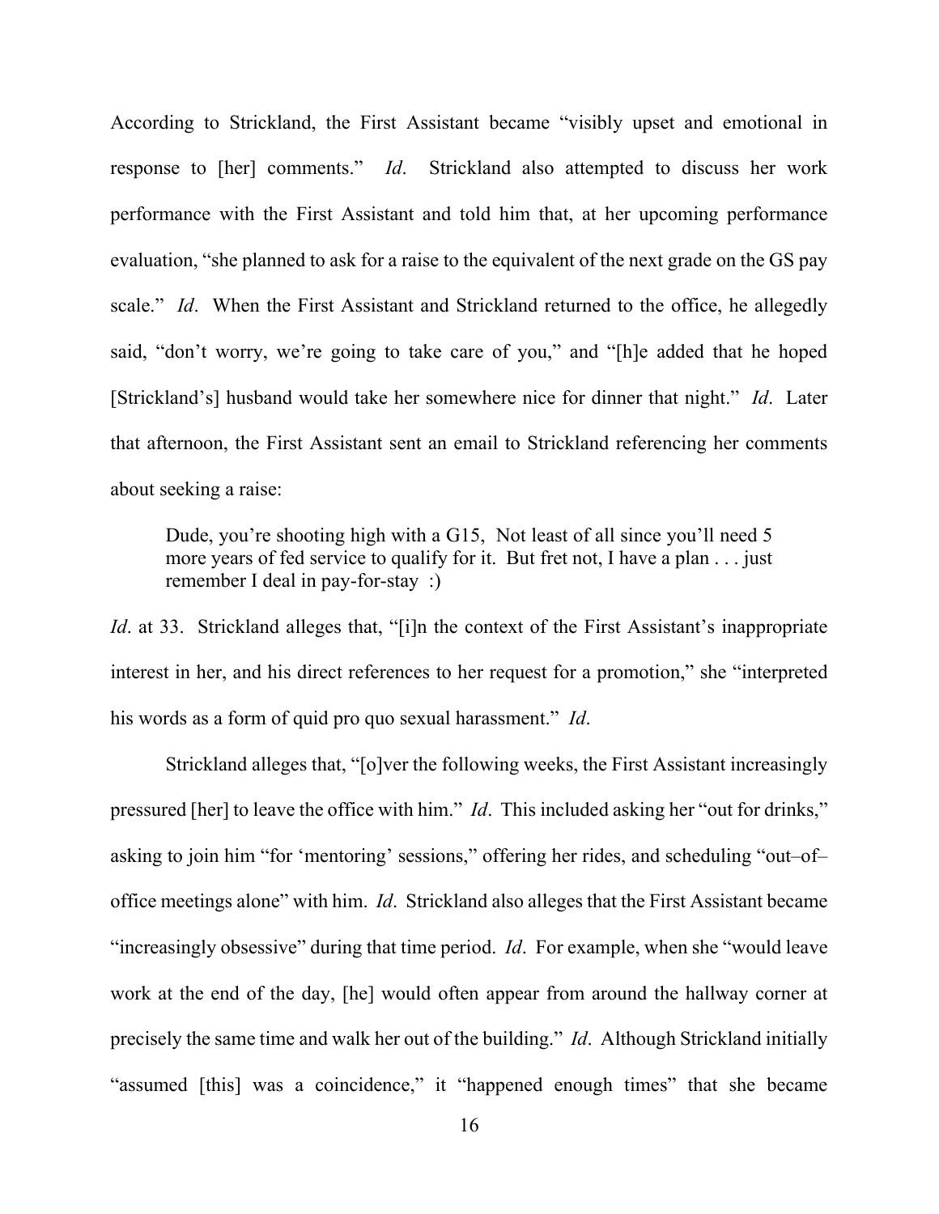According to Strickland, the First Assistant became "visibly upset and emotional in response to [her] comments." *Id*. Strickland also attempted to discuss her work performance with the First Assistant and told him that, at her upcoming performance evaluation, "she planned to ask for a raise to the equivalent of the next grade on the GS pay scale." *Id*. When the First Assistant and Strickland returned to the office, he allegedly said, "don't worry, we're going to take care of you," and "[h]e added that he hoped [Strickland's] husband would take her somewhere nice for dinner that night." *Id*. Later that afternoon, the First Assistant sent an email to Strickland referencing her comments about seeking a raise:

> Dude, you're shooting high with a G15, Not least of all since you'll need 5 more years of fed service to qualify for it. But fret not, I have a plan . . . just remember I deal in pay-for-stay :)

*Id*. at 33. Strickland alleges that, "[i]n the context of the First Assistant's inappropriate interest in her, and his direct references to her request for a promotion," she "interpreted his words as a form of quid pro quo sexual harassment." *Id*.

Strickland alleges that, "[o]ver the following weeks, the First Assistant increasingly pressured [her] to leave the office with him." *Id*. This included asking her "out for drinks," asking to join him "for 'mentoring' sessions," offering her rides, and scheduling "out–of–office meetings alone" with him. *Id*. Strickland also alleges that the First Assistant became "increasingly obsessive" during that time period. *Id*. For example, when she "would leave work at the end of the day, [he] would often appear from around the hallway corner at precisely the same time and walk her out of the building." *Id*. Although Strickland initially "assumed [this] was a coincidence," it "happened enough times" that she became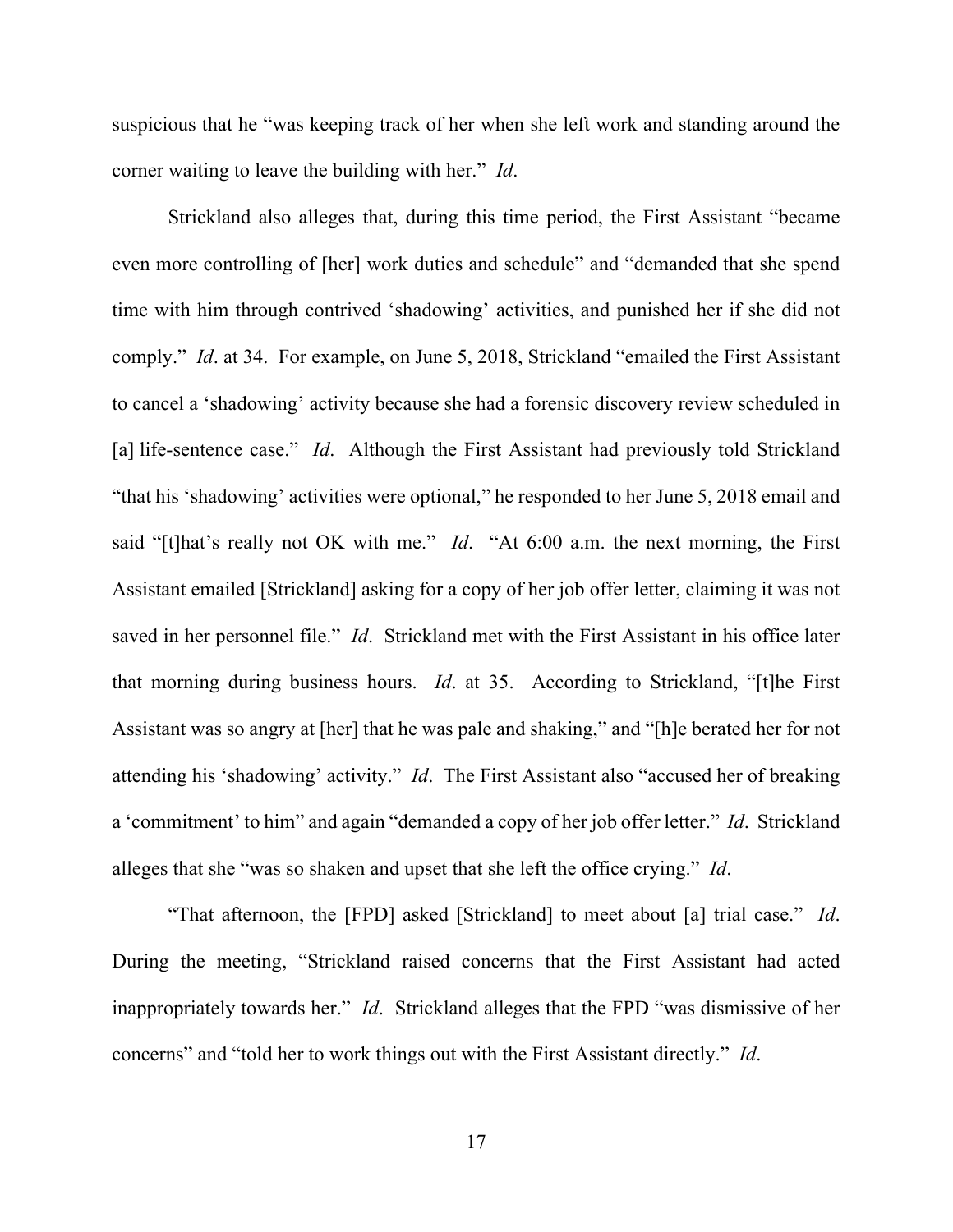suspicious that he "was keeping track of her when she left work and standing around the corner waiting to leave the building with her." *Id*.

Strickland also alleges that, during this time period, the First Assistant "became even more controlling of [her] work duties and schedule" and "demanded that she spend time with him through contrived 'shadowing' activities, and punished her if she did not comply." *Id*. at 34. For example, on June 5, 2018, Strickland "emailed the First Assistant to cancel a 'shadowing' activity because she had a forensic discovery review scheduled in [a] life-sentence case." *Id*. Although the First Assistant had previously told Strickland "that his 'shadowing' activities were optional," he responded to her June 5, 2018 email and said "[t]hat's really not OK with me." *Id*. "At 6:00 a.m. the next morning, the First Assistant emailed [Strickland] asking for a copy of her job offer letter, claiming it was not saved in her personnel file." *Id*. Strickland met with the First Assistant in his office later that morning during business hours. *Id*. at 35. According to Strickland, "[t]he First Assistant was so angry at [her] that he was pale and shaking," and "[h]e berated her for not attending his 'shadowing' activity." *Id*. The First Assistant also "accused her of breaking a 'commitment' to him" and again "demanded a copy of her job offer letter." *Id*. Strickland alleges that she "was so shaken and upset that she left the office crying." *Id*.

"That afternoon, the [FPD] asked [Strickland] to meet about [a] trial case." *Id*. During the meeting, "Strickland raised concerns that the First Assistant had acted inappropriately towards her." *Id*. Strickland alleges that the FPD "was dismissive of her concerns" and "told her to work things out with the First Assistant directly." *Id*.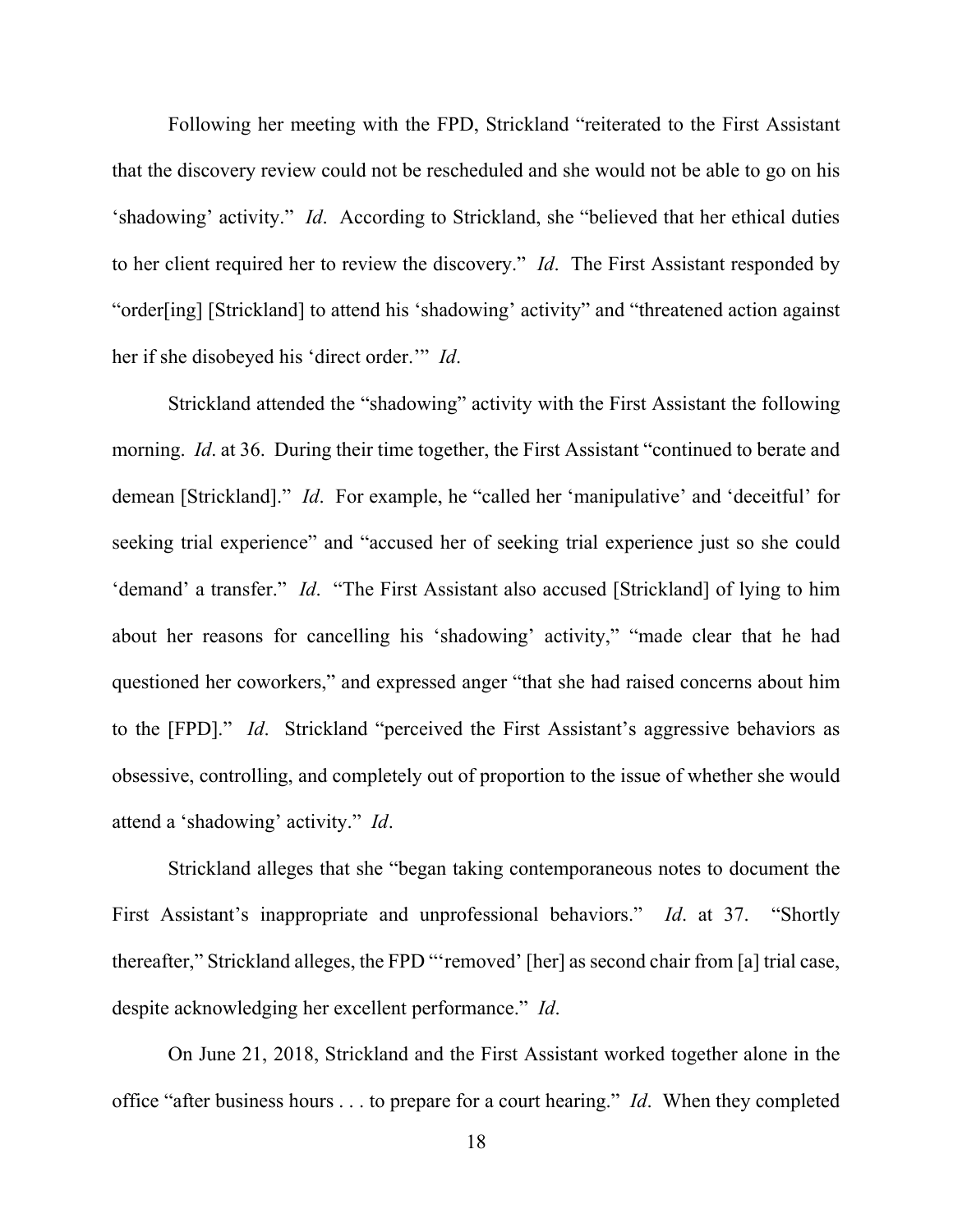Following her meeting with the FPD, Strickland "reiterated to the First Assistant that the discovery review could not be rescheduled and she would not be able to go on his 'shadowing' activity." *Id*. According to Strickland, she "believed that her ethical duties to her client required her to review the discovery." *Id*. The First Assistant responded by "order[ing] [Strickland] to attend his 'shadowing' activity" and "threatened action against her if she disobeyed his 'direct order.'" *Id*.

Strickland attended the "shadowing" activity with the First Assistant the following morning. *Id*. at 36. During their time together, the First Assistant "continued to berate and demean [Strickland]." *Id*. For example, he "called her 'manipulative' and 'deceitful' for seeking trial experience" and "accused her of seeking trial experience just so she could 'demand' a transfer." *Id*. "The First Assistant also accused [Strickland] of lying to him about her reasons for cancelling his 'shadowing' activity," "made clear that he had questioned her coworkers," and expressed anger "that she had raised concerns about him to the [FPD]." *Id*. Strickland "perceived the First Assistant's aggressive behaviors as obsessive, controlling, and completely out of proportion to the issue of whether she would attend a 'shadowing' activity." *Id*.

Strickland alleges that she "began taking contemporaneous notes to document the First Assistant's inappropriate and unprofessional behaviors." *Id*. at 37. "Shortly thereafter," Strickland alleges, the FPD "'removed' [her] as second chair from [a] trial case, despite acknowledging her excellent performance." *Id*.

On June 21, 2018, Strickland and the First Assistant worked together alone in the office "after business hours . . . to prepare for a court hearing." *Id*. When they completed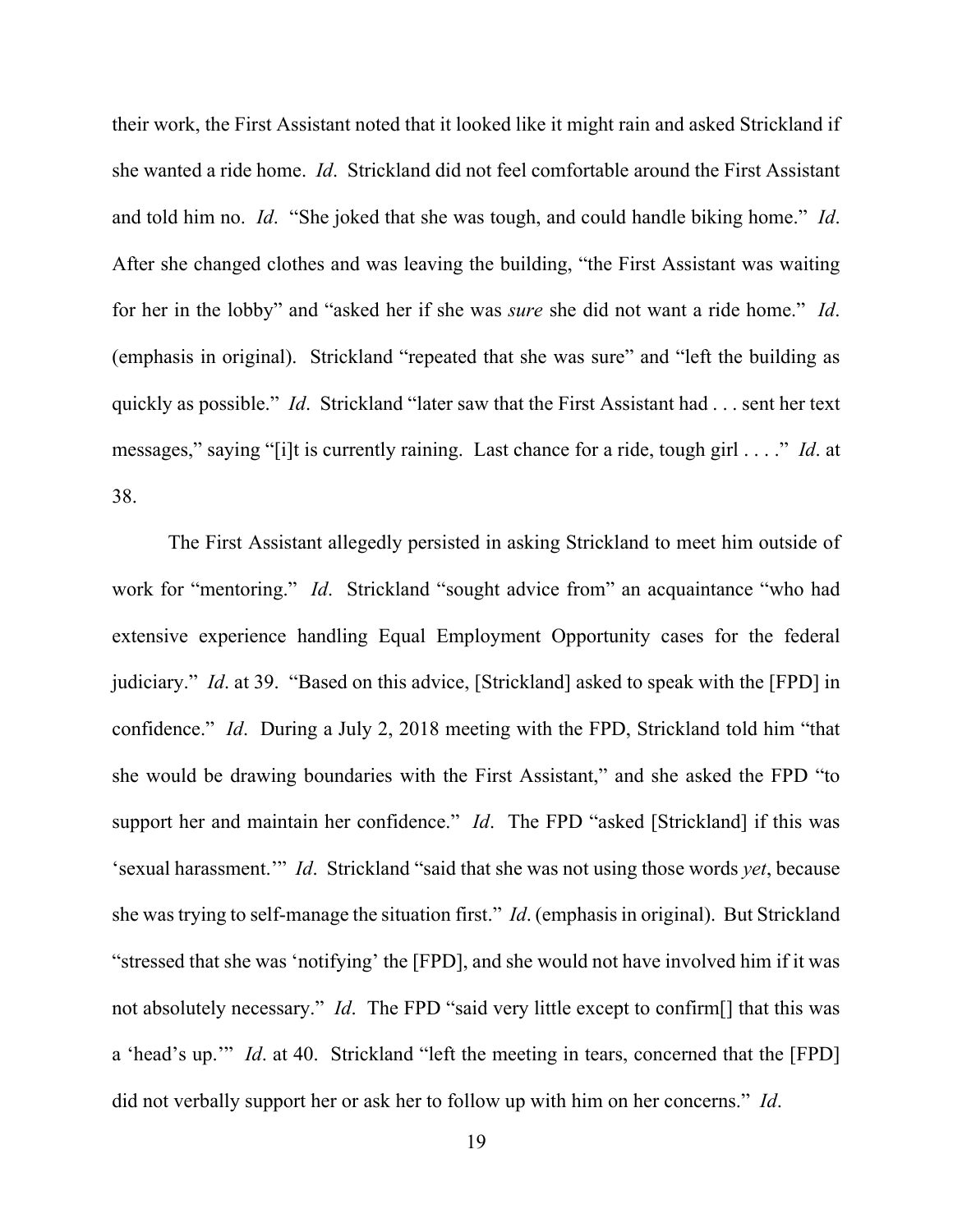their work, the First Assistant noted that it looked like it might rain and asked Strickland if she wanted a ride home. *Id*. Strickland did not feel comfortable around the First Assistant and told him no. *Id*. "She joked that she was tough, and could handle biking home." *Id*. After she changed clothes and was leaving the building, "the First Assistant was waiting for her in the lobby" and "asked her if she was *sure* she did not want a ride home." *Id*. (emphasis in original). Strickland "repeated that she was sure" and "left the building as quickly as possible." *Id*. Strickland "later saw that the First Assistant had . . . sent her text messages," saying "[i]t is currently raining. Last chance for a ride, tough girl . . . ." *Id*. at 38.

The First Assistant allegedly persisted in asking Strickland to meet him outside of work for "mentoring." *Id*. Strickland "sought advice from" an acquaintance "who had extensive experience handling Equal Employment Opportunity cases for the federal judiciary." *Id*. at 39. "Based on this advice, [Strickland] asked to speak with the [FPD] in confidence." *Id*. During a July 2, 2018 meeting with the FPD, Strickland told him "that she would be drawing boundaries with the First Assistant," and she asked the FPD "to support her and maintain her confidence." *Id*. The FPD "asked [Strickland] if this was 'sexual harassment.'" *Id*. Strickland "said that she was not using those words *yet*, because she was trying to self-manage the situation first." *Id*. (emphasis in original). But Strickland "stressed that she was 'notifying' the [FPD], and she would not have involved him if it was not absolutely necessary." *Id*. The FPD "said very little except to confirm[] that this was a 'head's up.'" *Id*. at 40. Strickland "left the meeting in tears, concerned that the [FPD] did not verbally support her or ask her to follow up with him on her concerns." *Id*.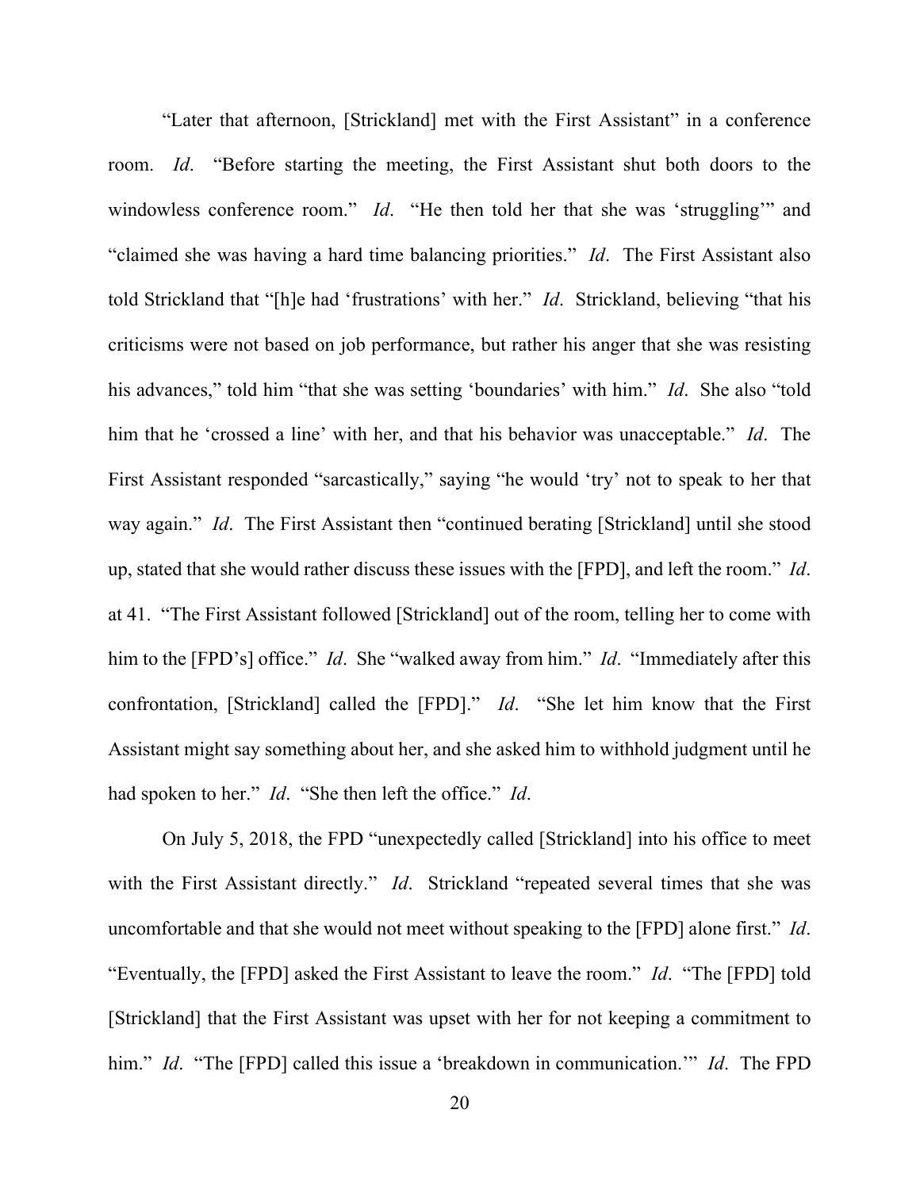"Later that afternoon, [Strickland] met with the First Assistant" in a conference room. *Id*. "Before starting the meeting, the First Assistant shut both doors to the windowless conference room." *Id*. "He then told her that she was 'struggling'" and "claimed she was having a hard time balancing priorities." *Id*. The First Assistant also told Strickland that "[h]e had 'frustrations' with her." *Id*. Strickland, believing "that his criticisms were not based on job performance, but rather his anger that she was resisting his advances," told him "that she was setting 'boundaries' with him." *Id*. She also "told him that he 'crossed a line' with her, and that his behavior was unacceptable." *Id*. The First Assistant responded "sarcastically," saying "he would 'try' not to speak to her that way again." *Id*. The First Assistant then "continued berating [Strickland] until she stood up, stated that she would rather discuss these issues with the [FPD], and left the room." *Id*. at 41. "The First Assistant followed [Strickland] out of the room, telling her to come with him to the [FPD's] office." *Id*. She "walked away from him." *Id*. "Immediately after this confrontation, [Strickland] called the [FPD]." *Id*. "She let him know that the First Assistant might say something about her, and she asked him to withhold judgment until he had spoken to her." *Id*. "She then left the office." *Id*.

On July 5, 2018, the FPD "unexpectedly called [Strickland] into his office to meet with the First Assistant directly." *Id*. Strickland "repeated several times that she was uncomfortable and that she would not meet without speaking to the [FPD] alone first." *Id*. "Eventually, the [FPD] asked the First Assistant to leave the room." *Id*. "The [FPD] told [Strickland] that the First Assistant was upset with her for not keeping a commitment to him." *Id*. "The [FPD] called this issue a 'breakdown in communication.'" *Id*. The FPD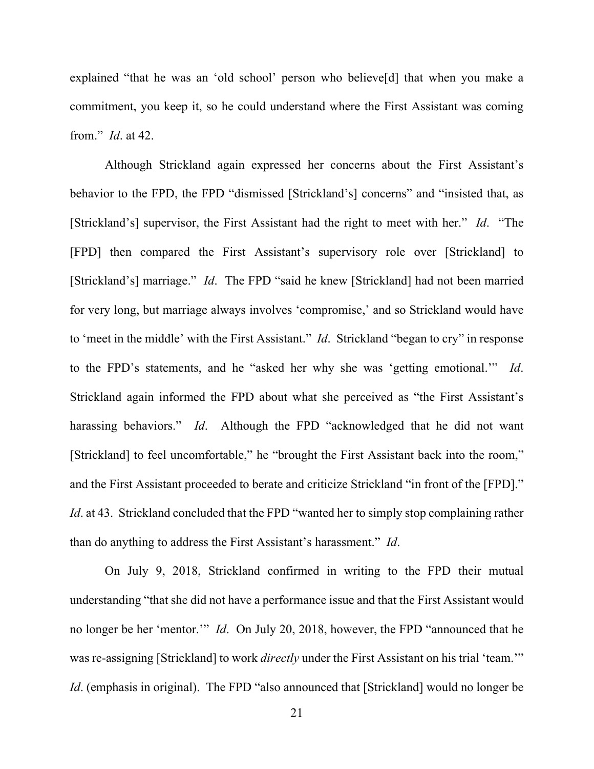explained "that he was an 'old school' person who believe[d] that when you make a commitment, you keep it, so he could understand where the First Assistant was coming from." *Id*. at 42.

Although Strickland again expressed her concerns about the First Assistant's behavior to the FPD, the FPD "dismissed [Strickland's] concerns" and "insisted that, as [Strickland's] supervisor, the First Assistant had the right to meet with her." *Id*. "The [FPD] then compared the First Assistant's supervisory role over [Strickland] to [Strickland's] marriage." *Id*. The FPD "said he knew [Strickland] had not been married for very long, but marriage always involves 'compromise,' and so Strickland would have to 'meet in the middle' with the First Assistant." *Id*. Strickland "began to cry" in response to the FPD's statements, and he "asked her why she was 'getting emotional.'" *Id*. Strickland again informed the FPD about what she perceived as "the First Assistant's harassing behaviors." *Id*. Although the FPD "acknowledged that he did not want [Strickland] to feel uncomfortable," he "brought the First Assistant back into the room," and the First Assistant proceeded to berate and criticize Strickland "in front of the [FPD]." *Id*. at 43. Strickland concluded that the FPD "wanted her to simply stop complaining rather than do anything to address the First Assistant's harassment." *Id*.

On July 9, 2018, Strickland confirmed in writing to the FPD their mutual understanding "that she did not have a performance issue and that the First Assistant would no longer be her 'mentor.'" *Id*. On July 20, 2018, however, the FPD "announced that he was re-assigning [Strickland] to work *directly* under the First Assistant on his trial 'team.'" *Id*. (emphasis in original). The FPD "also announced that [Strickland] would no longer be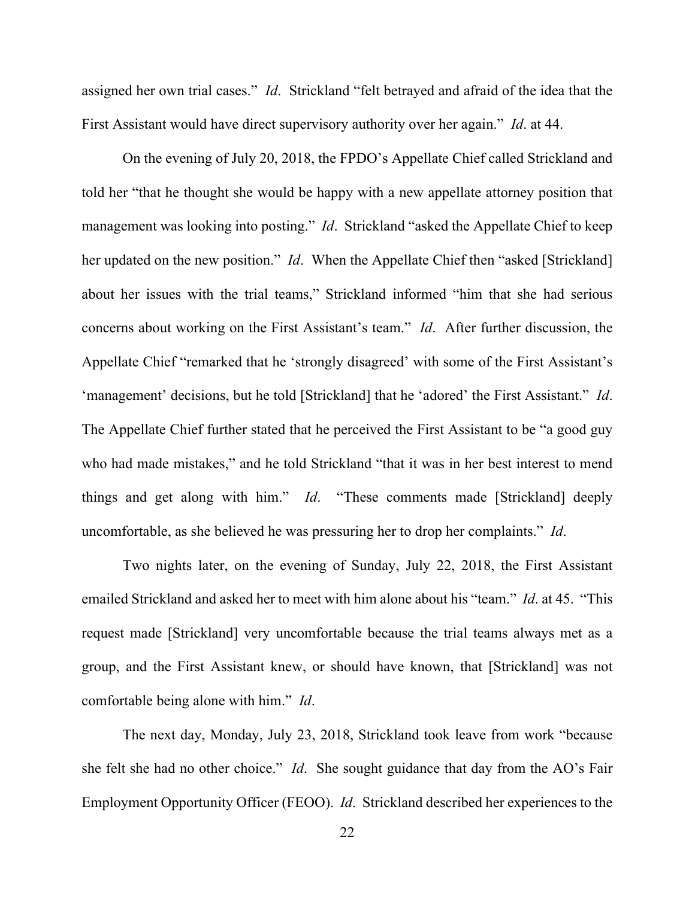assigned her own trial cases." *Id*. Strickland "felt betrayed and afraid of the idea that the First Assistant would have direct supervisory authority over her again." *Id*. at 44.

On the evening of July 20, 2018, the FPDO's Appellate Chief called Strickland and told her "that he thought she would be happy with a new appellate attorney position that management was looking into posting." *Id*. Strickland "asked the Appellate Chief to keep her updated on the new position." *Id*. When the Appellate Chief then "asked [Strickland] about her issues with the trial teams," Strickland informed "him that she had serious concerns about working on the First Assistant's team." *Id*. After further discussion, the Appellate Chief "remarked that he 'strongly disagreed' with some of the First Assistant's 'management' decisions, but he told [Strickland] that he 'adored' the First Assistant." *Id*. The Appellate Chief further stated that he perceived the First Assistant to be "a good guy who had made mistakes," and he told Strickland "that it was in her best interest to mend things and get along with him." *Id*. "These comments made [Strickland] deeply uncomfortable, as she believed he was pressuring her to drop her complaints." *Id*.

Two nights later, on the evening of Sunday, July 22, 2018, the First Assistant emailed Strickland and asked her to meet with him alone about his "team." *Id*. at 45. "This request made [Strickland] very uncomfortable because the trial teams always met as a group, and the First Assistant knew, or should have known, that [Strickland] was not comfortable being alone with him." *Id*.

The next day, Monday, July 23, 2018, Strickland took leave from work "because she felt she had no other choice." *Id*. She sought guidance that day from the AO's Fair Employment Opportunity Officer (FEOO). *Id*. Strickland described her experiences to the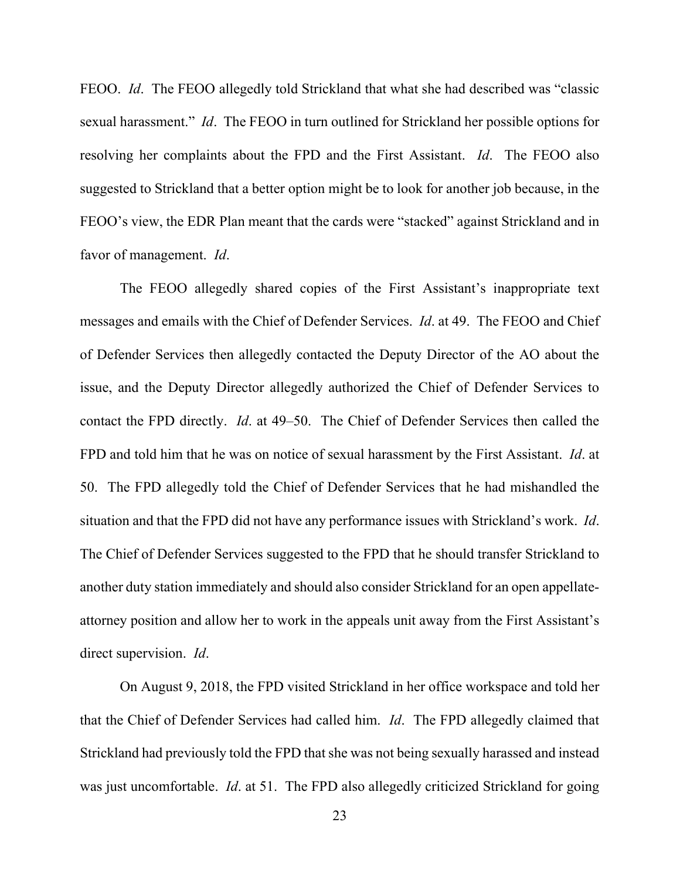FEOO. *Id*. The FEOO allegedly told Strickland that what she had described was "classic sexual harassment." *Id*. The FEOO in turn outlined for Strickland her possible options for resolving her complaints about the FPD and the First Assistant. *Id*. The FEOO also suggested to Strickland that a better option might be to look for another job because, in the FEOO's view, the EDR Plan meant that the cards were "stacked" against Strickland and in favor of management. *Id*.

The FEOO allegedly shared copies of the First Assistant's inappropriate text messages and emails with the Chief of Defender Services. *Id*. at 49. The FEOO and Chief of Defender Services then allegedly contacted the Deputy Director of the AO about the issue, and the Deputy Director allegedly authorized the Chief of Defender Services to contact the FPD directly. *Id*. at 49–50. The Chief of Defender Services then called the FPD and told him that he was on notice of sexual harassment by the First Assistant. *Id*. at 50. The FPD allegedly told the Chief of Defender Services that he had mishandled the situation and that the FPD did not have any performance issues with Strickland's work. *Id*. The Chief of Defender Services suggested to the FPD that he should transfer Strickland to another duty station immediately and should also consider Strickland for an open appellate-attorney position and allow her to work in the appeals unit away from the First Assistant's direct supervision. *Id*.

On August 9, 2018, the FPD visited Strickland in her office workspace and told her that the Chief of Defender Services had called him. *Id*. The FPD allegedly claimed that Strickland had previously told the FPD that she was not being sexually harassed and instead was just uncomfortable. *Id*. at 51. The FPD also allegedly criticized Strickland for going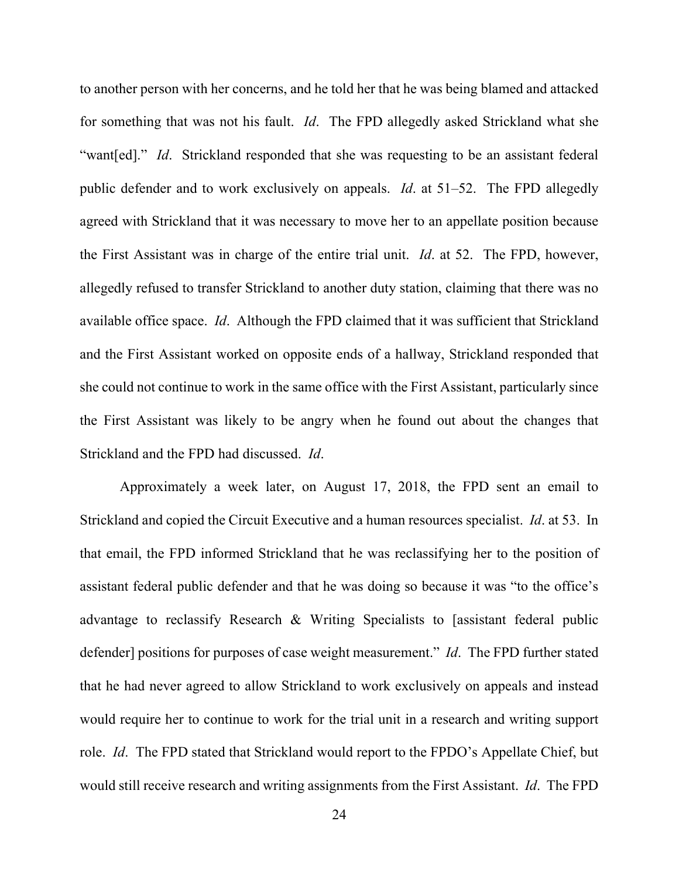to another person with her concerns, and he told her that he was being blamed and attacked for something that was not his fault. *Id*. The FPD allegedly asked Strickland what she "want[ed]." *Id*. Strickland responded that she was requesting to be an assistant federal public defender and to work exclusively on appeals. *Id*. at 51–52. The FPD allegedly agreed with Strickland that it was necessary to move her to an appellate position because the First Assistant was in charge of the entire trial unit. *Id*. at 52. The FPD, however, allegedly refused to transfer Strickland to another duty station, claiming that there was no available office space. *Id*. Although the FPD claimed that it was sufficient that Strickland and the First Assistant worked on opposite ends of a hallway, Strickland responded that she could not continue to work in the same office with the First Assistant, particularly since the First Assistant was likely to be angry when he found out about the changes that Strickland and the FPD had discussed. *Id*.

Approximately a week later, on August 17, 2018, the FPD sent an email to Strickland and copied the Circuit Executive and a human resources specialist. *Id*. at 53. In that email, the FPD informed Strickland that he was reclassifying her to the position of assistant federal public defender and that he was doing so because it was "to the office's advantage to reclassify Research & Writing Specialists to [assistant federal public defender] positions for purposes of case weight measurement." *Id*. The FPD further stated that he had never agreed to allow Strickland to work exclusively on appeals and instead would require her to continue to work for the trial unit in a research and writing support role. *Id*. The FPD stated that Strickland would report to the FPDO's Appellate Chief, but would still receive research and writing assignments from the First Assistant. *Id*. The FPD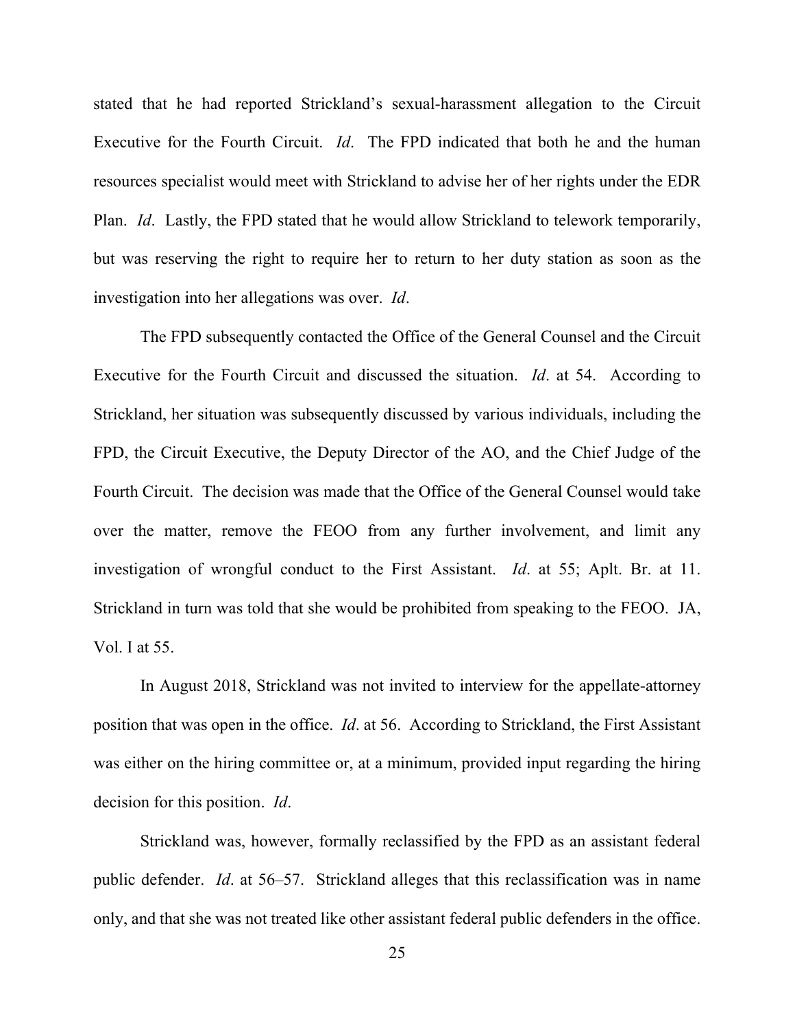stated that he had reported Strickland's sexual-harassment allegation to the Circuit Executive for the Fourth Circuit. *Id*. The FPD indicated that both he and the human resources specialist would meet with Strickland to advise her of her rights under the EDR Plan. *Id*. Lastly, the FPD stated that he would allow Strickland to telework temporarily, but was reserving the right to require her to return to her duty station as soon as the investigation into her allegations was over. *Id*.

The FPD subsequently contacted the Office of the General Counsel and the Circuit Executive for the Fourth Circuit and discussed the situation. *Id*. at 54. According to Strickland, her situation was subsequently discussed by various individuals, including the FPD, the Circuit Executive, the Deputy Director of the AO, and the Chief Judge of the Fourth Circuit. The decision was made that the Office of the General Counsel would take over the matter, remove the FEOO from any further involvement, and limit any investigation of wrongful conduct to the First Assistant. *Id*. at 55; Aplt. Br. at 11. Strickland in turn was told that she would be prohibited from speaking to the FEOO. JA, Vol. I at 55.

In August 2018, Strickland was not invited to interview for the appellate-attorney position that was open in the office. *Id*. at 56. According to Strickland, the First Assistant was either on the hiring committee or, at a minimum, provided input regarding the hiring decision for this position. *Id*.

Strickland was, however, formally reclassified by the FPD as an assistant federal public defender. *Id*. at 56–57. Strickland alleges that this reclassification was in name only, and that she was not treated like other assistant federal public defenders in the office.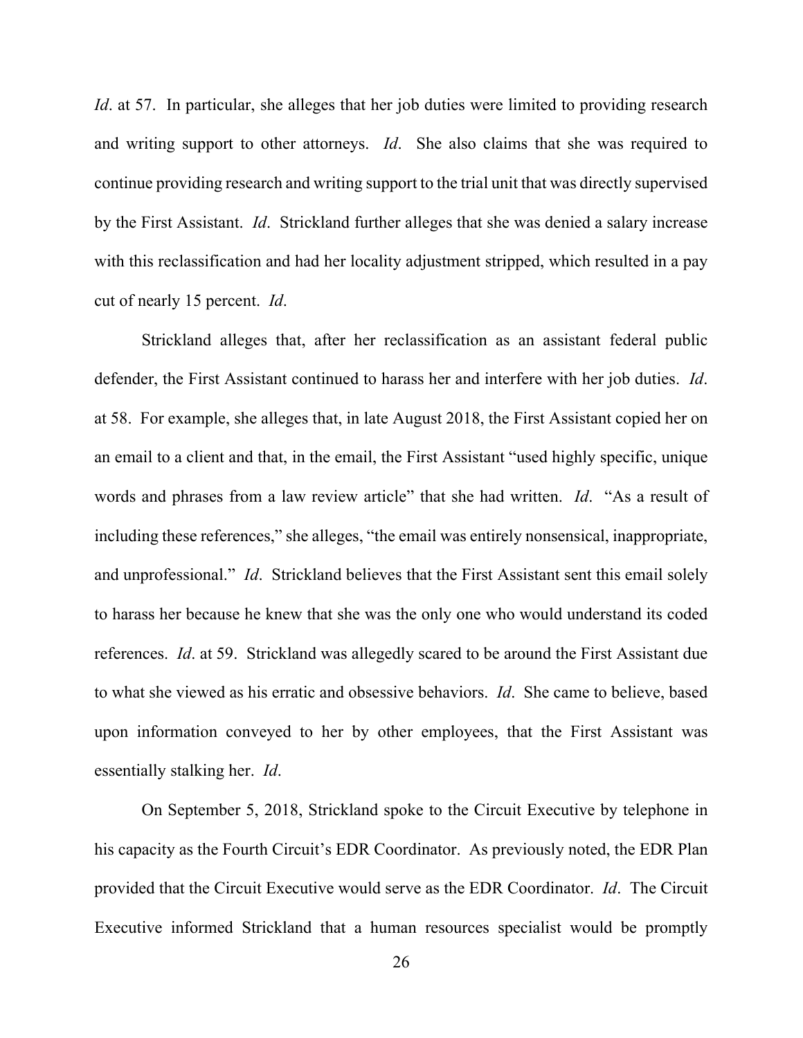*Id*. at 57. In particular, she alleges that her job duties were limited to providing research and writing support to other attorneys. *Id*. She also claims that she was required to continue providing research and writing support to the trial unit that was directly supervised by the First Assistant. *Id*. Strickland further alleges that she was denied a salary increase with this reclassification and had her locality adjustment stripped, which resulted in a pay cut of nearly 15 percent. *Id*.

Strickland alleges that, after her reclassification as an assistant federal public defender, the First Assistant continued to harass her and interfere with her job duties. *Id*. at 58. For example, she alleges that, in late August 2018, the First Assistant copied her on an email to a client and that, in the email, the First Assistant "used highly specific, unique words and phrases from a law review article" that she had written. *Id*. "As a result of including these references," she alleges, "the email was entirely nonsensical, inappropriate, and unprofessional." *Id*. Strickland believes that the First Assistant sent this email solely to harass her because he knew that she was the only one who would understand its coded references. *Id*. at 59. Strickland was allegedly scared to be around the First Assistant due to what she viewed as his erratic and obsessive behaviors. *Id*. She came to believe, based upon information conveyed to her by other employees, that the First Assistant was essentially stalking her. *Id*.

On September 5, 2018, Strickland spoke to the Circuit Executive by telephone in his capacity as the Fourth Circuit's EDR Coordinator. As previously noted, the EDR Plan provided that the Circuit Executive would serve as the EDR Coordinator. *Id*. The Circuit Executive informed Strickland that a human resources specialist would be promptly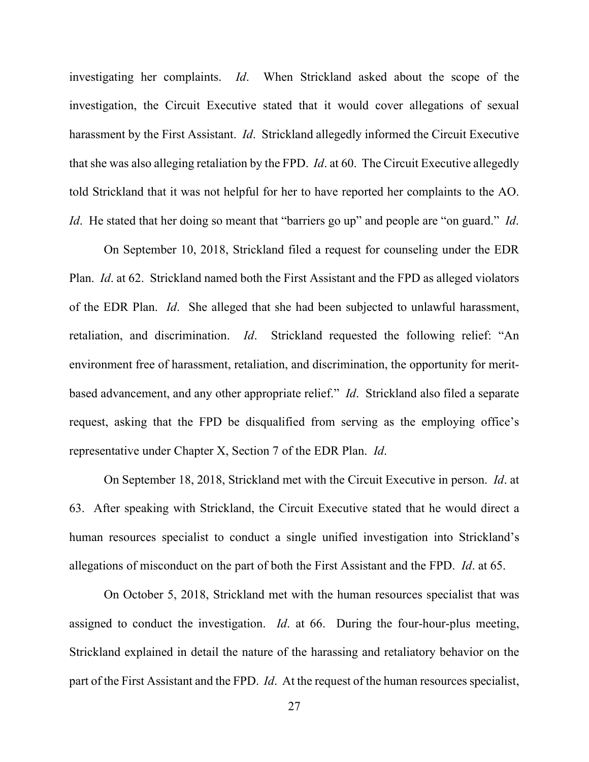investigating her complaints. *Id*. When Strickland asked about the scope of the investigation, the Circuit Executive stated that it would cover allegations of sexual harassment by the First Assistant. *Id*. Strickland allegedly informed the Circuit Executive that she was also alleging retaliation by the FPD. *Id*. at 60. The Circuit Executive allegedly told Strickland that it was not helpful for her to have reported her complaints to the AO. *Id*. He stated that her doing so meant that "barriers go up" and people are "on guard." *Id*.

On September 10, 2018, Strickland filed a request for counseling under the EDR Plan. *Id*. at 62. Strickland named both the First Assistant and the FPD as alleged violators of the EDR Plan. *Id*. She alleged that she had been subjected to unlawful harassment, retaliation, and discrimination. *Id*. Strickland requested the following relief: "An environment free of harassment, retaliation, and discrimination, the opportunity for merit-based advancement, and any other appropriate relief." *Id*. Strickland also filed a separate request, asking that the FPD be disqualified from serving as the employing office's representative under Chapter X, Section 7 of the EDR Plan. *Id*.

On September 18, 2018, Strickland met with the Circuit Executive in person. *Id*. at 63. After speaking with Strickland, the Circuit Executive stated that he would direct a human resources specialist to conduct a single unified investigation into Strickland's allegations of misconduct on the part of both the First Assistant and the FPD. *Id*. at 65.

On October 5, 2018, Strickland met with the human resources specialist that was assigned to conduct the investigation. *Id*. at 66. During the four-hour-plus meeting, Strickland explained in detail the nature of the harassing and retaliatory behavior on the part of the First Assistant and the FPD. *Id*. At the request of the human resources specialist,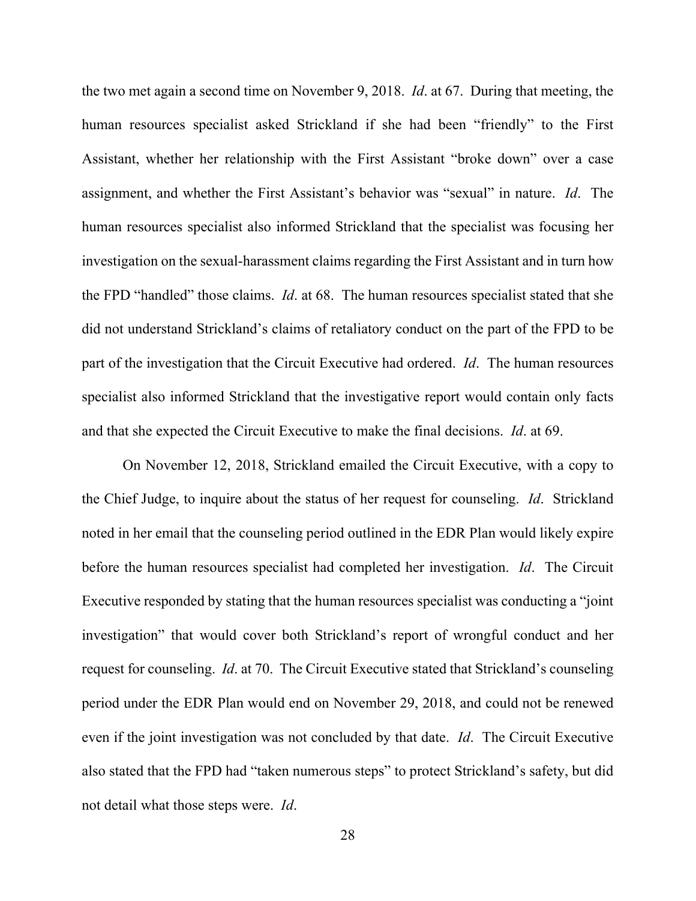the two met again a second time on November 9, 2018. *Id*. at 67. During that meeting, the human resources specialist asked Strickland if she had been "friendly" to the First Assistant, whether her relationship with the First Assistant "broke down" over a case assignment, and whether the First Assistant's behavior was "sexual" in nature. *Id*. The human resources specialist also informed Strickland that the specialist was focusing her investigation on the sexual-harassment claims regarding the First Assistant and in turn how the FPD "handled" those claims. *Id*. at 68. The human resources specialist stated that she did not understand Strickland's claims of retaliatory conduct on the part of the FPD to be part of the investigation that the Circuit Executive had ordered. *Id*. The human resources specialist also informed Strickland that the investigative report would contain only facts and that she expected the Circuit Executive to make the final decisions. *Id*. at 69.

On November 12, 2018, Strickland emailed the Circuit Executive, with a copy to the Chief Judge, to inquire about the status of her request for counseling. *Id*. Strickland noted in her email that the counseling period outlined in the EDR Plan would likely expire before the human resources specialist had completed her investigation. *Id*. The Circuit Executive responded by stating that the human resources specialist was conducting a "joint investigation" that would cover both Strickland's report of wrongful conduct and her request for counseling. *Id*. at 70. The Circuit Executive stated that Strickland's counseling period under the EDR Plan would end on November 29, 2018, and could not be renewed even if the joint investigation was not concluded by that date. *Id*. The Circuit Executive also stated that the FPD had "taken numerous steps" to protect Strickland's safety, but did not detail what those steps were. *Id*.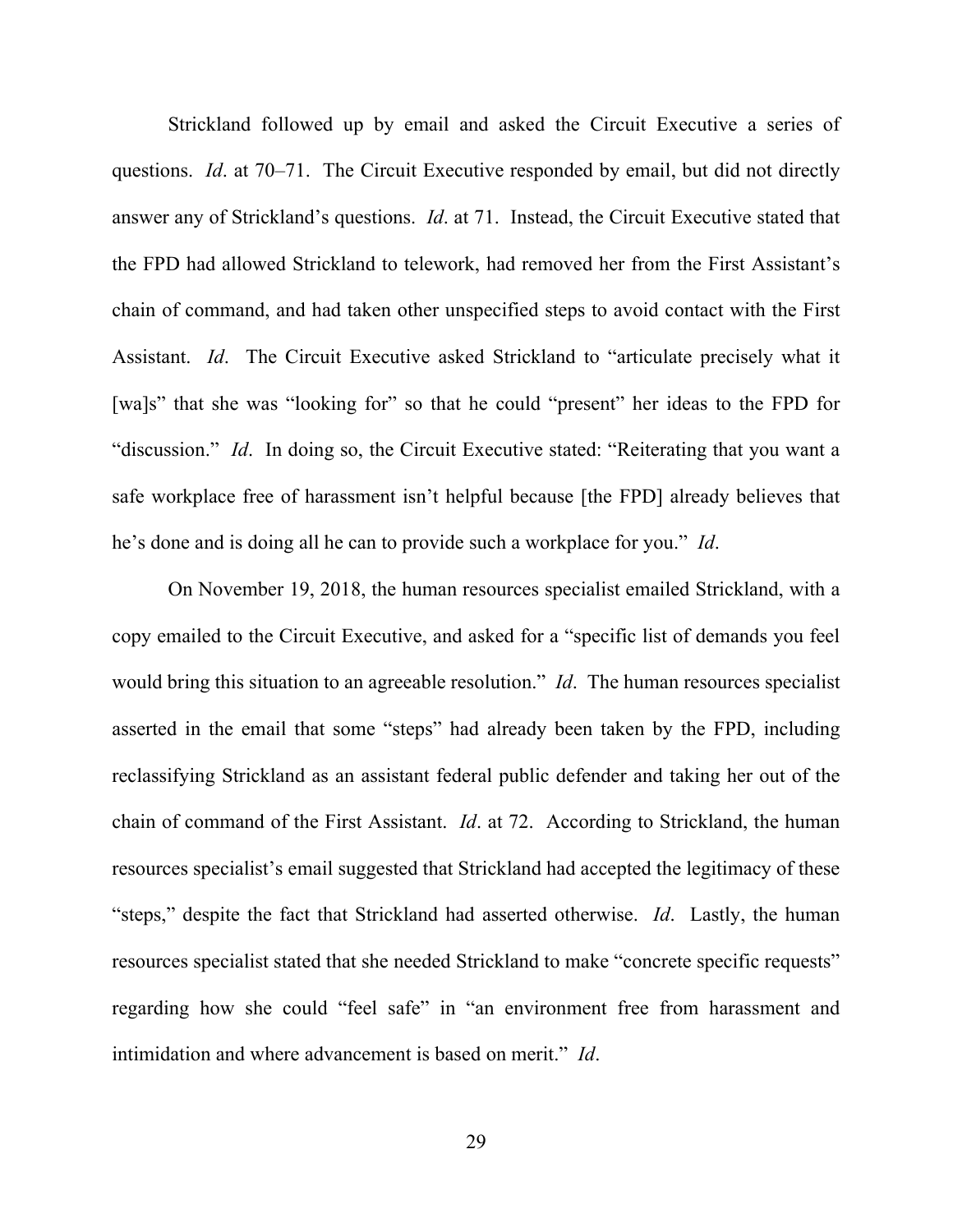Strickland followed up by email and asked the Circuit Executive a series of questions. *Id*. at 70–71. The Circuit Executive responded by email, but did not directly answer any of Strickland's questions. *Id*. at 71. Instead, the Circuit Executive stated that the FPD had allowed Strickland to telework, had removed her from the First Assistant's chain of command, and had taken other unspecified steps to avoid contact with the First Assistant. *Id*. The Circuit Executive asked Strickland to "articulate precisely what it [wa]s" that she was "looking for" so that he could "present" her ideas to the FPD for "discussion." *Id*. In doing so, the Circuit Executive stated: "Reiterating that you want a safe workplace free of harassment isn't helpful because [the FPD] already believes that he's done and is doing all he can to provide such a workplace for you." *Id*.

On November 19, 2018, the human resources specialist emailed Strickland, with a copy emailed to the Circuit Executive, and asked for a "specific list of demands you feel would bring this situation to an agreeable resolution." *Id*. The human resources specialist asserted in the email that some "steps" had already been taken by the FPD, including reclassifying Strickland as an assistant federal public defender and taking her out of the chain of command of the First Assistant. *Id*. at 72. According to Strickland, the human resources specialist's email suggested that Strickland had accepted the legitimacy of these "steps," despite the fact that Strickland had asserted otherwise. *Id*. Lastly, the human resources specialist stated that she needed Strickland to make "concrete specific requests" regarding how she could "feel safe" in "an environment free from harassment and intimidation and where advancement is based on merit." *Id*.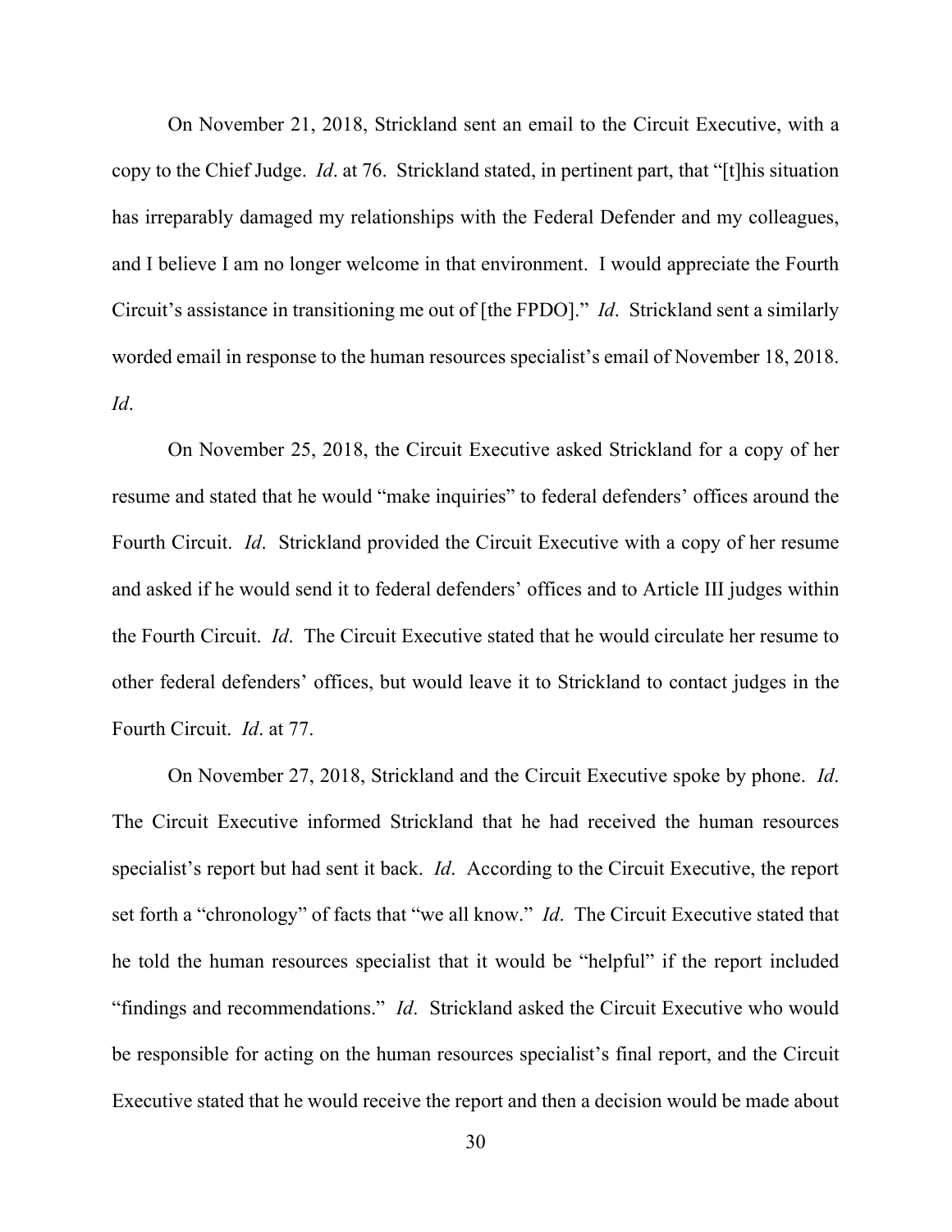On November 21, 2018, Strickland sent an email to the Circuit Executive, with a copy to the Chief Judge. *Id*. at 76. Strickland stated, in pertinent part, that "[t]his situation has irreparably damaged my relationships with the Federal Defender and my colleagues, and I believe I am no longer welcome in that environment. I would appreciate the Fourth Circuit's assistance in transitioning me out of [the FPDO]." *Id*. Strickland sent a similarly worded email in response to the human resources specialist's email of November 18, 2018. *Id*.

On November 25, 2018, the Circuit Executive asked Strickland for a copy of her resume and stated that he would "make inquiries" to federal defenders' offices around the Fourth Circuit. *Id*. Strickland provided the Circuit Executive with a copy of her resume and asked if he would send it to federal defenders' offices and to Article III judges within the Fourth Circuit. *Id*. The Circuit Executive stated that he would circulate her resume to other federal defenders' offices, but would leave it to Strickland to contact judges in the Fourth Circuit. *Id*. at 77.

On November 27, 2018, Strickland and the Circuit Executive spoke by phone. *Id*. The Circuit Executive informed Strickland that he had received the human resources specialist's report but had sent it back. *Id*. According to the Circuit Executive, the report set forth a "chronology" of facts that "we all know." *Id*. The Circuit Executive stated that he told the human resources specialist that it would be "helpful" if the report included "findings and recommendations." *Id*. Strickland asked the Circuit Executive who would be responsible for acting on the human resources specialist's final report, and the Circuit Executive stated that he would receive the report and then a decision would be made about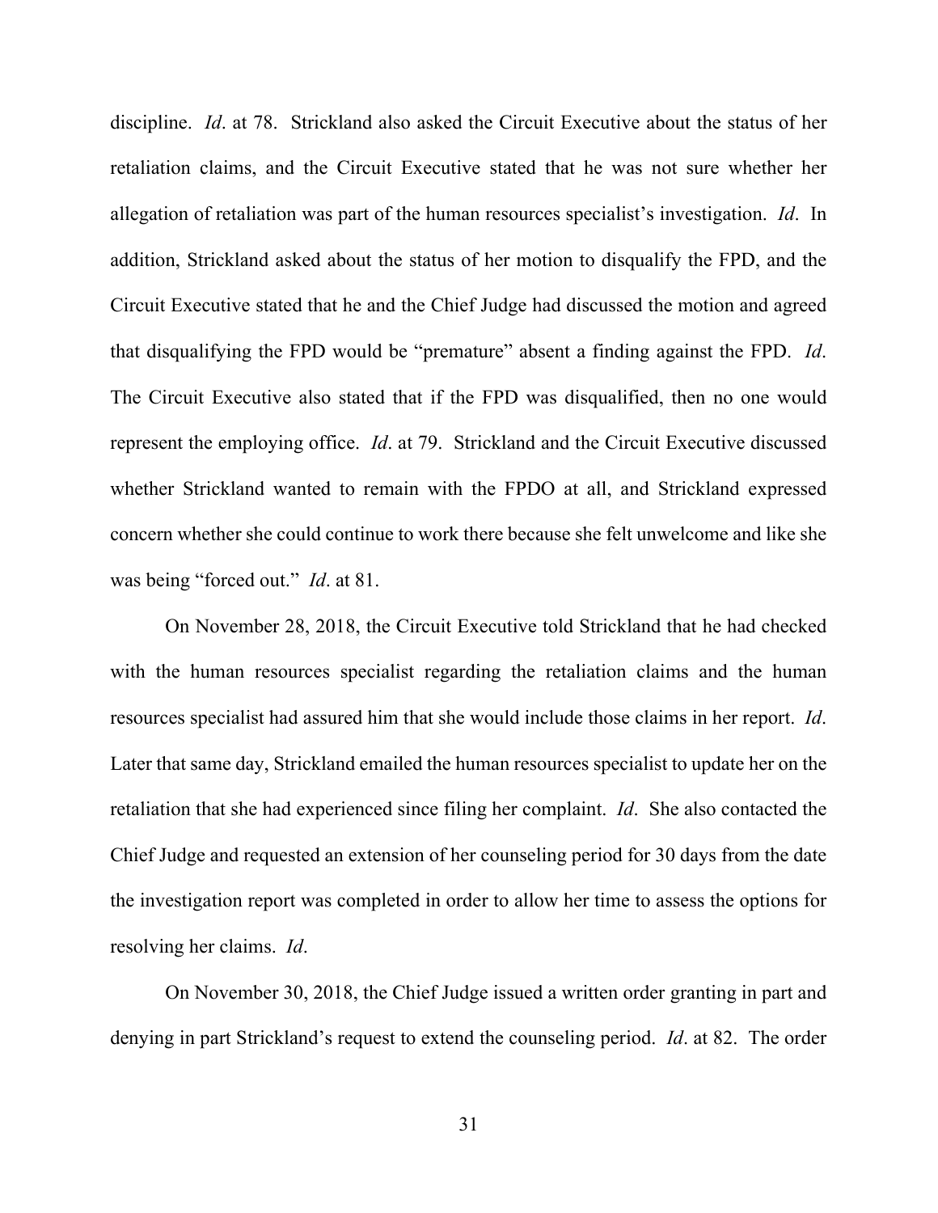discipline. *Id*. at 78. Strickland also asked the Circuit Executive about the status of her retaliation claims, and the Circuit Executive stated that he was not sure whether her allegation of retaliation was part of the human resources specialist's investigation. *Id*. In addition, Strickland asked about the status of her motion to disqualify the FPD, and the Circuit Executive stated that he and the Chief Judge had discussed the motion and agreed that disqualifying the FPD would be "premature" absent a finding against the FPD. *Id*. The Circuit Executive also stated that if the FPD was disqualified, then no one would represent the employing office. *Id*. at 79. Strickland and the Circuit Executive discussed whether Strickland wanted to remain with the FPDO at all, and Strickland expressed concern whether she could continue to work there because she felt unwelcome and like she was being "forced out." *Id*. at 81.

On November 28, 2018, the Circuit Executive told Strickland that he had checked with the human resources specialist regarding the retaliation claims and the human resources specialist had assured him that she would include those claims in her report. *Id*. Later that same day, Strickland emailed the human resources specialist to update her on the retaliation that she had experienced since filing her complaint. *Id*. She also contacted the Chief Judge and requested an extension of her counseling period for 30 days from the date the investigation report was completed in order to allow her time to assess the options for resolving her claims. *Id*.

On November 30, 2018, the Chief Judge issued a written order granting in part and denying in part Strickland's request to extend the counseling period. *Id*. at 82. The order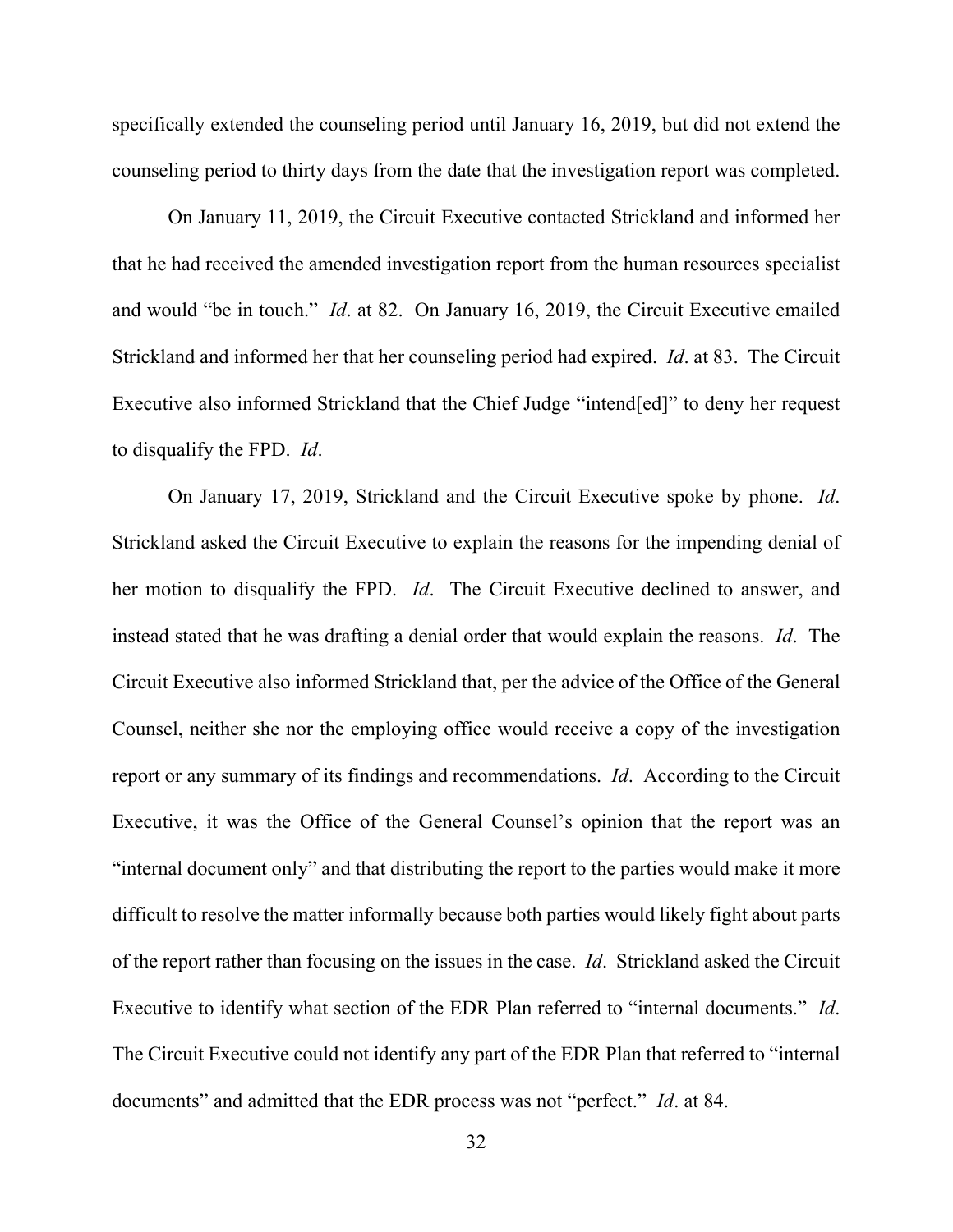specifically extended the counseling period until January 16, 2019, but did not extend the counseling period to thirty days from the date that the investigation report was completed.

On January 11, 2019, the Circuit Executive contacted Strickland and informed her that he had received the amended investigation report from the human resources specialist and would "be in touch." *Id*. at 82. On January 16, 2019, the Circuit Executive emailed Strickland and informed her that her counseling period had expired. *Id*. at 83. The Circuit Executive also informed Strickland that the Chief Judge "intend[ed]" to deny her request to disqualify the FPD. *Id*.

On January 17, 2019, Strickland and the Circuit Executive spoke by phone. *Id*. Strickland asked the Circuit Executive to explain the reasons for the impending denial of her motion to disqualify the FPD. *Id*. The Circuit Executive declined to answer, and instead stated that he was drafting a denial order that would explain the reasons. *Id*. The Circuit Executive also informed Strickland that, per the advice of the Office of the General Counsel, neither she nor the employing office would receive a copy of the investigation report or any summary of its findings and recommendations. *Id*. According to the Circuit Executive, it was the Office of the General Counsel's opinion that the report was an "internal document only" and that distributing the report to the parties would make it more difficult to resolve the matter informally because both parties would likely fight about parts of the report rather than focusing on the issues in the case. *Id*. Strickland asked the Circuit Executive to identify what section of the EDR Plan referred to "internal documents." *Id*. The Circuit Executive could not identify any part of the EDR Plan that referred to "internal documents" and admitted that the EDR process was not "perfect." *Id*. at 84.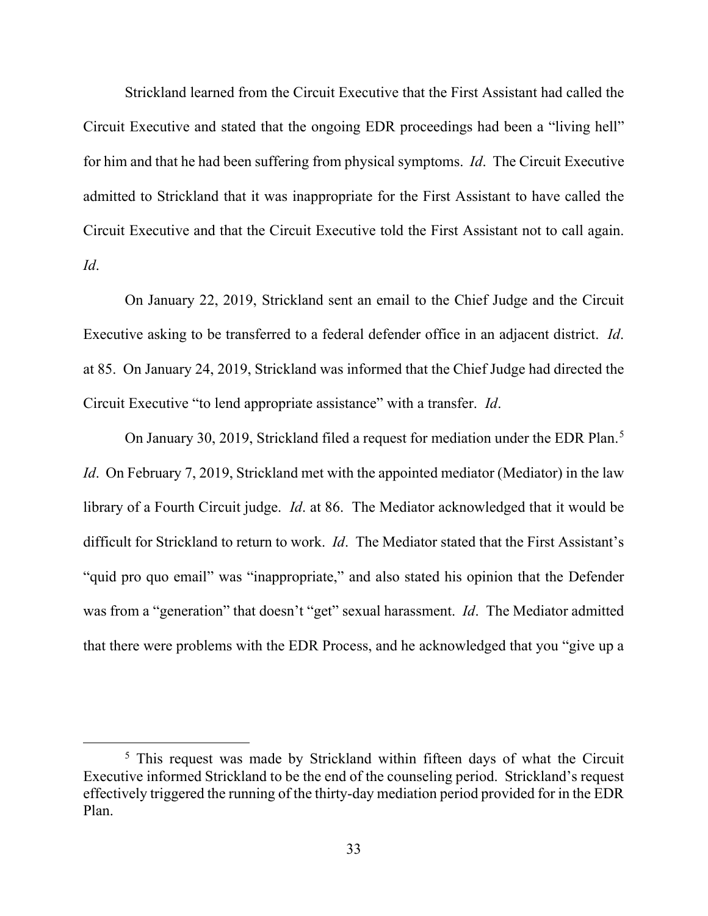Strickland learned from the Circuit Executive that the First Assistant had called the Circuit Executive and stated that the ongoing EDR proceedings had been a "living hell" for him and that he had been suffering from physical symptoms. *Id*. The Circuit Executive admitted to Strickland that it was inappropriate for the First Assistant to have called the Circuit Executive and that the Circuit Executive told the First Assistant not to call again. *Id*.

On January 22, 2019, Strickland sent an email to the Chief Judge and the Circuit Executive asking to be transferred to a federal defender office in an adjacent district. *Id*. at 85. On January 24, 2019, Strickland was informed that the Chief Judge had directed the Circuit Executive "to lend appropriate assistance" with a transfer. *Id*.

On January 30, 2019, Strickland filed a request for mediation under the EDR Plan.[5] *Id*. On February 7, 2019, Strickland met with the appointed mediator (Mediator) in the law library of a Fourth Circuit judge. *Id*. at 86. The Mediator acknowledged that it would be difficult for Strickland to return to work. *Id*. The Mediator stated that the First Assistant's "quid pro quo email" was "inappropriate," and also stated his opinion that the Defender was from a "generation" that doesn't "get" sexual harassment. *Id*. The Mediator admitted that there were problems with the EDR Process, and he acknowledged that you "give up a

[5] This request was made by Strickland within fifteen days of what the Circuit Executive informed Strickland to be the end of the counseling period. Strickland's request effectively triggered the running of the thirty-day mediation period provided for in the EDR Plan.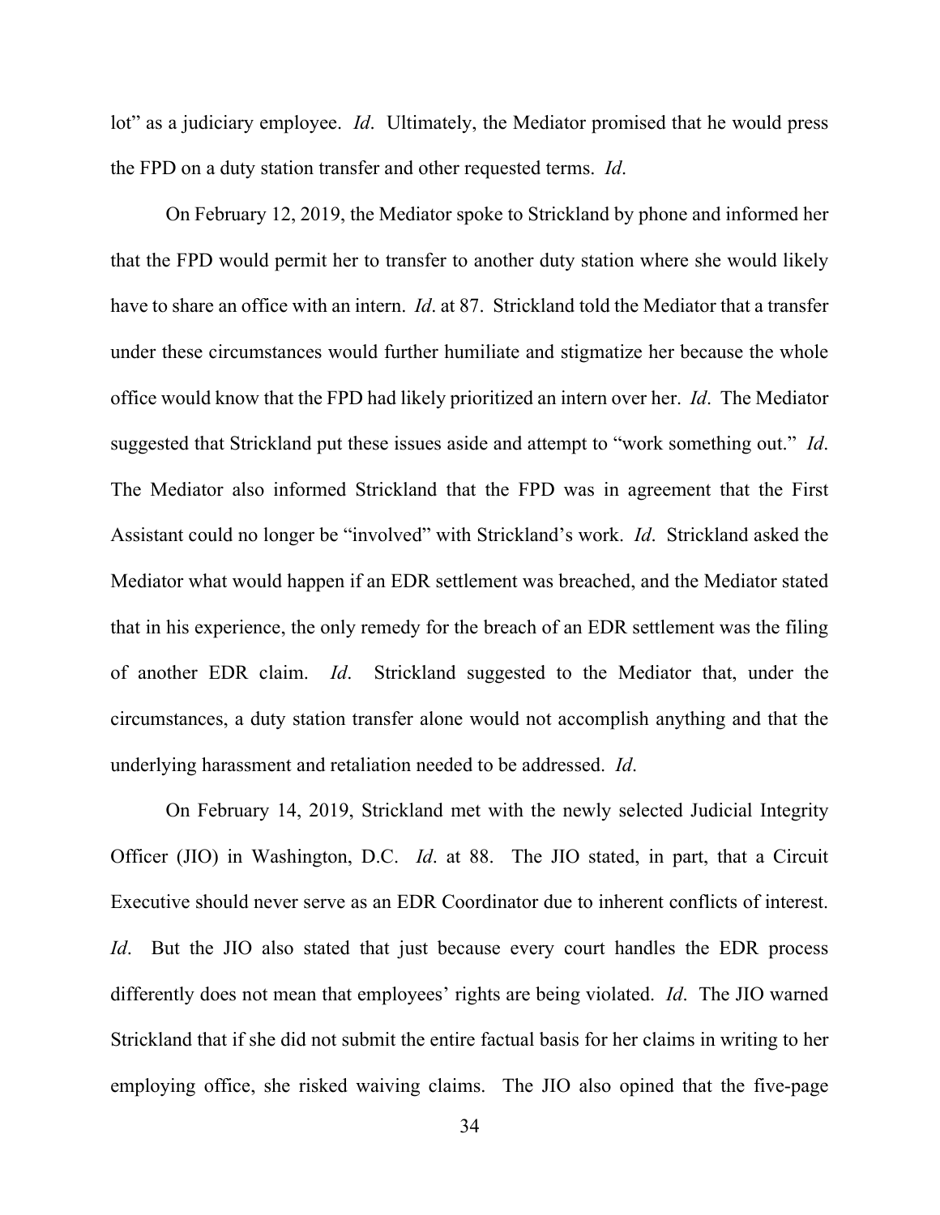lot" as a judiciary employee. *Id*. Ultimately, the Mediator promised that he would press the FPD on a duty station transfer and other requested terms. *Id*.

On February 12, 2019, the Mediator spoke to Strickland by phone and informed her that the FPD would permit her to transfer to another duty station where she would likely have to share an office with an intern. *Id*. at 87. Strickland told the Mediator that a transfer under these circumstances would further humiliate and stigmatize her because the whole office would know that the FPD had likely prioritized an intern over her. *Id*. The Mediator suggested that Strickland put these issues aside and attempt to "work something out." *Id*. The Mediator also informed Strickland that the FPD was in agreement that the First Assistant could no longer be "involved" with Strickland's work. *Id*. Strickland asked the Mediator what would happen if an EDR settlement was breached, and the Mediator stated that in his experience, the only remedy for the breach of an EDR settlement was the filing of another EDR claim. *Id*. Strickland suggested to the Mediator that, under the circumstances, a duty station transfer alone would not accomplish anything and that the underlying harassment and retaliation needed to be addressed. *Id*.

On February 14, 2019, Strickland met with the newly selected Judicial Integrity Officer (JIO) in Washington, D.C. *Id*. at 88. The JIO stated, in part, that a Circuit Executive should never serve as an EDR Coordinator due to inherent conflicts of interest. *Id*. But the JIO also stated that just because every court handles the EDR process differently does not mean that employees' rights are being violated. *Id*. The JIO warned Strickland that if she did not submit the entire factual basis for her claims in writing to her employing office, she risked waiving claims. The JIO also opined that the five-page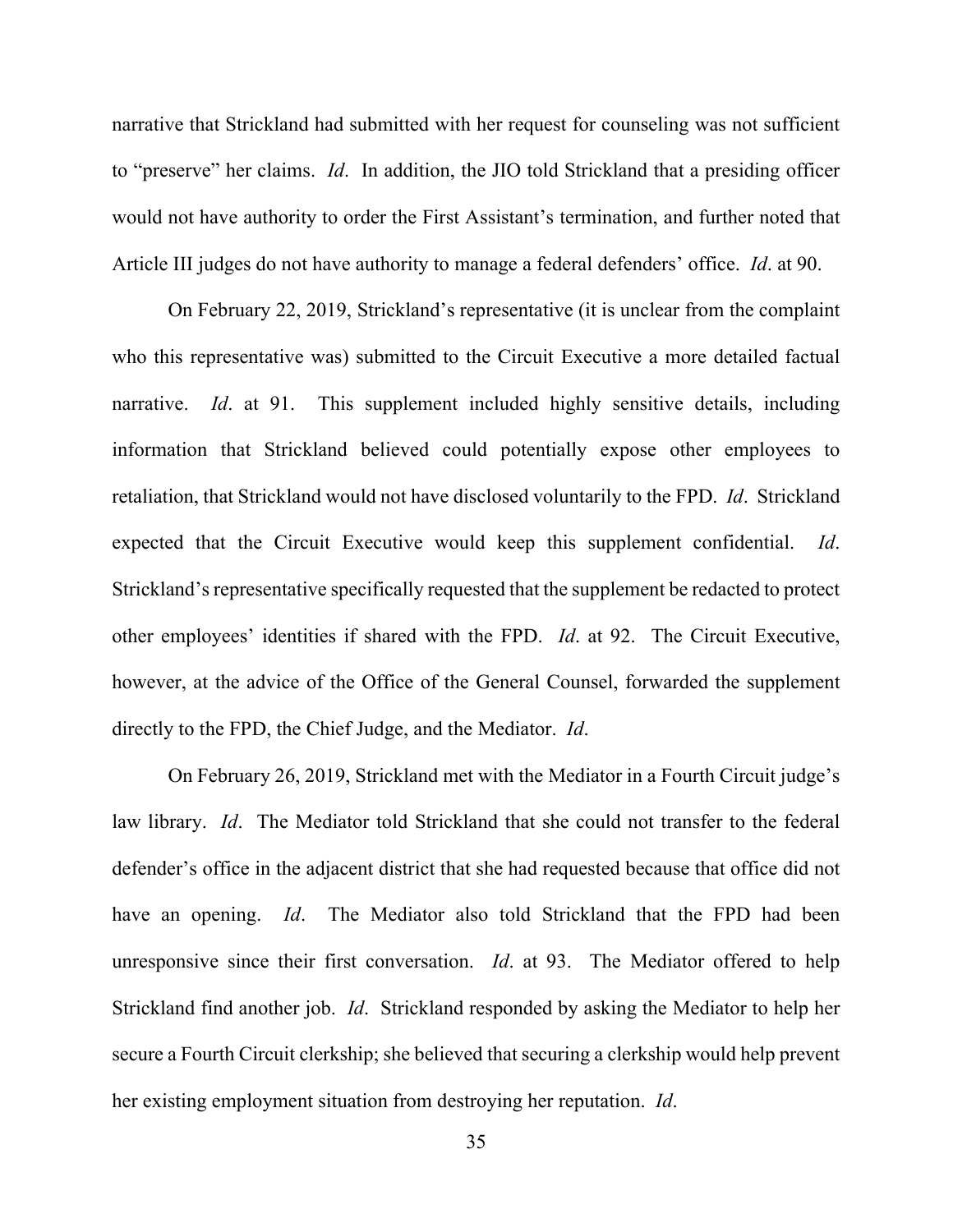narrative that Strickland had submitted with her request for counseling was not sufficient to "preserve" her claims. *Id*. In addition, the JIO told Strickland that a presiding officer would not have authority to order the First Assistant's termination, and further noted that Article III judges do not have authority to manage a federal defenders' office. *Id*. at 90.

On February 22, 2019, Strickland's representative (it is unclear from the complaint who this representative was) submitted to the Circuit Executive a more detailed factual narrative. *Id*. at 91. This supplement included highly sensitive details, including information that Strickland believed could potentially expose other employees to retaliation, that Strickland would not have disclosed voluntarily to the FPD. *Id*. Strickland expected that the Circuit Executive would keep this supplement confidential. *Id*. Strickland's representative specifically requested that the supplement be redacted to protect other employees' identities if shared with the FPD. *Id*. at 92. The Circuit Executive, however, at the advice of the Office of the General Counsel, forwarded the supplement directly to the FPD, the Chief Judge, and the Mediator. *Id*.

On February 26, 2019, Strickland met with the Mediator in a Fourth Circuit judge's law library. *Id*. The Mediator told Strickland that she could not transfer to the federal defender's office in the adjacent district that she had requested because that office did not have an opening. *Id*. The Mediator also told Strickland that the FPD had been unresponsive since their first conversation. *Id*. at 93. The Mediator offered to help Strickland find another job. *Id*. Strickland responded by asking the Mediator to help her secure a Fourth Circuit clerkship; she believed that securing a clerkship would help prevent her existing employment situation from destroying her reputation. *Id*.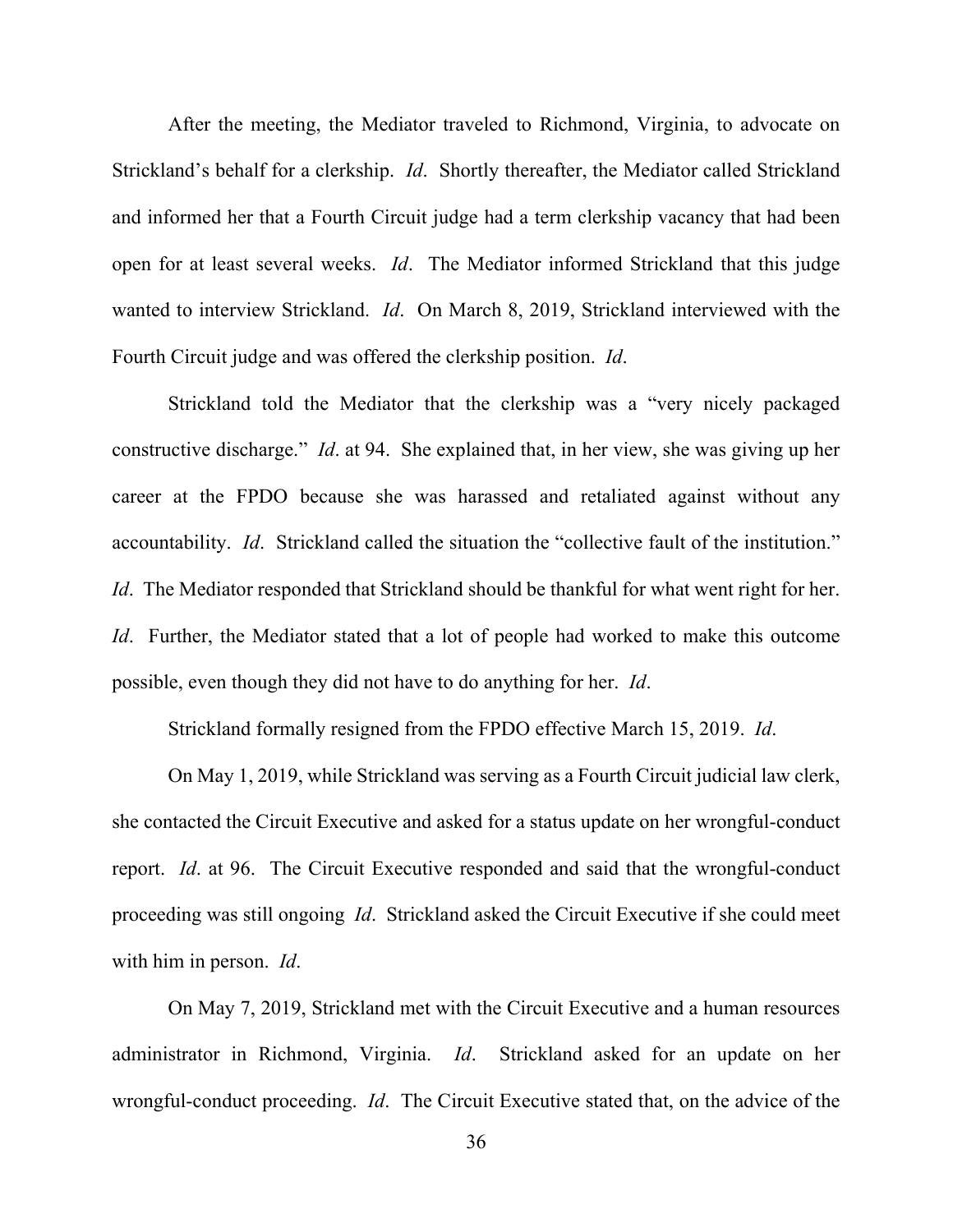After the meeting, the Mediator traveled to Richmond, Virginia, to advocate on Strickland's behalf for a clerkship. *Id*. Shortly thereafter, the Mediator called Strickland and informed her that a Fourth Circuit judge had a term clerkship vacancy that had been open for at least several weeks. *Id*. The Mediator informed Strickland that this judge wanted to interview Strickland. *Id*. On March 8, 2019, Strickland interviewed with the Fourth Circuit judge and was offered the clerkship position. *Id*.

Strickland told the Mediator that the clerkship was a "very nicely packaged constructive discharge." *Id*. at 94. She explained that, in her view, she was giving up her career at the FPDO because she was harassed and retaliated against without any accountability. *Id*. Strickland called the situation the "collective fault of the institution." *Id*. The Mediator responded that Strickland should be thankful for what went right for her. *Id*. Further, the Mediator stated that a lot of people had worked to make this outcome possible, even though they did not have to do anything for her. *Id*.

Strickland formally resigned from the FPDO effective March 15, 2019. *Id*.

On May 1, 2019, while Strickland was serving as a Fourth Circuit judicial law clerk, she contacted the Circuit Executive and asked for a status update on her wrongful-conduct report. *Id*. at 96. The Circuit Executive responded and said that the wrongful-conduct proceeding was still ongoing *Id*. Strickland asked the Circuit Executive if she could meet with him in person. *Id*.

On May 7, 2019, Strickland met with the Circuit Executive and a human resources administrator in Richmond, Virginia. *Id*. Strickland asked for an update on her wrongful-conduct proceeding. *Id*. The Circuit Executive stated that, on the advice of the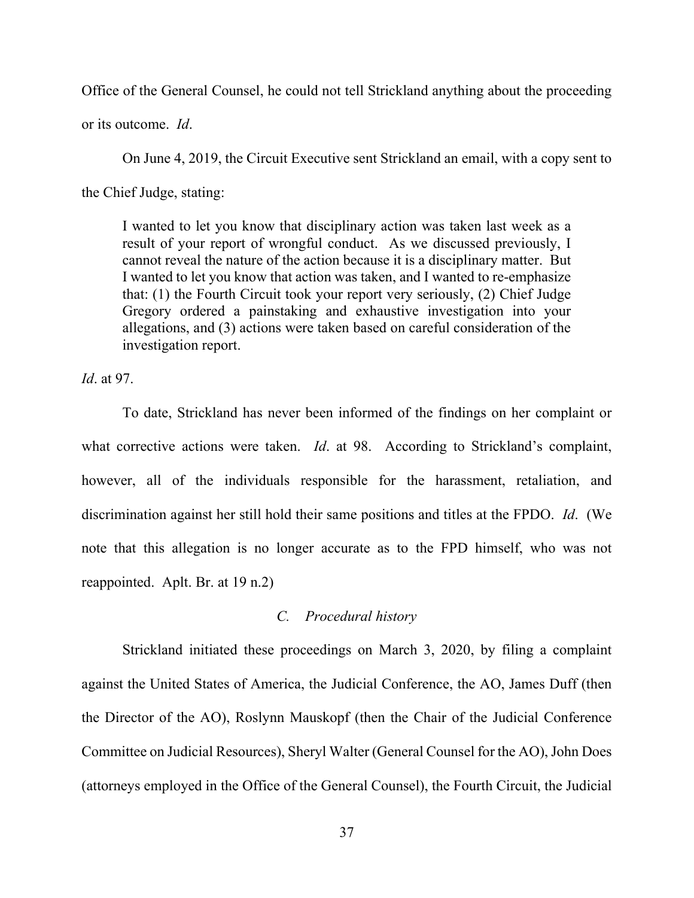Office of the General Counsel, he could not tell Strickland anything about the proceeding or its outcome. *Id*.

On June 4, 2019, the Circuit Executive sent Strickland an email, with a copy sent to the Chief Judge, stating:

> I wanted to let you know that disciplinary action was taken last week as a result of your report of wrongful conduct. As we discussed previously, I cannot reveal the nature of the action because it is a disciplinary matter. But I wanted to let you know that action was taken, and I wanted to re-emphasize that: (1) the Fourth Circuit took your report very seriously, (2) Chief Judge Gregory ordered a painstaking and exhaustive investigation into your allegations, and (3) actions were taken based on careful consideration of the investigation report.

*Id*. at 97.

To date, Strickland has never been informed of the findings on her complaint or what corrective actions were taken. *Id*. at 98. According to Strickland's complaint, however, all of the individuals responsible for the harassment, retaliation, and discrimination against her still hold their same positions and titles at the FPDO. *Id*. (We note that this allegation is no longer accurate as to the FPD himself, who was not reappointed. Aplt. Br. at 19 n.2)

### *C. Procedural history*

Strickland initiated these proceedings on March 3, 2020, by filing a complaint against the United States of America, the Judicial Conference, the AO, James Duff (then the Director of the AO), Roslynn Mauskopf (then the Chair of the Judicial Conference Committee on Judicial Resources), Sheryl Walter (General Counsel for the AO), John Does (attorneys employed in the Office of the General Counsel), the Fourth Circuit, the Judicial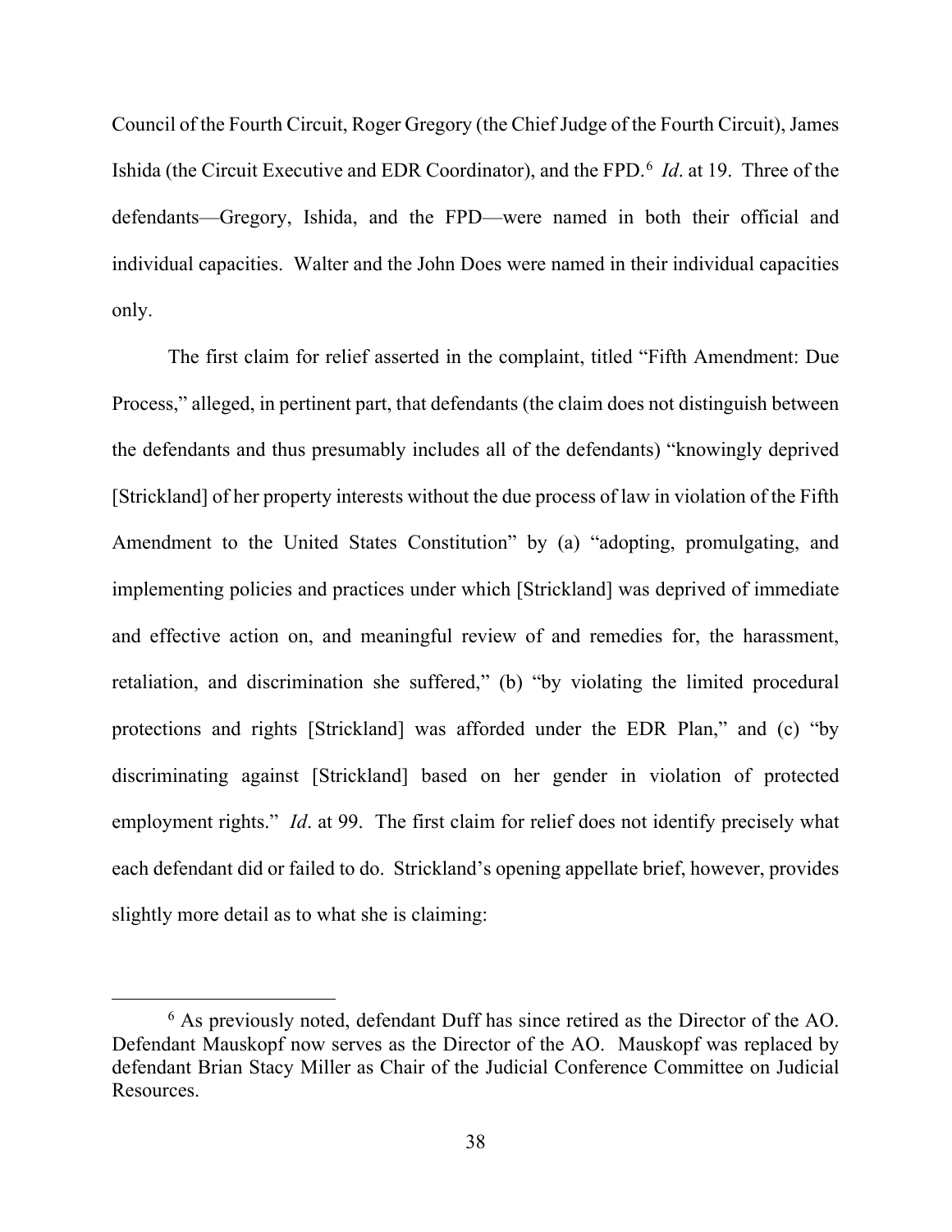Council of the Fourth Circuit, Roger Gregory (the Chief Judge of the Fourth Circuit), James Ishida (the Circuit Executive and EDR Coordinator), and the FPD.[6] *Id*. at 19. Three of the defendants—Gregory, Ishida, and the FPD—were named in both their official and individual capacities. Walter and the John Does were named in their individual capacities only.

The first claim for relief asserted in the complaint, titled "Fifth Amendment: Due Process," alleged, in pertinent part, that defendants (the claim does not distinguish between the defendants and thus presumably includes all of the defendants) "knowingly deprived [Strickland] of her property interests without the due process of law in violation of the Fifth Amendment to the United States Constitution" by (a) "adopting, promulgating, and implementing policies and practices under which [Strickland] was deprived of immediate and effective action on, and meaningful review of and remedies for, the harassment, retaliation, and discrimination she suffered," (b) "by violating the limited procedural protections and rights [Strickland] was afforded under the EDR Plan," and (c) "by discriminating against [Strickland] based on her gender in violation of protected employment rights." *Id*. at 99. The first claim for relief does not identify precisely what each defendant did or failed to do. Strickland's opening appellate brief, however, provides slightly more detail as to what she is claiming:

---

[6] As previously noted, defendant Duff has since retired as the Director of the AO. Defendant Mauskopf now serves as the Director of the AO. Mauskopf was replaced by defendant Brian Stacy Miller as Chair of the Judicial Conference Committee on Judicial Resources.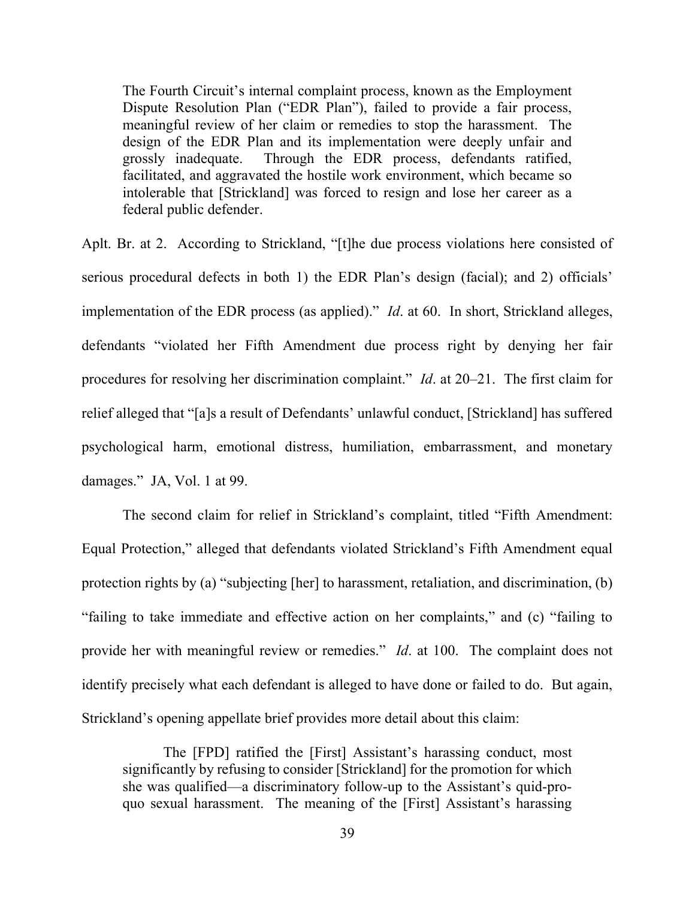> The Fourth Circuit's internal complaint process, known as the Employment Dispute Resolution Plan ("EDR Plan"), failed to provide a fair process, meaningful review of her claim or remedies to stop the harassment. The design of the EDR Plan and its implementation were deeply unfair and grossly inadequate. Through the EDR process, defendants ratified, facilitated, and aggravated the hostile work environment, which became so intolerable that [Strickland] was forced to resign and lose her career as a federal public defender.

Aplt. Br. at 2. According to Strickland, "[t]he due process violations here consisted of serious procedural defects in both 1) the EDR Plan's design (facial); and 2) officials' implementation of the EDR process (as applied)." *Id*. at 60. In short, Strickland alleges, defendants "violated her Fifth Amendment due process right by denying her fair procedures for resolving her discrimination complaint." *Id*. at 20–21. The first claim for relief alleged that "[a]s a result of Defendants' unlawful conduct, [Strickland] has suffered psychological harm, emotional distress, humiliation, embarrassment, and monetary damages." JA, Vol. 1 at 99.

The second claim for relief in Strickland's complaint, titled "Fifth Amendment: Equal Protection," alleged that defendants violated Strickland's Fifth Amendment equal protection rights by (a) "subjecting [her] to harassment, retaliation, and discrimination, (b) "failing to take immediate and effective action on her complaints," and (c) "failing to provide her with meaningful review or remedies." *Id*. at 100. The complaint does not identify precisely what each defendant is alleged to have done or failed to do. But again, Strickland's opening appellate brief provides more detail about this claim:

> The [FPD] ratified the [First] Assistant's harassing conduct, most significantly by refusing to consider [Strickland] for the promotion for which she was qualified—a discriminatory follow-up to the Assistant's quid-pro-quo sexual harassment. The meaning of the [First] Assistant's harassing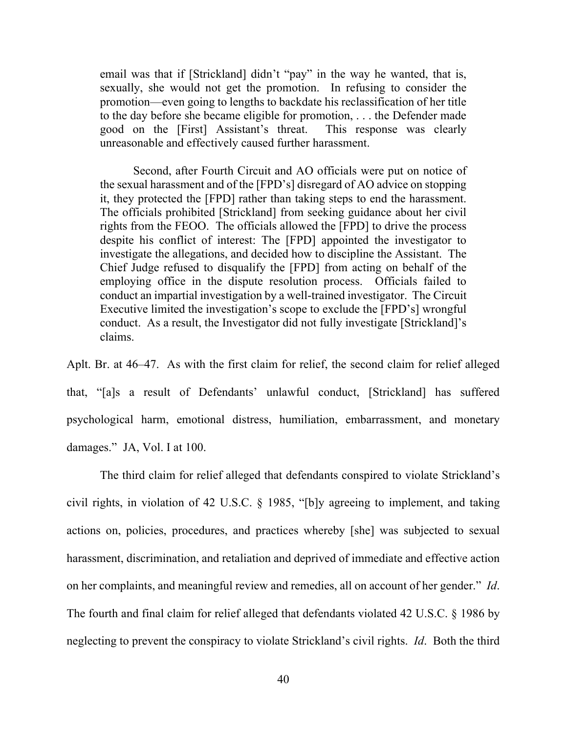> email was that if [Strickland] didn't "pay" in the way he wanted, that is, sexually, she would not get the promotion. In refusing to consider the promotion—even going to lengths to backdate his reclassification of her title to the day before she became eligible for promotion, . . . the Defender made good on the [First] Assistant's threat. This response was clearly unreasonable and effectively caused further harassment.
>
> Second, after Fourth Circuit and AO officials were put on notice of the sexual harassment and of the [FPD's] disregard of AO advice on stopping it, they protected the [FPD] rather than taking steps to end the harassment. The officials prohibited [Strickland] from seeking guidance about her civil rights from the FEOO. The officials allowed the [FPD] to drive the process despite his conflict of interest: The [FPD] appointed the investigator to investigate the allegations, and decided how to discipline the Assistant. The Chief Judge refused to disqualify the [FPD] from acting on behalf of the employing office in the dispute resolution process. Officials failed to conduct an impartial investigation by a well-trained investigator. The Circuit Executive limited the investigation's scope to exclude the [FPD's] wrongful conduct. As a result, the Investigator did not fully investigate [Strickland]'s claims.

Aplt. Br. at 46–47. As with the first claim for relief, the second claim for relief alleged that, "[a]s a result of Defendants' unlawful conduct, [Strickland] has suffered psychological harm, emotional distress, humiliation, embarrassment, and monetary damages." JA, Vol. I at 100.

The third claim for relief alleged that defendants conspired to violate Strickland's civil rights, in violation of 42 U.S.C. § 1985, "[b]y agreeing to implement, and taking actions on, policies, procedures, and practices whereby [she] was subjected to sexual harassment, discrimination, and retaliation and deprived of immediate and effective action on her complaints, and meaningful review and remedies, all on account of her gender." *Id*. The fourth and final claim for relief alleged that defendants violated 42 U.S.C. § 1986 by neglecting to prevent the conspiracy to violate Strickland's civil rights. *Id*. Both the third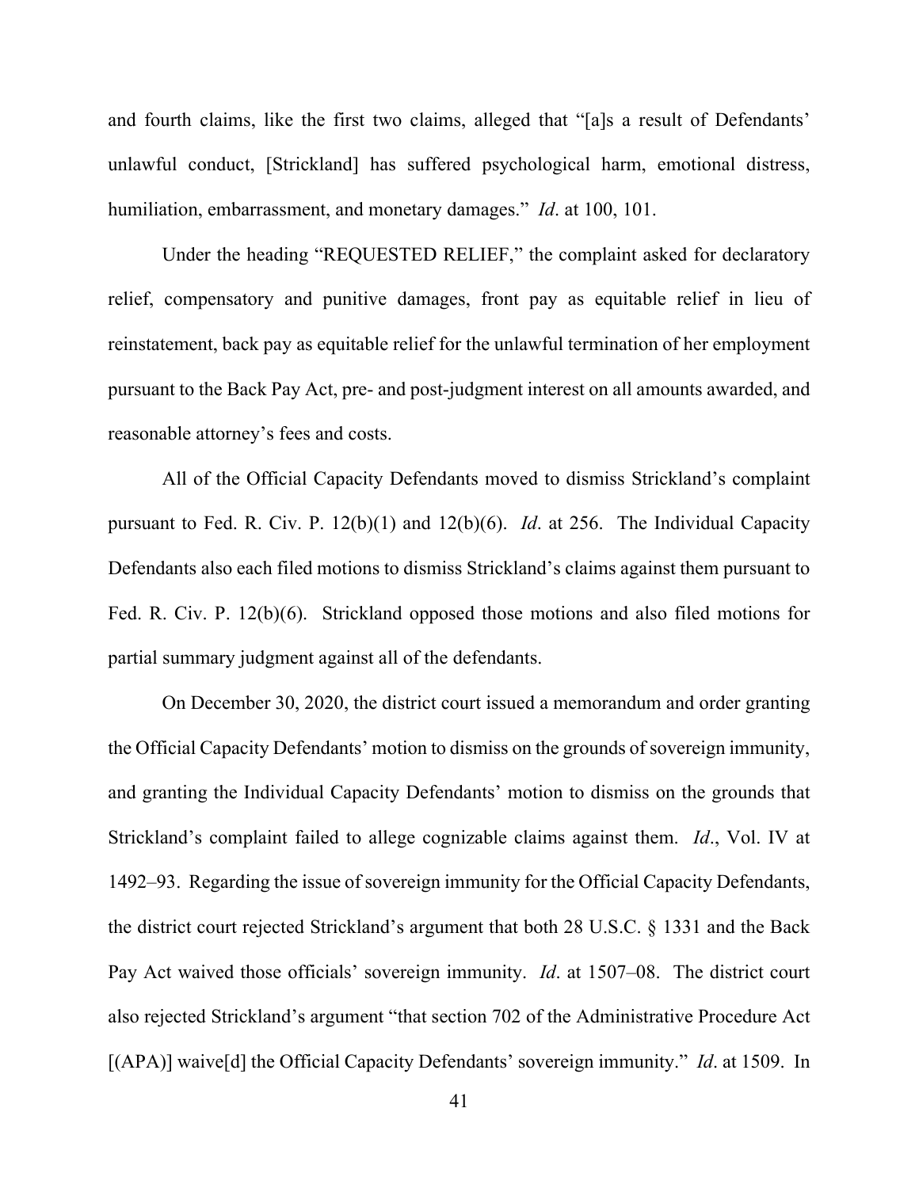and fourth claims, like the first two claims, alleged that "[a]s a result of Defendants' unlawful conduct, [Strickland] has suffered psychological harm, emotional distress, humiliation, embarrassment, and monetary damages." *Id*. at 100, 101.

Under the heading "REQUESTED RELIEF," the complaint asked for declaratory relief, compensatory and punitive damages, front pay as equitable relief in lieu of reinstatement, back pay as equitable relief for the unlawful termination of her employment pursuant to the Back Pay Act, pre- and post-judgment interest on all amounts awarded, and reasonable attorney's fees and costs.

All of the Official Capacity Defendants moved to dismiss Strickland's complaint pursuant to Fed. R. Civ. P. 12(b)(1) and 12(b)(6). *Id*. at 256. The Individual Capacity Defendants also each filed motions to dismiss Strickland's claims against them pursuant to Fed. R. Civ. P. 12(b)(6). Strickland opposed those motions and also filed motions for partial summary judgment against all of the defendants.

On December 30, 2020, the district court issued a memorandum and order granting the Official Capacity Defendants' motion to dismiss on the grounds of sovereign immunity, and granting the Individual Capacity Defendants' motion to dismiss on the grounds that Strickland's complaint failed to allege cognizable claims against them. *Id*., Vol. IV at 1492–93. Regarding the issue of sovereign immunity for the Official Capacity Defendants, the district court rejected Strickland's argument that both 28 U.S.C. § 1331 and the Back Pay Act waived those officials' sovereign immunity. *Id*. at 1507–08. The district court also rejected Strickland's argument "that section 702 of the Administrative Procedure Act [(APA)] waive[d] the Official Capacity Defendants' sovereign immunity." *Id*. at 1509. In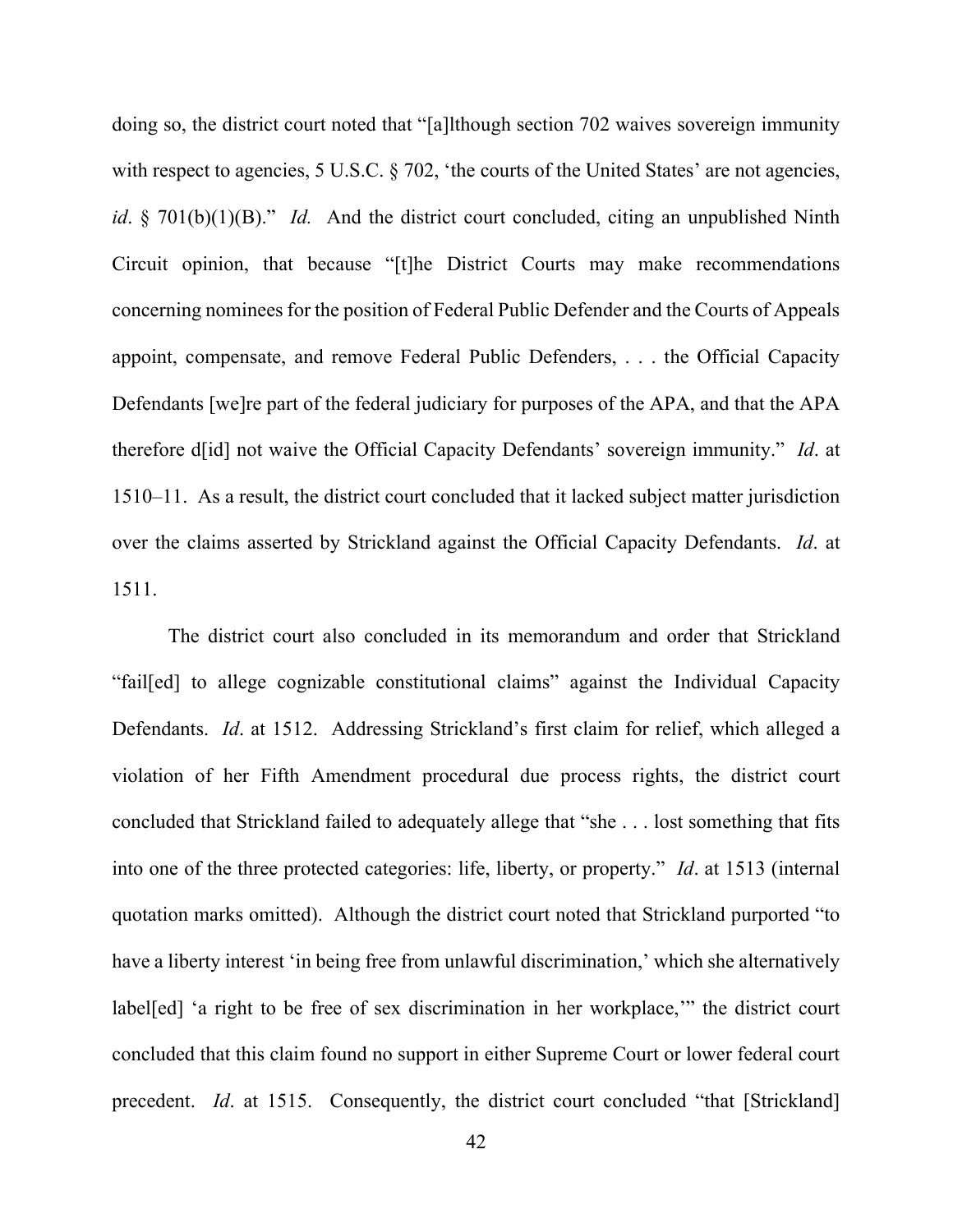doing so, the district court noted that "[a]lthough section 702 waives sovereign immunity with respect to agencies, 5 U.S.C. § 702, 'the courts of the United States' are not agencies, *id*. § 701(b)(1)(B)." *Id.* And the district court concluded, citing an unpublished Ninth Circuit opinion, that because "[t]he District Courts may make recommendations concerning nominees for the position of Federal Public Defender and the Courts of Appeals appoint, compensate, and remove Federal Public Defenders, . . . the Official Capacity Defendants [we]re part of the federal judiciary for purposes of the APA, and that the APA therefore d[id] not waive the Official Capacity Defendants' sovereign immunity." *Id*. at 1510–11. As a result, the district court concluded that it lacked subject matter jurisdiction over the claims asserted by Strickland against the Official Capacity Defendants. *Id*. at 1511.

The district court also concluded in its memorandum and order that Strickland "fail[ed] to allege cognizable constitutional claims" against the Individual Capacity Defendants. *Id*. at 1512. Addressing Strickland's first claim for relief, which alleged a violation of her Fifth Amendment procedural due process rights, the district court concluded that Strickland failed to adequately allege that "she . . . lost something that fits into one of the three protected categories: life, liberty, or property." *Id*. at 1513 (internal quotation marks omitted). Although the district court noted that Strickland purported "to have a liberty interest 'in being free from unlawful discrimination,' which she alternatively label[ed] 'a right to be free of sex discrimination in her workplace,'" the district court concluded that this claim found no support in either Supreme Court or lower federal court precedent. *Id*. at 1515. Consequently, the district court concluded "that [Strickland]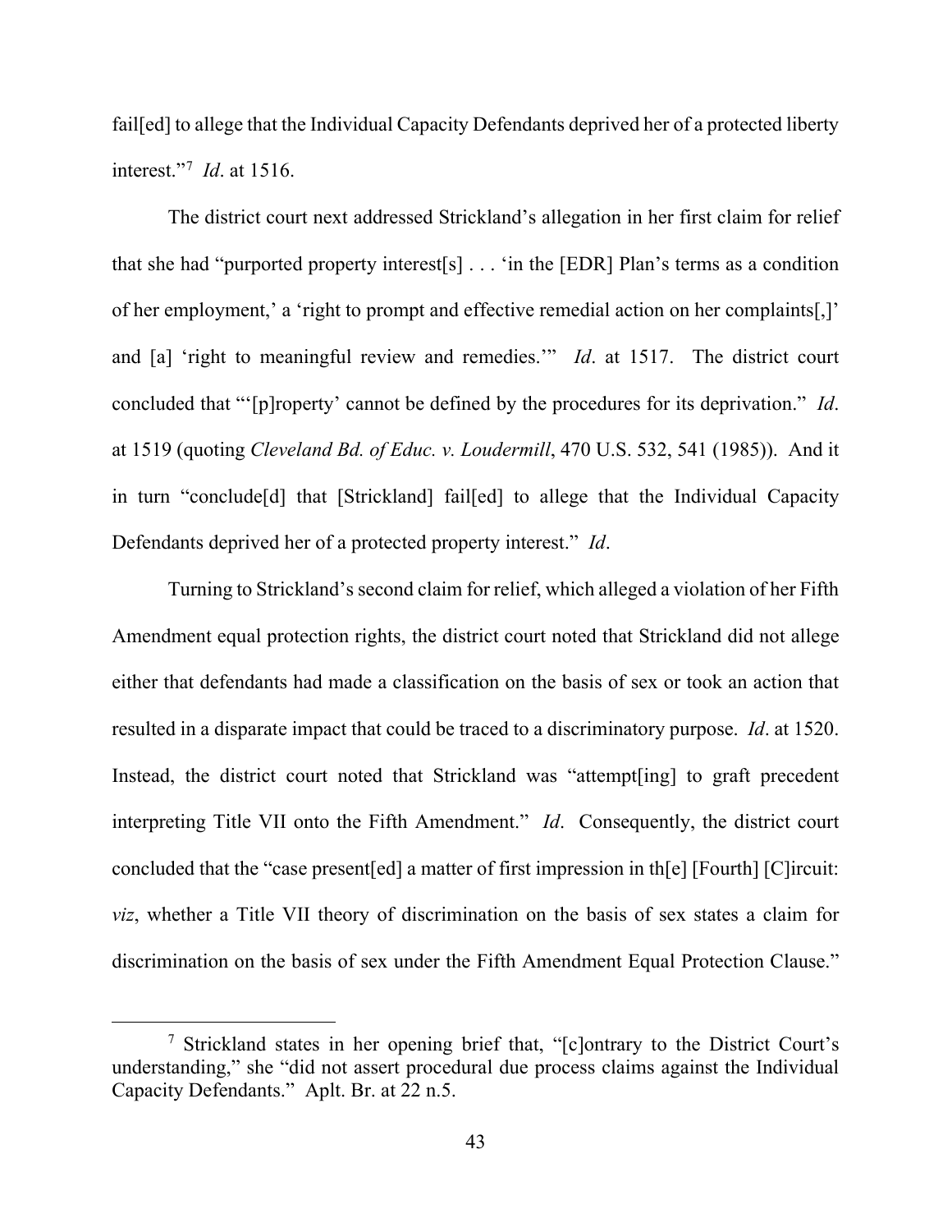fail[ed] to allege that the Individual Capacity Defendants deprived her of a protected liberty interest."[7] *Id*. at 1516.

The district court next addressed Strickland's allegation in her first claim for relief that she had "purported property interest[s] . . . 'in the [EDR] Plan's terms as a condition of her employment,' a 'right to prompt and effective remedial action on her complaints[,]' and [a] 'right to meaningful review and remedies.'" *Id*. at 1517. The district court concluded that "'[p]roperty' cannot be defined by the procedures for its deprivation." *Id*. at 1519 (quoting *Cleveland Bd. of Educ. v. Loudermill*, 470 U.S. 532, 541 (1985)). And it in turn "conclude[d] that [Strickland] fail[ed] to allege that the Individual Capacity Defendants deprived her of a protected property interest." *Id*.

Turning to Strickland's second claim for relief, which alleged a violation of her Fifth Amendment equal protection rights, the district court noted that Strickland did not allege either that defendants had made a classification on the basis of sex or took an action that resulted in a disparate impact that could be traced to a discriminatory purpose. *Id*. at 1520. Instead, the district court noted that Strickland was "attempt[ing] to graft precedent interpreting Title VII onto the Fifth Amendment." *Id*. Consequently, the district court concluded that the "case present[ed] a matter of first impression in th[e] [Fourth] [C]ircuit: *viz*, whether a Title VII theory of discrimination on the basis of sex states a claim for discrimination on the basis of sex under the Fifth Amendment Equal Protection Clause."

---

[7] Strickland states in her opening brief that, "[c]ontrary to the District Court's understanding," she "did not assert procedural due process claims against the Individual Capacity Defendants." Aplt. Br. at 22 n.5.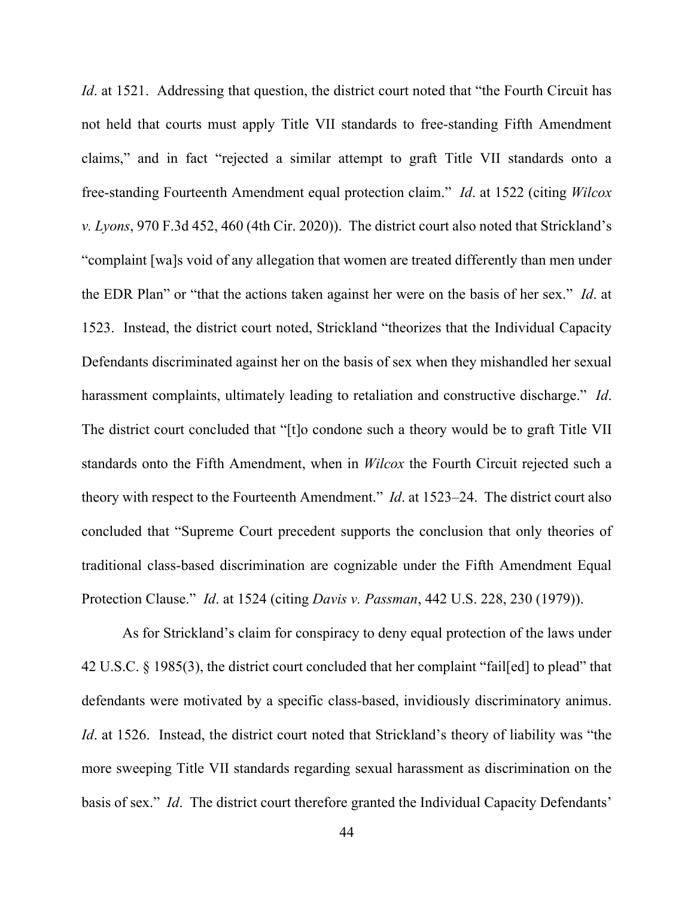*Id*. at 1521. Addressing that question, the district court noted that "the Fourth Circuit has not held that courts must apply Title VII standards to free-standing Fifth Amendment claims," and in fact "rejected a similar attempt to graft Title VII standards onto a free-standing Fourteenth Amendment equal protection claim." *Id*. at 1522 (citing *Wilcox v. Lyons*, 970 F.3d 452, 460 (4th Cir. 2020)). The district court also noted that Strickland's "complaint [wa]s void of any allegation that women are treated differently than men under the EDR Plan" or "that the actions taken against her were on the basis of her sex." *Id*. at 1523. Instead, the district court noted, Strickland "theorizes that the Individual Capacity Defendants discriminated against her on the basis of sex when they mishandled her sexual harassment complaints, ultimately leading to retaliation and constructive discharge." *Id*. The district court concluded that "[t]o condone such a theory would be to graft Title VII standards onto the Fifth Amendment, when in *Wilcox* the Fourth Circuit rejected such a theory with respect to the Fourteenth Amendment." *Id*. at 1523–24. The district court also concluded that "Supreme Court precedent supports the conclusion that only theories of traditional class-based discrimination are cognizable under the Fifth Amendment Equal Protection Clause." *Id*. at 1524 (citing *Davis v. Passman*, 442 U.S. 228, 230 (1979)).

As for Strickland's claim for conspiracy to deny equal protection of the laws under 42 U.S.C. § 1985(3), the district court concluded that her complaint "fail[ed] to plead" that defendants were motivated by a specific class-based, invidiously discriminatory animus. *Id*. at 1526. Instead, the district court noted that Strickland's theory of liability was "the more sweeping Title VII standards regarding sexual harassment as discrimination on the basis of sex." *Id*. The district court therefore granted the Individual Capacity Defendants'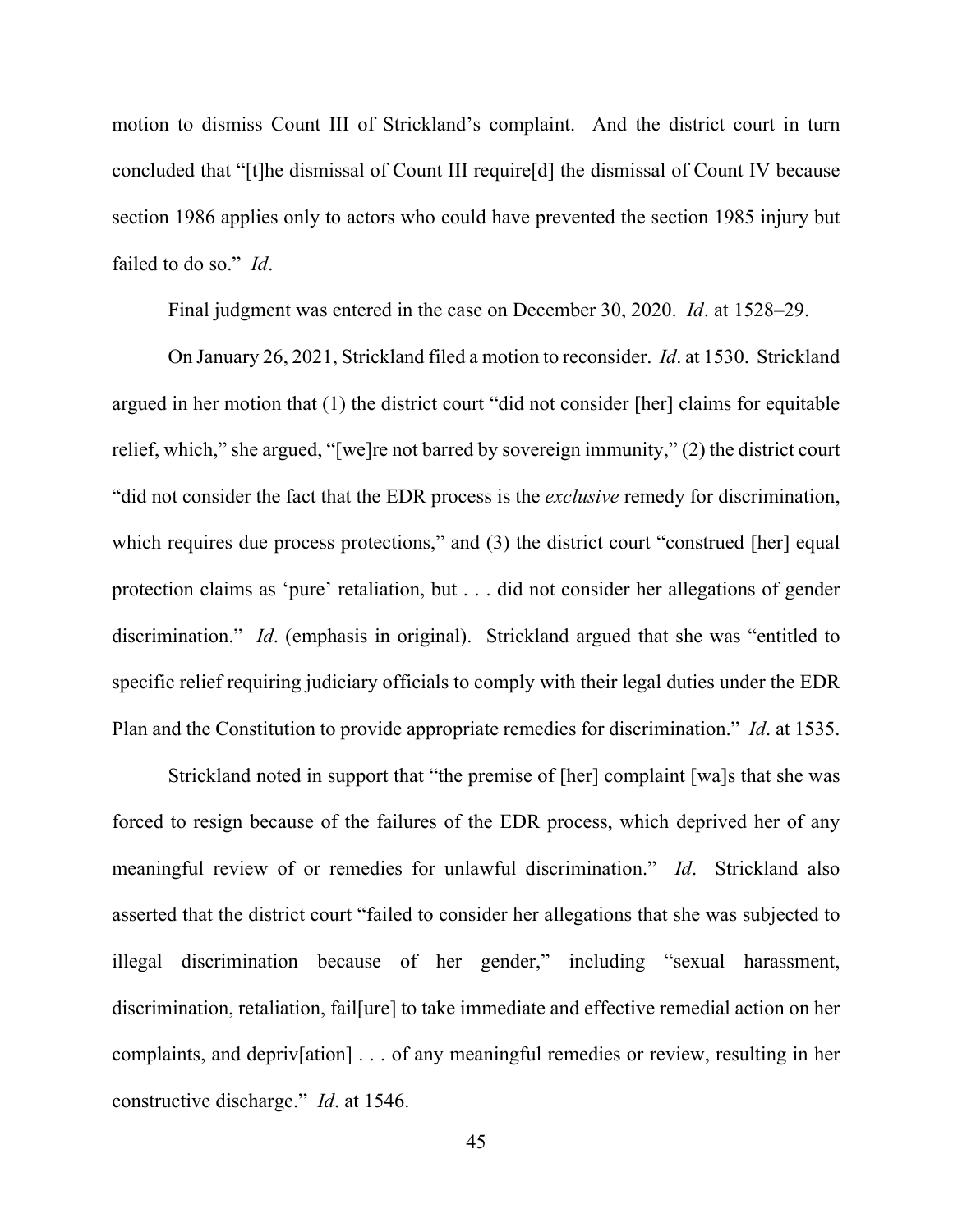motion to dismiss Count III of Strickland's complaint. And the district court in turn concluded that "[t]he dismissal of Count III require[d] the dismissal of Count IV because section 1986 applies only to actors who could have prevented the section 1985 injury but failed to do so." *Id*.

Final judgment was entered in the case on December 30, 2020. *Id*. at 1528–29.

On January 26, 2021, Strickland filed a motion to reconsider. *Id*. at 1530. Strickland argued in her motion that (1) the district court "did not consider [her] claims for equitable relief, which," she argued, "[we]re not barred by sovereign immunity," (2) the district court "did not consider the fact that the EDR process is the *exclusive* remedy for discrimination, which requires due process protections," and (3) the district court "construed [her] equal protection claims as 'pure' retaliation, but . . . did not consider her allegations of gender discrimination." *Id*. (emphasis in original). Strickland argued that she was "entitled to specific relief requiring judiciary officials to comply with their legal duties under the EDR Plan and the Constitution to provide appropriate remedies for discrimination." *Id*. at 1535.

Strickland noted in support that "the premise of [her] complaint [wa]s that she was forced to resign because of the failures of the EDR process, which deprived her of any meaningful review of or remedies for unlawful discrimination." *Id*. Strickland also asserted that the district court "failed to consider her allegations that she was subjected to illegal discrimination because of her gender," including "sexual harassment, discrimination, retaliation, fail[ure] to take immediate and effective remedial action on her complaints, and depriv[ation] . . . of any meaningful remedies or review, resulting in her constructive discharge." *Id*. at 1546.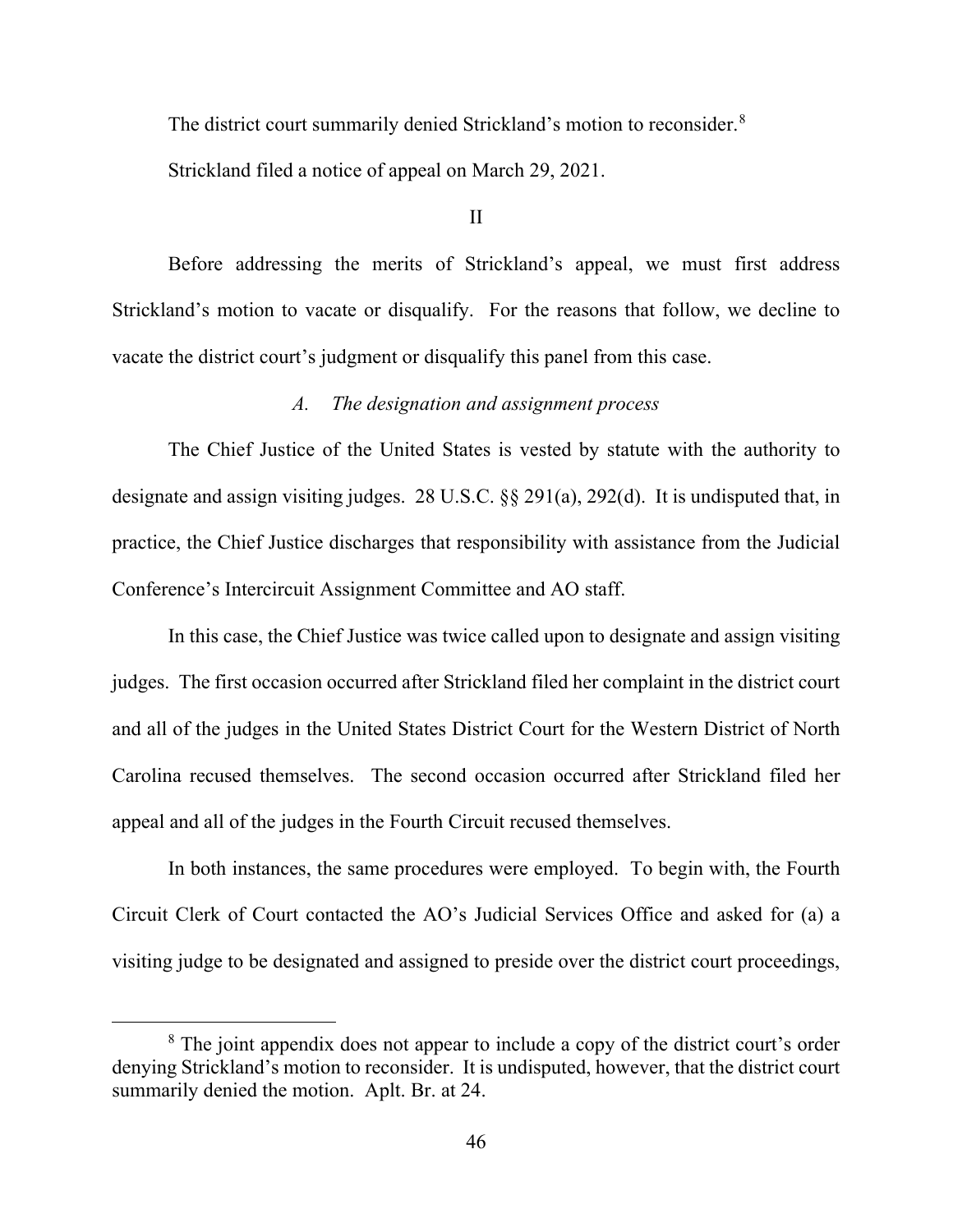The district court summarily denied Strickland's motion to reconsider.[8]

Strickland filed a notice of appeal on March 29, 2021.

## II

Before addressing the merits of Strickland's appeal, we must first address Strickland's motion to vacate or disqualify. For the reasons that follow, we decline to vacate the district court's judgment or disqualify this panel from this case.

### *A. The designation and assignment process*

The Chief Justice of the United States is vested by statute with the authority to designate and assign visiting judges. 28 U.S.C. §§ 291(a), 292(d). It is undisputed that, in practice, the Chief Justice discharges that responsibility with assistance from the Judicial Conference's Intercircuit Assignment Committee and AO staff.

In this case, the Chief Justice was twice called upon to designate and assign visiting judges. The first occasion occurred after Strickland filed her complaint in the district court and all of the judges in the United States District Court for the Western District of North Carolina recused themselves. The second occasion occurred after Strickland filed her appeal and all of the judges in the Fourth Circuit recused themselves.

In both instances, the same procedures were employed. To begin with, the Fourth Circuit Clerk of Court contacted the AO's Judicial Services Office and asked for (a) a visiting judge to be designated and assigned to preside over the district court proceedings,

[8] The joint appendix does not appear to include a copy of the district court's order denying Strickland's motion to reconsider. It is undisputed, however, that the district court summarily denied the motion. Aplt. Br. at 24.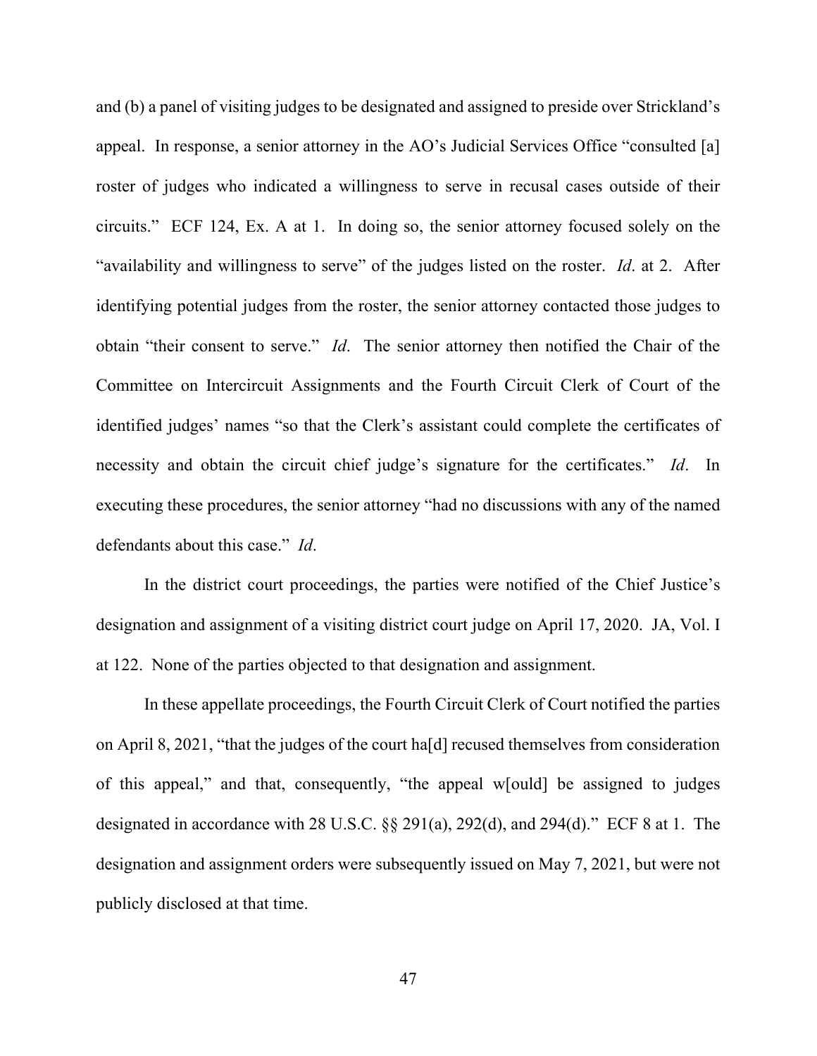and (b) a panel of visiting judges to be designated and assigned to preside over Strickland's appeal. In response, a senior attorney in the AO's Judicial Services Office "consulted [a] roster of judges who indicated a willingness to serve in recusal cases outside of their circuits." ECF 124, Ex. A at 1. In doing so, the senior attorney focused solely on the "availability and willingness to serve" of the judges listed on the roster. *Id*. at 2. After identifying potential judges from the roster, the senior attorney contacted those judges to obtain "their consent to serve." *Id*. The senior attorney then notified the Chair of the Committee on Intercircuit Assignments and the Fourth Circuit Clerk of Court of the identified judges' names "so that the Clerk's assistant could complete the certificates of necessity and obtain the circuit chief judge's signature for the certificates." *Id*. In executing these procedures, the senior attorney "had no discussions with any of the named defendants about this case." *Id*.

In the district court proceedings, the parties were notified of the Chief Justice's designation and assignment of a visiting district court judge on April 17, 2020. JA, Vol. I at 122. None of the parties objected to that designation and assignment.

In these appellate proceedings, the Fourth Circuit Clerk of Court notified the parties on April 8, 2021, "that the judges of the court ha[d] recused themselves from consideration of this appeal," and that, consequently, "the appeal w[ould] be assigned to judges designated in accordance with 28 U.S.C. §§ 291(a), 292(d), and 294(d)." ECF 8 at 1. The designation and assignment orders were subsequently issued on May 7, 2021, but were not publicly disclosed at that time.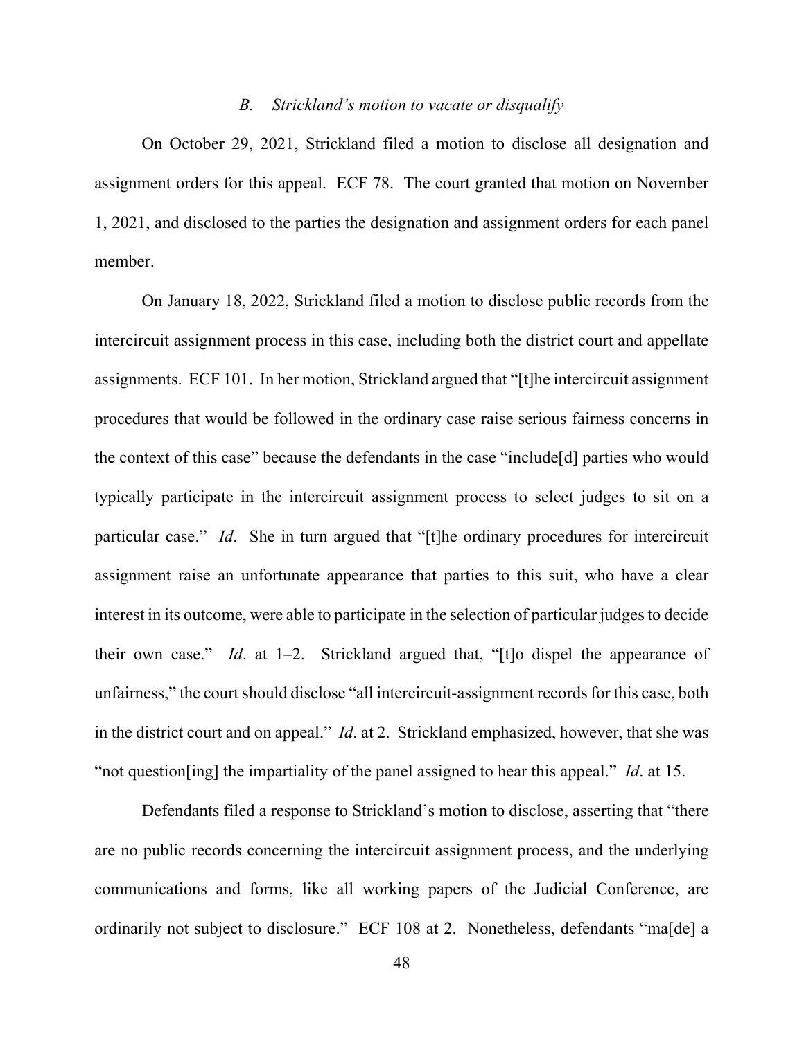### *B. Strickland's motion to vacate or disqualify*

On October 29, 2021, Strickland filed a motion to disclose all designation and assignment orders for this appeal. ECF 78. The court granted that motion on November 1, 2021, and disclosed to the parties the designation and assignment orders for each panel member.

On January 18, 2022, Strickland filed a motion to disclose public records from the intercircuit assignment process in this case, including both the district court and appellate assignments. ECF 101. In her motion, Strickland argued that "[t]he intercircuit assignment procedures that would be followed in the ordinary case raise serious fairness concerns in the context of this case" because the defendants in the case "include[d] parties who would typically participate in the intercircuit assignment process to select judges to sit on a particular case." *Id*. She in turn argued that "[t]he ordinary procedures for intercircuit assignment raise an unfortunate appearance that parties to this suit, who have a clear interest in its outcome, were able to participate in the selection of particular judges to decide their own case." *Id*. at 1–2. Strickland argued that, "[t]o dispel the appearance of unfairness," the court should disclose "all intercircuit-assignment records for this case, both in the district court and on appeal." *Id*. at 2. Strickland emphasized, however, that she was "not question[ing] the impartiality of the panel assigned to hear this appeal." *Id*. at 15.

Defendants filed a response to Strickland's motion to disclose, asserting that "there are no public records concerning the intercircuit assignment process, and the underlying communications and forms, like all working papers of the Judicial Conference, are ordinarily not subject to disclosure." ECF 108 at 2. Nonetheless, defendants "ma[de] a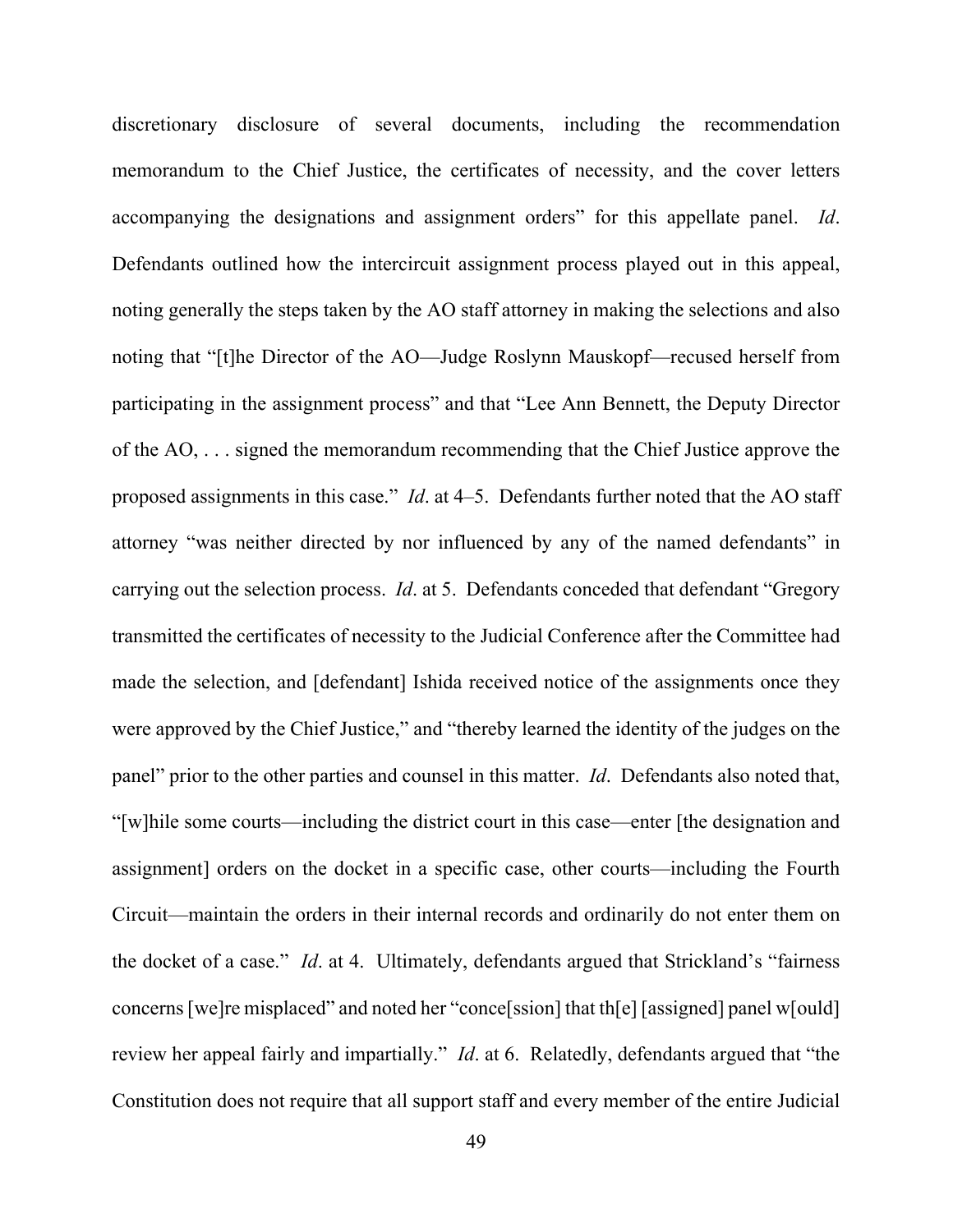discretionary disclosure of several documents, including the recommendation memorandum to the Chief Justice, the certificates of necessity, and the cover letters accompanying the designations and assignment orders" for this appellate panel. *Id*. Defendants outlined how the intercircuit assignment process played out in this appeal, noting generally the steps taken by the AO staff attorney in making the selections and also noting that "[t]he Director of the AO—Judge Roslynn Mauskopf—recused herself from participating in the assignment process" and that "Lee Ann Bennett, the Deputy Director of the AO, . . . signed the memorandum recommending that the Chief Justice approve the proposed assignments in this case." *Id*. at 4–5. Defendants further noted that the AO staff attorney "was neither directed by nor influenced by any of the named defendants" in carrying out the selection process. *Id*. at 5. Defendants conceded that defendant "Gregory transmitted the certificates of necessity to the Judicial Conference after the Committee had made the selection, and [defendant] Ishida received notice of the assignments once they were approved by the Chief Justice," and "thereby learned the identity of the judges on the panel" prior to the other parties and counsel in this matter. *Id*. Defendants also noted that, "[w]hile some courts—including the district court in this case—enter [the designation and assignment] orders on the docket in a specific case, other courts—including the Fourth Circuit—maintain the orders in their internal records and ordinarily do not enter them on the docket of a case." *Id*. at 4. Ultimately, defendants argued that Strickland's "fairness concerns [we]re misplaced" and noted her "conce[ssion] that th[e] [assigned] panel w[ould] review her appeal fairly and impartially." *Id*. at 6. Relatedly, defendants argued that "the Constitution does not require that all support staff and every member of the entire Judicial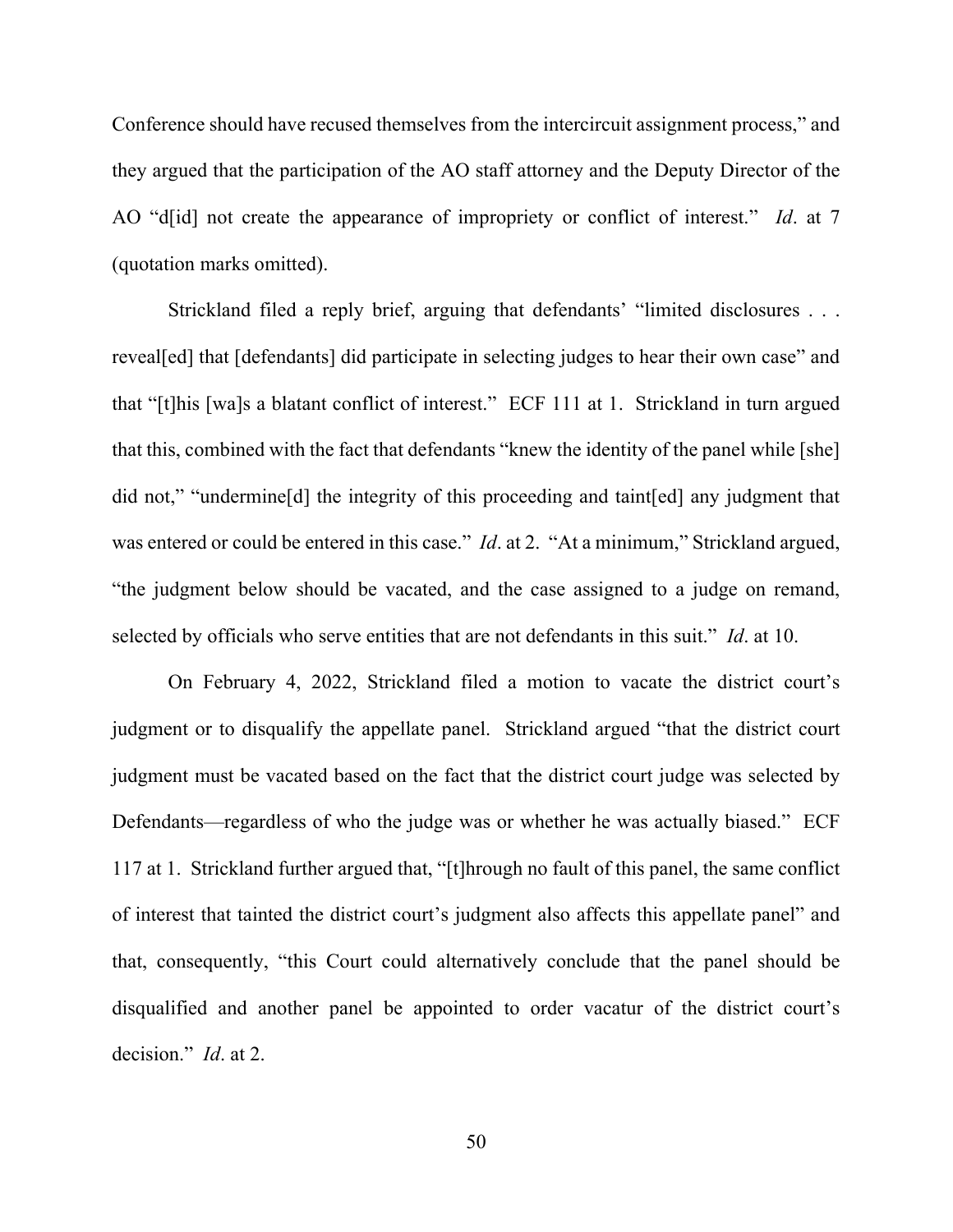Conference should have recused themselves from the intercircuit assignment process," and they argued that the participation of the AO staff attorney and the Deputy Director of the AO "d[id] not create the appearance of impropriety or conflict of interest." *Id*. at 7 (quotation marks omitted).

Strickland filed a reply brief, arguing that defendants' "limited disclosures . . . reveal[ed] that [defendants] did participate in selecting judges to hear their own case" and that "[t]his [wa]s a blatant conflict of interest." ECF 111 at 1. Strickland in turn argued that this, combined with the fact that defendants "knew the identity of the panel while [she] did not," "undermine[d] the integrity of this proceeding and taint[ed] any judgment that was entered or could be entered in this case." *Id*. at 2. "At a minimum," Strickland argued, "the judgment below should be vacated, and the case assigned to a judge on remand, selected by officials who serve entities that are not defendants in this suit." *Id*. at 10.

On February 4, 2022, Strickland filed a motion to vacate the district court's judgment or to disqualify the appellate panel. Strickland argued "that the district court judgment must be vacated based on the fact that the district court judge was selected by Defendants—regardless of who the judge was or whether he was actually biased." ECF 117 at 1. Strickland further argued that, "[t]hrough no fault of this panel, the same conflict of interest that tainted the district court's judgment also affects this appellate panel" and that, consequently, "this Court could alternatively conclude that the panel should be disqualified and another panel be appointed to order vacatur of the district court's decision." *Id*. at 2.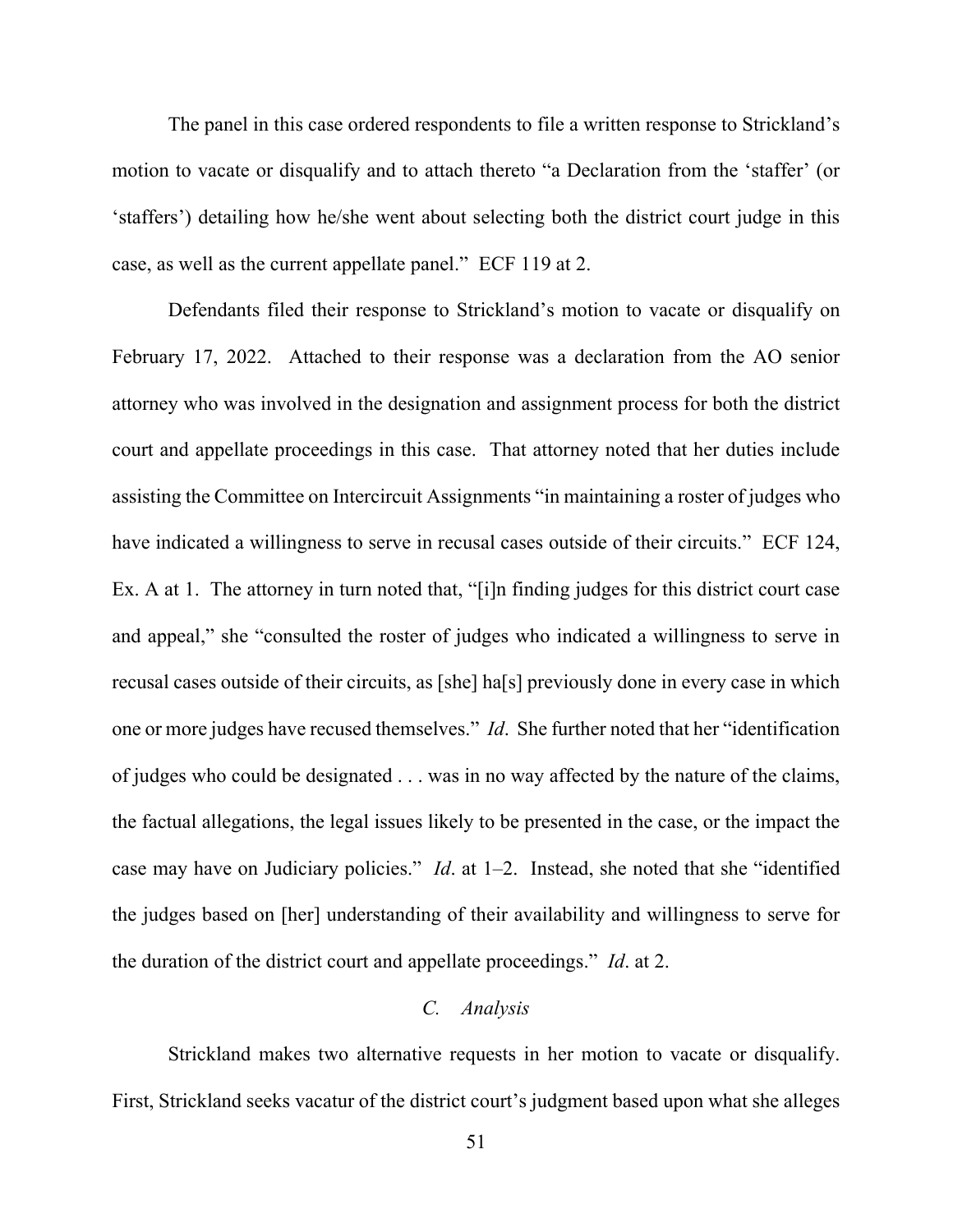The panel in this case ordered respondents to file a written response to Strickland's motion to vacate or disqualify and to attach thereto "a Declaration from the 'staffer' (or 'staffers') detailing how he/she went about selecting both the district court judge in this case, as well as the current appellate panel." ECF 119 at 2.

Defendants filed their response to Strickland's motion to vacate or disqualify on February 17, 2022. Attached to their response was a declaration from the AO senior attorney who was involved in the designation and assignment process for both the district court and appellate proceedings in this case. That attorney noted that her duties include assisting the Committee on Intercircuit Assignments "in maintaining a roster of judges who have indicated a willingness to serve in recusal cases outside of their circuits." ECF 124, Ex. A at 1. The attorney in turn noted that, "[i]n finding judges for this district court case and appeal," she "consulted the roster of judges who indicated a willingness to serve in recusal cases outside of their circuits, as [she] ha[s] previously done in every case in which one or more judges have recused themselves." *Id*. She further noted that her "identification of judges who could be designated . . . was in no way affected by the nature of the claims, the factual allegations, the legal issues likely to be presented in the case, or the impact the case may have on Judiciary policies." *Id*. at 1–2. Instead, she noted that she "identified the judges based on [her] understanding of their availability and willingness to serve for the duration of the district court and appellate proceedings." *Id*. at 2.

### *C. Analysis*

Strickland makes two alternative requests in her motion to vacate or disqualify. First, Strickland seeks vacatur of the district court's judgment based upon what she alleges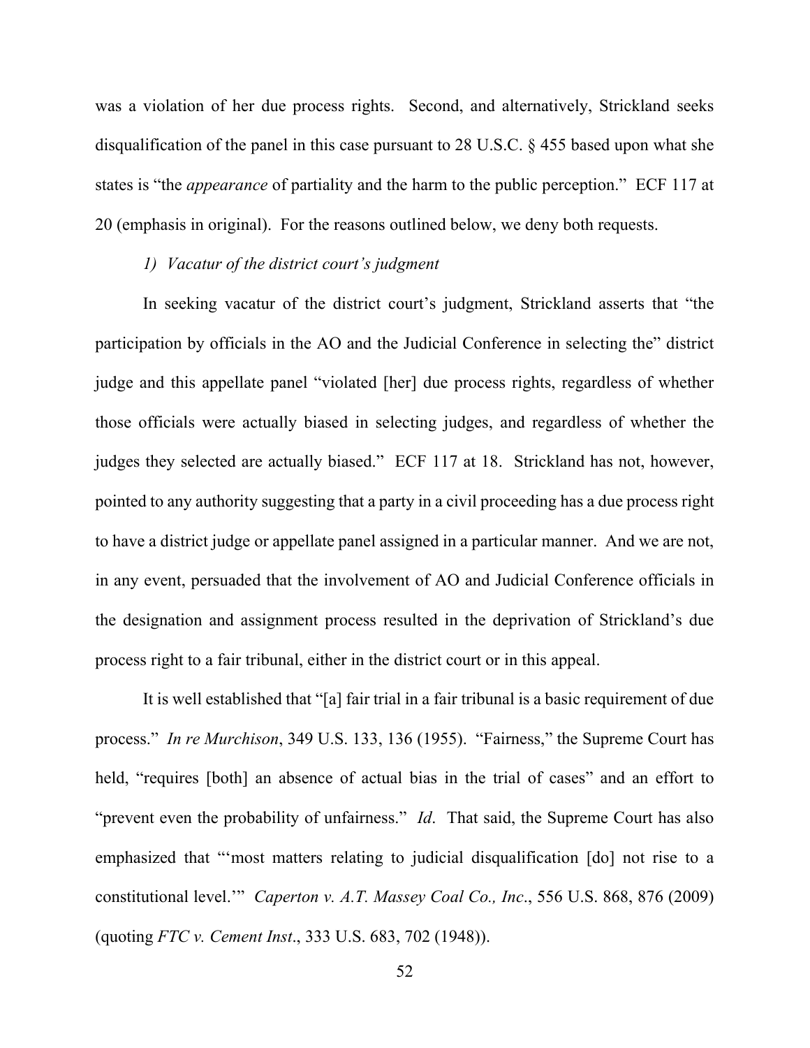was a violation of her due process rights. Second, and alternatively, Strickland seeks disqualification of the panel in this case pursuant to 28 U.S.C. § 455 based upon what she states is "the *appearance* of partiality and the harm to the public perception." ECF 117 at 20 (emphasis in original). For the reasons outlined below, we deny both requests.

*1) Vacatur of the district court's judgment*

In seeking vacatur of the district court's judgment, Strickland asserts that "the participation by officials in the AO and the Judicial Conference in selecting the" district judge and this appellate panel "violated [her] due process rights, regardless of whether those officials were actually biased in selecting judges, and regardless of whether the judges they selected are actually biased." ECF 117 at 18. Strickland has not, however, pointed to any authority suggesting that a party in a civil proceeding has a due process right to have a district judge or appellate panel assigned in a particular manner. And we are not, in any event, persuaded that the involvement of AO and Judicial Conference officials in the designation and assignment process resulted in the deprivation of Strickland's due process right to a fair tribunal, either in the district court or in this appeal.

It is well established that "[a] fair trial in a fair tribunal is a basic requirement of due process." *In re Murchison*, 349 U.S. 133, 136 (1955). "Fairness," the Supreme Court has held, "requires [both] an absence of actual bias in the trial of cases" and an effort to "prevent even the probability of unfairness." *Id*. That said, the Supreme Court has also emphasized that "'most matters relating to judicial disqualification [do] not rise to a constitutional level.'" *Caperton v. A.T. Massey Coal Co., Inc*., 556 U.S. 868, 876 (2009) (quoting *FTC v. Cement Inst*., 333 U.S. 683, 702 (1948)).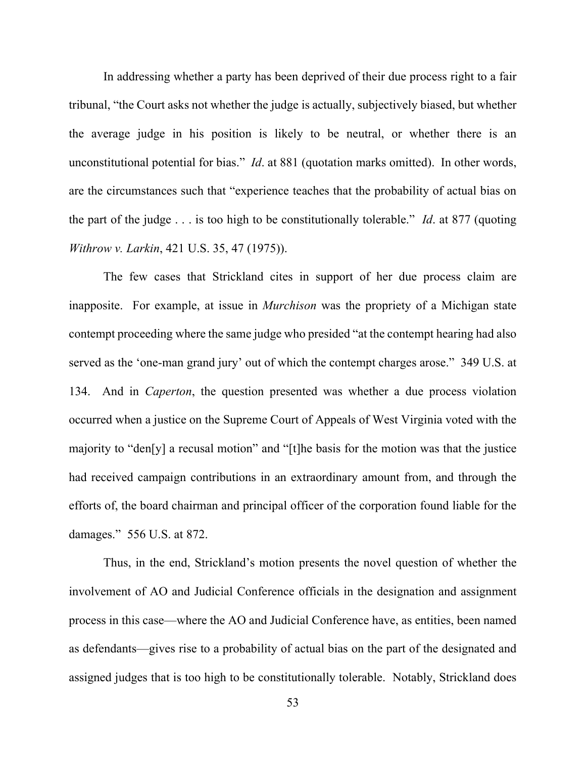In addressing whether a party has been deprived of their due process right to a fair tribunal, "the Court asks not whether the judge is actually, subjectively biased, but whether the average judge in his position is likely to be neutral, or whether there is an unconstitutional potential for bias." *Id*. at 881 (quotation marks omitted). In other words, are the circumstances such that "experience teaches that the probability of actual bias on the part of the judge . . . is too high to be constitutionally tolerable." *Id*. at 877 (quoting *Withrow v. Larkin*, 421 U.S. 35, 47 (1975)).

The few cases that Strickland cites in support of her due process claim are inapposite. For example, at issue in *Murchison* was the propriety of a Michigan state contempt proceeding where the same judge who presided "at the contempt hearing had also served as the 'one-man grand jury' out of which the contempt charges arose." 349 U.S. at 134. And in *Caperton*, the question presented was whether a due process violation occurred when a justice on the Supreme Court of Appeals of West Virginia voted with the majority to "den[y] a recusal motion" and "[t]he basis for the motion was that the justice had received campaign contributions in an extraordinary amount from, and through the efforts of, the board chairman and principal officer of the corporation found liable for the damages." 556 U.S. at 872.

Thus, in the end, Strickland's motion presents the novel question of whether the involvement of AO and Judicial Conference officials in the designation and assignment process in this case—where the AO and Judicial Conference have, as entities, been named as defendants—gives rise to a probability of actual bias on the part of the designated and assigned judges that is too high to be constitutionally tolerable. Notably, Strickland does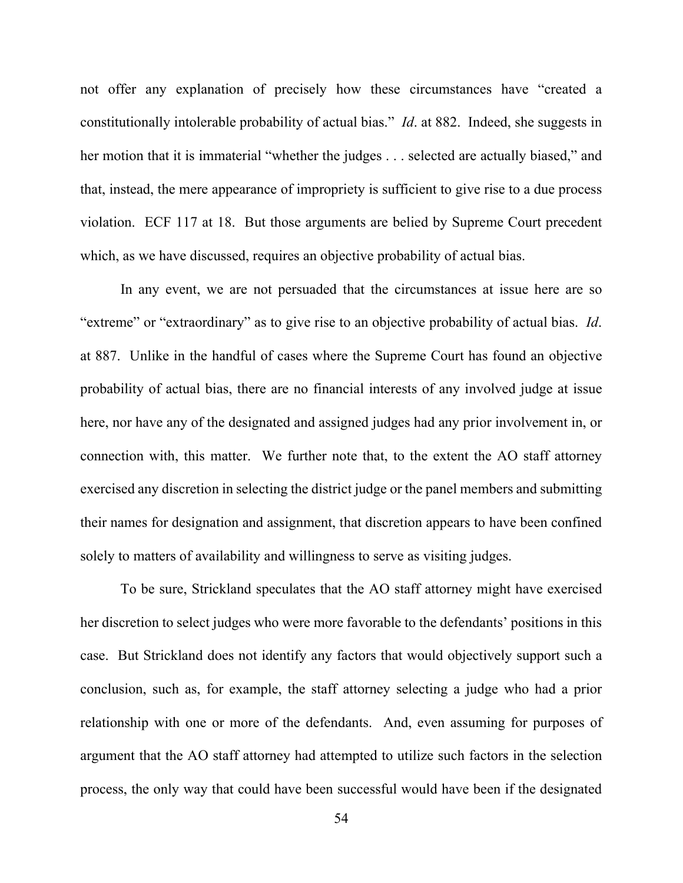not offer any explanation of precisely how these circumstances have "created a constitutionally intolerable probability of actual bias." *Id*. at 882. Indeed, she suggests in her motion that it is immaterial "whether the judges . . . selected are actually biased," and that, instead, the mere appearance of impropriety is sufficient to give rise to a due process violation. ECF 117 at 18. But those arguments are belied by Supreme Court precedent which, as we have discussed, requires an objective probability of actual bias.

In any event, we are not persuaded that the circumstances at issue here are so "extreme" or "extraordinary" as to give rise to an objective probability of actual bias. *Id*. at 887. Unlike in the handful of cases where the Supreme Court has found an objective probability of actual bias, there are no financial interests of any involved judge at issue here, nor have any of the designated and assigned judges had any prior involvement in, or connection with, this matter. We further note that, to the extent the AO staff attorney exercised any discretion in selecting the district judge or the panel members and submitting their names for designation and assignment, that discretion appears to have been confined solely to matters of availability and willingness to serve as visiting judges.

To be sure, Strickland speculates that the AO staff attorney might have exercised her discretion to select judges who were more favorable to the defendants' positions in this case. But Strickland does not identify any factors that would objectively support such a conclusion, such as, for example, the staff attorney selecting a judge who had a prior relationship with one or more of the defendants. And, even assuming for purposes of argument that the AO staff attorney had attempted to utilize such factors in the selection process, the only way that could have been successful would have been if the designated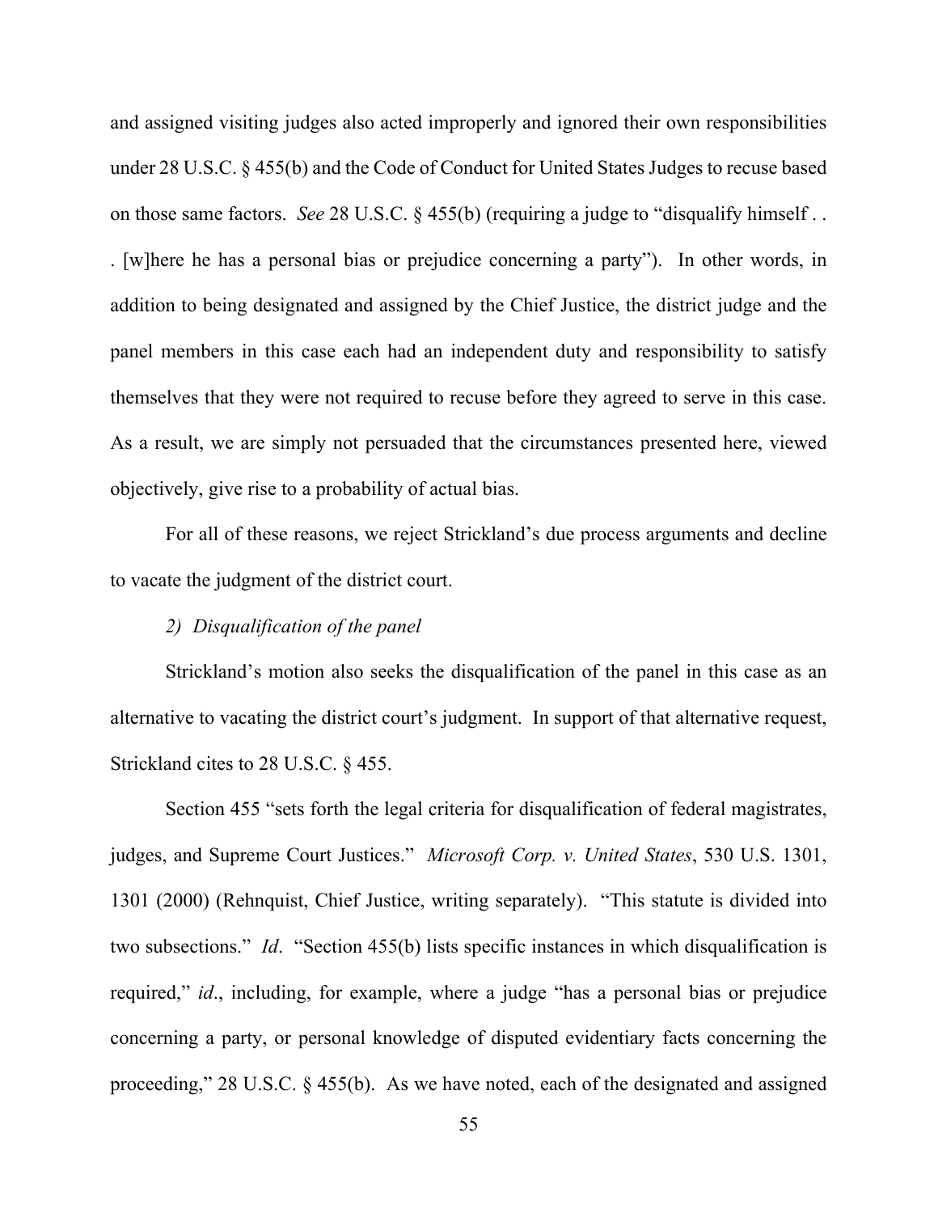and assigned visiting judges also acted improperly and ignored their own responsibilities under 28 U.S.C. § 455(b) and the Code of Conduct for United States Judges to recuse based on those same factors. *See* 28 U.S.C. § 455(b) (requiring a judge to "disqualify himself . . . [w]here he has a personal bias or prejudice concerning a party"). In other words, in addition to being designated and assigned by the Chief Justice, the district judge and the panel members in this case each had an independent duty and responsibility to satisfy themselves that they were not required to recuse before they agreed to serve in this case. As a result, we are simply not persuaded that the circumstances presented here, viewed objectively, give rise to a probability of actual bias.

For all of these reasons, we reject Strickland's due process arguments and decline to vacate the judgment of the district court.

*2) Disqualification of the panel*

Strickland's motion also seeks the disqualification of the panel in this case as an alternative to vacating the district court's judgment. In support of that alternative request, Strickland cites to 28 U.S.C. § 455.

Section 455 "sets forth the legal criteria for disqualification of federal magistrates, judges, and Supreme Court Justices." *Microsoft Corp. v. United States*, 530 U.S. 1301, 1301 (2000) (Rehnquist, Chief Justice, writing separately). "This statute is divided into two subsections." *Id*. "Section 455(b) lists specific instances in which disqualification is required," *id*., including, for example, where a judge "has a personal bias or prejudice concerning a party, or personal knowledge of disputed evidentiary facts concerning the proceeding," 28 U.S.C. § 455(b). As we have noted, each of the designated and assigned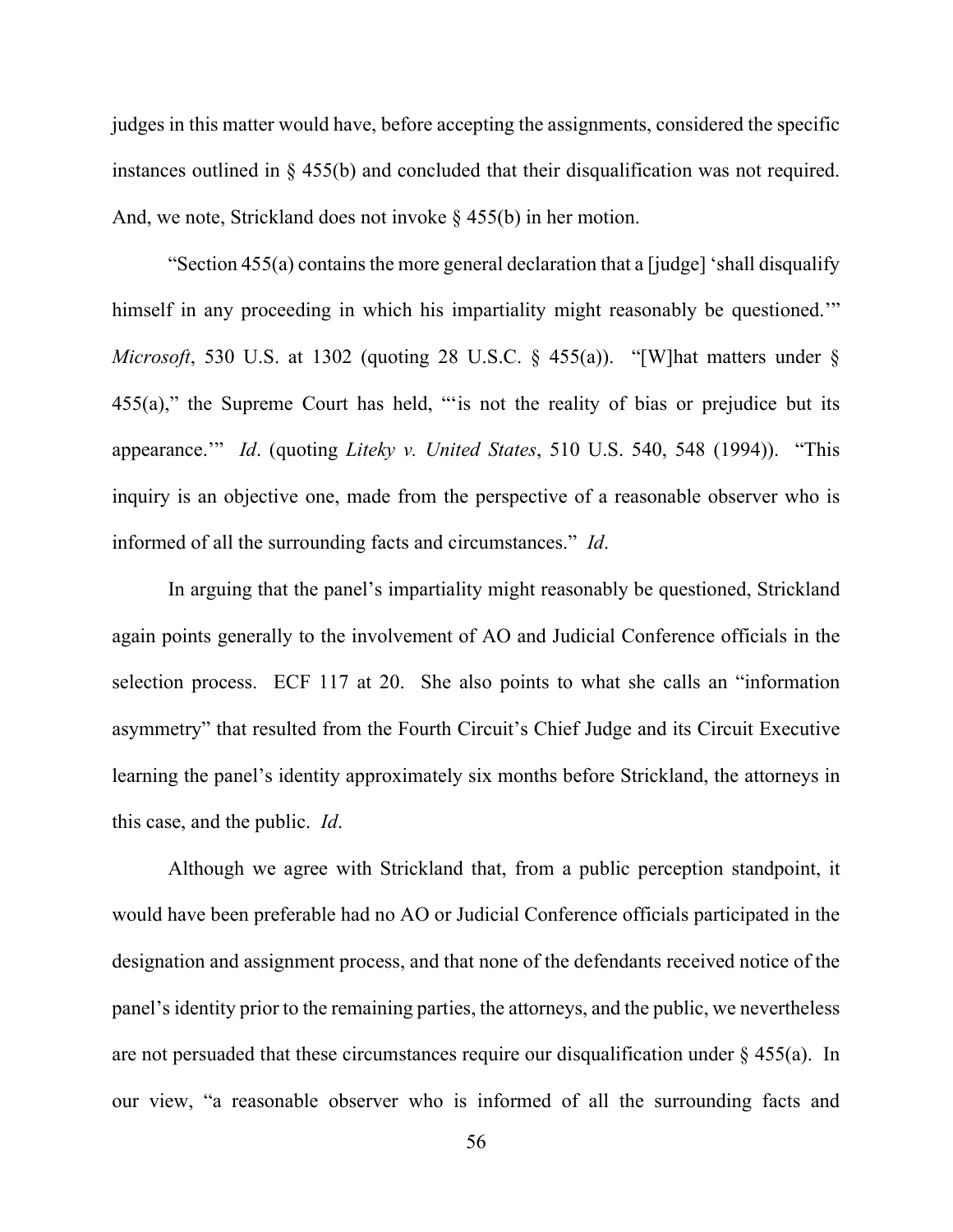judges in this matter would have, before accepting the assignments, considered the specific instances outlined in § 455(b) and concluded that their disqualification was not required. And, we note, Strickland does not invoke § 455(b) in her motion.

"Section 455(a) contains the more general declaration that a [judge] 'shall disqualify himself in any proceeding in which his impartiality might reasonably be questioned.'" *Microsoft*, 530 U.S. at 1302 (quoting 28 U.S.C. § 455(a)). "[W]hat matters under § 455(a)," the Supreme Court has held, "'is not the reality of bias or prejudice but its appearance.'" *Id*. (quoting *Liteky v. United States*, 510 U.S. 540, 548 (1994)). "This inquiry is an objective one, made from the perspective of a reasonable observer who is informed of all the surrounding facts and circumstances." *Id*.

In arguing that the panel's impartiality might reasonably be questioned, Strickland again points generally to the involvement of AO and Judicial Conference officials in the selection process. ECF 117 at 20. She also points to what she calls an "information asymmetry" that resulted from the Fourth Circuit's Chief Judge and its Circuit Executive learning the panel's identity approximately six months before Strickland, the attorneys in this case, and the public. *Id*.

Although we agree with Strickland that, from a public perception standpoint, it would have been preferable had no AO or Judicial Conference officials participated in the designation and assignment process, and that none of the defendants received notice of the panel's identity prior to the remaining parties, the attorneys, and the public, we nevertheless are not persuaded that these circumstances require our disqualification under § 455(a). In our view, "a reasonable observer who is informed of all the surrounding facts and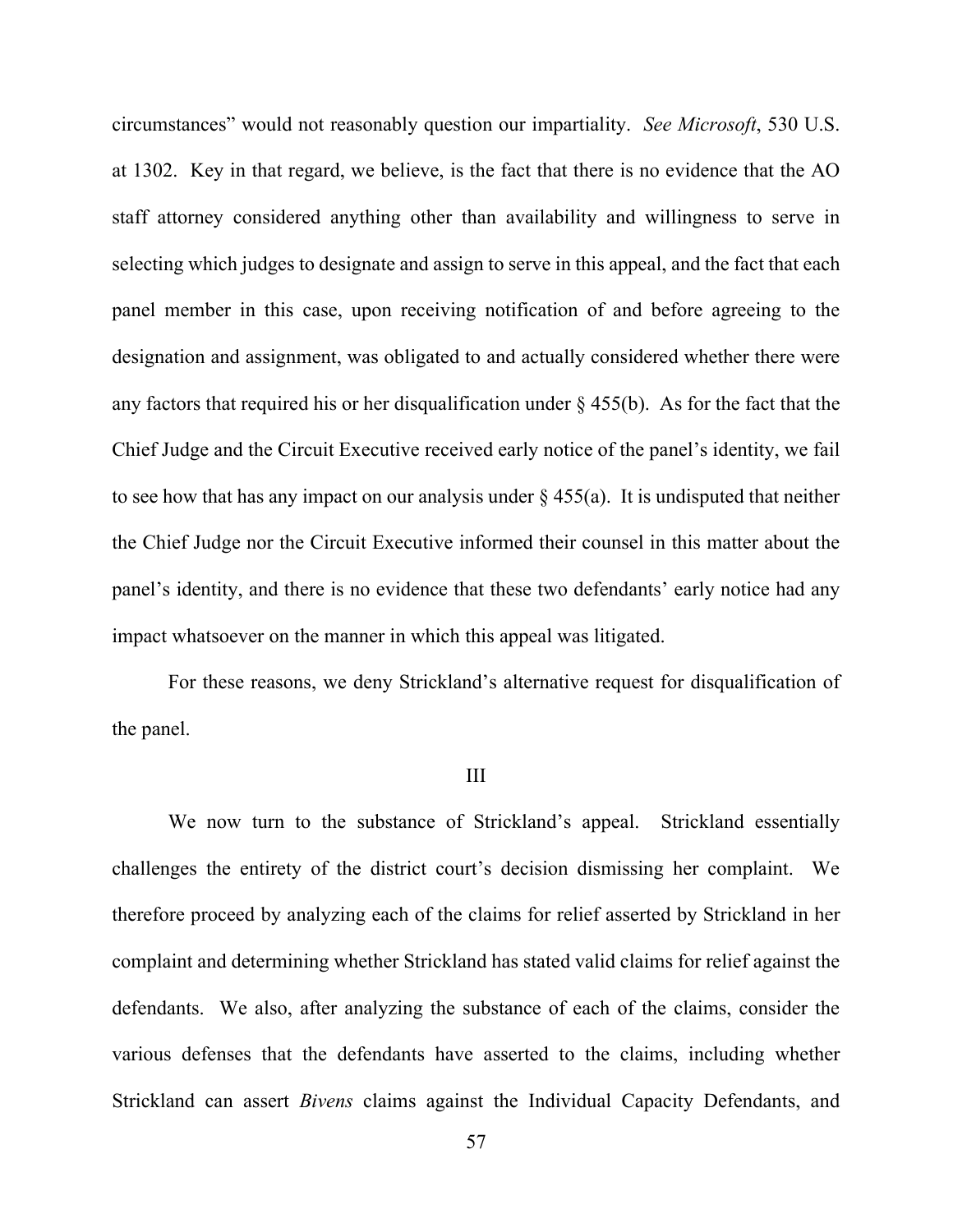circumstances" would not reasonably question our impartiality. *See Microsoft*, 530 U.S. at 1302. Key in that regard, we believe, is the fact that there is no evidence that the AO staff attorney considered anything other than availability and willingness to serve in selecting which judges to designate and assign to serve in this appeal, and the fact that each panel member in this case, upon receiving notification of and before agreeing to the designation and assignment, was obligated to and actually considered whether there were any factors that required his or her disqualification under § 455(b). As for the fact that the Chief Judge and the Circuit Executive received early notice of the panel's identity, we fail to see how that has any impact on our analysis under § 455(a). It is undisputed that neither the Chief Judge nor the Circuit Executive informed their counsel in this matter about the panel's identity, and there is no evidence that these two defendants' early notice had any impact whatsoever on the manner in which this appeal was litigated.

For these reasons, we deny Strickland's alternative request for disqualification of the panel.

## III

We now turn to the substance of Strickland's appeal. Strickland essentially challenges the entirety of the district court's decision dismissing her complaint. We therefore proceed by analyzing each of the claims for relief asserted by Strickland in her complaint and determining whether Strickland has stated valid claims for relief against the defendants. We also, after analyzing the substance of each of the claims, consider the various defenses that the defendants have asserted to the claims, including whether Strickland can assert *Bivens* claims against the Individual Capacity Defendants, and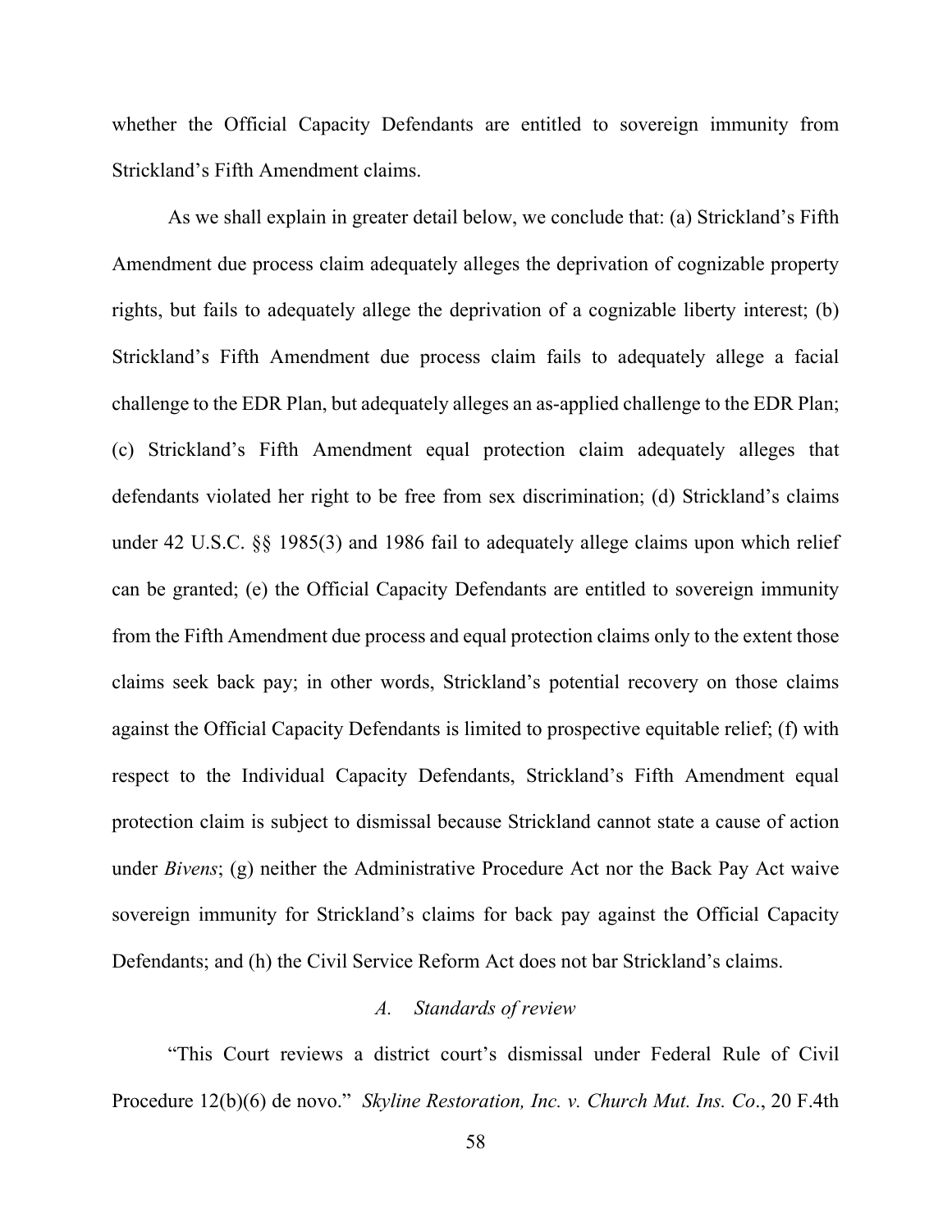whether the Official Capacity Defendants are entitled to sovereign immunity from Strickland's Fifth Amendment claims.

As we shall explain in greater detail below, we conclude that: (a) Strickland's Fifth Amendment due process claim adequately alleges the deprivation of cognizable property rights, but fails to adequately allege the deprivation of a cognizable liberty interest; (b) Strickland's Fifth Amendment due process claim fails to adequately allege a facial challenge to the EDR Plan, but adequately alleges an as-applied challenge to the EDR Plan; (c) Strickland's Fifth Amendment equal protection claim adequately alleges that defendants violated her right to be free from sex discrimination; (d) Strickland's claims under 42 U.S.C. §§ 1985(3) and 1986 fail to adequately allege claims upon which relief can be granted; (e) the Official Capacity Defendants are entitled to sovereign immunity from the Fifth Amendment due process and equal protection claims only to the extent those claims seek back pay; in other words, Strickland's potential recovery on those claims against the Official Capacity Defendants is limited to prospective equitable relief; (f) with respect to the Individual Capacity Defendants, Strickland's Fifth Amendment equal protection claim is subject to dismissal because Strickland cannot state a cause of action under *Bivens*; (g) neither the Administrative Procedure Act nor the Back Pay Act waive sovereign immunity for Strickland's claims for back pay against the Official Capacity Defendants; and (h) the Civil Service Reform Act does not bar Strickland's claims.

### *A. Standards of review*

"This Court reviews a district court's dismissal under Federal Rule of Civil Procedure 12(b)(6) de novo." *Skyline Restoration, Inc. v. Church Mut. Ins. Co*., 20 F.4th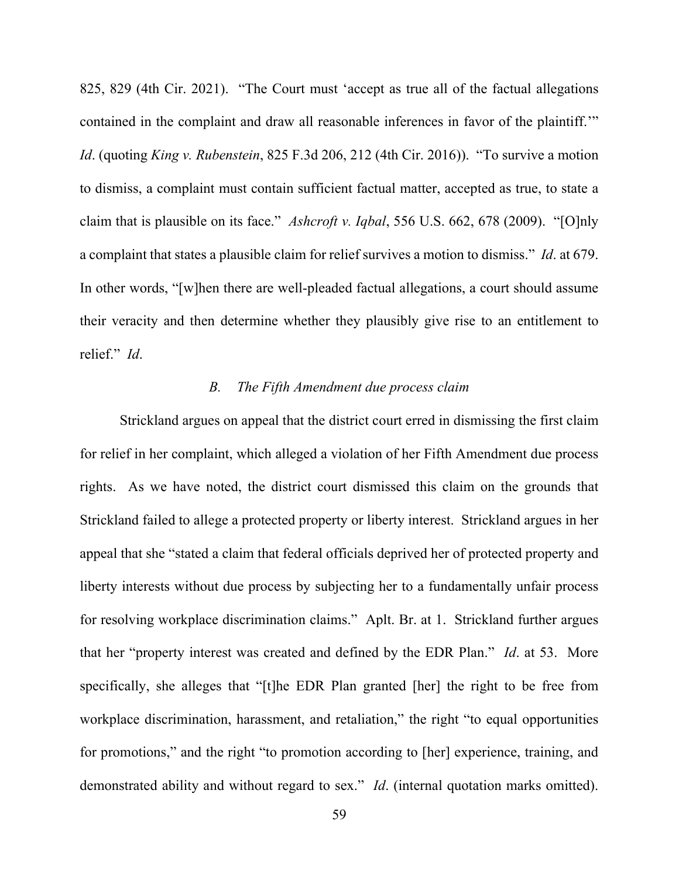825, 829 (4th Cir. 2021). "The Court must 'accept as true all of the factual allegations contained in the complaint and draw all reasonable inferences in favor of the plaintiff.'" *Id*. (quoting *King v. Rubenstein*, 825 F.3d 206, 212 (4th Cir. 2016)). "To survive a motion to dismiss, a complaint must contain sufficient factual matter, accepted as true, to state a claim that is plausible on its face." *Ashcroft v. Iqbal*, 556 U.S. 662, 678 (2009). "[O]nly a complaint that states a plausible claim for relief survives a motion to dismiss." *Id*. at 679. In other words, "[w]hen there are well-pleaded factual allegations, a court should assume their veracity and then determine whether they plausibly give rise to an entitlement to relief." *Id*.

### *B. The Fifth Amendment due process claim*

Strickland argues on appeal that the district court erred in dismissing the first claim for relief in her complaint, which alleged a violation of her Fifth Amendment due process rights. As we have noted, the district court dismissed this claim on the grounds that Strickland failed to allege a protected property or liberty interest. Strickland argues in her appeal that she "stated a claim that federal officials deprived her of protected property and liberty interests without due process by subjecting her to a fundamentally unfair process for resolving workplace discrimination claims." Aplt. Br. at 1. Strickland further argues that her "property interest was created and defined by the EDR Plan." *Id*. at 53. More specifically, she alleges that "[t]he EDR Plan granted [her] the right to be free from workplace discrimination, harassment, and retaliation," the right "to equal opportunities for promotions," and the right "to promotion according to [her] experience, training, and demonstrated ability and without regard to sex." *Id*. (internal quotation marks omitted).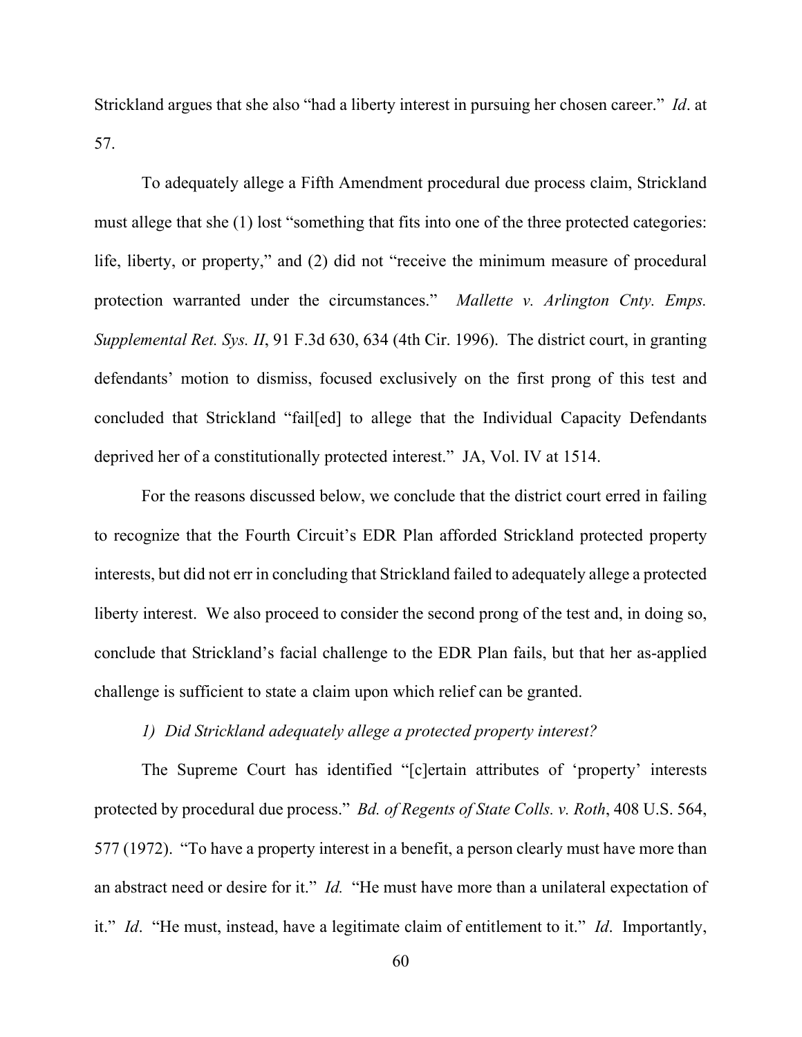Strickland argues that she also "had a liberty interest in pursuing her chosen career." *Id*. at 57.

To adequately allege a Fifth Amendment procedural due process claim, Strickland must allege that she (1) lost "something that fits into one of the three protected categories: life, liberty, or property," and (2) did not "receive the minimum measure of procedural protection warranted under the circumstances." *Mallette v. Arlington Cnty. Emps. Supplemental Ret. Sys. II*, 91 F.3d 630, 634 (4th Cir. 1996). The district court, in granting defendants' motion to dismiss, focused exclusively on the first prong of this test and concluded that Strickland "fail[ed] to allege that the Individual Capacity Defendants deprived her of a constitutionally protected interest." JA, Vol. IV at 1514.

For the reasons discussed below, we conclude that the district court erred in failing to recognize that the Fourth Circuit's EDR Plan afforded Strickland protected property interests, but did not err in concluding that Strickland failed to adequately allege a protected liberty interest. We also proceed to consider the second prong of the test and, in doing so, conclude that Strickland's facial challenge to the EDR Plan fails, but that her as-applied challenge is sufficient to state a claim upon which relief can be granted.

*1) Did Strickland adequately allege a protected property interest?*

The Supreme Court has identified "[c]ertain attributes of 'property' interests protected by procedural due process." *Bd. of Regents of State Colls. v. Roth*, 408 U.S. 564, 577 (1972). "To have a property interest in a benefit, a person clearly must have more than an abstract need or desire for it." *Id.* "He must have more than a unilateral expectation of it." *Id*. "He must, instead, have a legitimate claim of entitlement to it." *Id*. Importantly,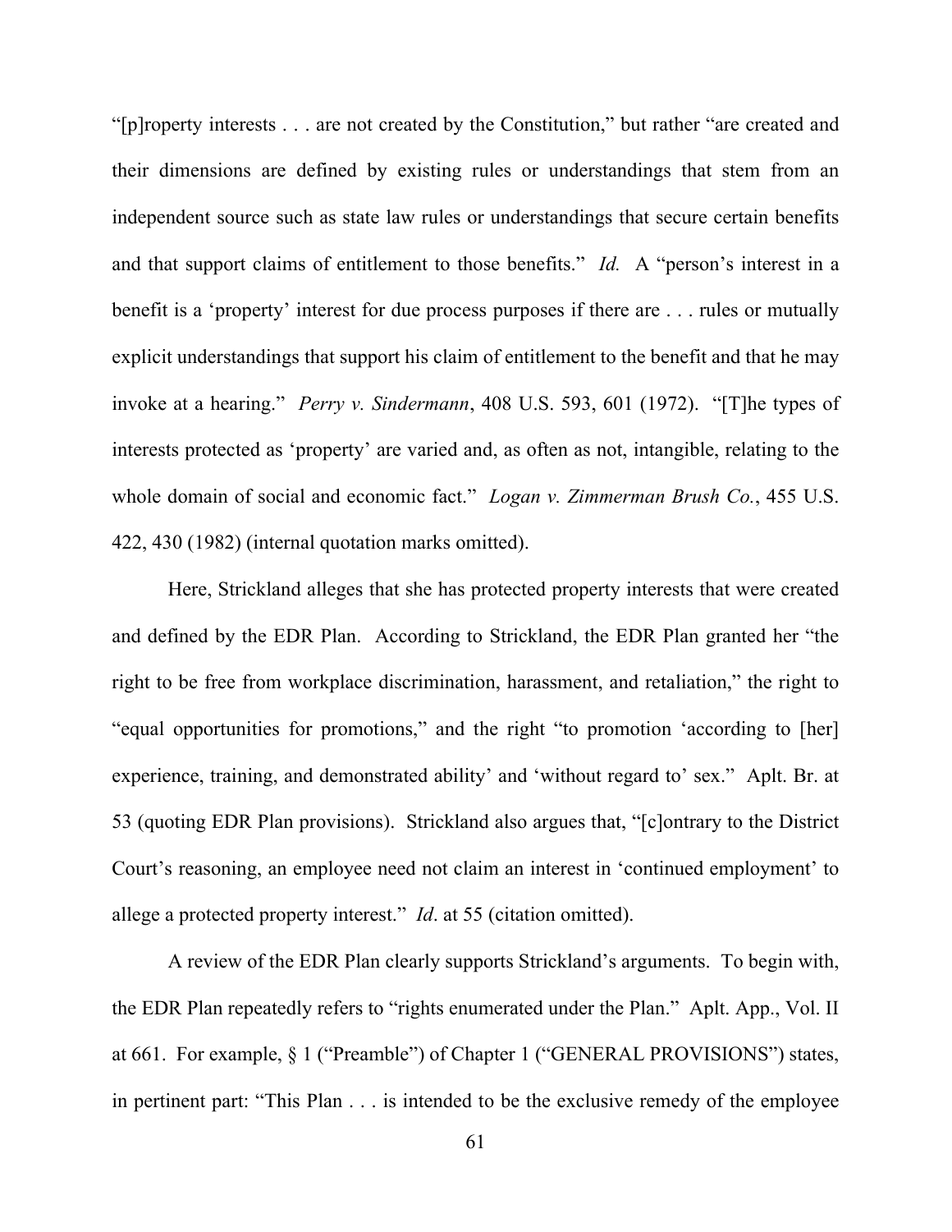"[p]roperty interests . . . are not created by the Constitution," but rather "are created and their dimensions are defined by existing rules or understandings that stem from an independent source such as state law rules or understandings that secure certain benefits and that support claims of entitlement to those benefits." *Id.* A "person's interest in a benefit is a 'property' interest for due process purposes if there are . . . rules or mutually explicit understandings that support his claim of entitlement to the benefit and that he may invoke at a hearing." *Perry v. Sindermann*, 408 U.S. 593, 601 (1972). "[T]he types of interests protected as 'property' are varied and, as often as not, intangible, relating to the whole domain of social and economic fact." *Logan v. Zimmerman Brush Co.*, 455 U.S. 422, 430 (1982) (internal quotation marks omitted).

Here, Strickland alleges that she has protected property interests that were created and defined by the EDR Plan. According to Strickland, the EDR Plan granted her "the right to be free from workplace discrimination, harassment, and retaliation," the right to "equal opportunities for promotions," and the right "to promotion 'according to [her] experience, training, and demonstrated ability' and 'without regard to' sex." Aplt. Br. at 53 (quoting EDR Plan provisions). Strickland also argues that, "[c]ontrary to the District Court's reasoning, an employee need not claim an interest in 'continued employment' to allege a protected property interest." *Id*. at 55 (citation omitted).

A review of the EDR Plan clearly supports Strickland's arguments. To begin with, the EDR Plan repeatedly refers to "rights enumerated under the Plan." Aplt. App., Vol. II at 661. For example, § 1 ("Preamble") of Chapter 1 ("GENERAL PROVISIONS") states, in pertinent part: "This Plan . . . is intended to be the exclusive remedy of the employee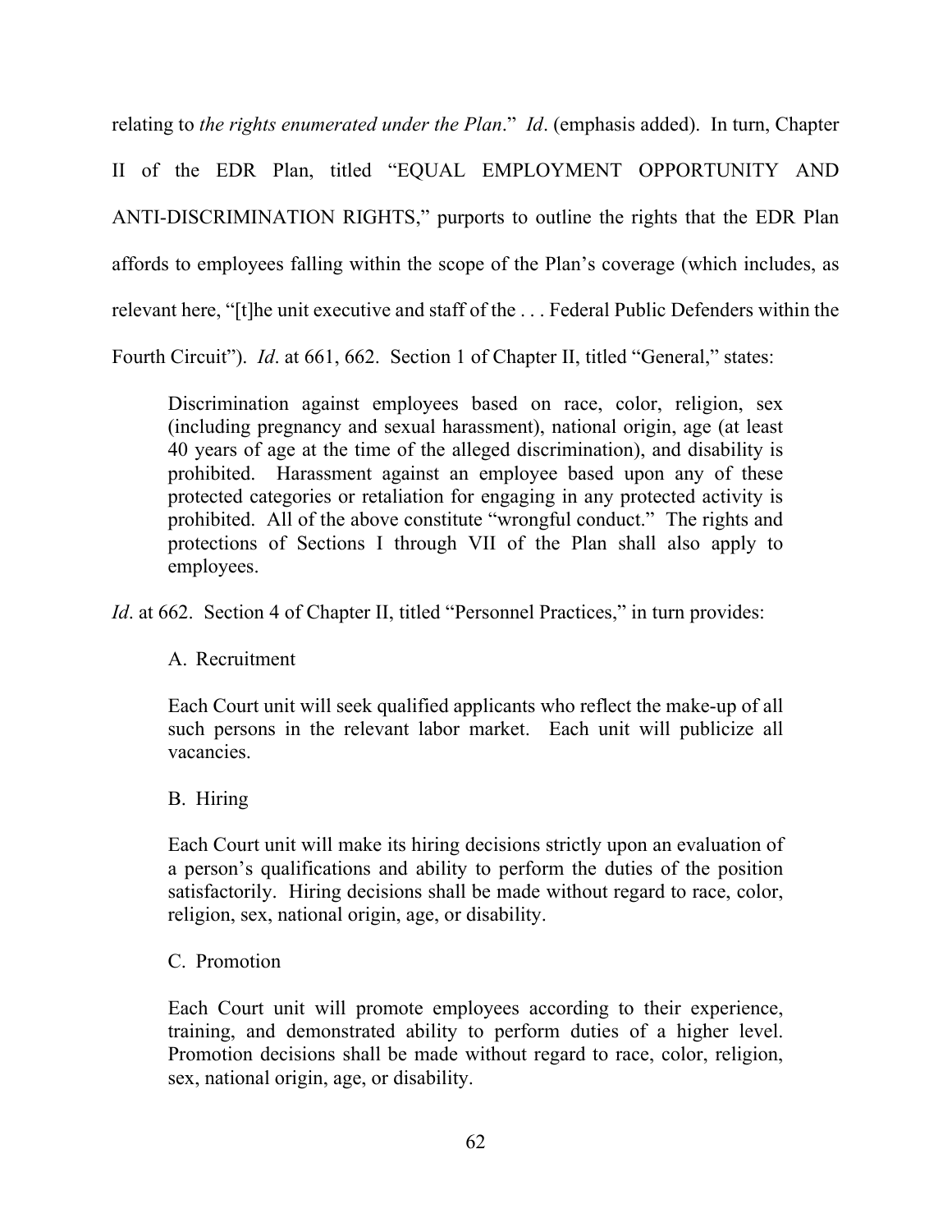relating to *the rights enumerated under the Plan*." *Id*. (emphasis added). In turn, Chapter II of the EDR Plan, titled "EQUAL EMPLOYMENT OPPORTUNITY AND ANTI-DISCRIMINATION RIGHTS," purports to outline the rights that the EDR Plan affords to employees falling within the scope of the Plan's coverage (which includes, as relevant here, "[t]he unit executive and staff of the . . . Federal Public Defenders within the Fourth Circuit"). *Id*. at 661, 662. Section 1 of Chapter II, titled "General," states:

> Discrimination against employees based on race, color, religion, sex (including pregnancy and sexual harassment), national origin, age (at least 40 years of age at the time of the alleged discrimination), and disability is prohibited. Harassment against an employee based upon any of these protected categories or retaliation for engaging in any protected activity is prohibited. All of the above constitute "wrongful conduct." The rights and protections of Sections I through VII of the Plan shall also apply to employees.

*Id*. at 662. Section 4 of Chapter II, titled "Personnel Practices," in turn provides:

> A. Recruitment
>
> Each Court unit will seek qualified applicants who reflect the make-up of all such persons in the relevant labor market. Each unit will publicize all vacancies.
>
> B. Hiring
>
> Each Court unit will make its hiring decisions strictly upon an evaluation of a person's qualifications and ability to perform the duties of the position satisfactorily. Hiring decisions shall be made without regard to race, color, religion, sex, national origin, age, or disability.
>
> C. Promotion
>
> Each Court unit will promote employees according to their experience, training, and demonstrated ability to perform duties of a higher level. Promotion decisions shall be made without regard to race, color, religion, sex, national origin, age, or disability.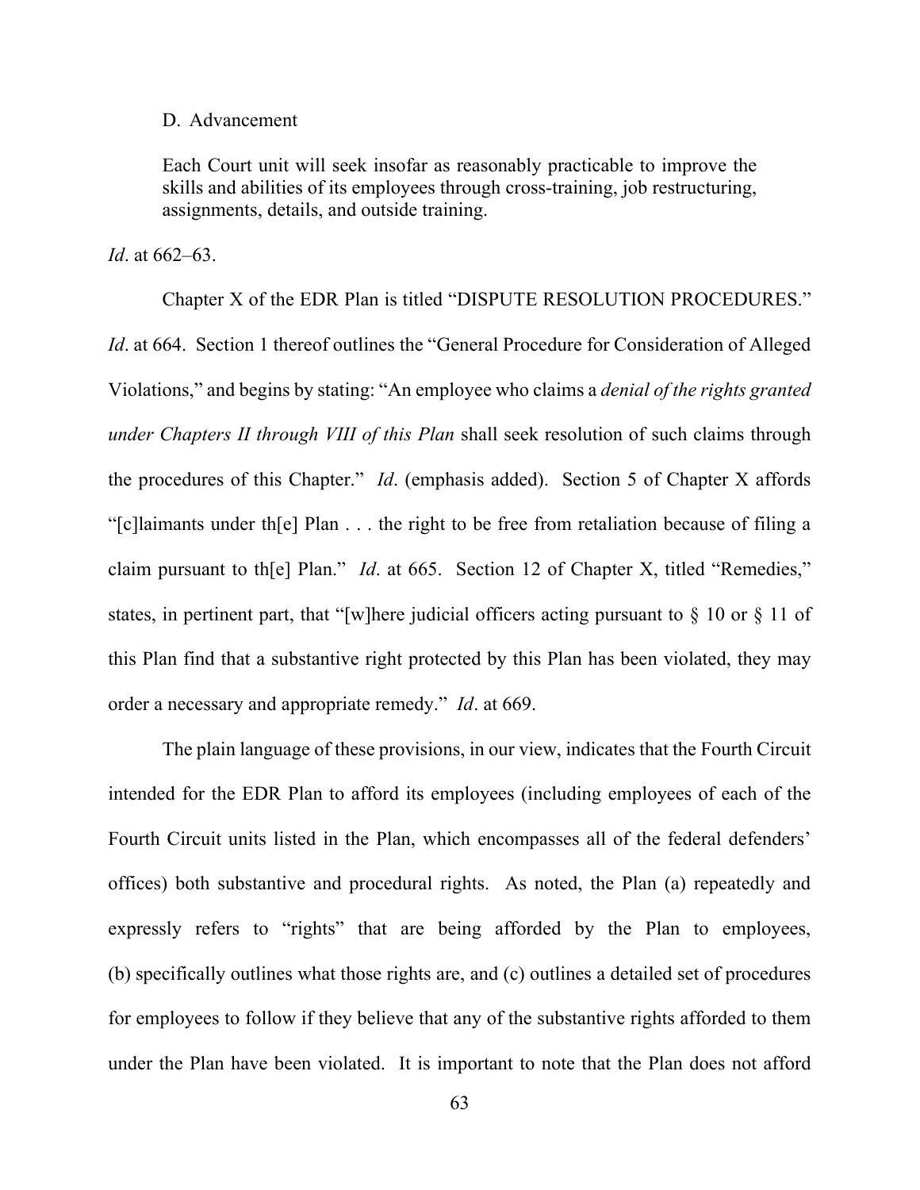> D. Advancement
>
> Each Court unit will seek insofar as reasonably practicable to improve the skills and abilities of its employees through cross-training, job restructuring, assignments, details, and outside training.

*Id*. at 662–63.

Chapter X of the EDR Plan is titled "DISPUTE RESOLUTION PROCEDURES." *Id*. at 664. Section 1 thereof outlines the "General Procedure for Consideration of Alleged Violations," and begins by stating: "An employee who claims a *denial of the rights granted under Chapters II through VIII of this Plan* shall seek resolution of such claims through the procedures of this Chapter." *Id*. (emphasis added). Section 5 of Chapter X affords "[c]laimants under th[e] Plan . . . the right to be free from retaliation because of filing a claim pursuant to th[e] Plan." *Id*. at 665. Section 12 of Chapter X, titled "Remedies," states, in pertinent part, that "[w]here judicial officers acting pursuant to § 10 or § 11 of this Plan find that a substantive right protected by this Plan has been violated, they may order a necessary and appropriate remedy." *Id*. at 669.

The plain language of these provisions, in our view, indicates that the Fourth Circuit intended for the EDR Plan to afford its employees (including employees of each of the Fourth Circuit units listed in the Plan, which encompasses all of the federal defenders' offices) both substantive and procedural rights. As noted, the Plan (a) repeatedly and expressly refers to "rights" that are being afforded by the Plan to employees, (b) specifically outlines what those rights are, and (c) outlines a detailed set of procedures for employees to follow if they believe that any of the substantive rights afforded to them under the Plan have been violated. It is important to note that the Plan does not afford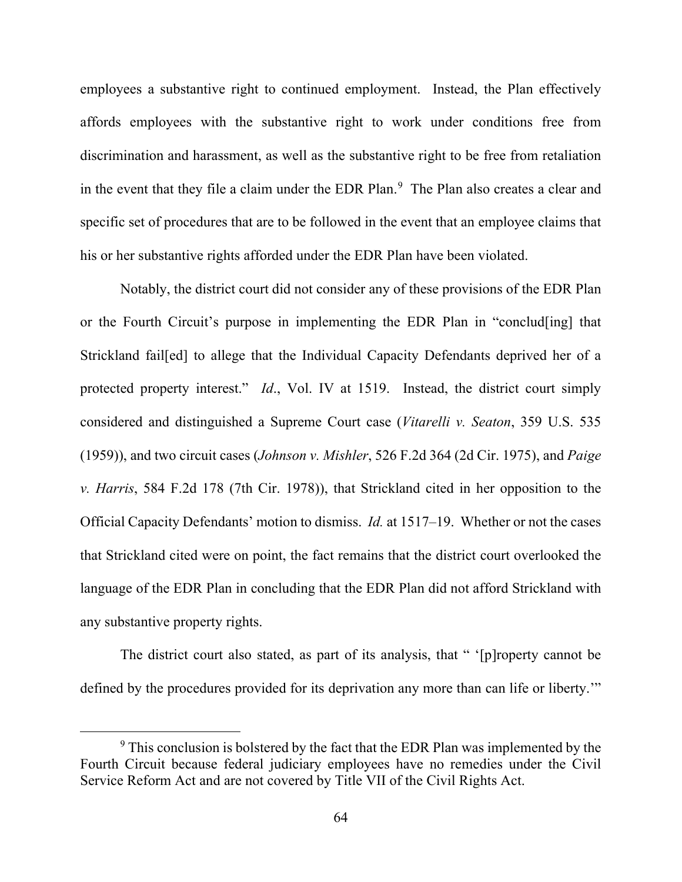employees a substantive right to continued employment. Instead, the Plan effectively affords employees with the substantive right to work under conditions free from discrimination and harassment, as well as the substantive right to be free from retaliation in the event that they file a claim under the EDR Plan.[9] The Plan also creates a clear and specific set of procedures that are to be followed in the event that an employee claims that his or her substantive rights afforded under the EDR Plan have been violated.

Notably, the district court did not consider any of these provisions of the EDR Plan or the Fourth Circuit's purpose in implementing the EDR Plan in "conclud[ing] that Strickland fail[ed] to allege that the Individual Capacity Defendants deprived her of a protected property interest." *Id*., Vol. IV at 1519. Instead, the district court simply considered and distinguished a Supreme Court case (*Vitarelli v. Seaton*, 359 U.S. 535 (1959)), and two circuit cases (*Johnson v. Mishler*, 526 F.2d 364 (2d Cir. 1975), and *Paige v. Harris*, 584 F.2d 178 (7th Cir. 1978)), that Strickland cited in her opposition to the Official Capacity Defendants' motion to dismiss. *Id.* at 1517–19. Whether or not the cases that Strickland cited were on point, the fact remains that the district court overlooked the language of the EDR Plan in concluding that the EDR Plan did not afford Strickland with any substantive property rights.

The district court also stated, as part of its analysis, that " '[p]roperty cannot be defined by the procedures provided for its deprivation any more than can life or liberty.' "

[9] This conclusion is bolstered by the fact that the EDR Plan was implemented by the Fourth Circuit because federal judiciary employees have no remedies under the Civil Service Reform Act and are not covered by Title VII of the Civil Rights Act.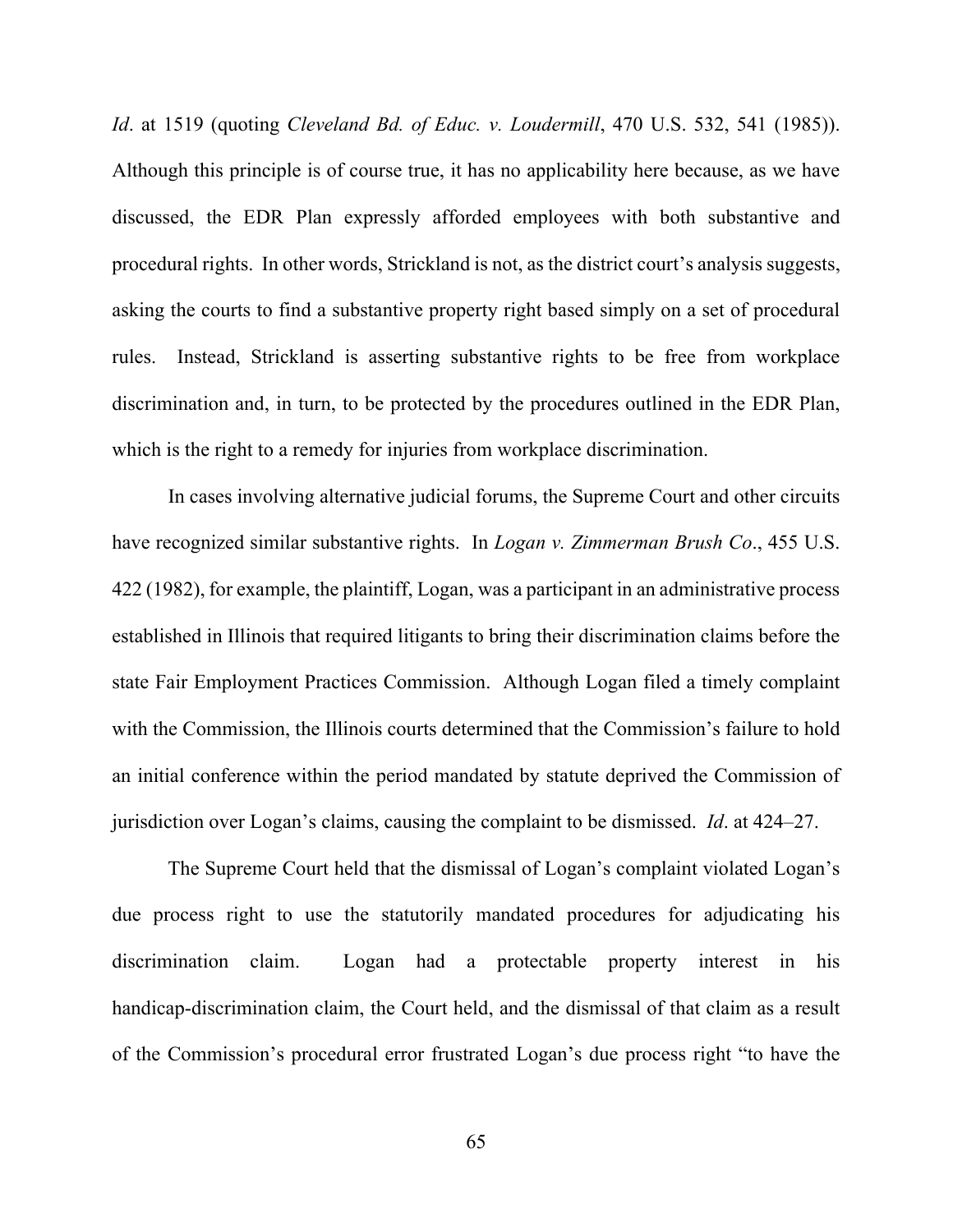*Id*. at 1519 (quoting *Cleveland Bd. of Educ. v. Loudermill*, 470 U.S. 532, 541 (1985)). Although this principle is of course true, it has no applicability here because, as we have discussed, the EDR Plan expressly afforded employees with both substantive and procedural rights. In other words, Strickland is not, as the district court's analysis suggests, asking the courts to find a substantive property right based simply on a set of procedural rules. Instead, Strickland is asserting substantive rights to be free from workplace discrimination and, in turn, to be protected by the procedures outlined in the EDR Plan, which is the right to a remedy for injuries from workplace discrimination.

In cases involving alternative judicial forums, the Supreme Court and other circuits have recognized similar substantive rights. In *Logan v. Zimmerman Brush Co*., 455 U.S. 422 (1982), for example, the plaintiff, Logan, was a participant in an administrative process established in Illinois that required litigants to bring their discrimination claims before the state Fair Employment Practices Commission. Although Logan filed a timely complaint with the Commission, the Illinois courts determined that the Commission's failure to hold an initial conference within the period mandated by statute deprived the Commission of jurisdiction over Logan's claims, causing the complaint to be dismissed. *Id*. at 424–27.

The Supreme Court held that the dismissal of Logan's complaint violated Logan's due process right to use the statutorily mandated procedures for adjudicating his discrimination claim. Logan had a protectable property interest in his handicap-discrimination claim, the Court held, and the dismissal of that claim as a result of the Commission's procedural error frustrated Logan's due process right "to have the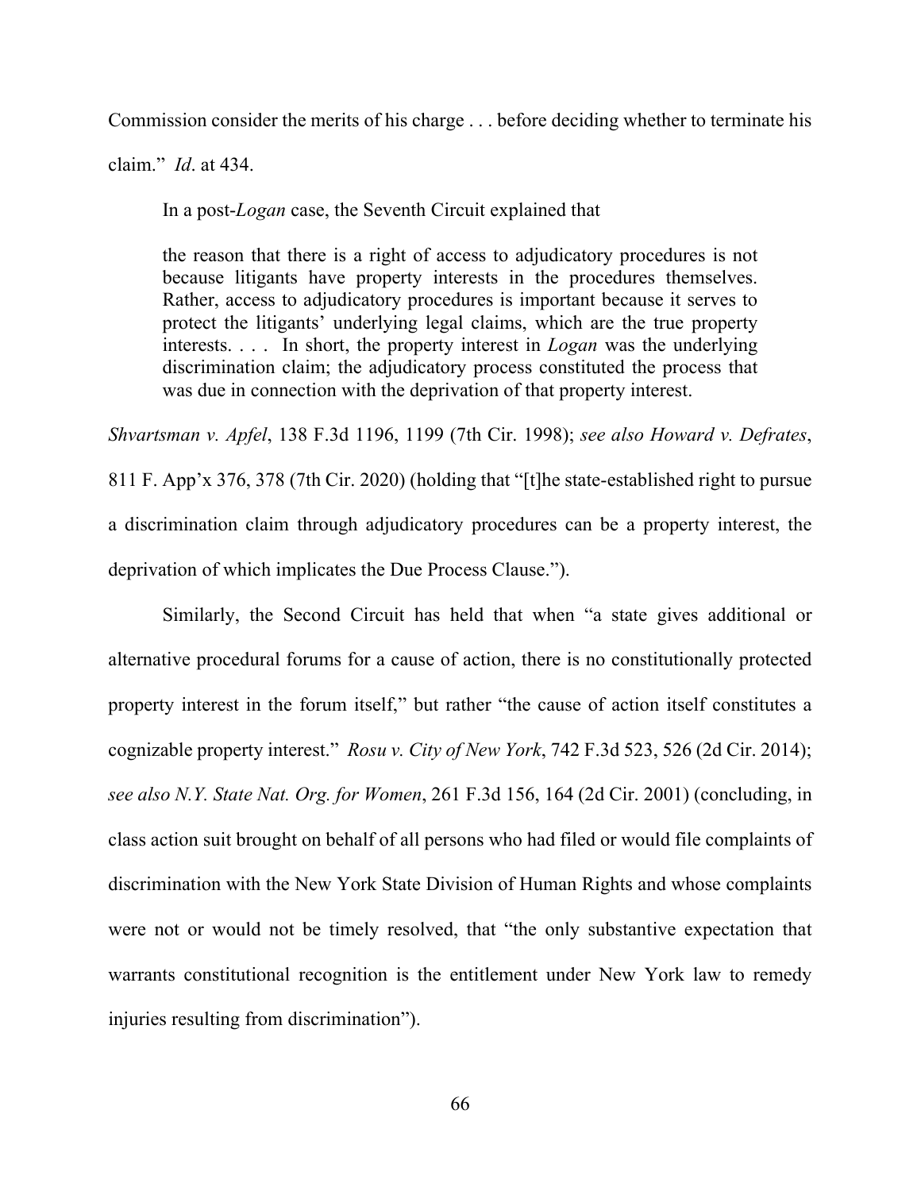Commission consider the merits of his charge . . . before deciding whether to terminate his claim." *Id*. at 434.

In a post-*Logan* case, the Seventh Circuit explained that

> the reason that there is a right of access to adjudicatory procedures is not because litigants have property interests in the procedures themselves. Rather, access to adjudicatory procedures is important because it serves to protect the litigants' underlying legal claims, which are the true property interests. . . . In short, the property interest in *Logan* was the underlying discrimination claim; the adjudicatory process constituted the process that was due in connection with the deprivation of that property interest.

*Shvartsman v. Apfel*, 138 F.3d 1196, 1199 (7th Cir. 1998); *see also Howard v. Defrates*, 811 F. App'x 376, 378 (7th Cir. 2020) (holding that "[t]he state-established right to pursue a discrimination claim through adjudicatory procedures can be a property interest, the deprivation of which implicates the Due Process Clause.").

Similarly, the Second Circuit has held that when "a state gives additional or alternative procedural forums for a cause of action, there is no constitutionally protected property interest in the forum itself," but rather "the cause of action itself constitutes a cognizable property interest." *Rosu v. City of New York*, 742 F.3d 523, 526 (2d Cir. 2014); *see also N.Y. State Nat. Org. for Women*, 261 F.3d 156, 164 (2d Cir. 2001) (concluding, in class action suit brought on behalf of all persons who had filed or would file complaints of discrimination with the New York State Division of Human Rights and whose complaints were not or would not be timely resolved, that "the only substantive expectation that warrants constitutional recognition is the entitlement under New York law to remedy injuries resulting from discrimination").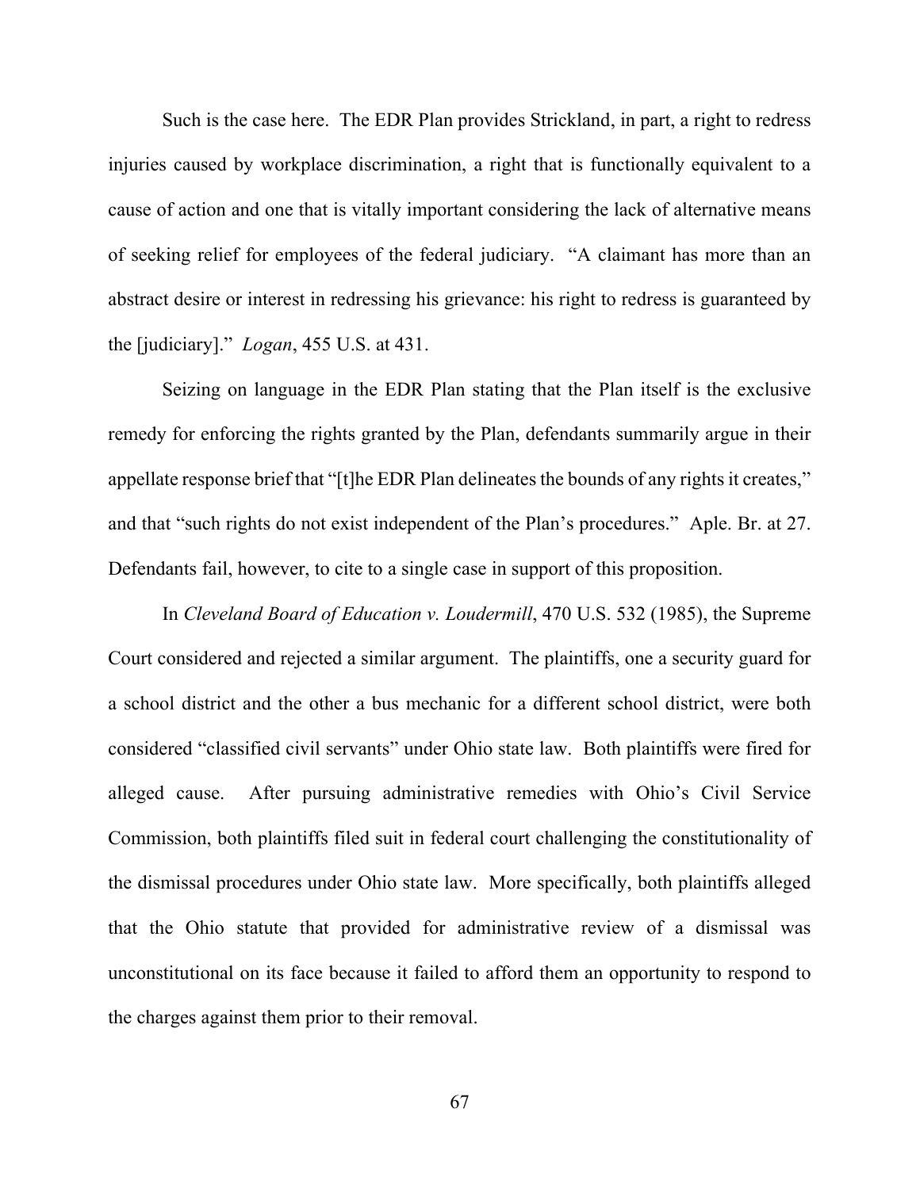Such is the case here. The EDR Plan provides Strickland, in part, a right to redress injuries caused by workplace discrimination, a right that is functionally equivalent to a cause of action and one that is vitally important considering the lack of alternative means of seeking relief for employees of the federal judiciary. "A claimant has more than an abstract desire or interest in redressing his grievance: his right to redress is guaranteed by the [judiciary]." *Logan*, 455 U.S. at 431.

Seizing on language in the EDR Plan stating that the Plan itself is the exclusive remedy for enforcing the rights granted by the Plan, defendants summarily argue in their appellate response brief that "[t]he EDR Plan delineates the bounds of any rights it creates," and that "such rights do not exist independent of the Plan's procedures." Aple. Br. at 27. Defendants fail, however, to cite to a single case in support of this proposition.

In *Cleveland Board of Education v. Loudermill*, 470 U.S. 532 (1985), the Supreme Court considered and rejected a similar argument. The plaintiffs, one a security guard for a school district and the other a bus mechanic for a different school district, were both considered "classified civil servants" under Ohio state law. Both plaintiffs were fired for alleged cause. After pursuing administrative remedies with Ohio's Civil Service Commission, both plaintiffs filed suit in federal court challenging the constitutionality of the dismissal procedures under Ohio state law. More specifically, both plaintiffs alleged that the Ohio statute that provided for administrative review of a dismissal was unconstitutional on its face because it failed to afford them an opportunity to respond to the charges against them prior to their removal.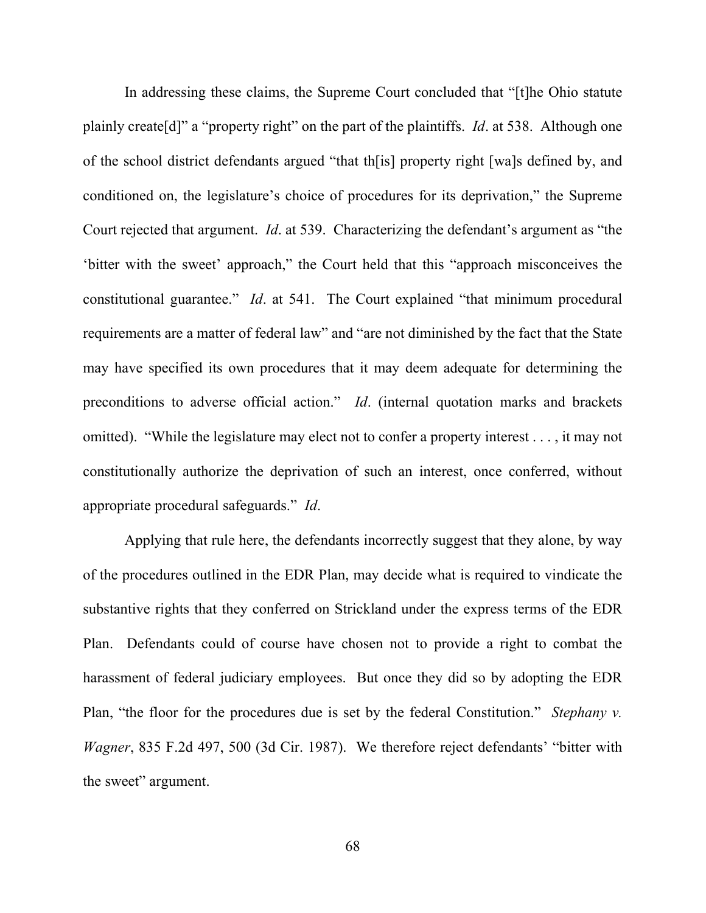In addressing these claims, the Supreme Court concluded that "[t]he Ohio statute plainly create[d]" a "property right" on the part of the plaintiffs. *Id*. at 538. Although one of the school district defendants argued "that th[is] property right [wa]s defined by, and conditioned on, the legislature's choice of procedures for its deprivation," the Supreme Court rejected that argument. *Id*. at 539. Characterizing the defendant's argument as "the 'bitter with the sweet' approach," the Court held that this "approach misconceives the constitutional guarantee." *Id*. at 541. The Court explained "that minimum procedural requirements are a matter of federal law" and "are not diminished by the fact that the State may have specified its own procedures that it may deem adequate for determining the preconditions to adverse official action." *Id*. (internal quotation marks and brackets omitted). "While the legislature may elect not to confer a property interest . . . , it may not constitutionally authorize the deprivation of such an interest, once conferred, without appropriate procedural safeguards." *Id*.

Applying that rule here, the defendants incorrectly suggest that they alone, by way of the procedures outlined in the EDR Plan, may decide what is required to vindicate the substantive rights that they conferred on Strickland under the express terms of the EDR Plan. Defendants could of course have chosen not to provide a right to combat the harassment of federal judiciary employees. But once they did so by adopting the EDR Plan, "the floor for the procedures due is set by the federal Constitution." *Stephany v. Wagner*, 835 F.2d 497, 500 (3d Cir. 1987). We therefore reject defendants' "bitter with the sweet" argument.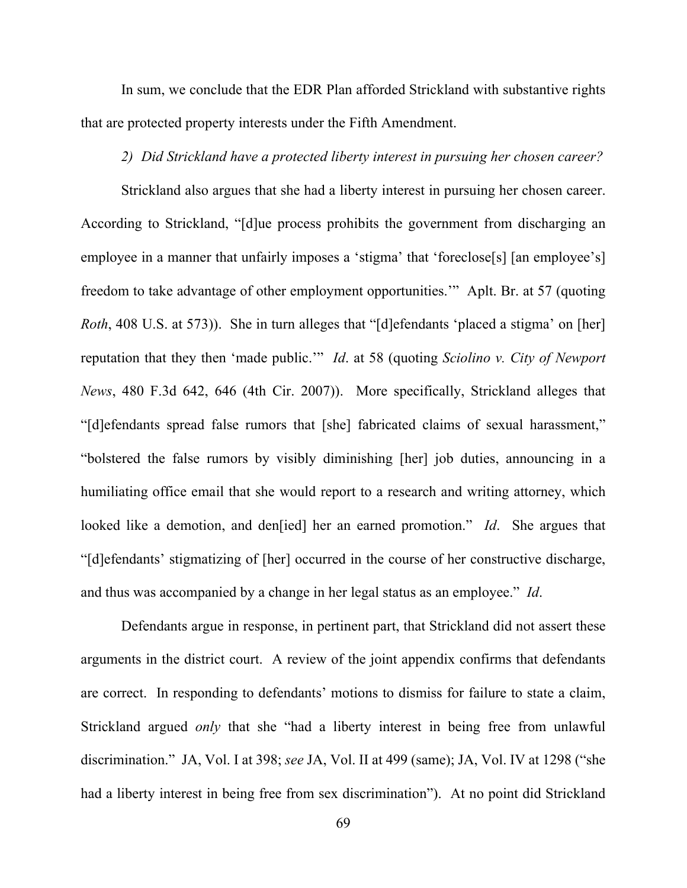In sum, we conclude that the EDR Plan afforded Strickland with substantive rights that are protected property interests under the Fifth Amendment.

*2) Did Strickland have a protected liberty interest in pursuing her chosen career?*

Strickland also argues that she had a liberty interest in pursuing her chosen career. According to Strickland, "[d]ue process prohibits the government from discharging an employee in a manner that unfairly imposes a 'stigma' that 'foreclose[s] [an employee's] freedom to take advantage of other employment opportunities.'" Aplt. Br. at 57 (quoting *Roth*, 408 U.S. at 573)). She in turn alleges that "[d]efendants 'placed a stigma' on [her] reputation that they then 'made public.'" *Id*. at 58 (quoting *Sciolino v. City of Newport News*, 480 F.3d 642, 646 (4th Cir. 2007)). More specifically, Strickland alleges that "[d]efendants spread false rumors that [she] fabricated claims of sexual harassment," "bolstered the false rumors by visibly diminishing [her] job duties, announcing in a humiliating office email that she would report to a research and writing attorney, which looked like a demotion, and den[ied] her an earned promotion." *Id*. She argues that "[d]efendants' stigmatizing of [her] occurred in the course of her constructive discharge, and thus was accompanied by a change in her legal status as an employee." *Id*.

Defendants argue in response, in pertinent part, that Strickland did not assert these arguments in the district court. A review of the joint appendix confirms that defendants are correct. In responding to defendants' motions to dismiss for failure to state a claim, Strickland argued *only* that she "had a liberty interest in being free from unlawful discrimination." JA, Vol. I at 398; *see* JA, Vol. II at 499 (same); JA, Vol. IV at 1298 ("she had a liberty interest in being free from sex discrimination"). At no point did Strickland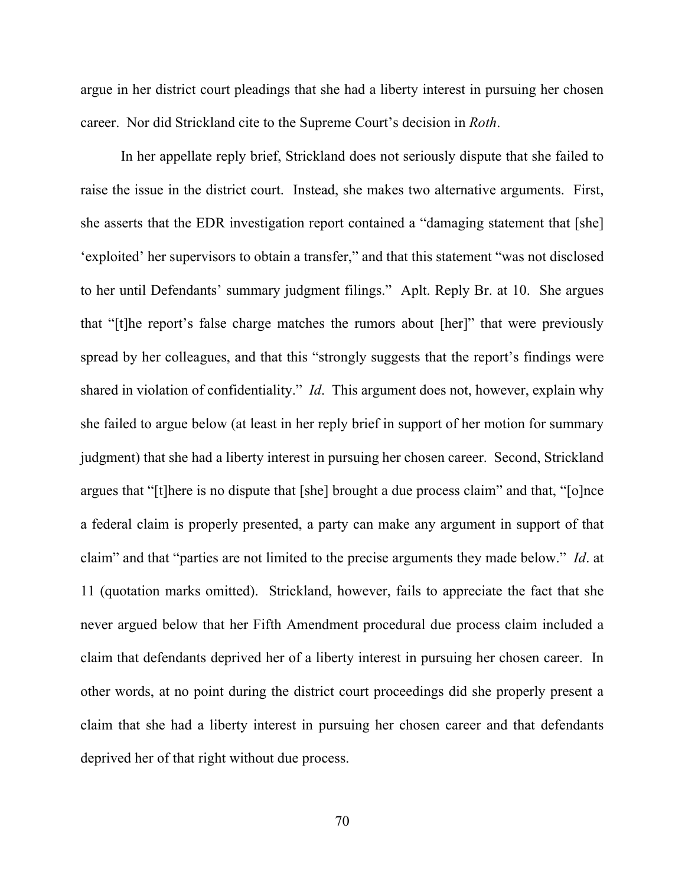argue in her district court pleadings that she had a liberty interest in pursuing her chosen career. Nor did Strickland cite to the Supreme Court's decision in *Roth*.

In her appellate reply brief, Strickland does not seriously dispute that she failed to raise the issue in the district court. Instead, she makes two alternative arguments. First, she asserts that the EDR investigation report contained a "damaging statement that [she] 'exploited' her supervisors to obtain a transfer," and that this statement "was not disclosed to her until Defendants' summary judgment filings." Aplt. Reply Br. at 10. She argues that "[t]he report's false charge matches the rumors about [her]" that were previously spread by her colleagues, and that this "strongly suggests that the report's findings were shared in violation of confidentiality." *Id*. This argument does not, however, explain why she failed to argue below (at least in her reply brief in support of her motion for summary judgment) that she had a liberty interest in pursuing her chosen career. Second, Strickland argues that "[t]here is no dispute that [she] brought a due process claim" and that, "[o]nce a federal claim is properly presented, a party can make any argument in support of that claim" and that "parties are not limited to the precise arguments they made below." *Id*. at 11 (quotation marks omitted). Strickland, however, fails to appreciate the fact that she never argued below that her Fifth Amendment procedural due process claim included a claim that defendants deprived her of a liberty interest in pursuing her chosen career. In other words, at no point during the district court proceedings did she properly present a claim that she had a liberty interest in pursuing her chosen career and that defendants deprived her of that right without due process.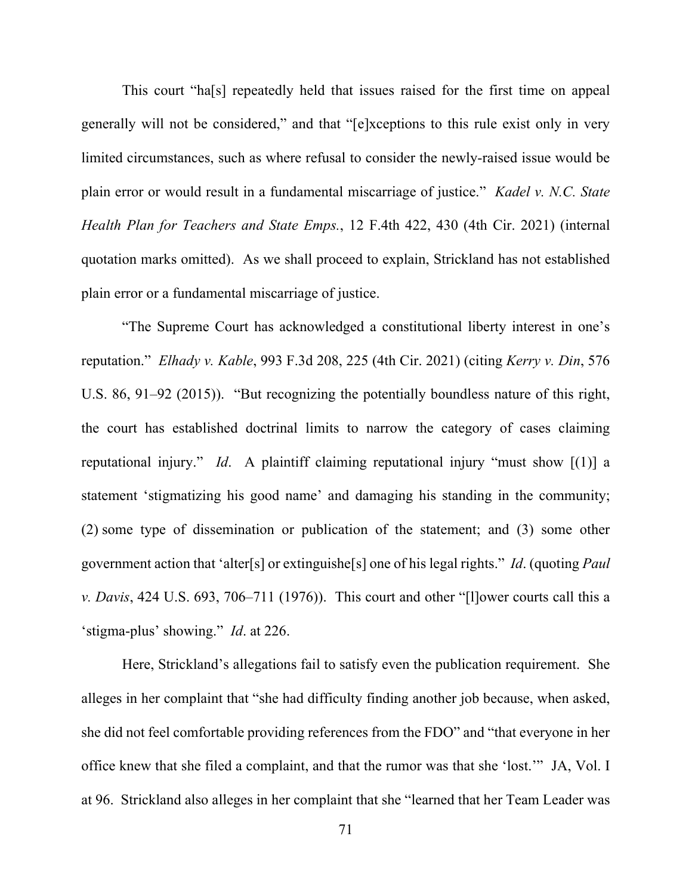This court "ha[s] repeatedly held that issues raised for the first time on appeal generally will not be considered," and that "[e]xceptions to this rule exist only in very limited circumstances, such as where refusal to consider the newly-raised issue would be plain error or would result in a fundamental miscarriage of justice." *Kadel v. N.C. State Health Plan for Teachers and State Emps.*, 12 F.4th 422, 430 (4th Cir. 2021) (internal quotation marks omitted). As we shall proceed to explain, Strickland has not established plain error or a fundamental miscarriage of justice.

"The Supreme Court has acknowledged a constitutional liberty interest in one's reputation." *Elhady v. Kable*, 993 F.3d 208, 225 (4th Cir. 2021) (citing *Kerry v. Din*, 576 U.S. 86, 91–92 (2015)). "But recognizing the potentially boundless nature of this right, the court has established doctrinal limits to narrow the category of cases claiming reputational injury." *Id*. A plaintiff claiming reputational injury "must show [(1)] a statement 'stigmatizing his good name' and damaging his standing in the community; (2) some type of dissemination or publication of the statement; and (3) some other government action that 'alter[s] or extinguishe[s] one of his legal rights." *Id*. (quoting *Paul v. Davis*, 424 U.S. 693, 706–711 (1976)). This court and other "[l]ower courts call this a 'stigma-plus' showing." *Id*. at 226.

Here, Strickland's allegations fail to satisfy even the publication requirement. She alleges in her complaint that "she had difficulty finding another job because, when asked, she did not feel comfortable providing references from the FDO" and "that everyone in her office knew that she filed a complaint, and that the rumor was that she 'lost.'" JA, Vol. I at 96. Strickland also alleges in her complaint that she "learned that her Team Leader was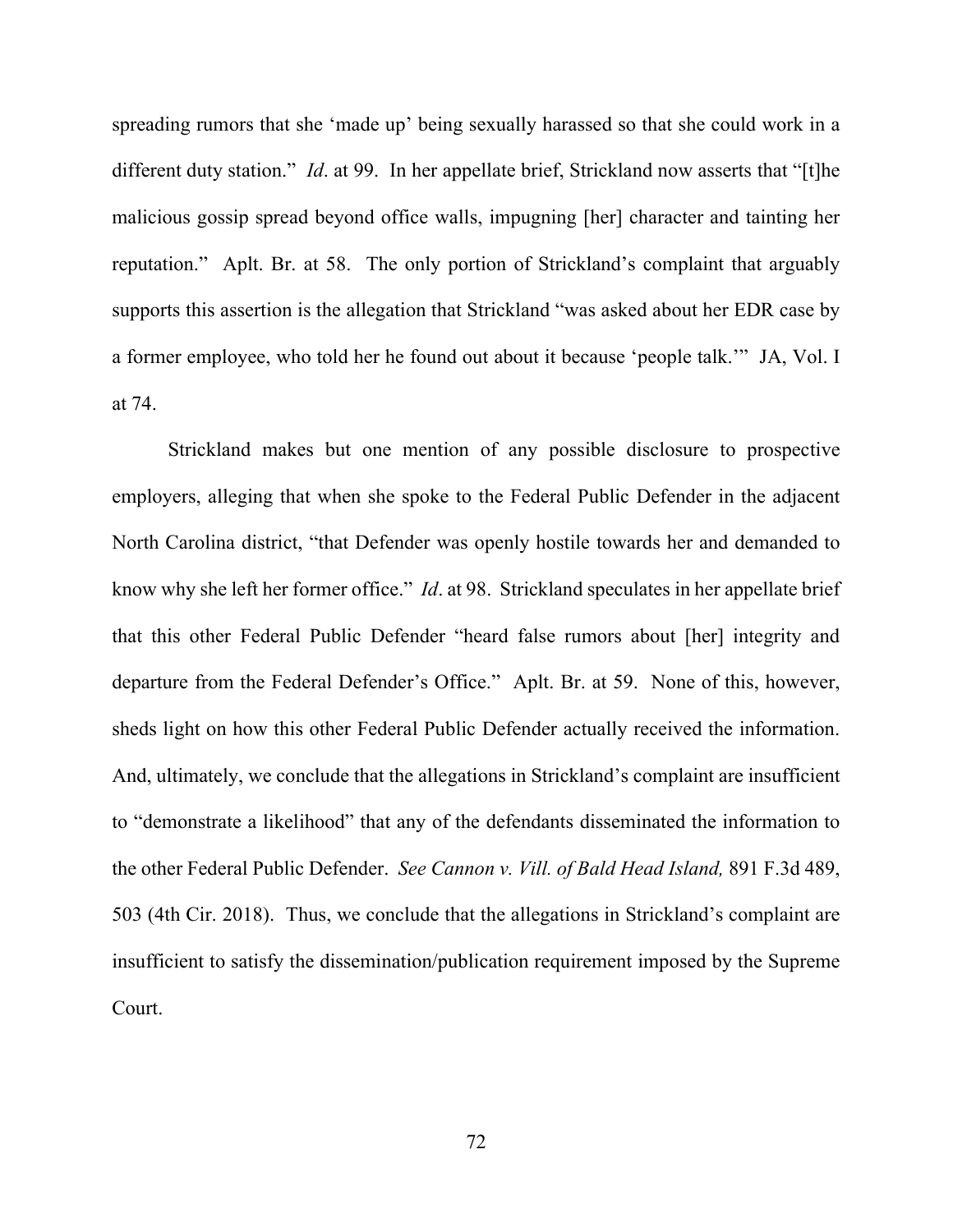spreading rumors that she 'made up' being sexually harassed so that she could work in a different duty station." *Id*. at 99. In her appellate brief, Strickland now asserts that "[t]he malicious gossip spread beyond office walls, impugning [her] character and tainting her reputation." Aplt. Br. at 58. The only portion of Strickland's complaint that arguably supports this assertion is the allegation that Strickland "was asked about her EDR case by a former employee, who told her he found out about it because 'people talk.'" JA, Vol. I at 74.

Strickland makes but one mention of any possible disclosure to prospective employers, alleging that when she spoke to the Federal Public Defender in the adjacent North Carolina district, "that Defender was openly hostile towards her and demanded to know why she left her former office." *Id*. at 98. Strickland speculates in her appellate brief that this other Federal Public Defender "heard false rumors about [her] integrity and departure from the Federal Defender's Office." Aplt. Br. at 59. None of this, however, sheds light on how this other Federal Public Defender actually received the information. And, ultimately, we conclude that the allegations in Strickland's complaint are insufficient to "demonstrate a likelihood" that any of the defendants disseminated the information to the other Federal Public Defender. *See Cannon v. Vill. of Bald Head Island,* 891 F.3d 489, 503 (4th Cir. 2018). Thus, we conclude that the allegations in Strickland's complaint are insufficient to satisfy the dissemination/publication requirement imposed by the Supreme Court.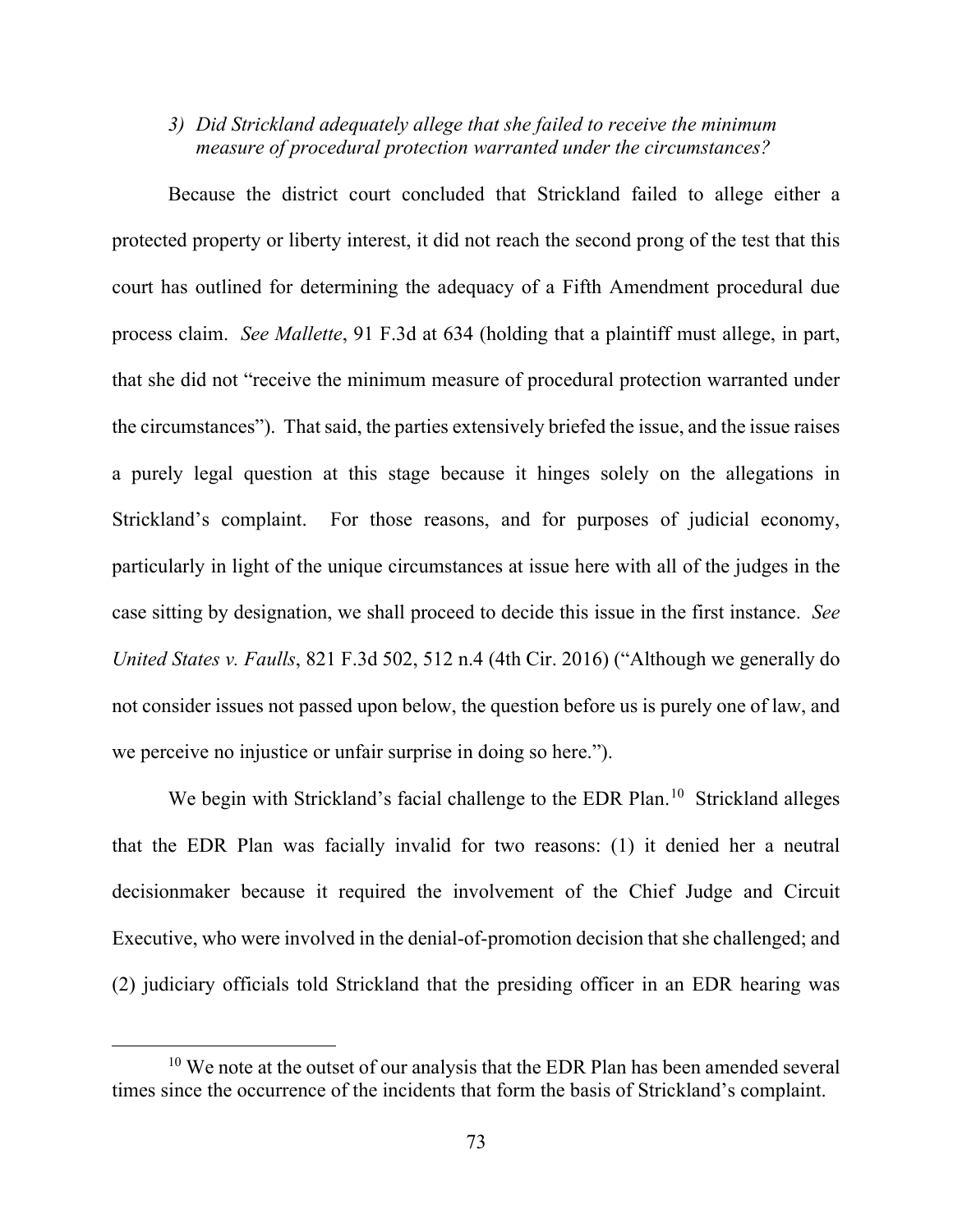*3) Did Strickland adequately allege that she failed to receive the minimum measure of procedural protection warranted under the circumstances?*

Because the district court concluded that Strickland failed to allege either a protected property or liberty interest, it did not reach the second prong of the test that this court has outlined for determining the adequacy of a Fifth Amendment procedural due process claim. *See Mallette*, 91 F.3d at 634 (holding that a plaintiff must allege, in part, that she did not "receive the minimum measure of procedural protection warranted under the circumstances"). That said, the parties extensively briefed the issue, and the issue raises a purely legal question at this stage because it hinges solely on the allegations in Strickland's complaint. For those reasons, and for purposes of judicial economy, particularly in light of the unique circumstances at issue here with all of the judges in the case sitting by designation, we shall proceed to decide this issue in the first instance. *See United States v. Faulls*, 821 F.3d 502, 512 n.4 (4th Cir. 2016) ("Although we generally do not consider issues not passed upon below, the question before us is purely one of law, and we perceive no injustice or unfair surprise in doing so here.").

We begin with Strickland's facial challenge to the EDR Plan.[10] Strickland alleges that the EDR Plan was facially invalid for two reasons: (1) it denied her a neutral decisionmaker because it required the involvement of the Chief Judge and Circuit Executive, who were involved in the denial-of-promotion decision that she challenged; and (2) judiciary officials told Strickland that the presiding officer in an EDR hearing was

[10] We note at the outset of our analysis that the EDR Plan has been amended several times since the occurrence of the incidents that form the basis of Strickland's complaint.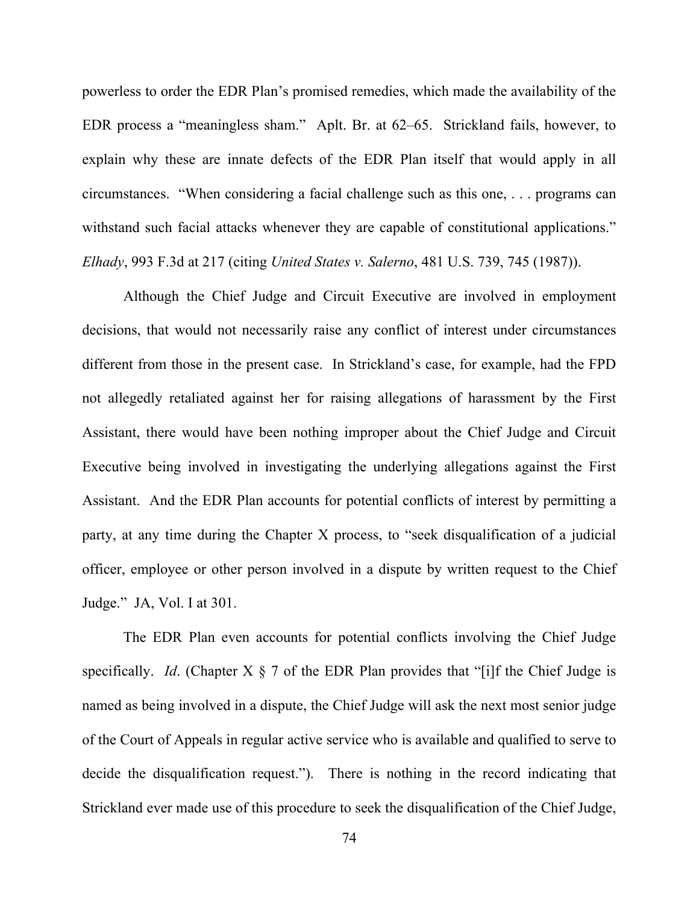powerless to order the EDR Plan's promised remedies, which made the availability of the EDR process a "meaningless sham." Aplt. Br. at 62–65. Strickland fails, however, to explain why these are innate defects of the EDR Plan itself that would apply in all circumstances. "When considering a facial challenge such as this one, . . . programs can withstand such facial attacks whenever they are capable of constitutional applications." *Elhady*, 993 F.3d at 217 (citing *United States v. Salerno*, 481 U.S. 739, 745 (1987)).

Although the Chief Judge and Circuit Executive are involved in employment decisions, that would not necessarily raise any conflict of interest under circumstances different from those in the present case. In Strickland's case, for example, had the FPD not allegedly retaliated against her for raising allegations of harassment by the First Assistant, there would have been nothing improper about the Chief Judge and Circuit Executive being involved in investigating the underlying allegations against the First Assistant. And the EDR Plan accounts for potential conflicts of interest by permitting a party, at any time during the Chapter X process, to "seek disqualification of a judicial officer, employee or other person involved in a dispute by written request to the Chief Judge." JA, Vol. I at 301.

The EDR Plan even accounts for potential conflicts involving the Chief Judge specifically. *Id*. (Chapter X § 7 of the EDR Plan provides that "[i]f the Chief Judge is named as being involved in a dispute, the Chief Judge will ask the next most senior judge of the Court of Appeals in regular active service who is available and qualified to serve to decide the disqualification request."). There is nothing in the record indicating that Strickland ever made use of this procedure to seek the disqualification of the Chief Judge,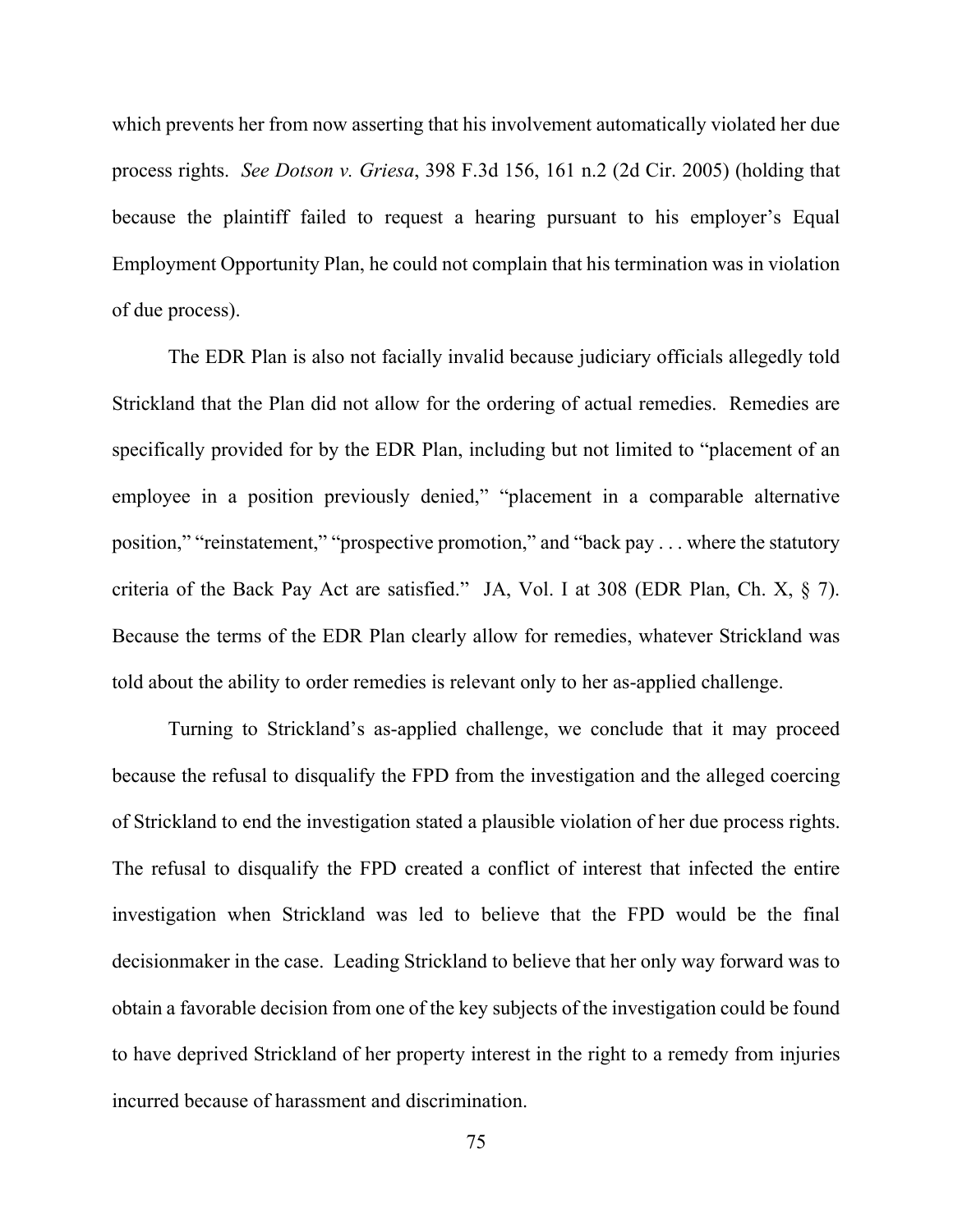which prevents her from now asserting that his involvement automatically violated her due process rights. *See Dotson v. Griesa*, 398 F.3d 156, 161 n.2 (2d Cir. 2005) (holding that because the plaintiff failed to request a hearing pursuant to his employer's Equal Employment Opportunity Plan, he could not complain that his termination was in violation of due process).

The EDR Plan is also not facially invalid because judiciary officials allegedly told Strickland that the Plan did not allow for the ordering of actual remedies. Remedies are specifically provided for by the EDR Plan, including but not limited to "placement of an employee in a position previously denied," "placement in a comparable alternative position," "reinstatement," "prospective promotion," and "back pay . . . where the statutory criteria of the Back Pay Act are satisfied." JA, Vol. I at 308 (EDR Plan, Ch. X, § 7). Because the terms of the EDR Plan clearly allow for remedies, whatever Strickland was told about the ability to order remedies is relevant only to her as-applied challenge.

Turning to Strickland's as-applied challenge, we conclude that it may proceed because the refusal to disqualify the FPD from the investigation and the alleged coercing of Strickland to end the investigation stated a plausible violation of her due process rights. The refusal to disqualify the FPD created a conflict of interest that infected the entire investigation when Strickland was led to believe that the FPD would be the final decisionmaker in the case. Leading Strickland to believe that her only way forward was to obtain a favorable decision from one of the key subjects of the investigation could be found to have deprived Strickland of her property interest in the right to a remedy from injuries incurred because of harassment and discrimination.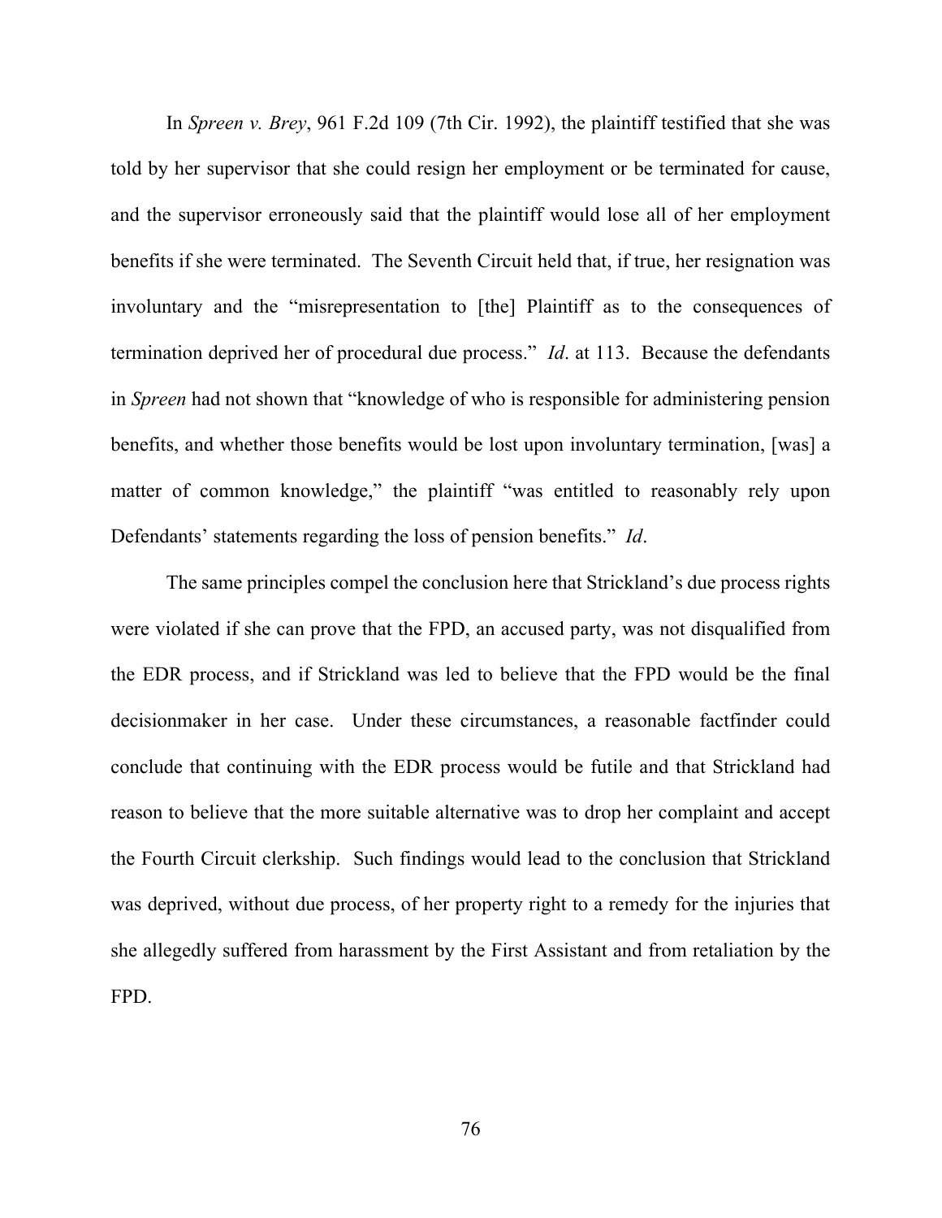In *Spreen v. Brey*, 961 F.2d 109 (7th Cir. 1992), the plaintiff testified that she was told by her supervisor that she could resign her employment or be terminated for cause, and the supervisor erroneously said that the plaintiff would lose all of her employment benefits if she were terminated. The Seventh Circuit held that, if true, her resignation was involuntary and the "misrepresentation to [the] Plaintiff as to the consequences of termination deprived her of procedural due process." *Id*. at 113. Because the defendants in *Spreen* had not shown that "knowledge of who is responsible for administering pension benefits, and whether those benefits would be lost upon involuntary termination, [was] a matter of common knowledge," the plaintiff "was entitled to reasonably rely upon Defendants' statements regarding the loss of pension benefits." *Id*.

The same principles compel the conclusion here that Strickland's due process rights were violated if she can prove that the FPD, an accused party, was not disqualified from the EDR process, and if Strickland was led to believe that the FPD would be the final decisionmaker in her case. Under these circumstances, a reasonable factfinder could conclude that continuing with the EDR process would be futile and that Strickland had reason to believe that the more suitable alternative was to drop her complaint and accept the Fourth Circuit clerkship. Such findings would lead to the conclusion that Strickland was deprived, without due process, of her property right to a remedy for the injuries that she allegedly suffered from harassment by the First Assistant and from retaliation by the FPD.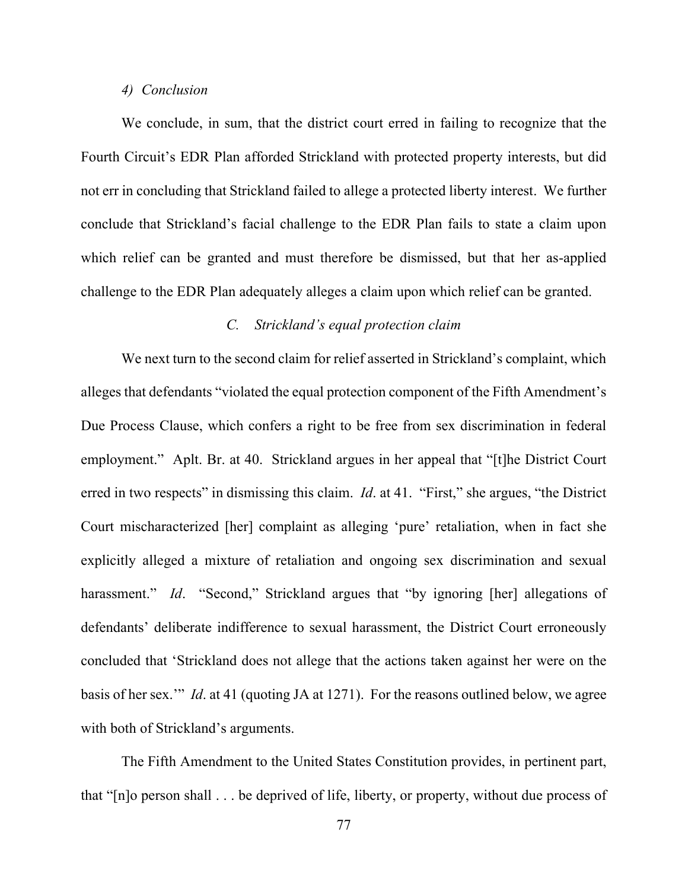*4) Conclusion*

We conclude, in sum, that the district court erred in failing to recognize that the Fourth Circuit's EDR Plan afforded Strickland with protected property interests, but did not err in concluding that Strickland failed to allege a protected liberty interest. We further conclude that Strickland's facial challenge to the EDR Plan fails to state a claim upon which relief can be granted and must therefore be dismissed, but that her as-applied challenge to the EDR Plan adequately alleges a claim upon which relief can be granted.

### C. *Strickland's equal protection claim*

We next turn to the second claim for relief asserted in Strickland's complaint, which alleges that defendants "violated the equal protection component of the Fifth Amendment's Due Process Clause, which confers a right to be free from sex discrimination in federal employment." Aplt. Br. at 40. Strickland argues in her appeal that "[t]he District Court erred in two respects" in dismissing this claim. *Id*. at 41. "First," she argues, "the District Court mischaracterized [her] complaint as alleging 'pure' retaliation, when in fact she explicitly alleged a mixture of retaliation and ongoing sex discrimination and sexual harassment." *Id*. "Second," Strickland argues that "by ignoring [her] allegations of defendants' deliberate indifference to sexual harassment, the District Court erroneously concluded that 'Strickland does not allege that the actions taken against her were on the basis of her sex.'" *Id*. at 41 (quoting JA at 1271). For the reasons outlined below, we agree with both of Strickland's arguments.

The Fifth Amendment to the United States Constitution provides, in pertinent part, that "[n]o person shall . . . be deprived of life, liberty, or property, without due process of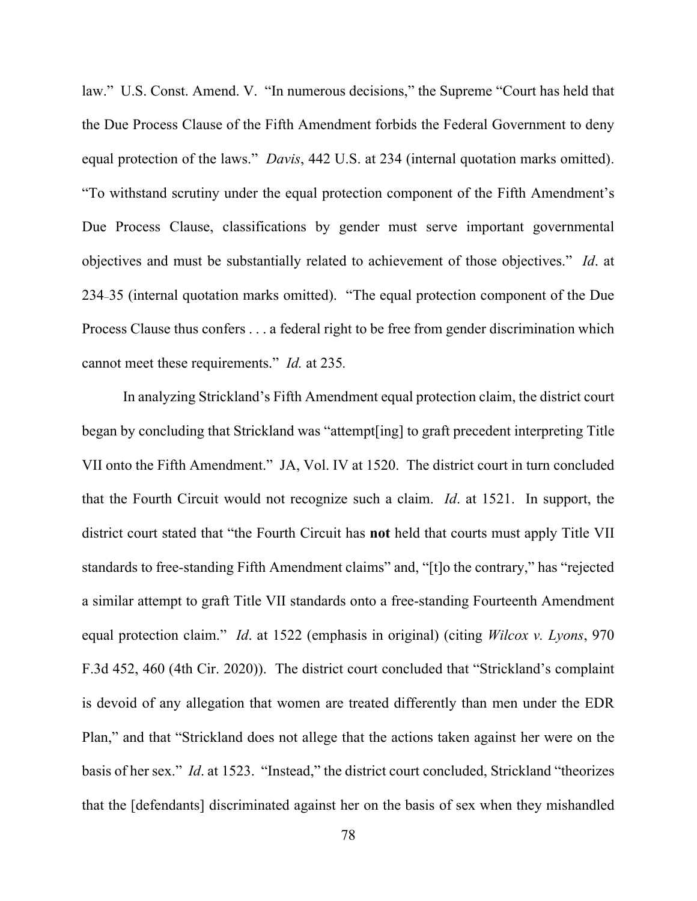law." U.S. Const. Amend. V. "In numerous decisions," the Supreme "Court has held that the Due Process Clause of the Fifth Amendment forbids the Federal Government to deny equal protection of the laws." *Davis*, 442 U.S. at 234 (internal quotation marks omitted). "To withstand scrutiny under the equal protection component of the Fifth Amendment's Due Process Clause, classifications by gender must serve important governmental objectives and must be substantially related to achievement of those objectives." *Id*. at 234–35 (internal quotation marks omitted). "The equal protection component of the Due Process Clause thus confers . . . a federal right to be free from gender discrimination which cannot meet these requirements." *Id.* at 235.

In analyzing Strickland's Fifth Amendment equal protection claim, the district court began by concluding that Strickland was "attempt[ing] to graft precedent interpreting Title VII onto the Fifth Amendment." JA, Vol. IV at 1520. The district court in turn concluded that the Fourth Circuit would not recognize such a claim. *Id*. at 1521. In support, the district court stated that "the Fourth Circuit has **not** held that courts must apply Title VII standards to free-standing Fifth Amendment claims" and, "[t]o the contrary," has "rejected a similar attempt to graft Title VII standards onto a free-standing Fourteenth Amendment equal protection claim." *Id*. at 1522 (emphasis in original) (citing *Wilcox v. Lyons*, 970 F.3d 452, 460 (4th Cir. 2020)). The district court concluded that "Strickland's complaint is devoid of any allegation that women are treated differently than men under the EDR Plan," and that "Strickland does not allege that the actions taken against her were on the basis of her sex." *Id*. at 1523. "Instead," the district court concluded, Strickland "theorizes that the [defendants] discriminated against her on the basis of sex when they mishandled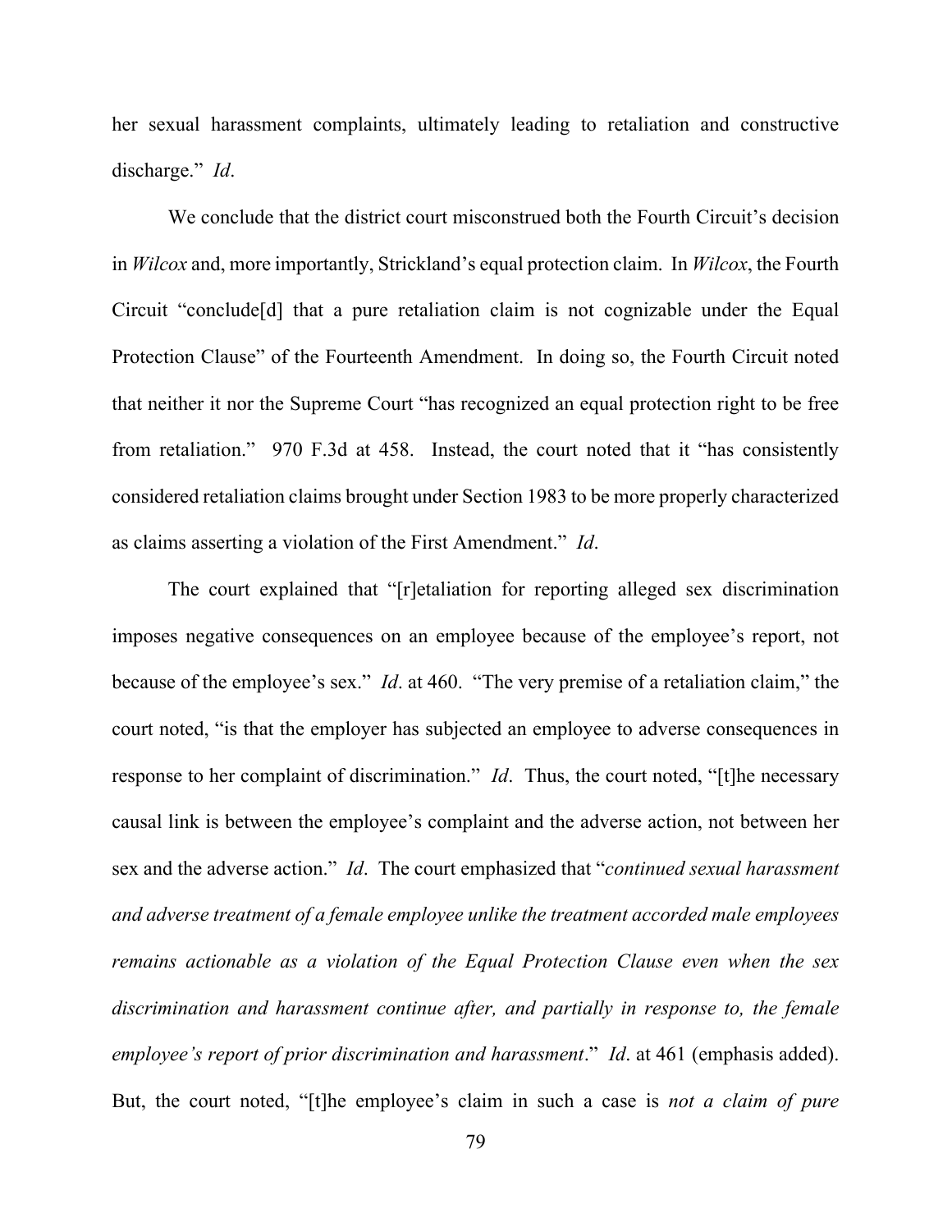her sexual harassment complaints, ultimately leading to retaliation and constructive discharge." *Id*.

We conclude that the district court misconstrued both the Fourth Circuit's decision in *Wilcox* and, more importantly, Strickland's equal protection claim. In *Wilcox*, the Fourth Circuit "conclude[d] that a pure retaliation claim is not cognizable under the Equal Protection Clause" of the Fourteenth Amendment. In doing so, the Fourth Circuit noted that neither it nor the Supreme Court "has recognized an equal protection right to be free from retaliation." 970 F.3d at 458. Instead, the court noted that it "has consistently considered retaliation claims brought under Section 1983 to be more properly characterized as claims asserting a violation of the First Amendment." *Id*.

The court explained that "[r]etaliation for reporting alleged sex discrimination imposes negative consequences on an employee because of the employee's report, not because of the employee's sex." *Id*. at 460. "The very premise of a retaliation claim," the court noted, "is that the employer has subjected an employee to adverse consequences in response to her complaint of discrimination." *Id*. Thus, the court noted, "[t]he necessary causal link is between the employee's complaint and the adverse action, not between her sex and the adverse action." *Id*. The court emphasized that "*continued sexual harassment and adverse treatment of a female employee unlike the treatment accorded male employees remains actionable as a violation of the Equal Protection Clause even when the sex discrimination and harassment continue after, and partially in response to, the female employee's report of prior discrimination and harassment*." *Id*. at 461 (emphasis added). But, the court noted, "[t]he employee's claim in such a case is *not a claim of pure*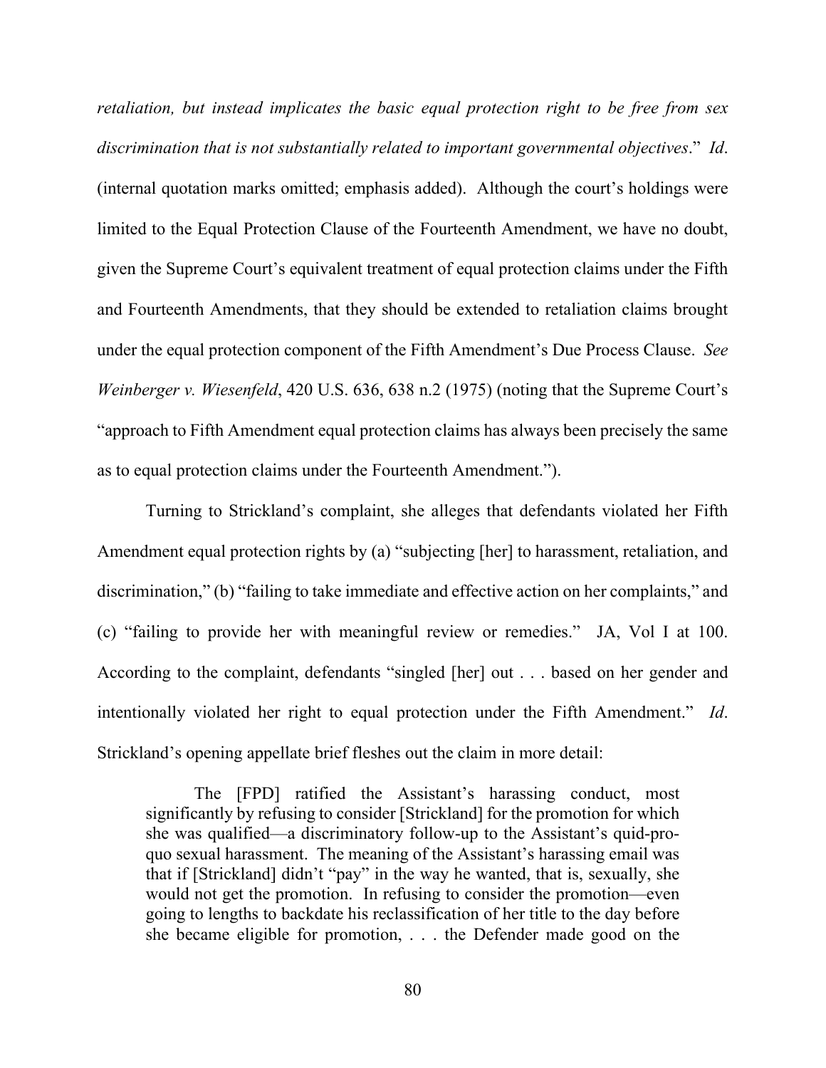*retaliation, but instead implicates the basic equal protection right to be free from sex discrimination that is not substantially related to important governmental objectives*." *Id*. (internal quotation marks omitted; emphasis added). Although the court's holdings were limited to the Equal Protection Clause of the Fourteenth Amendment, we have no doubt, given the Supreme Court's equivalent treatment of equal protection claims under the Fifth and Fourteenth Amendments, that they should be extended to retaliation claims brought under the equal protection component of the Fifth Amendment's Due Process Clause. *See Weinberger v. Wiesenfeld*, 420 U.S. 636, 638 n.2 (1975) (noting that the Supreme Court's "approach to Fifth Amendment equal protection claims has always been precisely the same as to equal protection claims under the Fourteenth Amendment.").

Turning to Strickland's complaint, she alleges that defendants violated her Fifth Amendment equal protection rights by (a) "subjecting [her] to harassment, retaliation, and discrimination," (b) "failing to take immediate and effective action on her complaints," and (c) "failing to provide her with meaningful review or remedies." JA, Vol I at 100. According to the complaint, defendants "singled [her] out . . . based on her gender and intentionally violated her right to equal protection under the Fifth Amendment." *Id*. Strickland's opening appellate brief fleshes out the claim in more detail:

> The [FPD] ratified the Assistant's harassing conduct, most significantly by refusing to consider [Strickland] for the promotion for which she was qualified—a discriminatory follow-up to the Assistant's quid-pro-quo sexual harassment. The meaning of the Assistant's harassing email was that if [Strickland] didn't "pay" in the way he wanted, that is, sexually, she would not get the promotion. In refusing to consider the promotion—even going to lengths to backdate his reclassification of her title to the day before she became eligible for promotion, . . . the Defender made good on the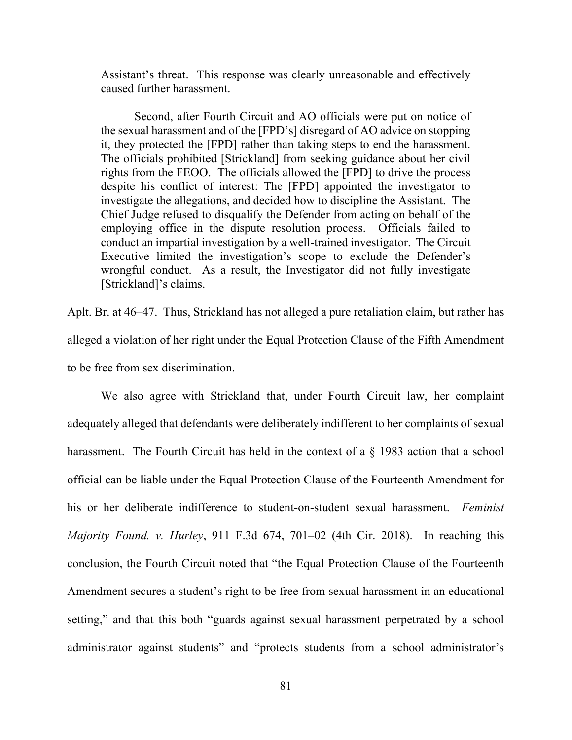> Assistant's threat. This response was clearly unreasonable and effectively caused further harassment.
>
> Second, after Fourth Circuit and AO officials were put on notice of the sexual harassment and of the [FPD's] disregard of AO advice on stopping it, they protected the [FPD] rather than taking steps to end the harassment. The officials prohibited [Strickland] from seeking guidance about her civil rights from the FEOO. The officials allowed the [FPD] to drive the process despite his conflict of interest: The [FPD] appointed the investigator to investigate the allegations, and decided how to discipline the Assistant. The Chief Judge refused to disqualify the Defender from acting on behalf of the employing office in the dispute resolution process. Officials failed to conduct an impartial investigation by a well-trained investigator. The Circuit Executive limited the investigation's scope to exclude the Defender's wrongful conduct. As a result, the Investigator did not fully investigate [Strickland]'s claims.

Aplt. Br. at 46–47. Thus, Strickland has not alleged a pure retaliation claim, but rather has alleged a violation of her right under the Equal Protection Clause of the Fifth Amendment to be free from sex discrimination.

We also agree with Strickland that, under Fourth Circuit law, her complaint adequately alleged that defendants were deliberately indifferent to her complaints of sexual harassment. The Fourth Circuit has held in the context of a § 1983 action that a school official can be liable under the Equal Protection Clause of the Fourteenth Amendment for his or her deliberate indifference to student-on-student sexual harassment. *Feminist Majority Found. v. Hurley*, 911 F.3d 674, 701–02 (4th Cir. 2018). In reaching this conclusion, the Fourth Circuit noted that "the Equal Protection Clause of the Fourteenth Amendment secures a student's right to be free from sexual harassment in an educational setting," and that this both "guards against sexual harassment perpetrated by a school administrator against students" and "protects students from a school administrator's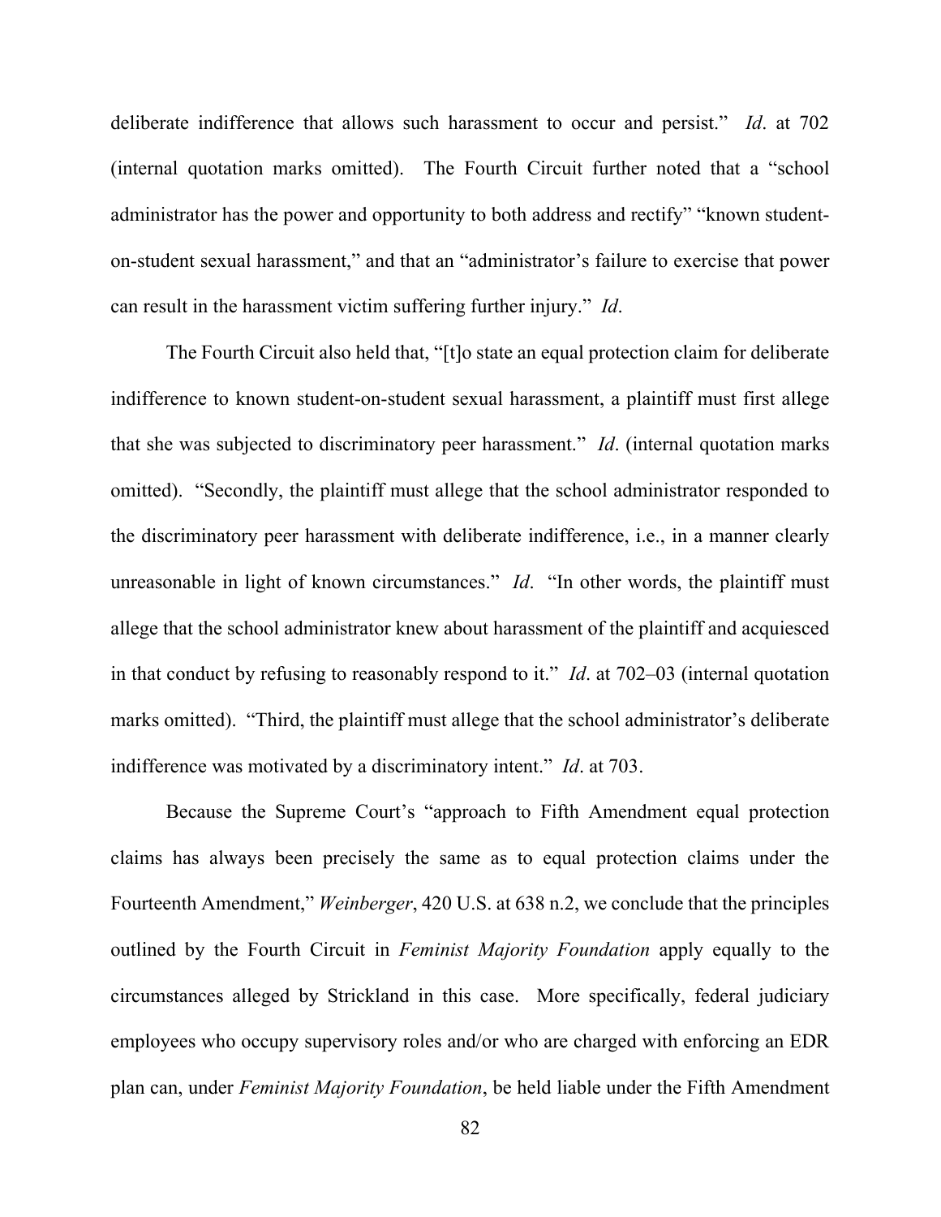deliberate indifference that allows such harassment to occur and persist." *Id*. at 702 (internal quotation marks omitted). The Fourth Circuit further noted that a "school administrator has the power and opportunity to both address and rectify" "known student-on-student sexual harassment," and that an "administrator's failure to exercise that power can result in the harassment victim suffering further injury." *Id*.

The Fourth Circuit also held that, "[t]o state an equal protection claim for deliberate indifference to known student-on-student sexual harassment, a plaintiff must first allege that she was subjected to discriminatory peer harassment." *Id*. (internal quotation marks omitted). "Secondly, the plaintiff must allege that the school administrator responded to the discriminatory peer harassment with deliberate indifference, i.e., in a manner clearly unreasonable in light of known circumstances." *Id*. "In other words, the plaintiff must allege that the school administrator knew about harassment of the plaintiff and acquiesced in that conduct by refusing to reasonably respond to it." *Id*. at 702–03 (internal quotation marks omitted). "Third, the plaintiff must allege that the school administrator's deliberate indifference was motivated by a discriminatory intent." *Id*. at 703.

Because the Supreme Court's "approach to Fifth Amendment equal protection claims has always been precisely the same as to equal protection claims under the Fourteenth Amendment," *Weinberger*, 420 U.S. at 638 n.2, we conclude that the principles outlined by the Fourth Circuit in *Feminist Majority Foundation* apply equally to the circumstances alleged by Strickland in this case. More specifically, federal judiciary employees who occupy supervisory roles and/or who are charged with enforcing an EDR plan can, under *Feminist Majority Foundation*, be held liable under the Fifth Amendment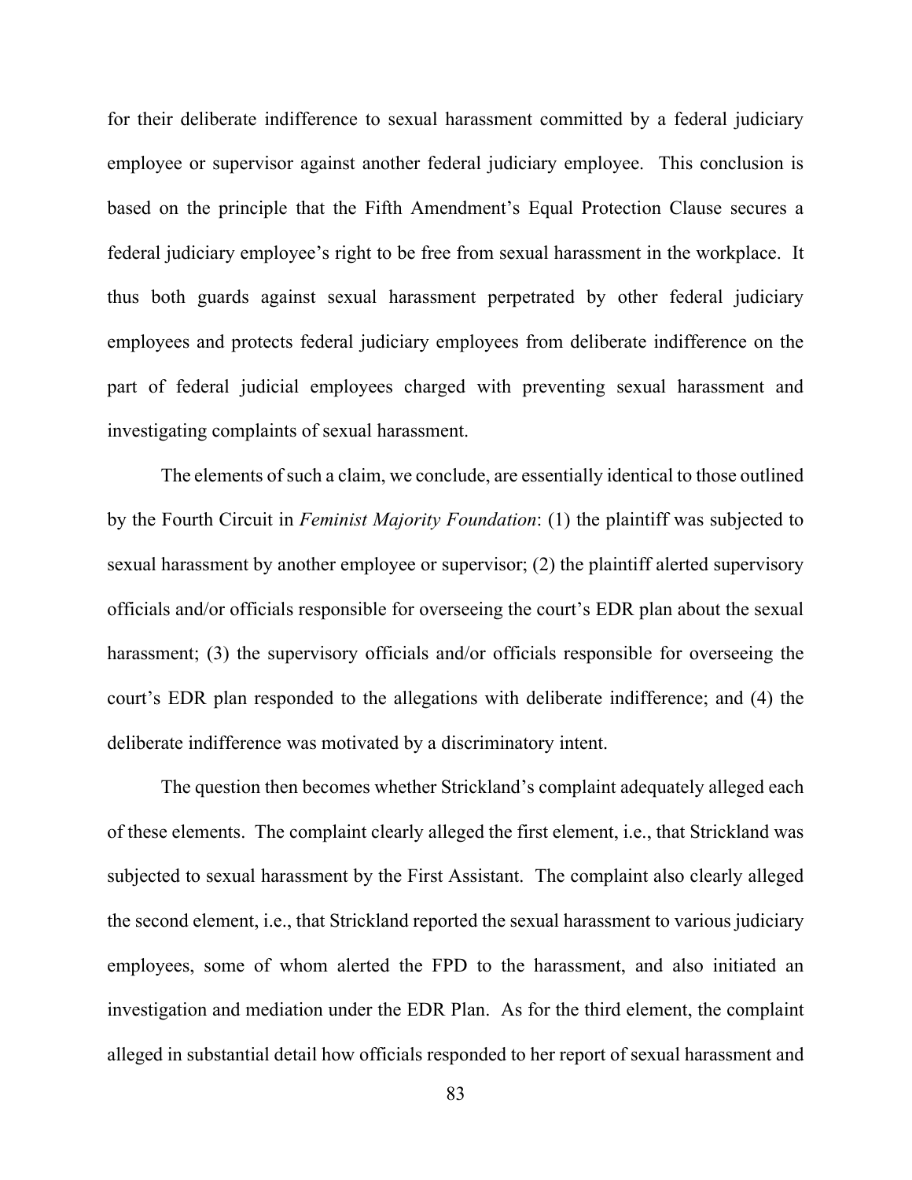for their deliberate indifference to sexual harassment committed by a federal judiciary employee or supervisor against another federal judiciary employee. This conclusion is based on the principle that the Fifth Amendment's Equal Protection Clause secures a federal judiciary employee's right to be free from sexual harassment in the workplace. It thus both guards against sexual harassment perpetrated by other federal judiciary employees and protects federal judiciary employees from deliberate indifference on the part of federal judicial employees charged with preventing sexual harassment and investigating complaints of sexual harassment.

The elements of such a claim, we conclude, are essentially identical to those outlined by the Fourth Circuit in *Feminist Majority Foundation*: (1) the plaintiff was subjected to sexual harassment by another employee or supervisor; (2) the plaintiff alerted supervisory officials and/or officials responsible for overseeing the court's EDR plan about the sexual harassment; (3) the supervisory officials and/or officials responsible for overseeing the court's EDR plan responded to the allegations with deliberate indifference; and (4) the deliberate indifference was motivated by a discriminatory intent.

The question then becomes whether Strickland's complaint adequately alleged each of these elements. The complaint clearly alleged the first element, i.e., that Strickland was subjected to sexual harassment by the First Assistant. The complaint also clearly alleged the second element, i.e., that Strickland reported the sexual harassment to various judiciary employees, some of whom alerted the FPD to the harassment, and also initiated an investigation and mediation under the EDR Plan. As for the third element, the complaint alleged in substantial detail how officials responded to her report of sexual harassment and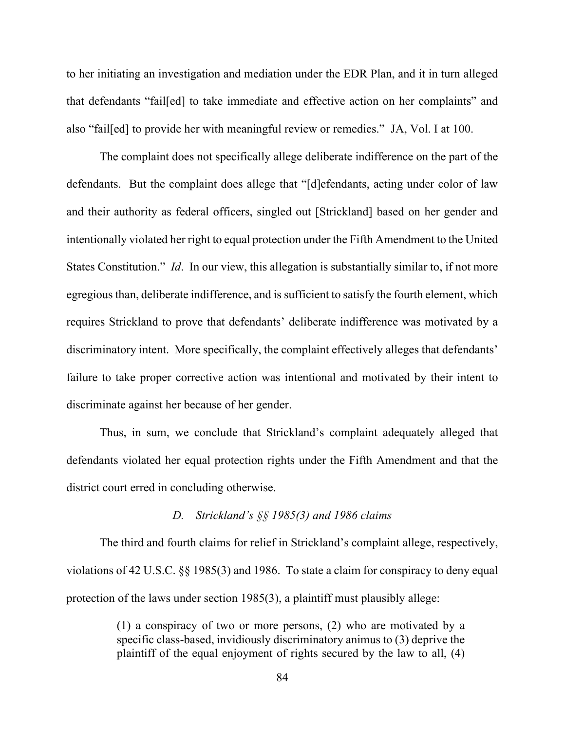to her initiating an investigation and mediation under the EDR Plan, and it in turn alleged that defendants "fail[ed] to take immediate and effective action on her complaints" and also "fail[ed] to provide her with meaningful review or remedies." JA, Vol. I at 100.

The complaint does not specifically allege deliberate indifference on the part of the defendants. But the complaint does allege that "[d]efendants, acting under color of law and their authority as federal officers, singled out [Strickland] based on her gender and intentionally violated her right to equal protection under the Fifth Amendment to the United States Constitution." *Id*. In our view, this allegation is substantially similar to, if not more egregious than, deliberate indifference, and is sufficient to satisfy the fourth element, which requires Strickland to prove that defendants' deliberate indifference was motivated by a discriminatory intent. More specifically, the complaint effectively alleges that defendants' failure to take proper corrective action was intentional and motivated by their intent to discriminate against her because of her gender.

Thus, in sum, we conclude that Strickland's complaint adequately alleged that defendants violated her equal protection rights under the Fifth Amendment and that the district court erred in concluding otherwise.

*D. Strickland's §§ 1985(3) and 1986 claims*

The third and fourth claims for relief in Strickland's complaint allege, respectively, violations of 42 U.S.C. §§ 1985(3) and 1986. To state a claim for conspiracy to deny equal protection of the laws under section 1985(3), a plaintiff must plausibly allege:

> (1) a conspiracy of two or more persons, (2) who are motivated by a specific class-based, invidiously discriminatory animus to (3) deprive the plaintiff of the equal enjoyment of rights secured by the law to all, (4)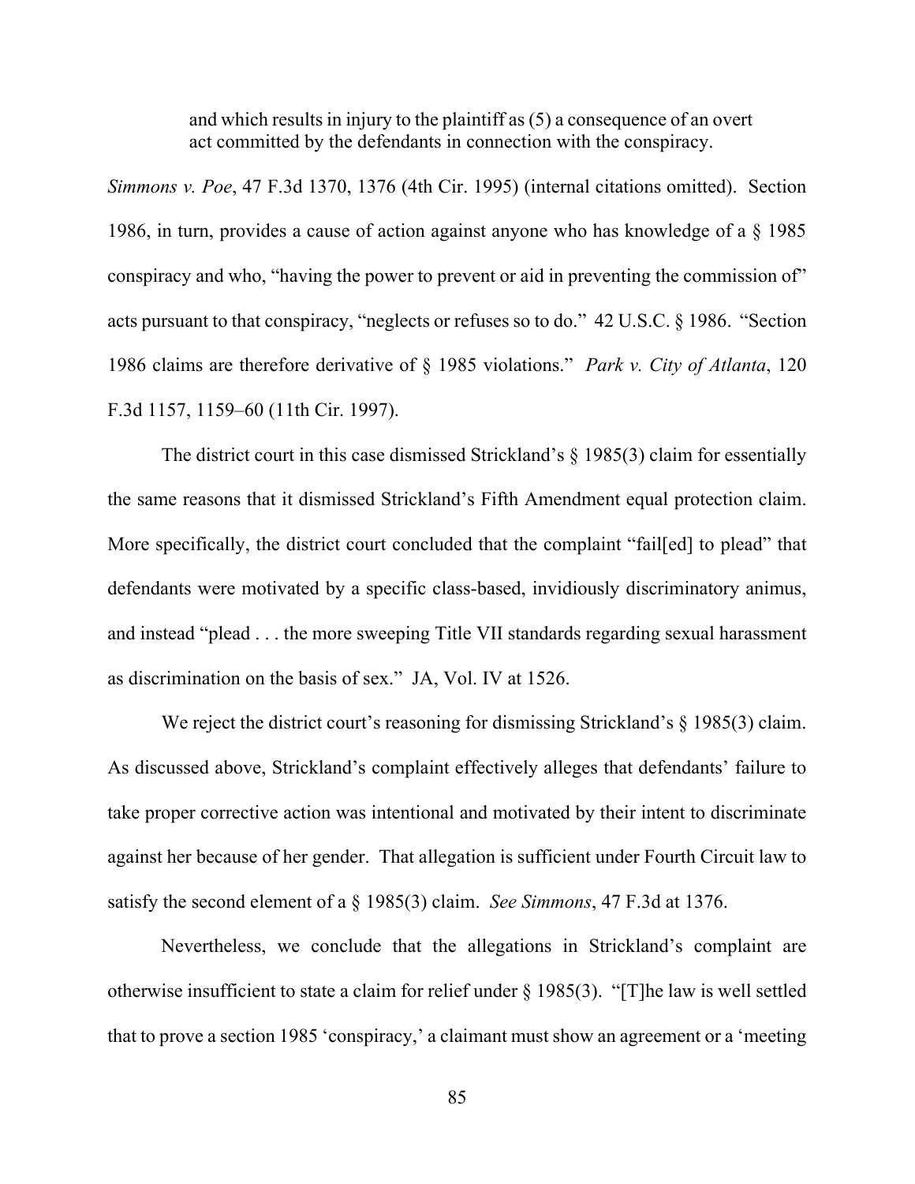> and which results in injury to the plaintiff as (5) a consequence of an overt act committed by the defendants in connection with the conspiracy.

*Simmons v. Poe*, 47 F.3d 1370, 1376 (4th Cir. 1995) (internal citations omitted). Section 1986, in turn, provides a cause of action against anyone who has knowledge of a § 1985 conspiracy and who, "having the power to prevent or aid in preventing the commission of" acts pursuant to that conspiracy, "neglects or refuses so to do." 42 U.S.C. § 1986. "Section 1986 claims are therefore derivative of § 1985 violations." *Park v. City of Atlanta*, 120 F.3d 1157, 1159–60 (11th Cir. 1997).

The district court in this case dismissed Strickland's § 1985(3) claim for essentially the same reasons that it dismissed Strickland's Fifth Amendment equal protection claim. More specifically, the district court concluded that the complaint "fail[ed] to plead" that defendants were motivated by a specific class-based, invidiously discriminatory animus, and instead "plead . . . the more sweeping Title VII standards regarding sexual harassment as discrimination on the basis of sex." JA, Vol. IV at 1526.

We reject the district court's reasoning for dismissing Strickland's § 1985(3) claim. As discussed above, Strickland's complaint effectively alleges that defendants' failure to take proper corrective action was intentional and motivated by their intent to discriminate against her because of her gender. That allegation is sufficient under Fourth Circuit law to satisfy the second element of a § 1985(3) claim. *See Simmons*, 47 F.3d at 1376.

Nevertheless, we conclude that the allegations in Strickland's complaint are otherwise insufficient to state a claim for relief under § 1985(3). "[T]he law is well settled that to prove a section 1985 'conspiracy,' a claimant must show an agreement or a 'meeting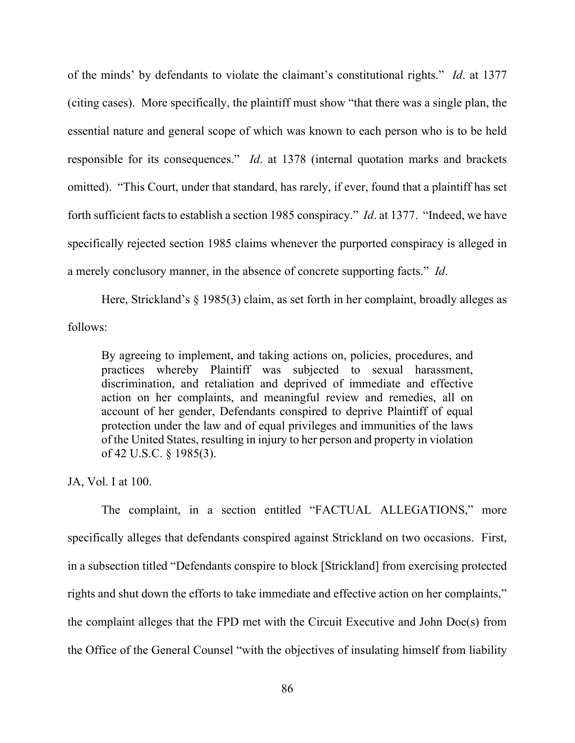of the minds' by defendants to violate the claimant's constitutional rights." *Id*. at 1377 (citing cases). More specifically, the plaintiff must show "that there was a single plan, the essential nature and general scope of which was known to each person who is to be held responsible for its consequences." *Id*. at 1378 (internal quotation marks and brackets omitted). "This Court, under that standard, has rarely, if ever, found that a plaintiff has set forth sufficient facts to establish a section 1985 conspiracy." *Id*. at 1377. "Indeed, we have specifically rejected section 1985 claims whenever the purported conspiracy is alleged in a merely conclusory manner, in the absence of concrete supporting facts." *Id*.

Here, Strickland's § 1985(3) claim, as set forth in her complaint, broadly alleges as follows:

> By agreeing to implement, and taking actions on, policies, procedures, and practices whereby Plaintiff was subjected to sexual harassment, discrimination, and retaliation and deprived of immediate and effective action on her complaints, and meaningful review and remedies, all on account of her gender, Defendants conspired to deprive Plaintiff of equal protection under the law and of equal privileges and immunities of the laws of the United States, resulting in injury to her person and property in violation of 42 U.S.C. § 1985(3).

JA, Vol. I at 100.

The complaint, in a section entitled "FACTUAL ALLEGATIONS," more specifically alleges that defendants conspired against Strickland on two occasions. First, in a subsection titled "Defendants conspire to block [Strickland] from exercising protected rights and shut down the efforts to take immediate and effective action on her complaints," the complaint alleges that the FPD met with the Circuit Executive and John Doe(s) from the Office of the General Counsel "with the objectives of insulating himself from liability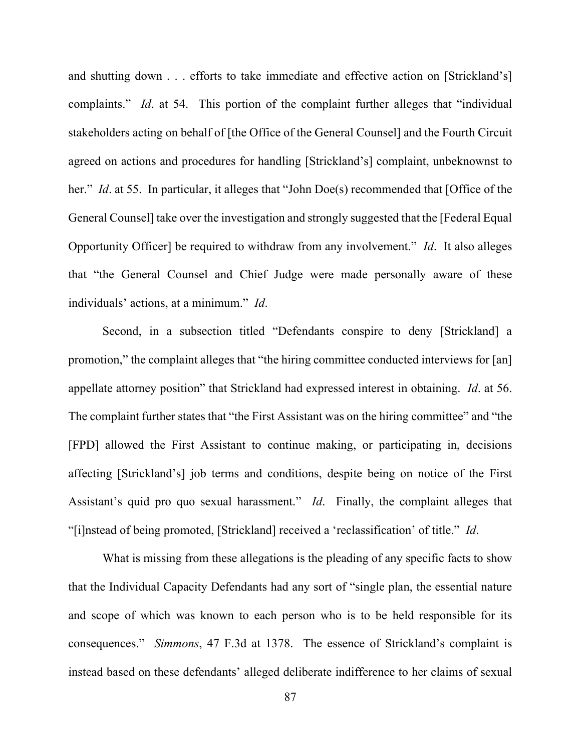and shutting down . . . efforts to take immediate and effective action on [Strickland's] complaints." *Id*. at 54. This portion of the complaint further alleges that "individual stakeholders acting on behalf of [the Office of the General Counsel] and the Fourth Circuit agreed on actions and procedures for handling [Strickland's] complaint, unbeknownst to her." *Id*. at 55. In particular, it alleges that "John Doe(s) recommended that [Office of the General Counsel] take over the investigation and strongly suggested that the [Federal Equal Opportunity Officer] be required to withdraw from any involvement." *Id*. It also alleges that "the General Counsel and Chief Judge were made personally aware of these individuals' actions, at a minimum." *Id*.

Second, in a subsection titled "Defendants conspire to deny [Strickland] a promotion," the complaint alleges that "the hiring committee conducted interviews for [an] appellate attorney position" that Strickland had expressed interest in obtaining. *Id*. at 56. The complaint further states that "the First Assistant was on the hiring committee" and "the [FPD] allowed the First Assistant to continue making, or participating in, decisions affecting [Strickland's] job terms and conditions, despite being on notice of the First Assistant's quid pro quo sexual harassment." *Id*. Finally, the complaint alleges that "[i]nstead of being promoted, [Strickland] received a 'reclassification' of title." *Id*.

What is missing from these allegations is the pleading of any specific facts to show that the Individual Capacity Defendants had any sort of "single plan, the essential nature and scope of which was known to each person who is to be held responsible for its consequences." *Simmons*, 47 F.3d at 1378. The essence of Strickland's complaint is instead based on these defendants' alleged deliberate indifference to her claims of sexual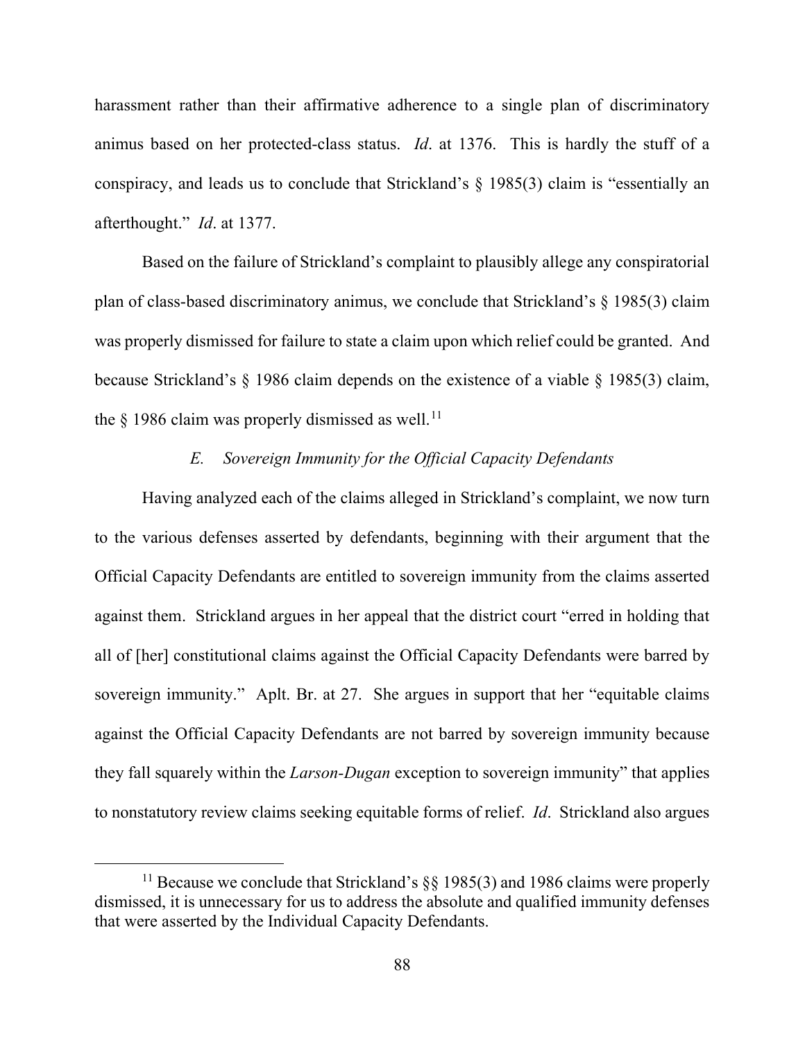harassment rather than their affirmative adherence to a single plan of discriminatory animus based on her protected-class status. *Id*. at 1376. This is hardly the stuff of a conspiracy, and leads us to conclude that Strickland's § 1985(3) claim is "essentially an afterthought." *Id*. at 1377.

Based on the failure of Strickland's complaint to plausibly allege any conspiratorial plan of class-based discriminatory animus, we conclude that Strickland's § 1985(3) claim was properly dismissed for failure to state a claim upon which relief could be granted. And because Strickland's § 1986 claim depends on the existence of a viable § 1985(3) claim, the § 1986 claim was properly dismissed as well.[11]

### *E. Sovereign Immunity for the Official Capacity Defendants*

Having analyzed each of the claims alleged in Strickland's complaint, we now turn to the various defenses asserted by defendants, beginning with their argument that the Official Capacity Defendants are entitled to sovereign immunity from the claims asserted against them. Strickland argues in her appeal that the district court "erred in holding that all of [her] constitutional claims against the Official Capacity Defendants were barred by sovereign immunity." Aplt. Br. at 27. She argues in support that her "equitable claims against the Official Capacity Defendants are not barred by sovereign immunity because they fall squarely within the *Larson-Dugan* exception to sovereign immunity" that applies to nonstatutory review claims seeking equitable forms of relief. *Id*. Strickland also argues

---

[11] Because we conclude that Strickland's §§ 1985(3) and 1986 claims were properly dismissed, it is unnecessary for us to address the absolute and qualified immunity defenses that were asserted by the Individual Capacity Defendants.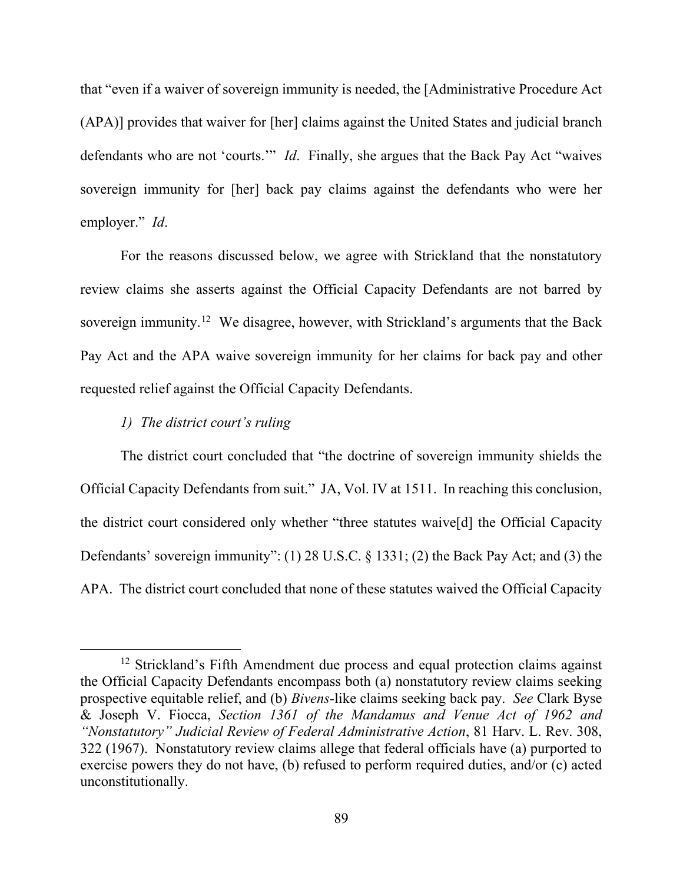that "even if a waiver of sovereign immunity is needed, the [Administrative Procedure Act (APA)] provides that waiver for [her] claims against the United States and judicial branch defendants who are not 'courts.'" *Id*. Finally, she argues that the Back Pay Act "waives sovereign immunity for [her] back pay claims against the defendants who were her employer." *Id*.

For the reasons discussed below, we agree with Strickland that the nonstatutory review claims she asserts against the Official Capacity Defendants are not barred by sovereign immunity.[12] We disagree, however, with Strickland's arguments that the Back Pay Act and the APA waive sovereign immunity for her claims for back pay and other requested relief against the Official Capacity Defendants.

*1) The district court's ruling*

The district court concluded that "the doctrine of sovereign immunity shields the Official Capacity Defendants from suit." JA, Vol. IV at 1511. In reaching this conclusion, the district court considered only whether "three statutes waive[d] the Official Capacity Defendants' sovereign immunity": (1) 28 U.S.C. § 1331; (2) the Back Pay Act; and (3) the APA. The district court concluded that none of these statutes waived the Official Capacity

[12] Strickland's Fifth Amendment due process and equal protection claims against the Official Capacity Defendants encompass both (a) nonstatutory review claims seeking prospective equitable relief, and (b) *Bivens*-like claims seeking back pay. *See* Clark Byse & Joseph V. Fiocca, *Section 1361 of the Mandamus and Venue Act of 1962 and "Nonstatutory" Judicial Review of Federal Administrative Action*, 81 Harv. L. Rev. 308, 322 (1967). Nonstatutory review claims allege that federal officials have (a) purported to exercise powers they do not have, (b) refused to perform required duties, and/or (c) acted unconstitutionally.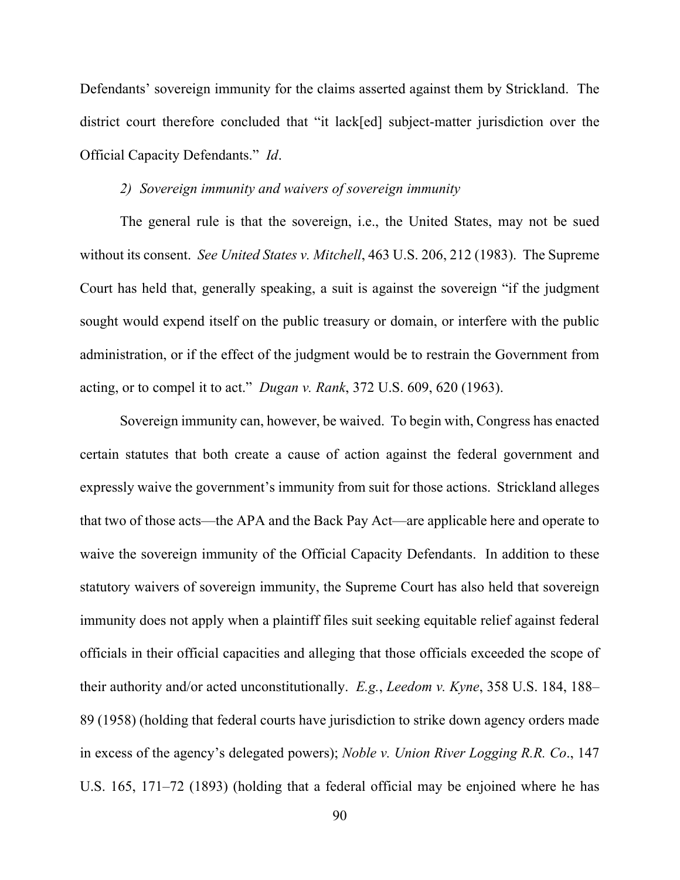Defendants' sovereign immunity for the claims asserted against them by Strickland. The district court therefore concluded that "it lack[ed] subject-matter jurisdiction over the Official Capacity Defendants." *Id*.

*2) Sovereign immunity and waivers of sovereign immunity*

The general rule is that the sovereign, i.e., the United States, may not be sued without its consent. *See United States v. Mitchell*, 463 U.S. 206, 212 (1983). The Supreme Court has held that, generally speaking, a suit is against the sovereign "if the judgment sought would expend itself on the public treasury or domain, or interfere with the public administration, or if the effect of the judgment would be to restrain the Government from acting, or to compel it to act." *Dugan v. Rank*, 372 U.S. 609, 620 (1963).

Sovereign immunity can, however, be waived. To begin with, Congress has enacted certain statutes that both create a cause of action against the federal government and expressly waive the government's immunity from suit for those actions. Strickland alleges that two of those acts—the APA and the Back Pay Act—are applicable here and operate to waive the sovereign immunity of the Official Capacity Defendants. In addition to these statutory waivers of sovereign immunity, the Supreme Court has also held that sovereign immunity does not apply when a plaintiff files suit seeking equitable relief against federal officials in their official capacities and alleging that those officials exceeded the scope of their authority and/or acted unconstitutionally. *E.g.*, *Leedom v. Kyne*, 358 U.S. 184, 188–89 (1958) (holding that federal courts have jurisdiction to strike down agency orders made in excess of the agency's delegated powers); *Noble v. Union River Logging R.R. Co*., 147 U.S. 165, 171–72 (1893) (holding that a federal official may be enjoined where he has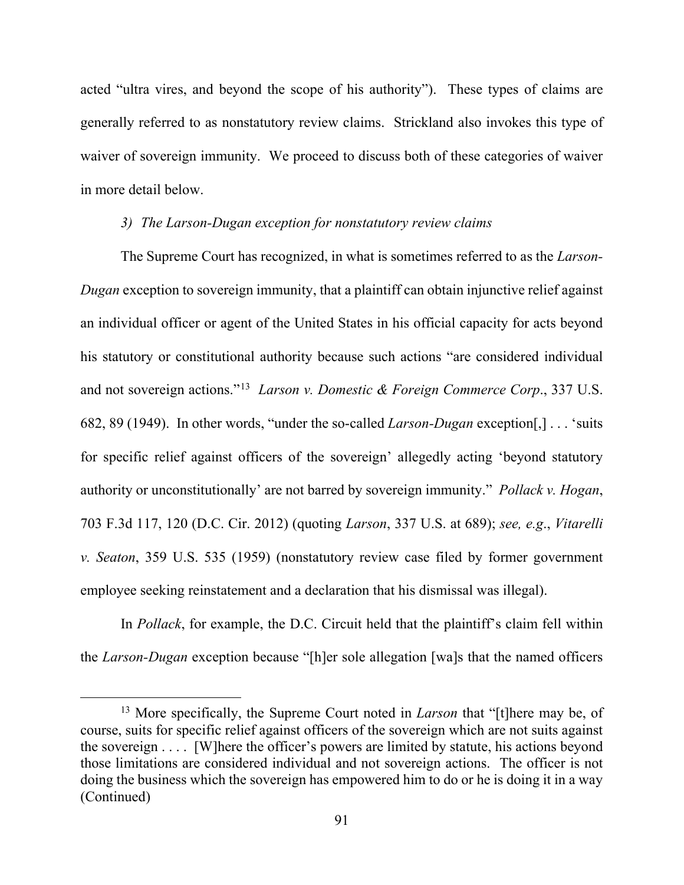acted "ultra vires, and beyond the scope of his authority"). These types of claims are generally referred to as nonstatutory review claims. Strickland also invokes this type of waiver of sovereign immunity. We proceed to discuss both of these categories of waiver in more detail below.

*3) The Larson-Dugan exception for nonstatutory review claims*

The Supreme Court has recognized, in what is sometimes referred to as the *Larson-Dugan* exception to sovereign immunity, that a plaintiff can obtain injunctive relief against an individual officer or agent of the United States in his official capacity for acts beyond his statutory or constitutional authority because such actions "are considered individual and not sovereign actions."[13] *Larson v. Domestic & Foreign Commerce Corp*., 337 U.S. 682, 89 (1949). In other words, "under the so-called *Larson-Dugan* exception[,] . . . 'suits for specific relief against officers of the sovereign' allegedly acting 'beyond statutory authority or unconstitutionally' are not barred by sovereign immunity." *Pollack v. Hogan*, 703 F.3d 117, 120 (D.C. Cir. 2012) (quoting *Larson*, 337 U.S. at 689); *see, e.g*., *Vitarelli v. Seaton*, 359 U.S. 535 (1959) (nonstatutory review case filed by former government employee seeking reinstatement and a declaration that his dismissal was illegal).

In *Pollack*, for example, the D.C. Circuit held that the plaintiff's claim fell within the *Larson-Dugan* exception because "[h]er sole allegation [wa]s that the named officers

---

[13] More specifically, the Supreme Court noted in *Larson* that "[t]here may be, of course, suits for specific relief against officers of the sovereign which are not suits against the sovereign . . . . [W]here the officer's powers are limited by statute, his actions beyond those limitations are considered individual and not sovereign actions. The officer is not doing the business which the sovereign has empowered him to do or he is doing it in a way (Continued)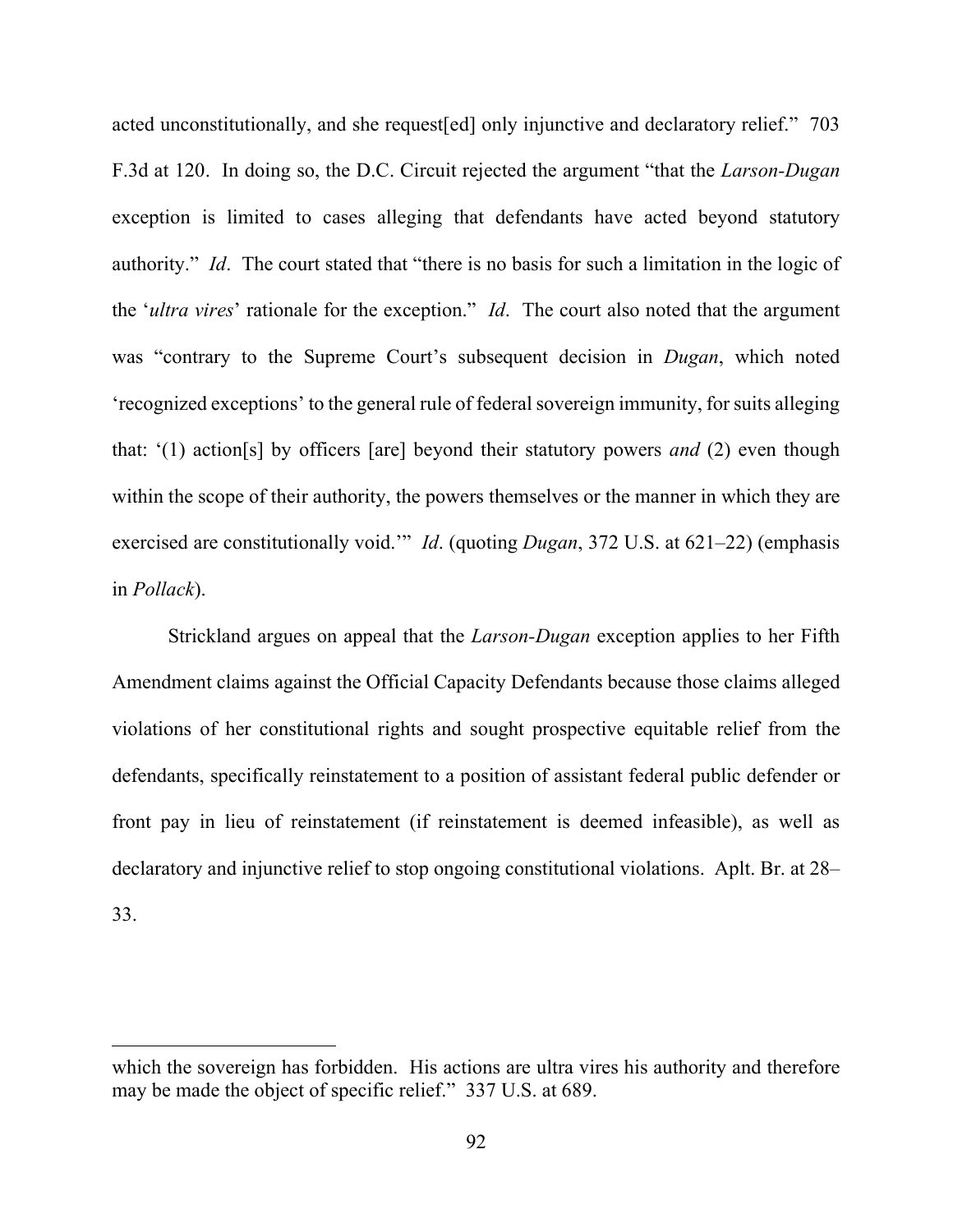acted unconstitutionally, and she request[ed] only injunctive and declaratory relief." 703 F.3d at 120. In doing so, the D.C. Circuit rejected the argument "that the *Larson-Dugan* exception is limited to cases alleging that defendants have acted beyond statutory authority." *Id*. The court stated that "there is no basis for such a limitation in the logic of the '*ultra vires*' rationale for the exception." *Id*. The court also noted that the argument was "contrary to the Supreme Court's subsequent decision in *Dugan*, which noted 'recognized exceptions' to the general rule of federal sovereign immunity, for suits alleging that: '(1) action[s] by officers [are] beyond their statutory powers *and* (2) even though within the scope of their authority, the powers themselves or the manner in which they are exercised are constitutionally void.'" *Id*. (quoting *Dugan*, 372 U.S. at 621–22) (emphasis in *Pollack*).

Strickland argues on appeal that the *Larson-Dugan* exception applies to her Fifth Amendment claims against the Official Capacity Defendants because those claims alleged violations of her constitutional rights and sought prospective equitable relief from the defendants, specifically reinstatement to a position of assistant federal public defender or front pay in lieu of reinstatement (if reinstatement is deemed infeasible), as well as declaratory and injunctive relief to stop ongoing constitutional violations. Aplt. Br. at 28–33.

---

which the sovereign has forbidden. His actions are ultra vires his authority and therefore may be made the object of specific relief." 337 U.S. at 689.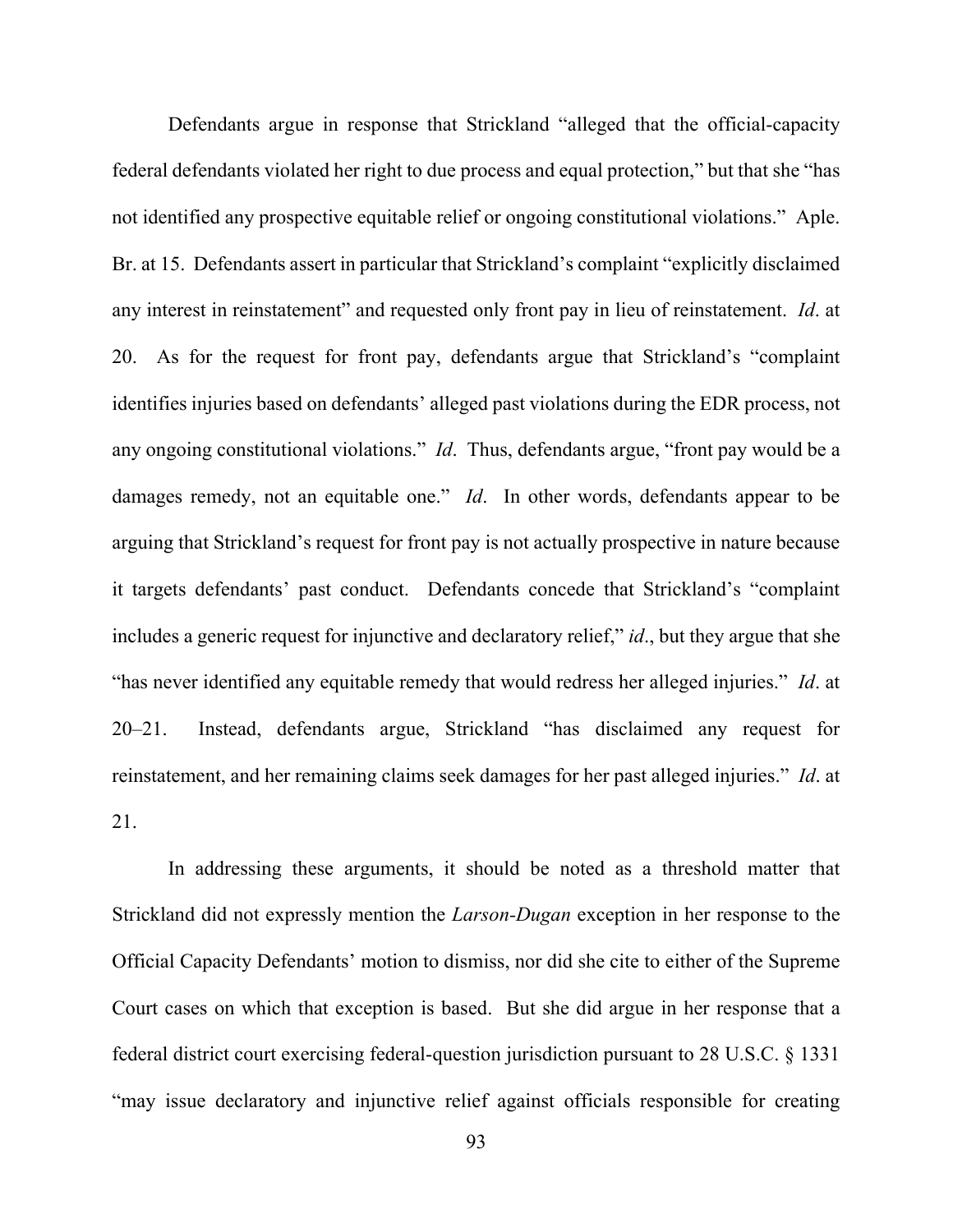Defendants argue in response that Strickland "alleged that the official-capacity federal defendants violated her right to due process and equal protection," but that she "has not identified any prospective equitable relief or ongoing constitutional violations." Aple. Br. at 15. Defendants assert in particular that Strickland's complaint "explicitly disclaimed any interest in reinstatement" and requested only front pay in lieu of reinstatement. *Id*. at 20. As for the request for front pay, defendants argue that Strickland's "complaint identifies injuries based on defendants' alleged past violations during the EDR process, not any ongoing constitutional violations." *Id*. Thus, defendants argue, "front pay would be a damages remedy, not an equitable one." *Id*. In other words, defendants appear to be arguing that Strickland's request for front pay is not actually prospective in nature because it targets defendants' past conduct. Defendants concede that Strickland's "complaint includes a generic request for injunctive and declaratory relief," *id*., but they argue that she "has never identified any equitable remedy that would redress her alleged injuries." *Id*. at 20–21. Instead, defendants argue, Strickland "has disclaimed any request for reinstatement, and her remaining claims seek damages for her past alleged injuries." *Id*. at 21.

In addressing these arguments, it should be noted as a threshold matter that Strickland did not expressly mention the *Larson-Dugan* exception in her response to the Official Capacity Defendants' motion to dismiss, nor did she cite to either of the Supreme Court cases on which that exception is based. But she did argue in her response that a federal district court exercising federal-question jurisdiction pursuant to 28 U.S.C. § 1331 "may issue declaratory and injunctive relief against officials responsible for creating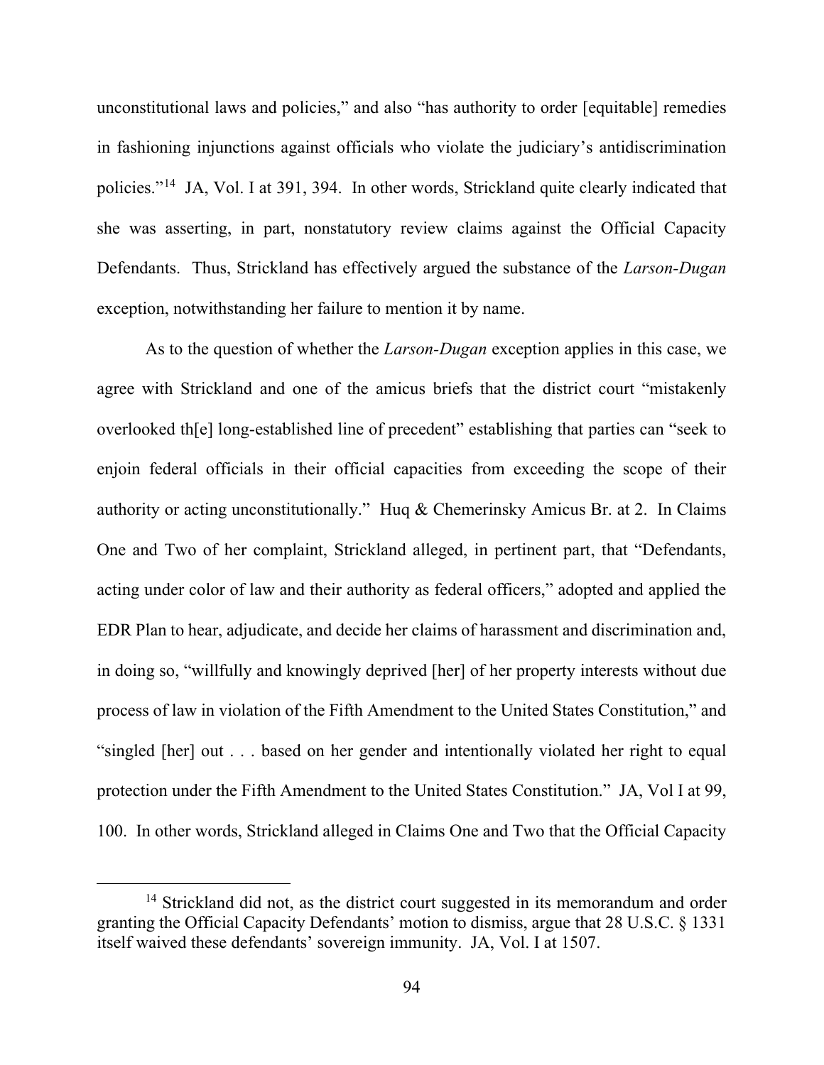unconstitutional laws and policies," and also "has authority to order [equitable] remedies in fashioning injunctions against officials who violate the judiciary's antidiscrimination policies."[14] JA, Vol. I at 391, 394. In other words, Strickland quite clearly indicated that she was asserting, in part, nonstatutory review claims against the Official Capacity Defendants. Thus, Strickland has effectively argued the substance of the *Larson-Dugan* exception, notwithstanding her failure to mention it by name.

As to the question of whether the *Larson-Dugan* exception applies in this case, we agree with Strickland and one of the amicus briefs that the district court "mistakenly overlooked th[e] long-established line of precedent" establishing that parties can "seek to enjoin federal officials in their official capacities from exceeding the scope of their authority or acting unconstitutionally." Huq & Chemerinsky Amicus Br. at 2. In Claims One and Two of her complaint, Strickland alleged, in pertinent part, that "Defendants, acting under color of law and their authority as federal officers," adopted and applied the EDR Plan to hear, adjudicate, and decide her claims of harassment and discrimination and, in doing so, "willfully and knowingly deprived [her] of her property interests without due process of law in violation of the Fifth Amendment to the United States Constitution," and "singled [her] out . . . based on her gender and intentionally violated her right to equal protection under the Fifth Amendment to the United States Constitution." JA, Vol I at 99, 100. In other words, Strickland alleged in Claims One and Two that the Official Capacity

[14] Strickland did not, as the district court suggested in its memorandum and order granting the Official Capacity Defendants' motion to dismiss, argue that 28 U.S.C. § 1331 itself waived these defendants' sovereign immunity. JA, Vol. I at 1507.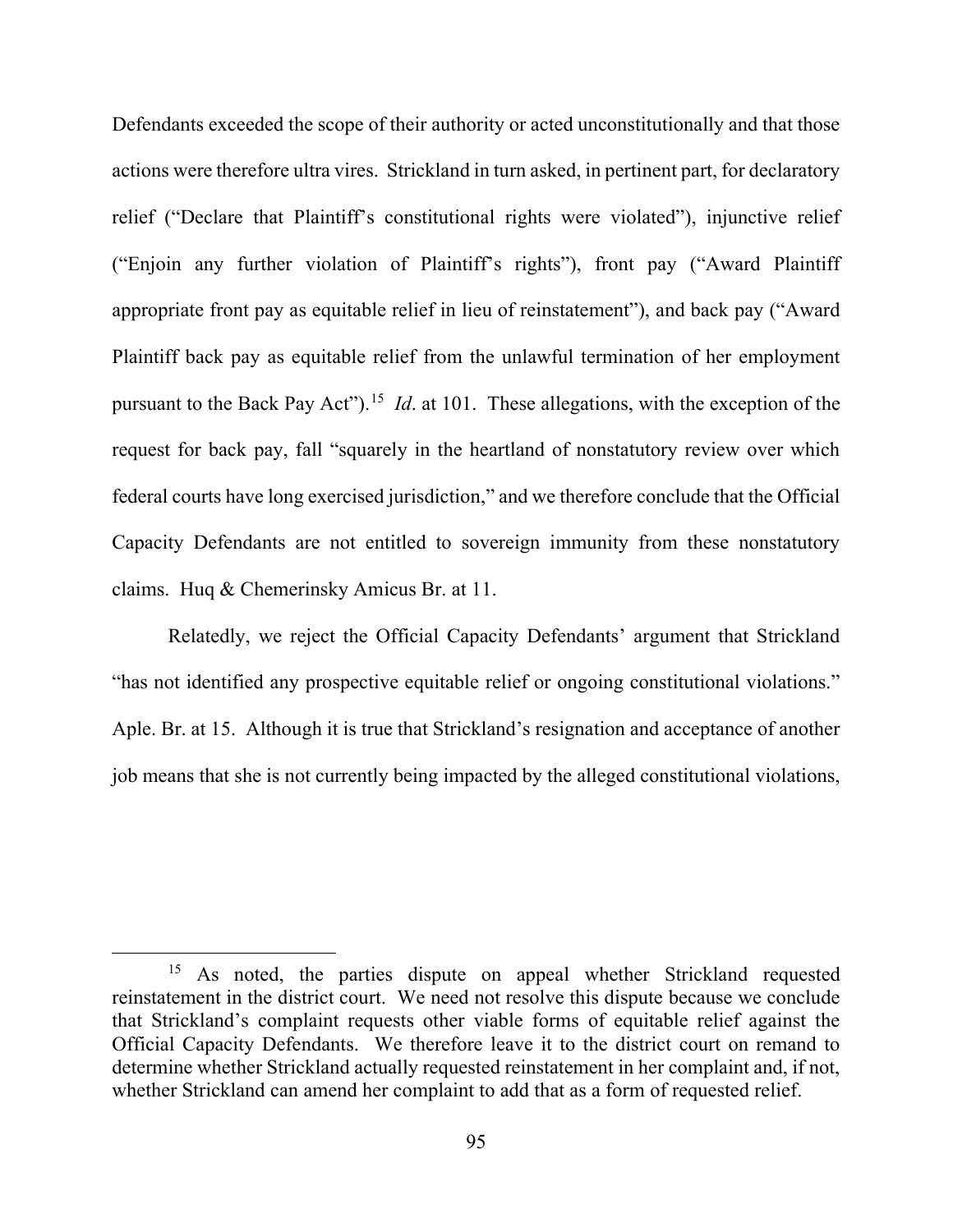Defendants exceeded the scope of their authority or acted unconstitutionally and that those actions were therefore ultra vires. Strickland in turn asked, in pertinent part, for declaratory relief ("Declare that Plaintiff's constitutional rights were violated"), injunctive relief ("Enjoin any further violation of Plaintiff's rights"), front pay ("Award Plaintiff appropriate front pay as equitable relief in lieu of reinstatement"), and back pay ("Award Plaintiff back pay as equitable relief from the unlawful termination of her employment pursuant to the Back Pay Act").[15] *Id*. at 101. These allegations, with the exception of the request for back pay, fall "squarely in the heartland of nonstatutory review over which federal courts have long exercised jurisdiction," and we therefore conclude that the Official Capacity Defendants are not entitled to sovereign immunity from these nonstatutory claims. Huq & Chemerinsky Amicus Br. at 11.

Relatedly, we reject the Official Capacity Defendants' argument that Strickland "has not identified any prospective equitable relief or ongoing constitutional violations." Aple. Br. at 15. Although it is true that Strickland's resignation and acceptance of another job means that she is not currently being impacted by the alleged constitutional violations,

[15] As noted, the parties dispute on appeal whether Strickland requested reinstatement in the district court. We need not resolve this dispute because we conclude that Strickland's complaint requests other viable forms of equitable relief against the Official Capacity Defendants. We therefore leave it to the district court on remand to determine whether Strickland actually requested reinstatement in her complaint and, if not, whether Strickland can amend her complaint to add that as a form of requested relief.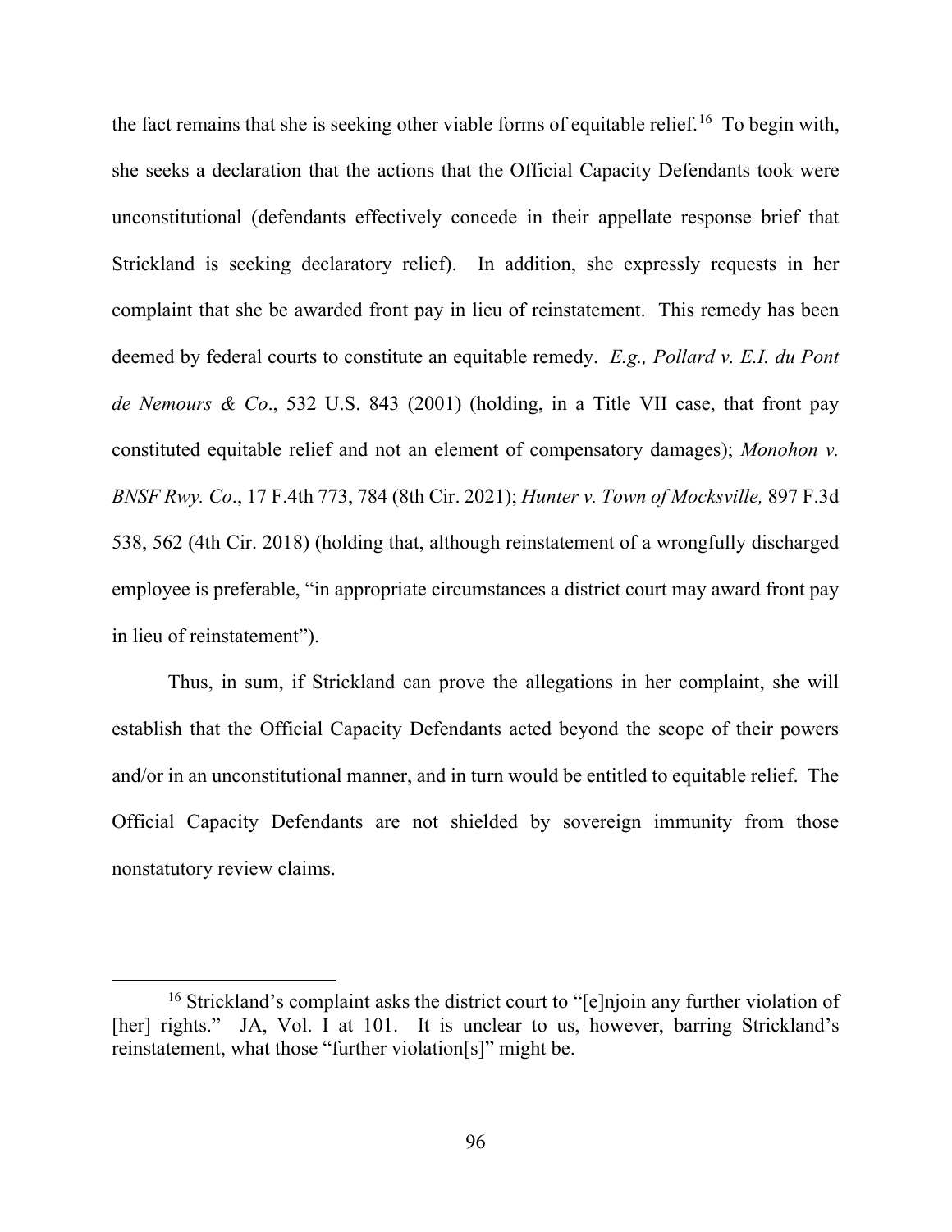the fact remains that she is seeking other viable forms of equitable relief.[16] To begin with, she seeks a declaration that the actions that the Official Capacity Defendants took were unconstitutional (defendants effectively concede in their appellate response brief that Strickland is seeking declaratory relief). In addition, she expressly requests in her complaint that she be awarded front pay in lieu of reinstatement. This remedy has been deemed by federal courts to constitute an equitable remedy. *E.g., Pollard v. E.I. du Pont de Nemours & Co*., 532 U.S. 843 (2001) (holding, in a Title VII case, that front pay constituted equitable relief and not an element of compensatory damages); *Monohon v. BNSF Rwy. Co*., 17 F.4th 773, 784 (8th Cir. 2021); *Hunter v. Town of Mocksville,* 897 F.3d 538, 562 (4th Cir. 2018) (holding that, although reinstatement of a wrongfully discharged employee is preferable, "in appropriate circumstances a district court may award front pay in lieu of reinstatement").

Thus, in sum, if Strickland can prove the allegations in her complaint, she will establish that the Official Capacity Defendants acted beyond the scope of their powers and/or in an unconstitutional manner, and in turn would be entitled to equitable relief. The Official Capacity Defendants are not shielded by sovereign immunity from those nonstatutory review claims.

[16] Strickland's complaint asks the district court to "[e]njoin any further violation of [her] rights." JA, Vol. I at 101. It is unclear to us, however, barring Strickland's reinstatement, what those "further violation[s]" might be.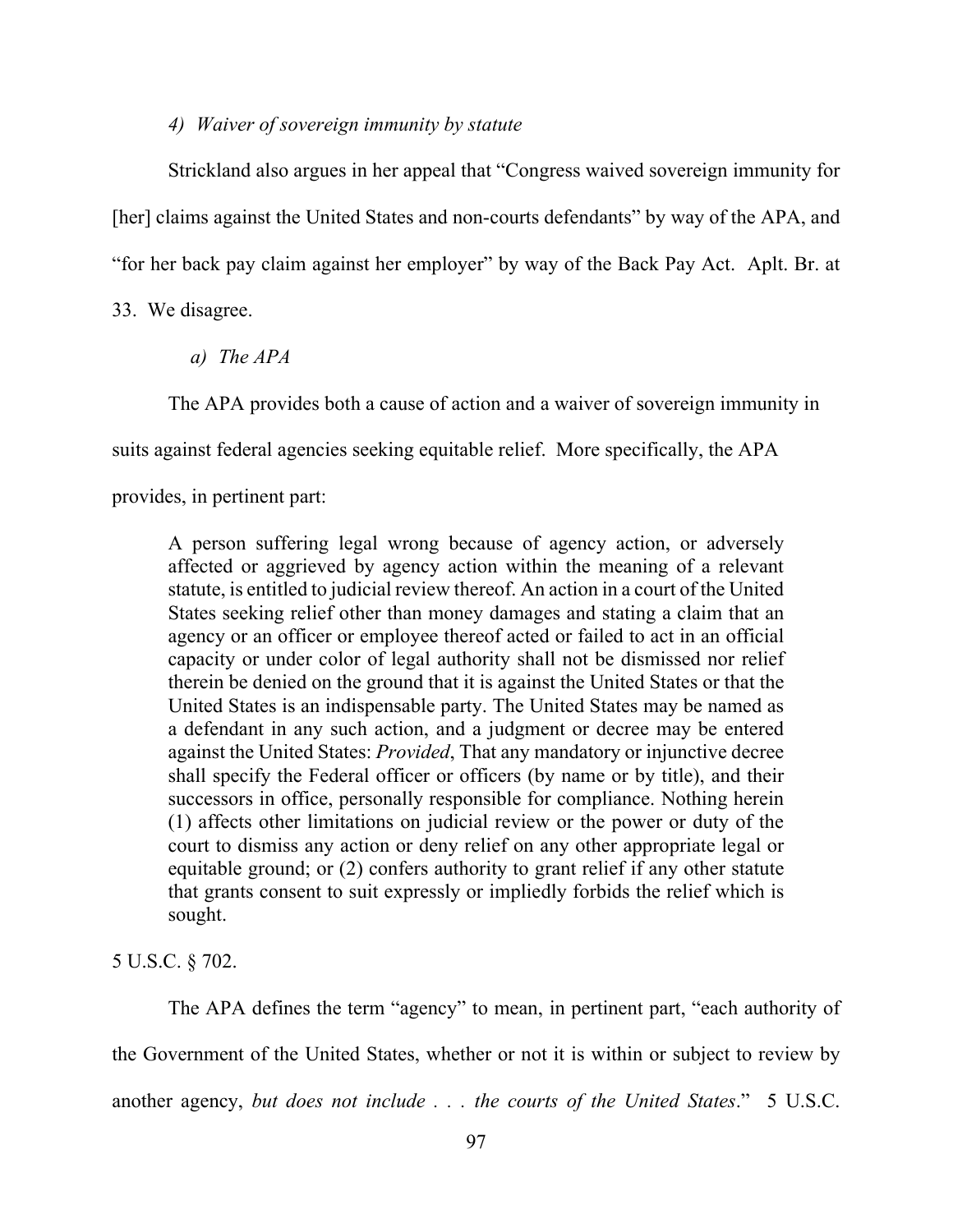*4) Waiver of sovereign immunity by statute*

Strickland also argues in her appeal that "Congress waived sovereign immunity for [her] claims against the United States and non-courts defendants" by way of the APA, and "for her back pay claim against her employer" by way of the Back Pay Act. Aplt. Br. at 33. We disagree.

*a) The APA*

The APA provides both a cause of action and a waiver of sovereign immunity in suits against federal agencies seeking equitable relief. More specifically, the APA provides, in pertinent part:

> A person suffering legal wrong because of agency action, or adversely affected or aggrieved by agency action within the meaning of a relevant statute, is entitled to judicial review thereof. An action in a court of the United States seeking relief other than money damages and stating a claim that an agency or an officer or employee thereof acted or failed to act in an official capacity or under color of legal authority shall not be dismissed nor relief therein be denied on the ground that it is against the United States or that the United States is an indispensable party. The United States may be named as a defendant in any such action, and a judgment or decree may be entered against the United States: *Provided*, That any mandatory or injunctive decree shall specify the Federal officer or officers (by name or by title), and their successors in office, personally responsible for compliance. Nothing herein (1) affects other limitations on judicial review or the power or duty of the court to dismiss any action or deny relief on any other appropriate legal or equitable ground; or (2) confers authority to grant relief if any other statute that grants consent to suit expressly or impliedly forbids the relief which is sought.

5 U.S.C. § 702.

The APA defines the term "agency" to mean, in pertinent part, "each authority of the Government of the United States, whether or not it is within or subject to review by another agency, *but does not include . . . the courts of the United States*." 5 U.S.C.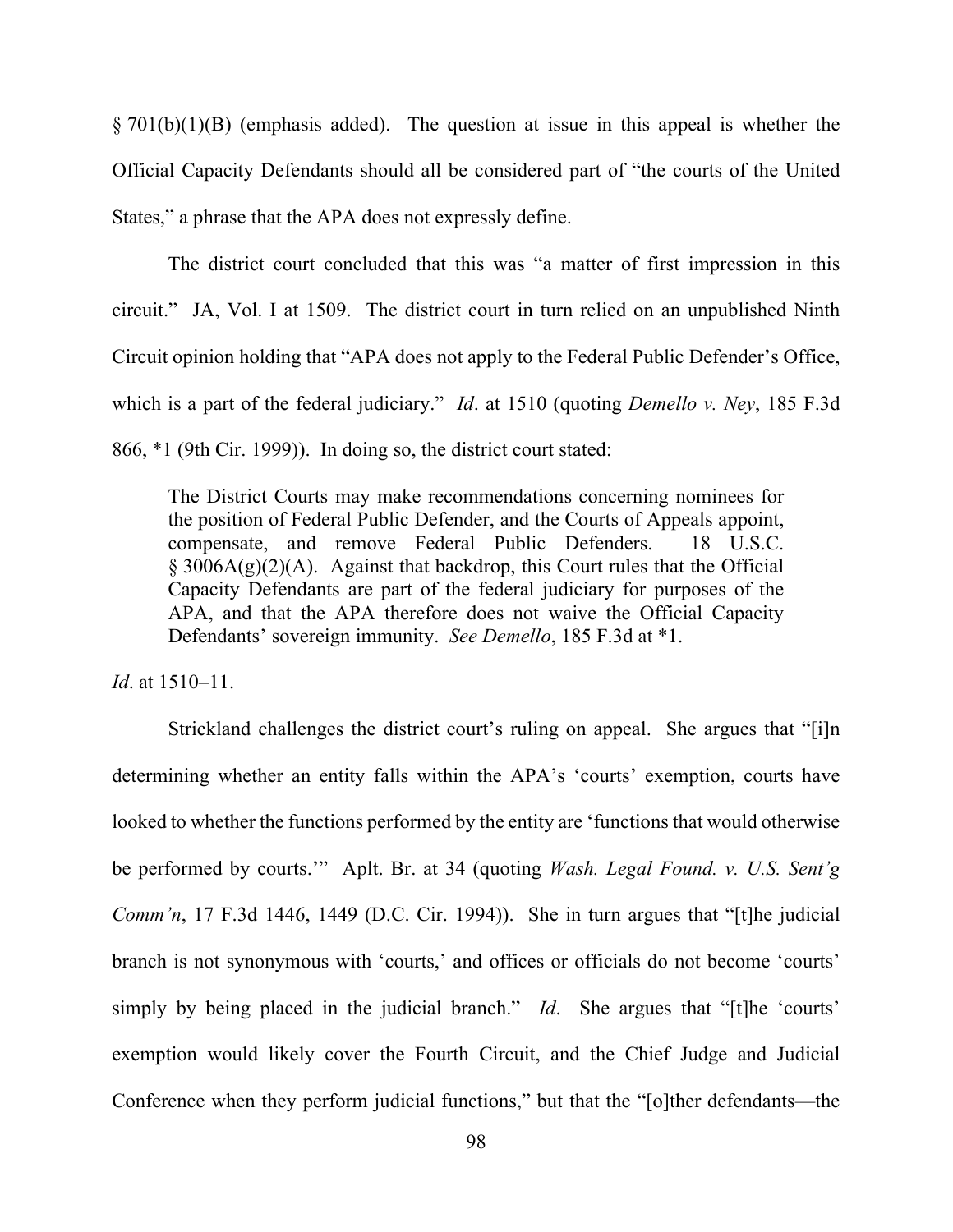§ 701(b)(1)(B) (emphasis added). The question at issue in this appeal is whether the Official Capacity Defendants should all be considered part of "the courts of the United States," a phrase that the APA does not expressly define.

The district court concluded that this was "a matter of first impression in this circuit." JA, Vol. I at 1509. The district court in turn relied on an unpublished Ninth Circuit opinion holding that "APA does not apply to the Federal Public Defender's Office, which is a part of the federal judiciary." *Id*. at 1510 (quoting *Demello v. Ney*, 185 F.3d 866, *1 (9th Cir. 1999)). In doing so, the district court stated:

> The District Courts may make recommendations concerning nominees for the position of Federal Public Defender, and the Courts of Appeals appoint, compensate, and remove Federal Public Defenders. 18 U.S.C. § 3006A(g)(2)(A). Against that backdrop, this Court rules that the Official Capacity Defendants are part of the federal judiciary for purposes of the APA, and that the APA therefore does not waive the Official Capacity Defendants' sovereign immunity. *See Demello*, 185 F.3d at *1.

*Id*. at 1510–11.

Strickland challenges the district court's ruling on appeal. She argues that "[i]n determining whether an entity falls within the APA's 'courts' exemption, courts have looked to whether the functions performed by the entity are 'functions that would otherwise be performed by courts.'" Aplt. Br. at 34 (quoting *Wash. Legal Found. v. U.S. Sent'g Comm'n*, 17 F.3d 1446, 1449 (D.C. Cir. 1994)). She in turn argues that "[t]he judicial branch is not synonymous with 'courts,' and offices or officials do not become 'courts' simply by being placed in the judicial branch." *Id*. She argues that "[t]he 'courts' exemption would likely cover the Fourth Circuit, and the Chief Judge and Judicial Conference when they perform judicial functions," but that the "[o]ther defendants—the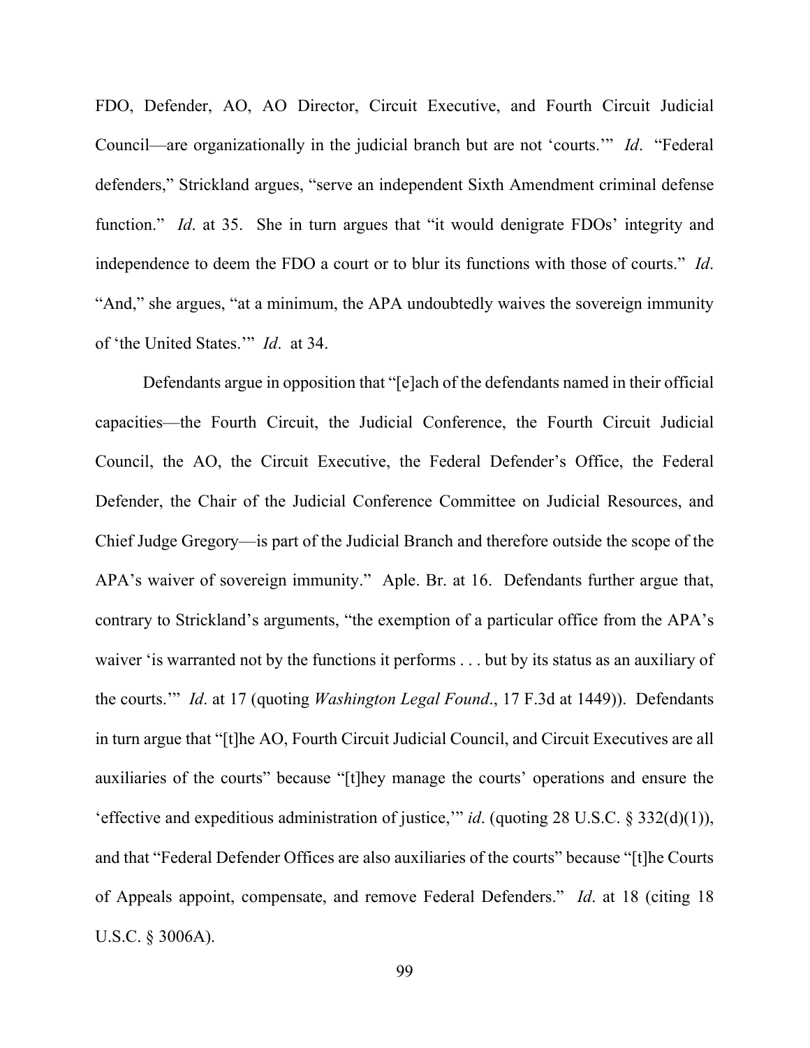FDO, Defender, AO, AO Director, Circuit Executive, and Fourth Circuit Judicial Council—are organizationally in the judicial branch but are not 'courts.'" *Id*. "Federal defenders," Strickland argues, "serve an independent Sixth Amendment criminal defense function." *Id*. at 35. She in turn argues that "it would denigrate FDOs' integrity and independence to deem the FDO a court or to blur its functions with those of courts." *Id*. "And," she argues, "at a minimum, the APA undoubtedly waives the sovereign immunity of 'the United States.'" *Id*. at 34.

Defendants argue in opposition that "[e]ach of the defendants named in their official capacities—the Fourth Circuit, the Judicial Conference, the Fourth Circuit Judicial Council, the AO, the Circuit Executive, the Federal Defender's Office, the Federal Defender, the Chair of the Judicial Conference Committee on Judicial Resources, and Chief Judge Gregory—is part of the Judicial Branch and therefore outside the scope of the APA's waiver of sovereign immunity." Aple. Br. at 16. Defendants further argue that, contrary to Strickland's arguments, "the exemption of a particular office from the APA's waiver 'is warranted not by the functions it performs . . . but by its status as an auxiliary of the courts.'" *Id*. at 17 (quoting *Washington Legal Found*., 17 F.3d at 1449)). Defendants in turn argue that "[t]he AO, Fourth Circuit Judicial Council, and Circuit Executives are all auxiliaries of the courts" because "[t]hey manage the courts' operations and ensure the 'effective and expeditious administration of justice,'" *id*. (quoting 28 U.S.C. § 332(d)(1)), and that "Federal Defender Offices are also auxiliaries of the courts" because "[t]he Courts of Appeals appoint, compensate, and remove Federal Defenders." *Id*. at 18 (citing 18 U.S.C. § 3006A).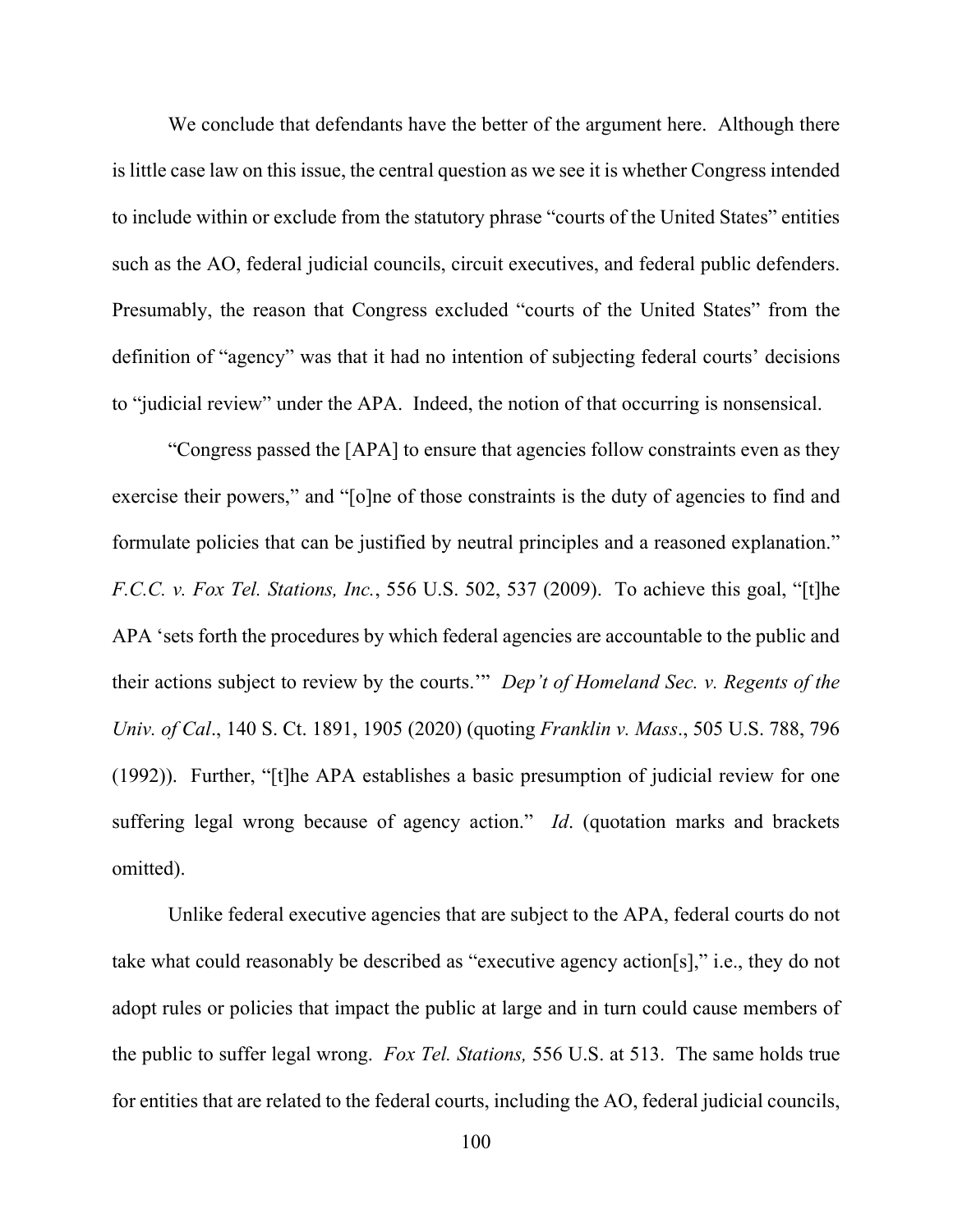We conclude that defendants have the better of the argument here. Although there is little case law on this issue, the central question as we see it is whether Congress intended to include within or exclude from the statutory phrase "courts of the United States" entities such as the AO, federal judicial councils, circuit executives, and federal public defenders. Presumably, the reason that Congress excluded "courts of the United States" from the definition of "agency" was that it had no intention of subjecting federal courts' decisions to "judicial review" under the APA. Indeed, the notion of that occurring is nonsensical.

"Congress passed the [APA] to ensure that agencies follow constraints even as they exercise their powers," and "[o]ne of those constraints is the duty of agencies to find and formulate policies that can be justified by neutral principles and a reasoned explanation." *F.C.C. v. Fox Tel. Stations, Inc.*, 556 U.S. 502, 537 (2009). To achieve this goal, "[t]he APA 'sets forth the procedures by which federal agencies are accountable to the public and their actions subject to review by the courts.'" *Dep't of Homeland Sec. v. Regents of the Univ. of Cal*., 140 S. Ct. 1891, 1905 (2020) (quoting *Franklin v. Mass*., 505 U.S. 788, 796 (1992)). Further, "[t]he APA establishes a basic presumption of judicial review for one suffering legal wrong because of agency action." *Id*. (quotation marks and brackets omitted).

Unlike federal executive agencies that are subject to the APA, federal courts do not take what could reasonably be described as "executive agency action[s]," i.e., they do not adopt rules or policies that impact the public at large and in turn could cause members of the public to suffer legal wrong. *Fox Tel. Stations,* 556 U.S. at 513. The same holds true for entities that are related to the federal courts, including the AO, federal judicial councils,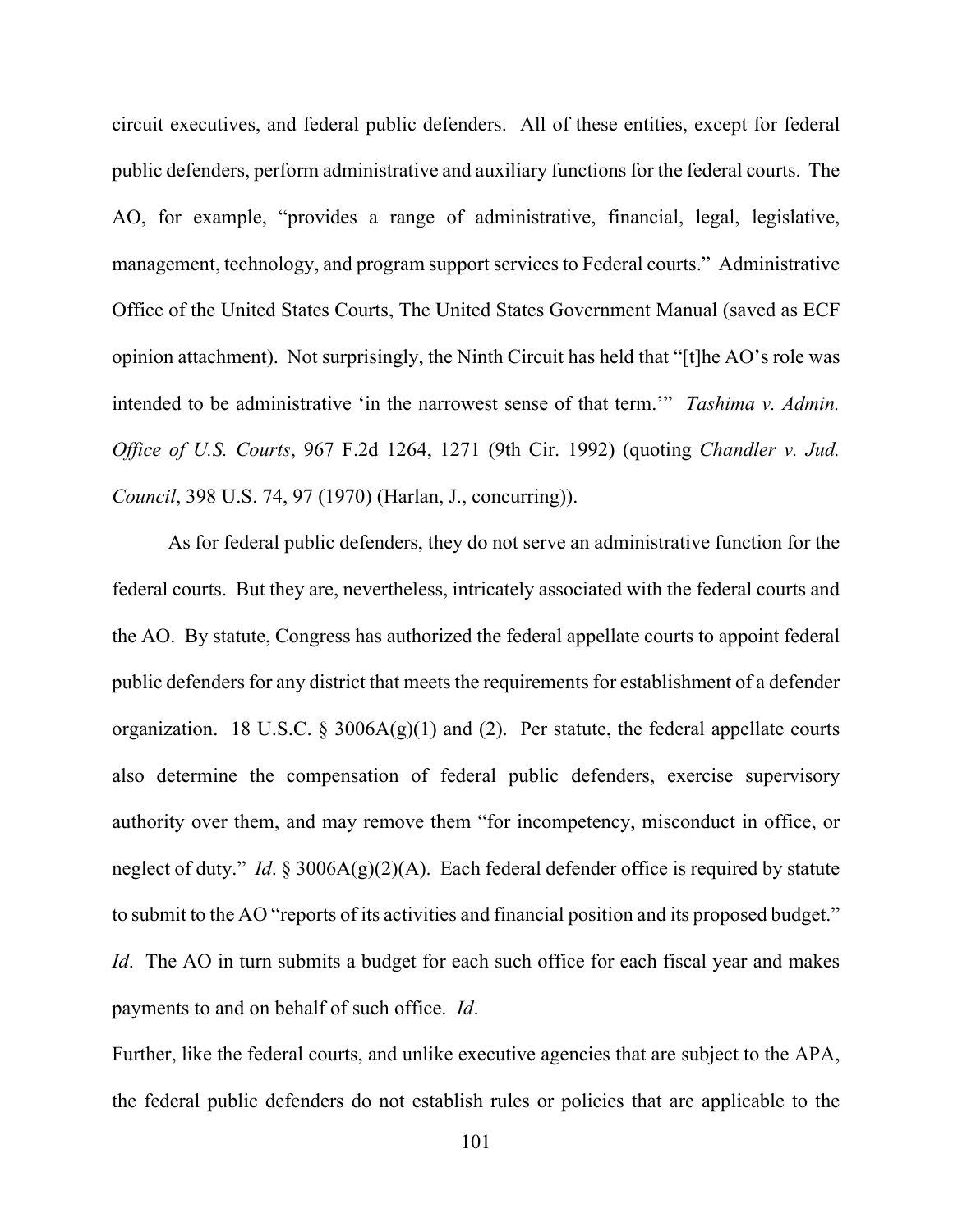circuit executives, and federal public defenders. All of these entities, except for federal public defenders, perform administrative and auxiliary functions for the federal courts. The AO, for example, "provides a range of administrative, financial, legal, legislative, management, technology, and program support services to Federal courts." Administrative Office of the United States Courts, The United States Government Manual (saved as ECF opinion attachment). Not surprisingly, the Ninth Circuit has held that "[t]he AO's role was intended to be administrative 'in the narrowest sense of that term.'" *Tashima v. Admin. Office of U.S. Courts*, 967 F.2d 1264, 1271 (9th Cir. 1992) (quoting *Chandler v. Jud. Council*, 398 U.S. 74, 97 (1970) (Harlan, J., concurring)).

As for federal public defenders, they do not serve an administrative function for the federal courts. But they are, nevertheless, intricately associated with the federal courts and the AO. By statute, Congress has authorized the federal appellate courts to appoint federal public defenders for any district that meets the requirements for establishment of a defender organization. 18 U.S.C. § 3006A(g)(1) and (2). Per statute, the federal appellate courts also determine the compensation of federal public defenders, exercise supervisory authority over them, and may remove them "for incompetency, misconduct in office, or neglect of duty." *Id*. § 3006A(g)(2)(A). Each federal defender office is required by statute to submit to the AO "reports of its activities and financial position and its proposed budget." *Id*. The AO in turn submits a budget for each such office for each fiscal year and makes payments to and on behalf of such office. *Id*.

Further, like the federal courts, and unlike executive agencies that are subject to the APA, the federal public defenders do not establish rules or policies that are applicable to the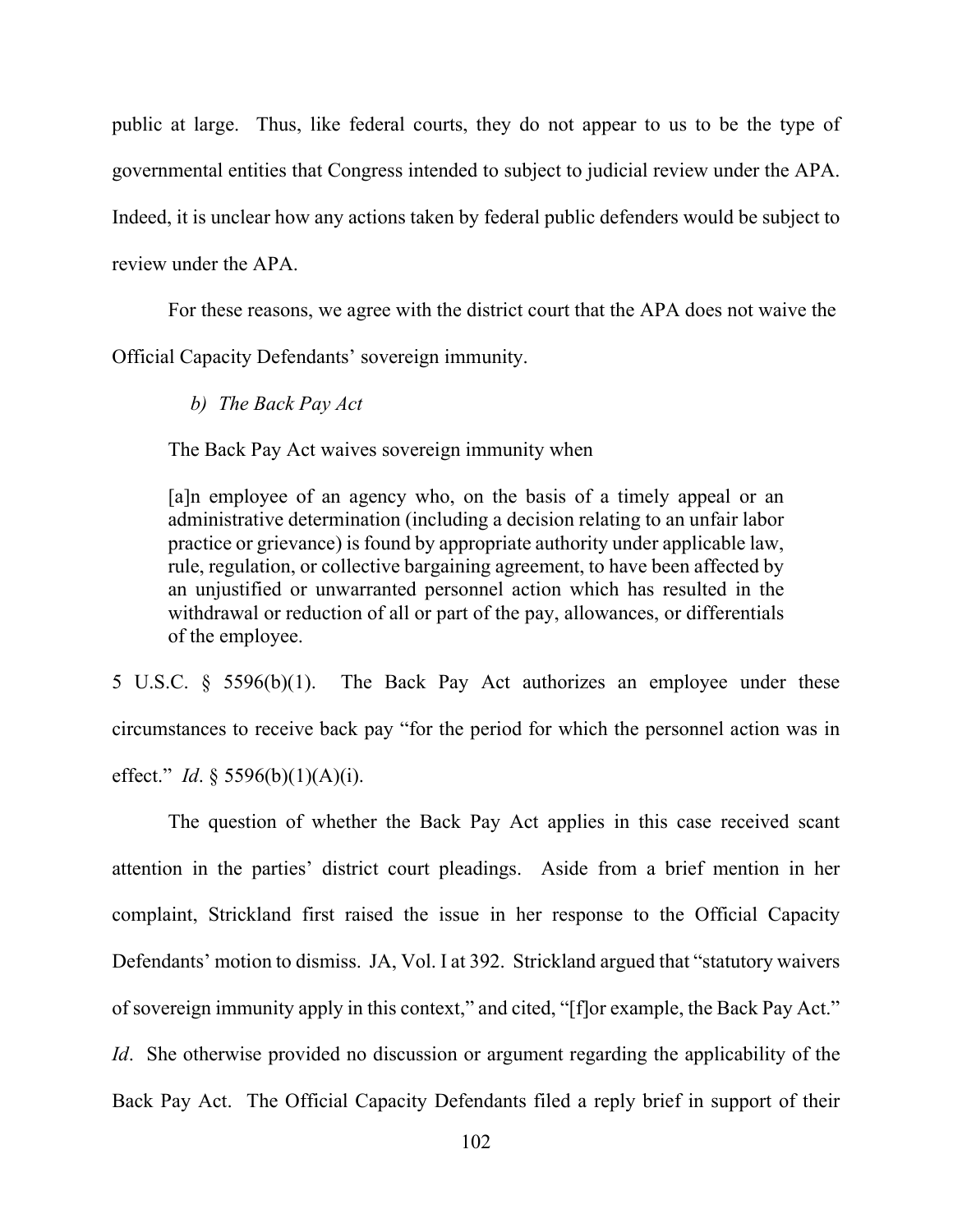public at large. Thus, like federal courts, they do not appear to us to be the type of governmental entities that Congress intended to subject to judicial review under the APA. Indeed, it is unclear how any actions taken by federal public defenders would be subject to review under the APA.

For these reasons, we agree with the district court that the APA does not waive the Official Capacity Defendants' sovereign immunity.

*b) The Back Pay Act*

The Back Pay Act waives sovereign immunity when

> [a]n employee of an agency who, on the basis of a timely appeal or an administrative determination (including a decision relating to an unfair labor practice or grievance) is found by appropriate authority under applicable law, rule, regulation, or collective bargaining agreement, to have been affected by an unjustified or unwarranted personnel action which has resulted in the withdrawal or reduction of all or part of the pay, allowances, or differentials of the employee.

5 U.S.C. § 5596(b)(1). The Back Pay Act authorizes an employee under these circumstances to receive back pay "for the period for which the personnel action was in effect." *Id*. § 5596(b)(1)(A)(i).

The question of whether the Back Pay Act applies in this case received scant attention in the parties' district court pleadings. Aside from a brief mention in her complaint, Strickland first raised the issue in her response to the Official Capacity Defendants' motion to dismiss. JA, Vol. I at 392. Strickland argued that "statutory waivers of sovereign immunity apply in this context," and cited, "[f]or example, the Back Pay Act." *Id*. She otherwise provided no discussion or argument regarding the applicability of the Back Pay Act. The Official Capacity Defendants filed a reply brief in support of their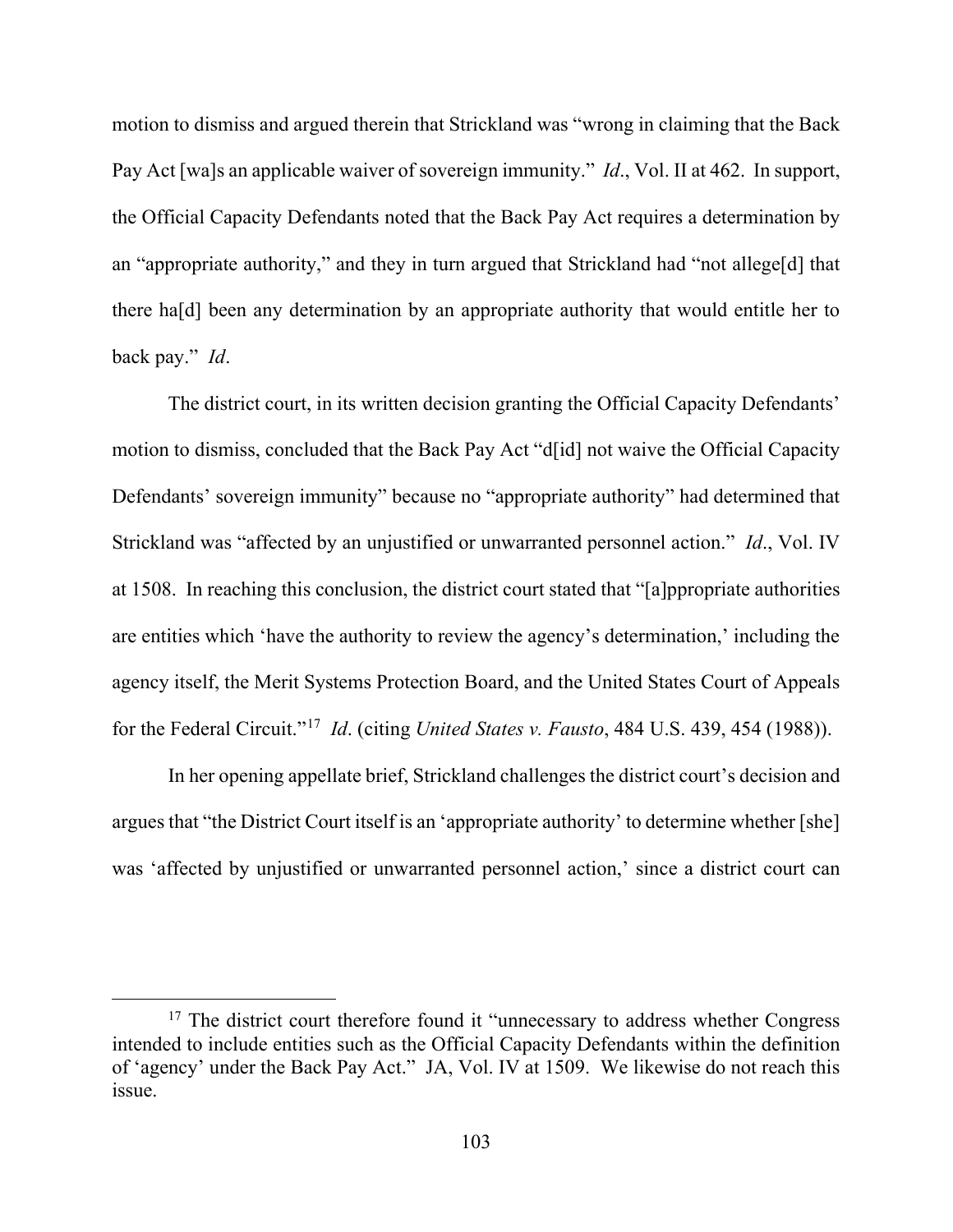motion to dismiss and argued therein that Strickland was "wrong in claiming that the Back Pay Act [wa]s an applicable waiver of sovereign immunity." *Id*., Vol. II at 462. In support, the Official Capacity Defendants noted that the Back Pay Act requires a determination by an "appropriate authority," and they in turn argued that Strickland had "not allege[d] that there ha[d] been any determination by an appropriate authority that would entitle her to back pay." *Id*.

The district court, in its written decision granting the Official Capacity Defendants' motion to dismiss, concluded that the Back Pay Act "d[id] not waive the Official Capacity Defendants' sovereign immunity" because no "appropriate authority" had determined that Strickland was "affected by an unjustified or unwarranted personnel action." *Id*., Vol. IV at 1508. In reaching this conclusion, the district court stated that "[a]ppropriate authorities are entities which 'have the authority to review the agency's determination,' including the agency itself, the Merit Systems Protection Board, and the United States Court of Appeals for the Federal Circuit."[17] *Id*. (citing *United States v. Fausto*, 484 U.S. 439, 454 (1988)).

In her opening appellate brief, Strickland challenges the district court's decision and argues that "the District Court itself is an 'appropriate authority' to determine whether [she] was 'affected by unjustified or unwarranted personnel action,' since a district court can

[17] The district court therefore found it "unnecessary to address whether Congress intended to include entities such as the Official Capacity Defendants within the definition of 'agency' under the Back Pay Act." JA, Vol. IV at 1509. We likewise do not reach this issue.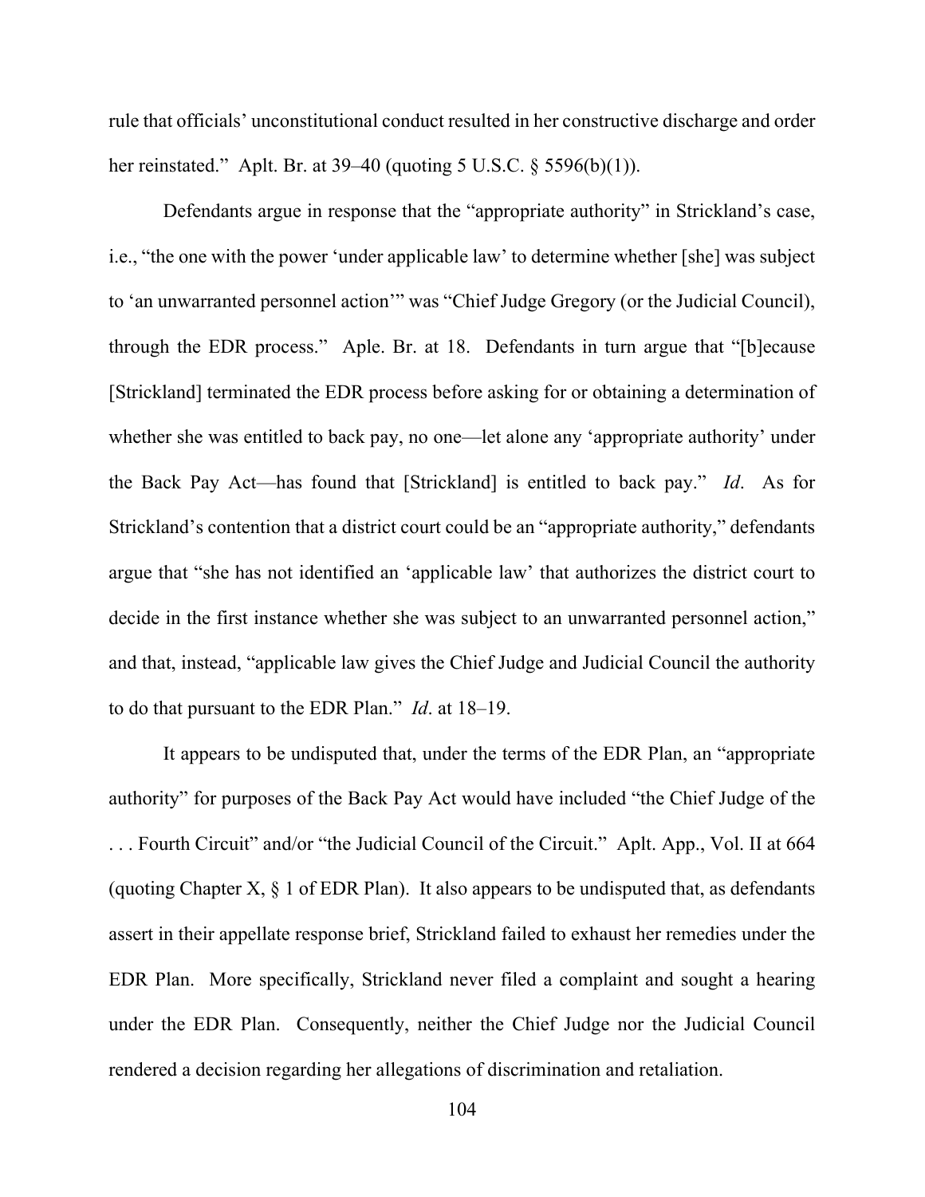rule that officials' unconstitutional conduct resulted in her constructive discharge and order her reinstated." Aplt. Br. at 39–40 (quoting 5 U.S.C. § 5596(b)(1)).

Defendants argue in response that the "appropriate authority" in Strickland's case, i.e., "the one with the power 'under applicable law' to determine whether [she] was subject to 'an unwarranted personnel action'" was "Chief Judge Gregory (or the Judicial Council), through the EDR process." Aple. Br. at 18. Defendants in turn argue that "[b]ecause [Strickland] terminated the EDR process before asking for or obtaining a determination of whether she was entitled to back pay, no one—let alone any 'appropriate authority' under the Back Pay Act—has found that [Strickland] is entitled to back pay." *Id*. As for Strickland's contention that a district court could be an "appropriate authority," defendants argue that "she has not identified an 'applicable law' that authorizes the district court to decide in the first instance whether she was subject to an unwarranted personnel action," and that, instead, "applicable law gives the Chief Judge and Judicial Council the authority to do that pursuant to the EDR Plan." *Id*. at 18–19.

It appears to be undisputed that, under the terms of the EDR Plan, an "appropriate authority" for purposes of the Back Pay Act would have included "the Chief Judge of the . . . Fourth Circuit" and/or "the Judicial Council of the Circuit." Aplt. App., Vol. II at 664 (quoting Chapter X, § 1 of EDR Plan). It also appears to be undisputed that, as defendants assert in their appellate response brief, Strickland failed to exhaust her remedies under the EDR Plan. More specifically, Strickland never filed a complaint and sought a hearing under the EDR Plan. Consequently, neither the Chief Judge nor the Judicial Council rendered a decision regarding her allegations of discrimination and retaliation.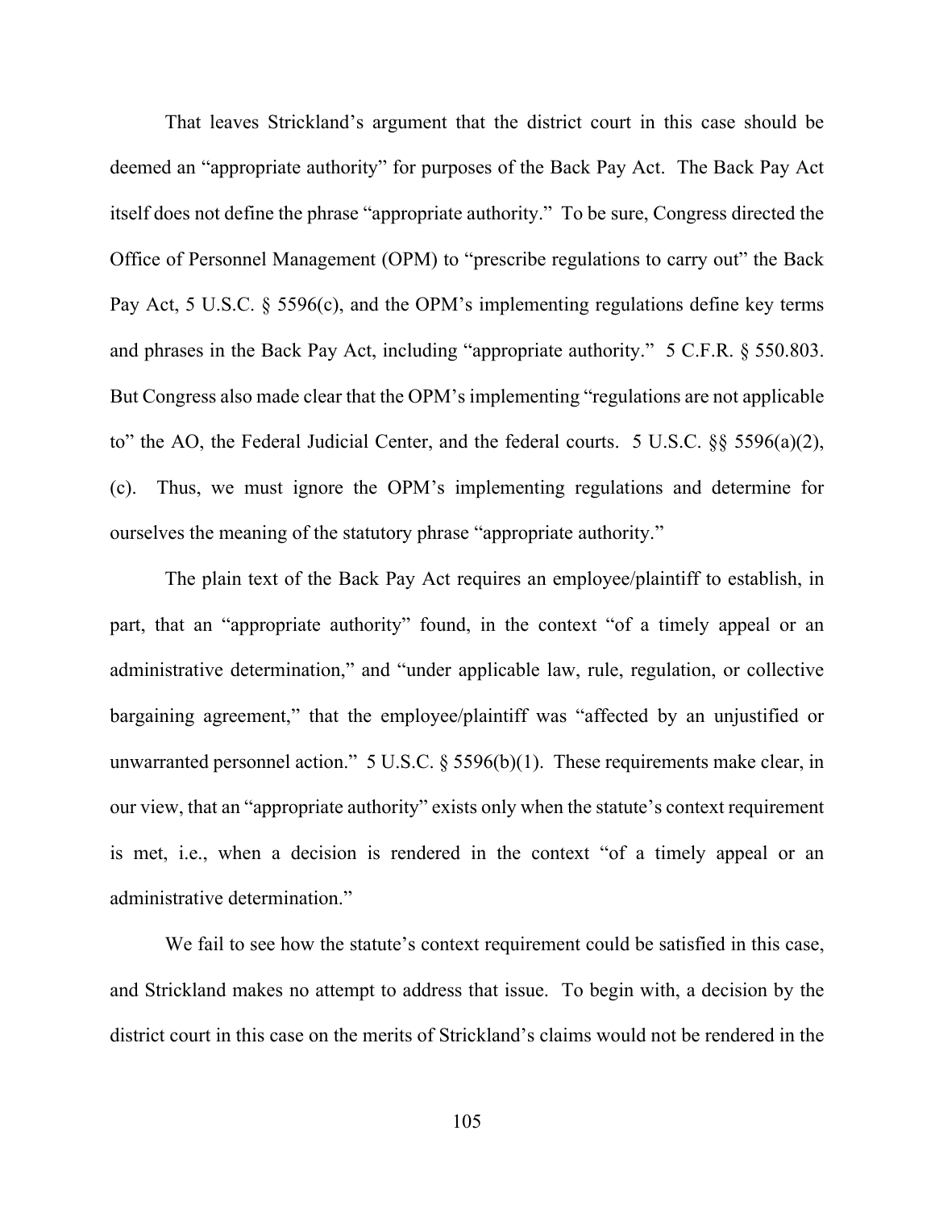That leaves Strickland's argument that the district court in this case should be deemed an "appropriate authority" for purposes of the Back Pay Act. The Back Pay Act itself does not define the phrase "appropriate authority." To be sure, Congress directed the Office of Personnel Management (OPM) to "prescribe regulations to carry out" the Back Pay Act, 5 U.S.C. § 5596(c), and the OPM's implementing regulations define key terms and phrases in the Back Pay Act, including "appropriate authority." 5 C.F.R. § 550.803. But Congress also made clear that the OPM's implementing "regulations are not applicable to" the AO, the Federal Judicial Center, and the federal courts. 5 U.S.C. §§ 5596(a)(2), (c). Thus, we must ignore the OPM's implementing regulations and determine for ourselves the meaning of the statutory phrase "appropriate authority."

The plain text of the Back Pay Act requires an employee/plaintiff to establish, in part, that an "appropriate authority" found, in the context "of a timely appeal or an administrative determination," and "under applicable law, rule, regulation, or collective bargaining agreement," that the employee/plaintiff was "affected by an unjustified or unwarranted personnel action." 5 U.S.C. § 5596(b)(1). These requirements make clear, in our view, that an "appropriate authority" exists only when the statute's context requirement is met, i.e., when a decision is rendered in the context "of a timely appeal or an administrative determination."

We fail to see how the statute's context requirement could be satisfied in this case, and Strickland makes no attempt to address that issue. To begin with, a decision by the district court in this case on the merits of Strickland's claims would not be rendered in the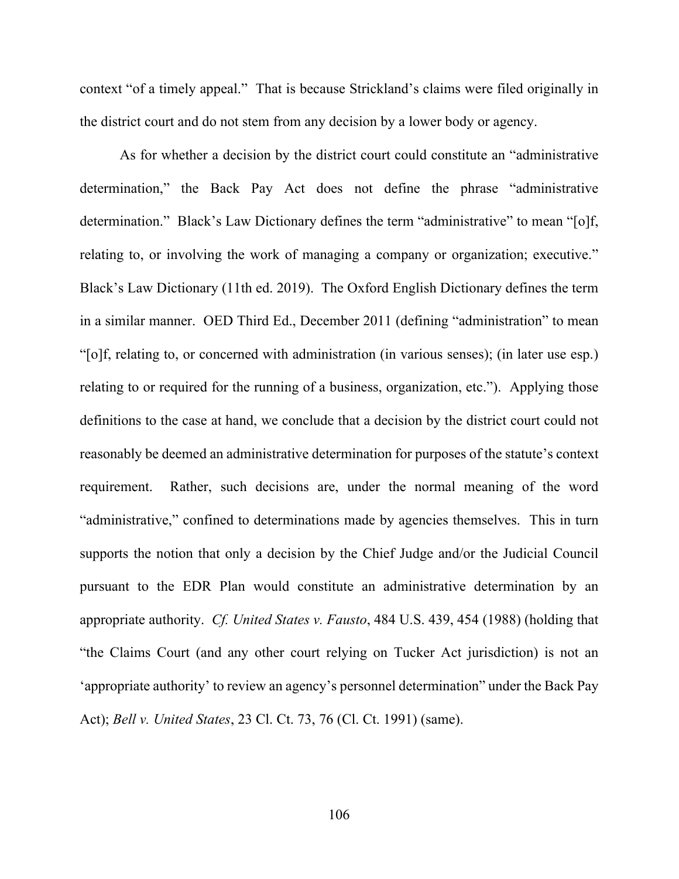context "of a timely appeal." That is because Strickland's claims were filed originally in the district court and do not stem from any decision by a lower body or agency.

As for whether a decision by the district court could constitute an "administrative determination," the Back Pay Act does not define the phrase "administrative determination." Black's Law Dictionary defines the term "administrative" to mean "[o]f, relating to, or involving the work of managing a company or organization; executive." Black's Law Dictionary (11th ed. 2019). The Oxford English Dictionary defines the term in a similar manner. OED Third Ed., December 2011 (defining "administration" to mean "[o]f, relating to, or concerned with administration (in various senses); (in later use esp.) relating to or required for the running of a business, organization, etc."). Applying those definitions to the case at hand, we conclude that a decision by the district court could not reasonably be deemed an administrative determination for purposes of the statute's context requirement. Rather, such decisions are, under the normal meaning of the word "administrative," confined to determinations made by agencies themselves. This in turn supports the notion that only a decision by the Chief Judge and/or the Judicial Council pursuant to the EDR Plan would constitute an administrative determination by an appropriate authority. *Cf. United States v. Fausto*, 484 U.S. 439, 454 (1988) (holding that "the Claims Court (and any other court relying on Tucker Act jurisdiction) is not an 'appropriate authority' to review an agency's personnel determination" under the Back Pay Act); *Bell v. United States*, 23 Cl. Ct. 73, 76 (Cl. Ct. 1991) (same).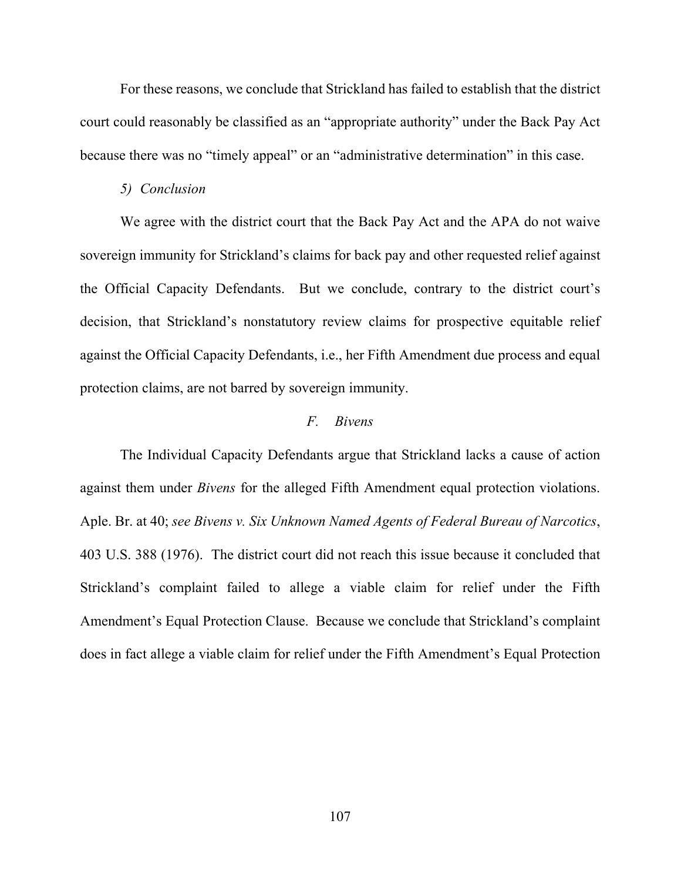For these reasons, we conclude that Strickland has failed to establish that the district court could reasonably be classified as an "appropriate authority" under the Back Pay Act because there was no "timely appeal" or an "administrative determination" in this case.

*5) Conclusion*

We agree with the district court that the Back Pay Act and the APA do not waive sovereign immunity for Strickland's claims for back pay and other requested relief against the Official Capacity Defendants. But we conclude, contrary to the district court's decision, that Strickland's nonstatutory review claims for prospective equitable relief against the Official Capacity Defendants, i.e., her Fifth Amendment due process and equal protection claims, are not barred by sovereign immunity.

### *F. Bivens*

The Individual Capacity Defendants argue that Strickland lacks a cause of action against them under *Bivens* for the alleged Fifth Amendment equal protection violations. Aple. Br. at 40; *see Bivens v. Six Unknown Named Agents of Federal Bureau of Narcotics*, 403 U.S. 388 (1976). The district court did not reach this issue because it concluded that Strickland's complaint failed to allege a viable claim for relief under the Fifth Amendment's Equal Protection Clause. Because we conclude that Strickland's complaint does in fact allege a viable claim for relief under the Fifth Amendment's Equal Protection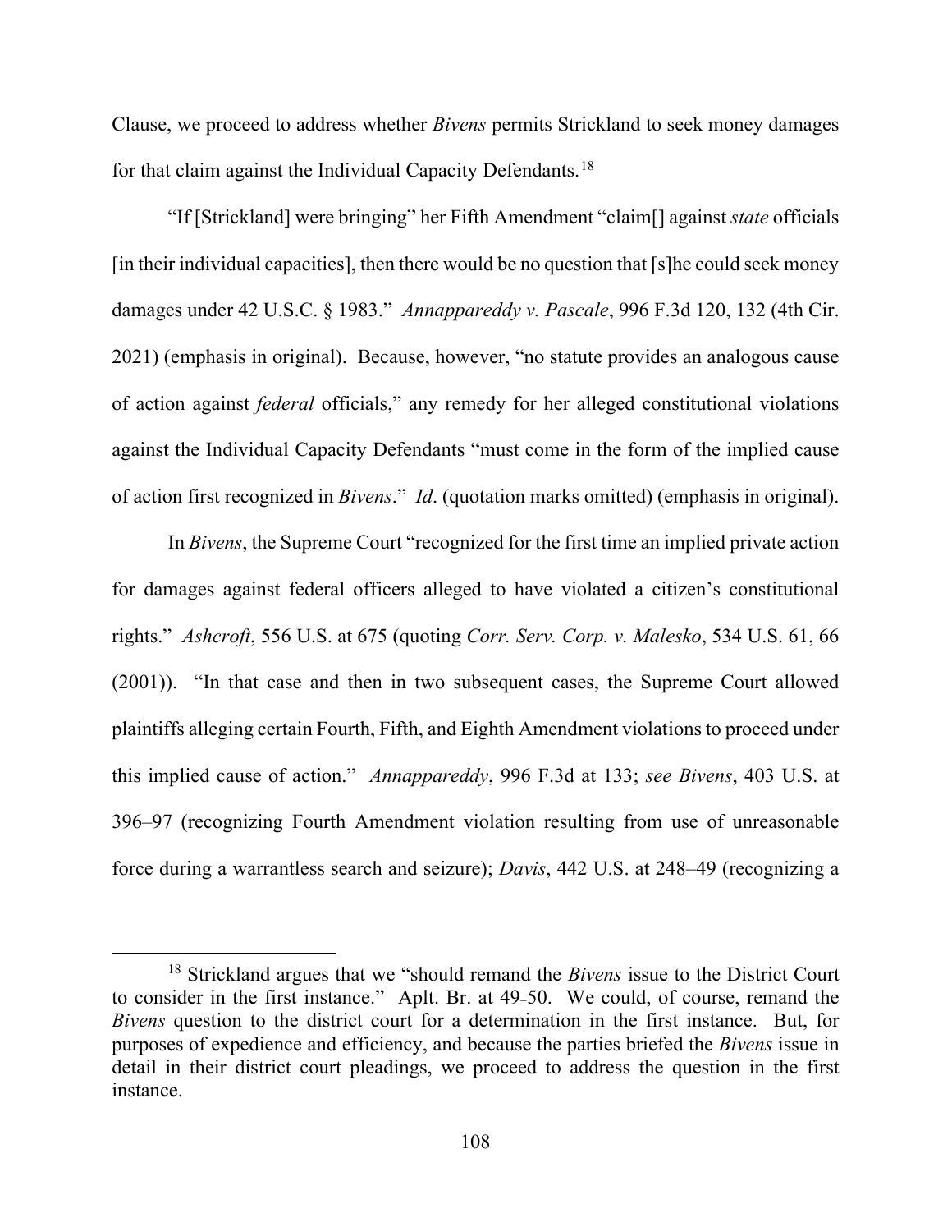Clause, we proceed to address whether *Bivens* permits Strickland to seek money damages for that claim against the Individual Capacity Defendants.[18]

"If [Strickland] were bringing" her Fifth Amendment "claim[] against *state* officials [in their individual capacities], then there would be no question that [s]he could seek money damages under 42 U.S.C. § 1983." *Annappareddy v. Pascale*, 996 F.3d 120, 132 (4th Cir. 2021) (emphasis in original). Because, however, "no statute provides an analogous cause of action against *federal* officials," any remedy for her alleged constitutional violations against the Individual Capacity Defendants "must come in the form of the implied cause of action first recognized in *Bivens*." *Id*. (quotation marks omitted) (emphasis in original).

In *Bivens*, the Supreme Court "recognized for the first time an implied private action for damages against federal officers alleged to have violated a citizen's constitutional rights." *Ashcroft*, 556 U.S. at 675 (quoting *Corr. Serv. Corp. v. Malesko*, 534 U.S. 61, 66 (2001)). "In that case and then in two subsequent cases, the Supreme Court allowed plaintiffs alleging certain Fourth, Fifth, and Eighth Amendment violations to proceed under this implied cause of action." *Annappareddy*, 996 F.3d at 133; *see Bivens*, 403 U.S. at 396–97 (recognizing Fourth Amendment violation resulting from use of unreasonable force during a warrantless search and seizure); *Davis*, 442 U.S. at 248–49 (recognizing a

---

[18] Strickland argues that we "should remand the *Bivens* issue to the District Court to consider in the first instance." Aplt. Br. at 49–50. We could, of course, remand the *Bivens* question to the district court for a determination in the first instance. But, for purposes of expedience and efficiency, and because the parties briefed the *Bivens* issue in detail in their district court pleadings, we proceed to address the question in the first instance.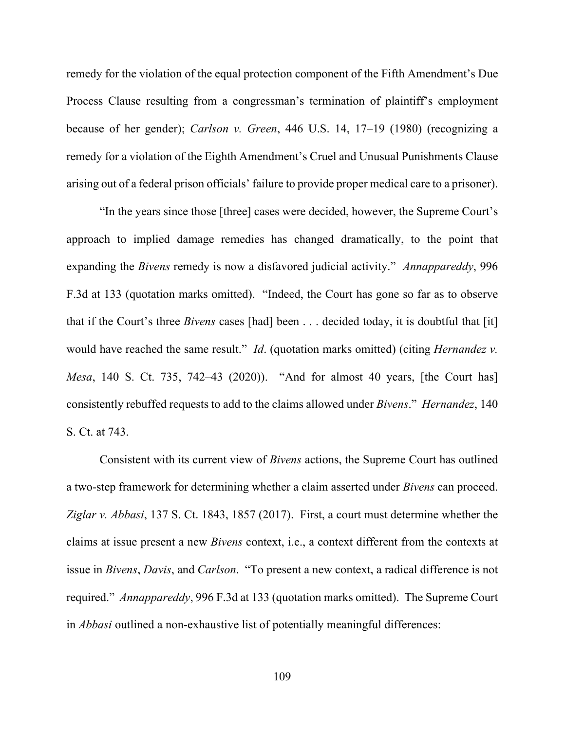remedy for the violation of the equal protection component of the Fifth Amendment's Due Process Clause resulting from a congressman's termination of plaintiff's employment because of her gender); *Carlson v. Green*, 446 U.S. 14, 17–19 (1980) (recognizing a remedy for a violation of the Eighth Amendment's Cruel and Unusual Punishments Clause arising out of a federal prison officials' failure to provide proper medical care to a prisoner).

"In the years since those [three] cases were decided, however, the Supreme Court's approach to implied damage remedies has changed dramatically, to the point that expanding the *Bivens* remedy is now a disfavored judicial activity." *Annappareddy*, 996 F.3d at 133 (quotation marks omitted). "Indeed, the Court has gone so far as to observe that if the Court's three *Bivens* cases [had] been . . . decided today, it is doubtful that [it] would have reached the same result." *Id*. (quotation marks omitted) (citing *Hernandez v. Mesa*, 140 S. Ct. 735, 742–43 (2020)). "And for almost 40 years, [the Court has] consistently rebuffed requests to add to the claims allowed under *Bivens*." *Hernandez*, 140 S. Ct. at 743.

Consistent with its current view of *Bivens* actions, the Supreme Court has outlined a two-step framework for determining whether a claim asserted under *Bivens* can proceed. *Ziglar v. Abbasi*, 137 S. Ct. 1843, 1857 (2017). First, a court must determine whether the claims at issue present a new *Bivens* context, i.e., a context different from the contexts at issue in *Bivens*, *Davis*, and *Carlson*. "To present a new context, a radical difference is not required." *Annappareddy*, 996 F.3d at 133 (quotation marks omitted). The Supreme Court in *Abbasi* outlined a non-exhaustive list of potentially meaningful differences: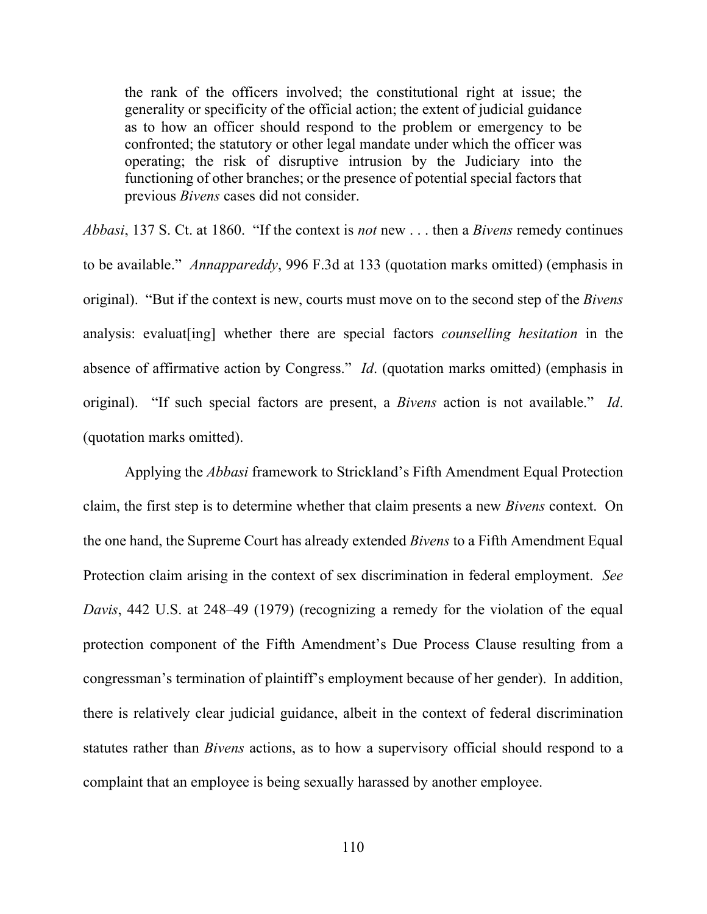> the rank of the officers involved; the constitutional right at issue; the generality or specificity of the official action; the extent of judicial guidance as to how an officer should respond to the problem or emergency to be confronted; the statutory or other legal mandate under which the officer was operating; the risk of disruptive intrusion by the Judiciary into the functioning of other branches; or the presence of potential special factors that previous *Bivens* cases did not consider.

*Abbasi*, 137 S. Ct. at 1860. "If the context is *not* new . . . then a *Bivens* remedy continues to be available." *Annappareddy*, 996 F.3d at 133 (quotation marks omitted) (emphasis in original). "But if the context is new, courts must move on to the second step of the *Bivens* analysis: evaluat[ing] whether there are special factors *counselling hesitation* in the absence of affirmative action by Congress." *Id*. (quotation marks omitted) (emphasis in original). "If such special factors are present, a *Bivens* action is not available." *Id*. (quotation marks omitted).

Applying the *Abbasi* framework to Strickland's Fifth Amendment Equal Protection claim, the first step is to determine whether that claim presents a new *Bivens* context. On the one hand, the Supreme Court has already extended *Bivens* to a Fifth Amendment Equal Protection claim arising in the context of sex discrimination in federal employment. *See Davis*, 442 U.S. at 248–49 (1979) (recognizing a remedy for the violation of the equal protection component of the Fifth Amendment's Due Process Clause resulting from a congressman's termination of plaintiff's employment because of her gender). In addition, there is relatively clear judicial guidance, albeit in the context of federal discrimination statutes rather than *Bivens* actions, as to how a supervisory official should respond to a complaint that an employee is being sexually harassed by another employee.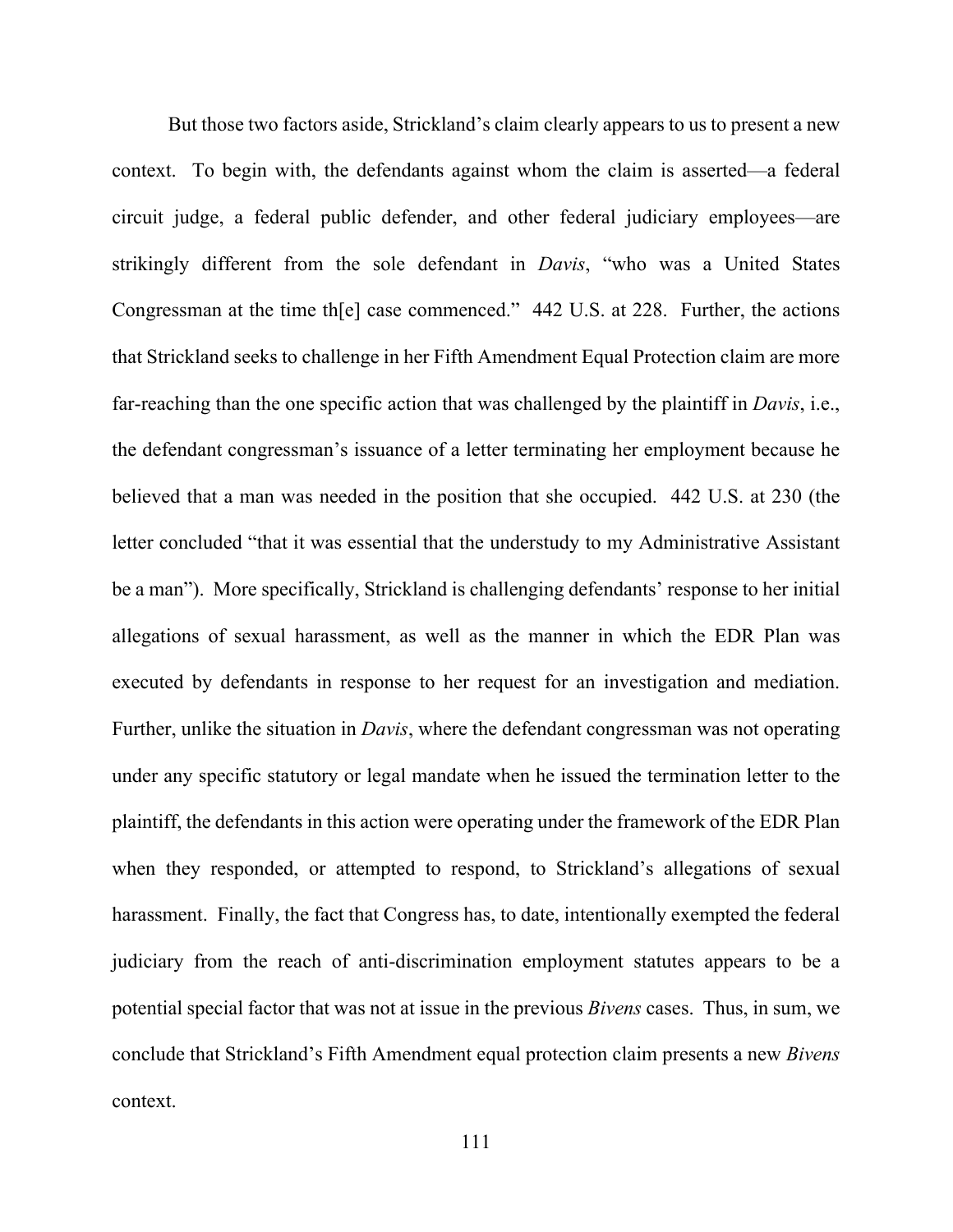But those two factors aside, Strickland's claim clearly appears to us to present a new context. To begin with, the defendants against whom the claim is asserted—a federal circuit judge, a federal public defender, and other federal judiciary employees—are strikingly different from the sole defendant in *Davis*, "who was a United States Congressman at the time th[e] case commenced." 442 U.S. at 228. Further, the actions that Strickland seeks to challenge in her Fifth Amendment Equal Protection claim are more far-reaching than the one specific action that was challenged by the plaintiff in *Davis*, i.e., the defendant congressman's issuance of a letter terminating her employment because he believed that a man was needed in the position that she occupied. 442 U.S. at 230 (the letter concluded "that it was essential that the understudy to my Administrative Assistant be a man"). More specifically, Strickland is challenging defendants' response to her initial allegations of sexual harassment, as well as the manner in which the EDR Plan was executed by defendants in response to her request for an investigation and mediation. Further, unlike the situation in *Davis*, where the defendant congressman was not operating under any specific statutory or legal mandate when he issued the termination letter to the plaintiff, the defendants in this action were operating under the framework of the EDR Plan when they responded, or attempted to respond, to Strickland's allegations of sexual harassment. Finally, the fact that Congress has, to date, intentionally exempted the federal judiciary from the reach of anti-discrimination employment statutes appears to be a potential special factor that was not at issue in the previous *Bivens* cases. Thus, in sum, we conclude that Strickland's Fifth Amendment equal protection claim presents a new *Bivens* context.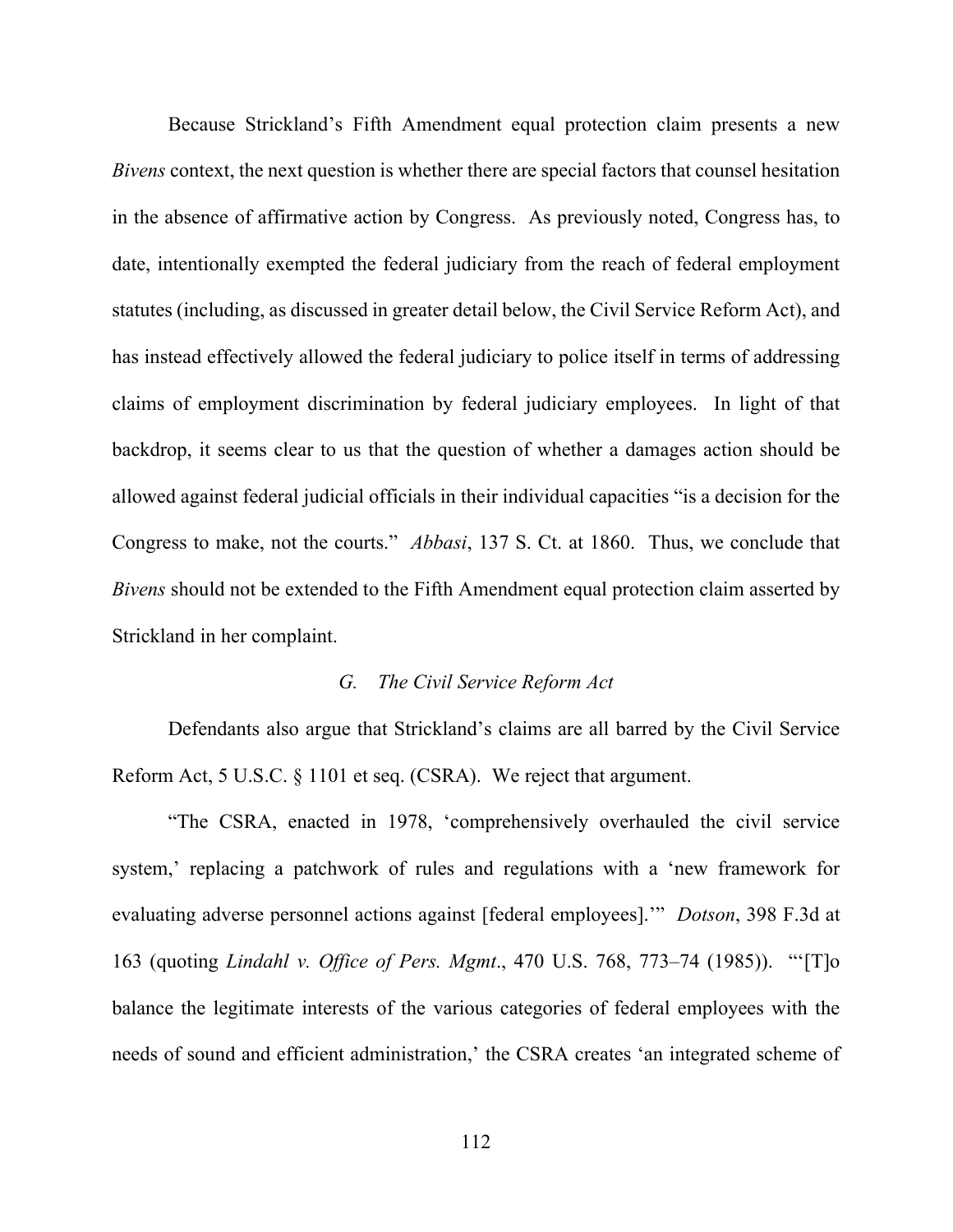Because Strickland's Fifth Amendment equal protection claim presents a new *Bivens* context, the next question is whether there are special factors that counsel hesitation in the absence of affirmative action by Congress. As previously noted, Congress has, to date, intentionally exempted the federal judiciary from the reach of federal employment statutes (including, as discussed in greater detail below, the Civil Service Reform Act), and has instead effectively allowed the federal judiciary to police itself in terms of addressing claims of employment discrimination by federal judiciary employees. In light of that backdrop, it seems clear to us that the question of whether a damages action should be allowed against federal judicial officials in their individual capacities "is a decision for the Congress to make, not the courts." *Abbasi*, 137 S. Ct. at 1860. Thus, we conclude that *Bivens* should not be extended to the Fifth Amendment equal protection claim asserted by Strickland in her complaint.

### *G. The Civil Service Reform Act*

Defendants also argue that Strickland's claims are all barred by the Civil Service Reform Act, 5 U.S.C. § 1101 et seq. (CSRA). We reject that argument.

"The CSRA, enacted in 1978, 'comprehensively overhauled the civil service system,' replacing a patchwork of rules and regulations with a 'new framework for evaluating adverse personnel actions against [federal employees].'" *Dotson*, 398 F.3d at 163 (quoting *Lindahl v. Office of Pers. Mgmt*., 470 U.S. 768, 773–74 (1985)). "'[T]o balance the legitimate interests of the various categories of federal employees with the needs of sound and efficient administration,' the CSRA creates 'an integrated scheme of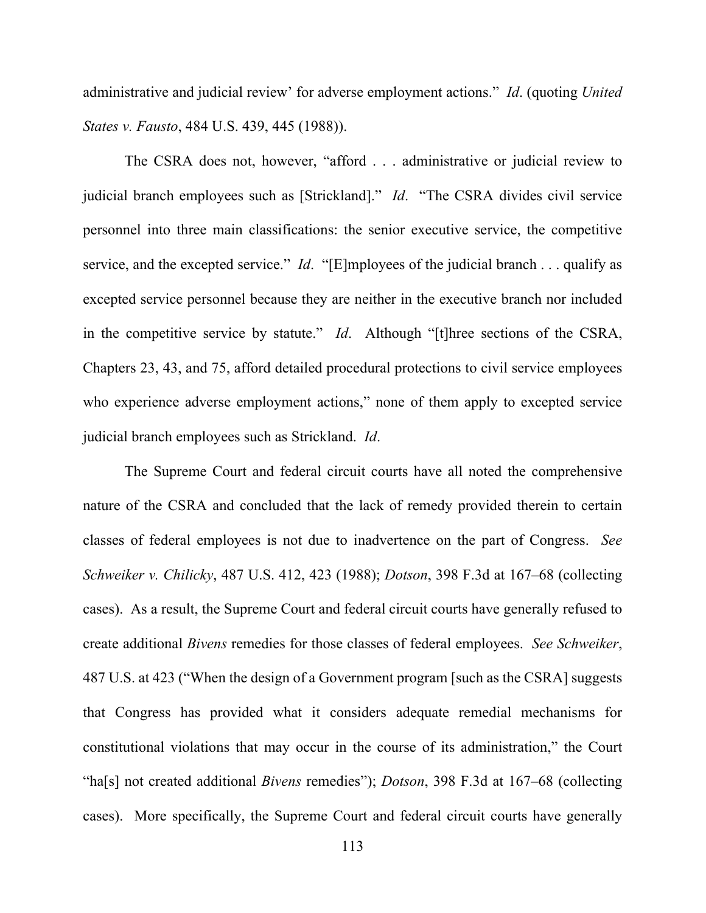administrative and judicial review' for adverse employment actions." *Id*. (quoting *United States v. Fausto*, 484 U.S. 439, 445 (1988)).

The CSRA does not, however, "afford . . . administrative or judicial review to judicial branch employees such as [Strickland]." *Id*. "The CSRA divides civil service personnel into three main classifications: the senior executive service, the competitive service, and the excepted service." *Id*. "[E]mployees of the judicial branch . . . qualify as excepted service personnel because they are neither in the executive branch nor included in the competitive service by statute." *Id*. Although "[t]hree sections of the CSRA, Chapters 23, 43, and 75, afford detailed procedural protections to civil service employees who experience adverse employment actions," none of them apply to excepted service judicial branch employees such as Strickland. *Id*.

The Supreme Court and federal circuit courts have all noted the comprehensive nature of the CSRA and concluded that the lack of remedy provided therein to certain classes of federal employees is not due to inadvertence on the part of Congress. *See Schweiker v. Chilicky*, 487 U.S. 412, 423 (1988); *Dotson*, 398 F.3d at 167–68 (collecting cases). As a result, the Supreme Court and federal circuit courts have generally refused to create additional *Bivens* remedies for those classes of federal employees. *See Schweiker*, 487 U.S. at 423 ("When the design of a Government program [such as the CSRA] suggests that Congress has provided what it considers adequate remedial mechanisms for constitutional violations that may occur in the course of its administration," the Court "ha[s] not created additional *Bivens* remedies"); *Dotson*, 398 F.3d at 167–68 (collecting cases). More specifically, the Supreme Court and federal circuit courts have generally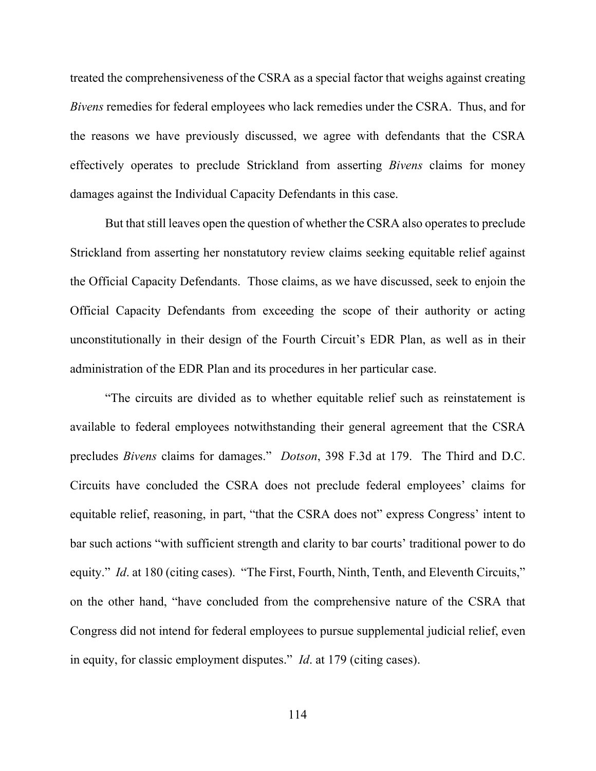treated the comprehensiveness of the CSRA as a special factor that weighs against creating *Bivens* remedies for federal employees who lack remedies under the CSRA. Thus, and for the reasons we have previously discussed, we agree with defendants that the CSRA effectively operates to preclude Strickland from asserting *Bivens* claims for money damages against the Individual Capacity Defendants in this case.

But that still leaves open the question of whether the CSRA also operates to preclude Strickland from asserting her nonstatutory review claims seeking equitable relief against the Official Capacity Defendants. Those claims, as we have discussed, seek to enjoin the Official Capacity Defendants from exceeding the scope of their authority or acting unconstitutionally in their design of the Fourth Circuit's EDR Plan, as well as in their administration of the EDR Plan and its procedures in her particular case.

"The circuits are divided as to whether equitable relief such as reinstatement is available to federal employees notwithstanding their general agreement that the CSRA precludes *Bivens* claims for damages." *Dotson*, 398 F.3d at 179. The Third and D.C. Circuits have concluded the CSRA does not preclude federal employees' claims for equitable relief, reasoning, in part, "that the CSRA does not" express Congress' intent to bar such actions "with sufficient strength and clarity to bar courts' traditional power to do equity." *Id*. at 180 (citing cases). "The First, Fourth, Ninth, Tenth, and Eleventh Circuits," on the other hand, "have concluded from the comprehensive nature of the CSRA that Congress did not intend for federal employees to pursue supplemental judicial relief, even in equity, for classic employment disputes." *Id*. at 179 (citing cases).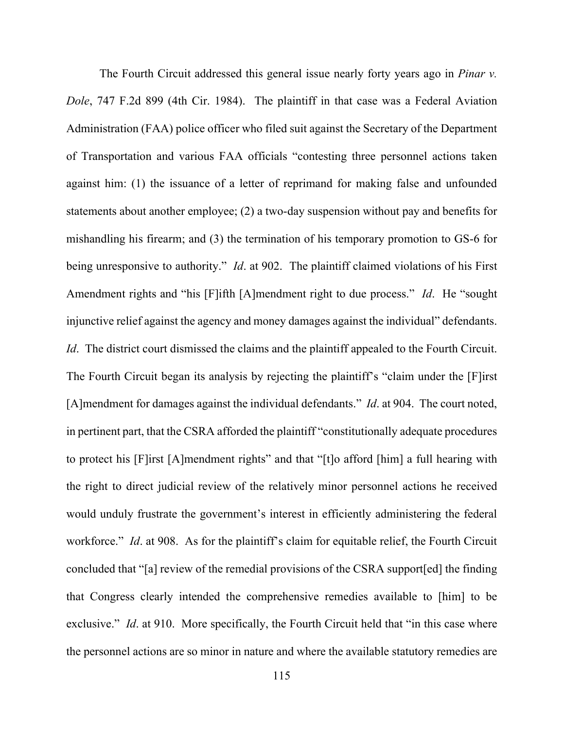The Fourth Circuit addressed this general issue nearly forty years ago in *Pinar v. Dole*, 747 F.2d 899 (4th Cir. 1984). The plaintiff in that case was a Federal Aviation Administration (FAA) police officer who filed suit against the Secretary of the Department of Transportation and various FAA officials "contesting three personnel actions taken against him: (1) the issuance of a letter of reprimand for making false and unfounded statements about another employee; (2) a two-day suspension without pay and benefits for mishandling his firearm; and (3) the termination of his temporary promotion to GS-6 for being unresponsive to authority." *Id*. at 902. The plaintiff claimed violations of his First Amendment rights and "his [F]ifth [A]mendment right to due process." *Id*. He "sought injunctive relief against the agency and money damages against the individual" defendants. *Id*. The district court dismissed the claims and the plaintiff appealed to the Fourth Circuit. The Fourth Circuit began its analysis by rejecting the plaintiff's "claim under the [F]irst [A]mendment for damages against the individual defendants." *Id*. at 904. The court noted, in pertinent part, that the CSRA afforded the plaintiff "constitutionally adequate procedures to protect his [F]irst [A]mendment rights" and that "[t]o afford [him] a full hearing with the right to direct judicial review of the relatively minor personnel actions he received would unduly frustrate the government's interest in efficiently administering the federal workforce." *Id*. at 908. As for the plaintiff's claim for equitable relief, the Fourth Circuit concluded that "[a] review of the remedial provisions of the CSRA support[ed] the finding that Congress clearly intended the comprehensive remedies available to [him] to be exclusive." *Id*. at 910. More specifically, the Fourth Circuit held that "in this case where the personnel actions are so minor in nature and where the available statutory remedies are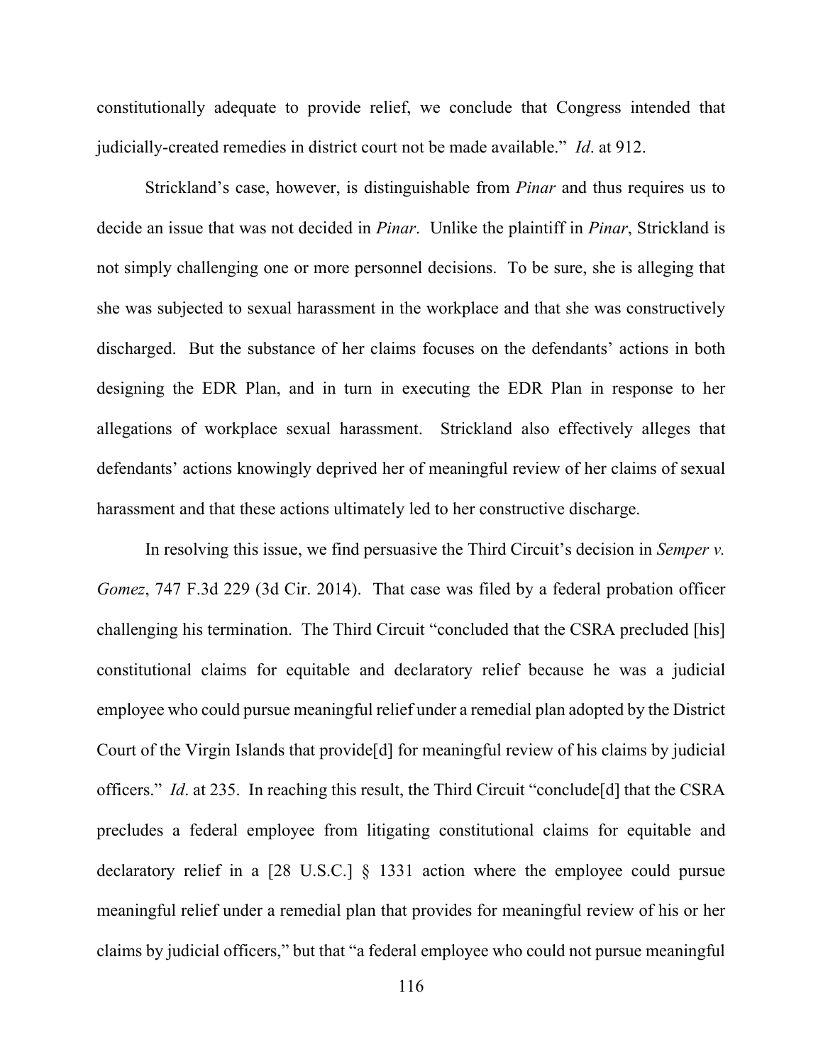constitutionally adequate to provide relief, we conclude that Congress intended that judicially-created remedies in district court not be made available." *Id*. at 912.

Strickland's case, however, is distinguishable from *Pinar* and thus requires us to decide an issue that was not decided in *Pinar*. Unlike the plaintiff in *Pinar*, Strickland is not simply challenging one or more personnel decisions. To be sure, she is alleging that she was subjected to sexual harassment in the workplace and that she was constructively discharged. But the substance of her claims focuses on the defendants' actions in both designing the EDR Plan, and in turn in executing the EDR Plan in response to her allegations of workplace sexual harassment. Strickland also effectively alleges that defendants' actions knowingly deprived her of meaningful review of her claims of sexual harassment and that these actions ultimately led to her constructive discharge.

In resolving this issue, we find persuasive the Third Circuit's decision in *Semper v. Gomez*, 747 F.3d 229 (3d Cir. 2014). That case was filed by a federal probation officer challenging his termination. The Third Circuit "concluded that the CSRA precluded [his] constitutional claims for equitable and declaratory relief because he was a judicial employee who could pursue meaningful relief under a remedial plan adopted by the District Court of the Virgin Islands that provide[d] for meaningful review of his claims by judicial officers." *Id*. at 235. In reaching this result, the Third Circuit "conclude[d] that the CSRA precludes a federal employee from litigating constitutional claims for equitable and declaratory relief in a [28 U.S.C.] § 1331 action where the employee could pursue meaningful relief under a remedial plan that provides for meaningful review of his or her claims by judicial officers," but that "a federal employee who could not pursue meaningful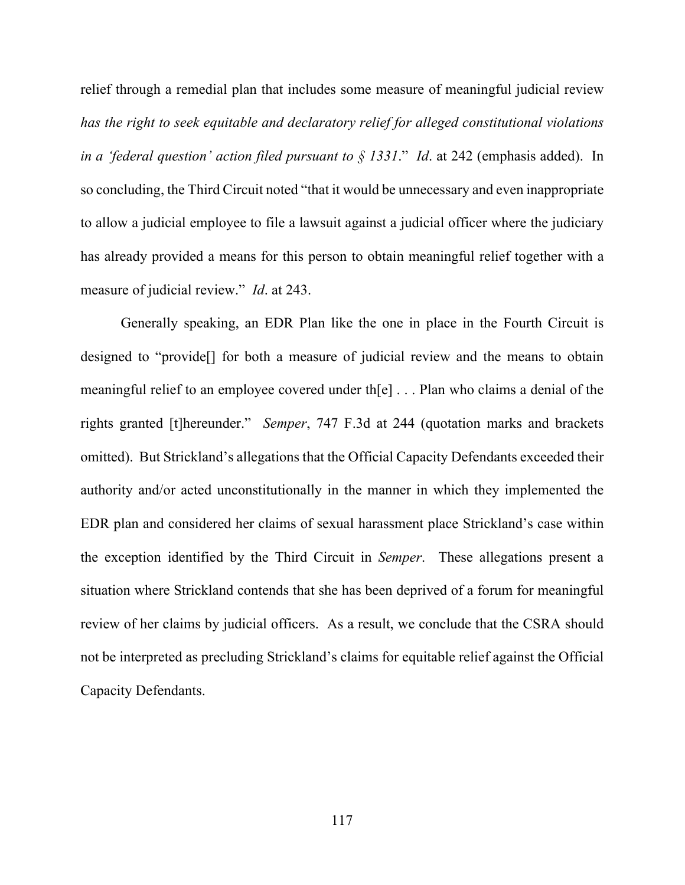relief through a remedial plan that includes some measure of meaningful judicial review *has the right to seek equitable and declaratory relief for alleged constitutional violations in a 'federal question' action filed pursuant to § 1331*." *Id*. at 242 (emphasis added). In so concluding, the Third Circuit noted "that it would be unnecessary and even inappropriate to allow a judicial employee to file a lawsuit against a judicial officer where the judiciary has already provided a means for this person to obtain meaningful relief together with a measure of judicial review." *Id*. at 243.

Generally speaking, an EDR Plan like the one in place in the Fourth Circuit is designed to "provide[] for both a measure of judicial review and the means to obtain meaningful relief to an employee covered under th[e] . . . Plan who claims a denial of the rights granted [t]hereunder." *Semper*, 747 F.3d at 244 (quotation marks and brackets omitted). But Strickland's allegations that the Official Capacity Defendants exceeded their authority and/or acted unconstitutionally in the manner in which they implemented the EDR plan and considered her claims of sexual harassment place Strickland's case within the exception identified by the Third Circuit in *Semper*. These allegations present a situation where Strickland contends that she has been deprived of a forum for meaningful review of her claims by judicial officers. As a result, we conclude that the CSRA should not be interpreted as precluding Strickland's claims for equitable relief against the Official Capacity Defendants.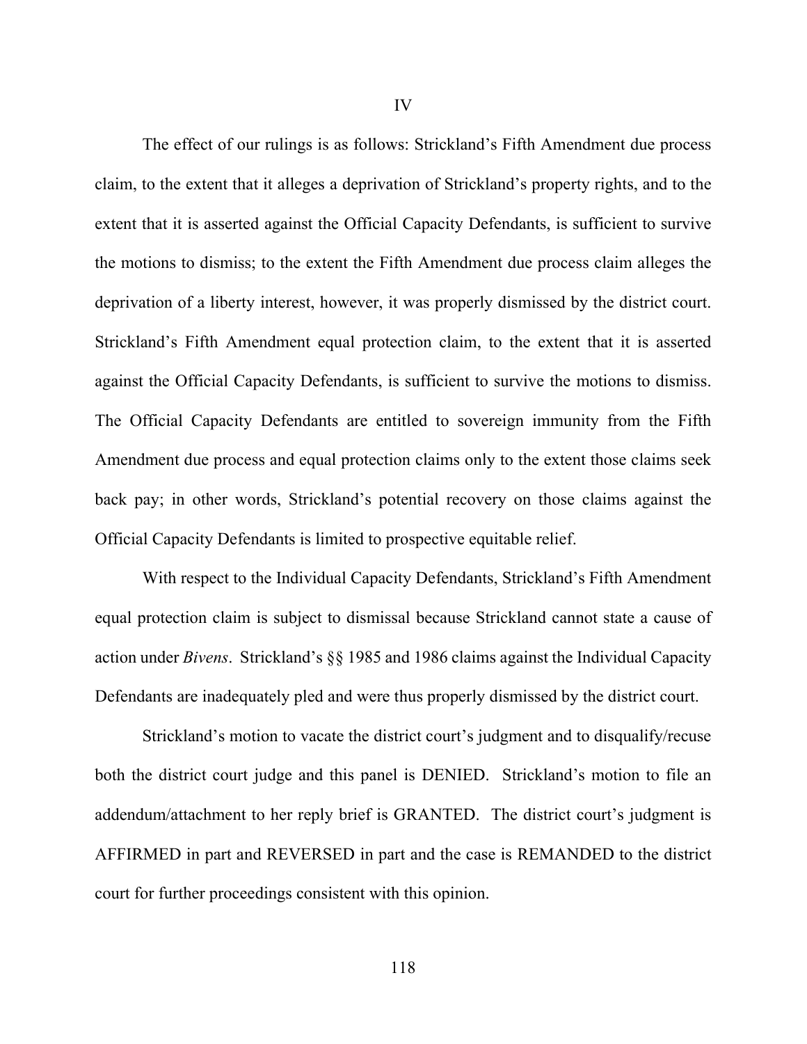# IV

The effect of our rulings is as follows: Strickland's Fifth Amendment due process claim, to the extent that it alleges a deprivation of Strickland's property rights, and to the extent that it is asserted against the Official Capacity Defendants, is sufficient to survive the motions to dismiss; to the extent the Fifth Amendment due process claim alleges the deprivation of a liberty interest, however, it was properly dismissed by the district court. Strickland's Fifth Amendment equal protection claim, to the extent that it is asserted against the Official Capacity Defendants, is sufficient to survive the motions to dismiss. The Official Capacity Defendants are entitled to sovereign immunity from the Fifth Amendment due process and equal protection claims only to the extent those claims seek back pay; in other words, Strickland's potential recovery on those claims against the Official Capacity Defendants is limited to prospective equitable relief.

With respect to the Individual Capacity Defendants, Strickland's Fifth Amendment equal protection claim is subject to dismissal because Strickland cannot state a cause of action under *Bivens*. Strickland's §§ 1985 and 1986 claims against the Individual Capacity Defendants are inadequately pled and were thus properly dismissed by the district court.

Strickland's motion to vacate the district court's judgment and to disqualify/recuse both the district court judge and this panel is DENIED. Strickland's motion to file an addendum/attachment to her reply brief is GRANTED. The district court's judgment is AFFIRMED in part and REVERSED in part and the case is REMANDED to the district court for further proceedings consistent with this opinion.